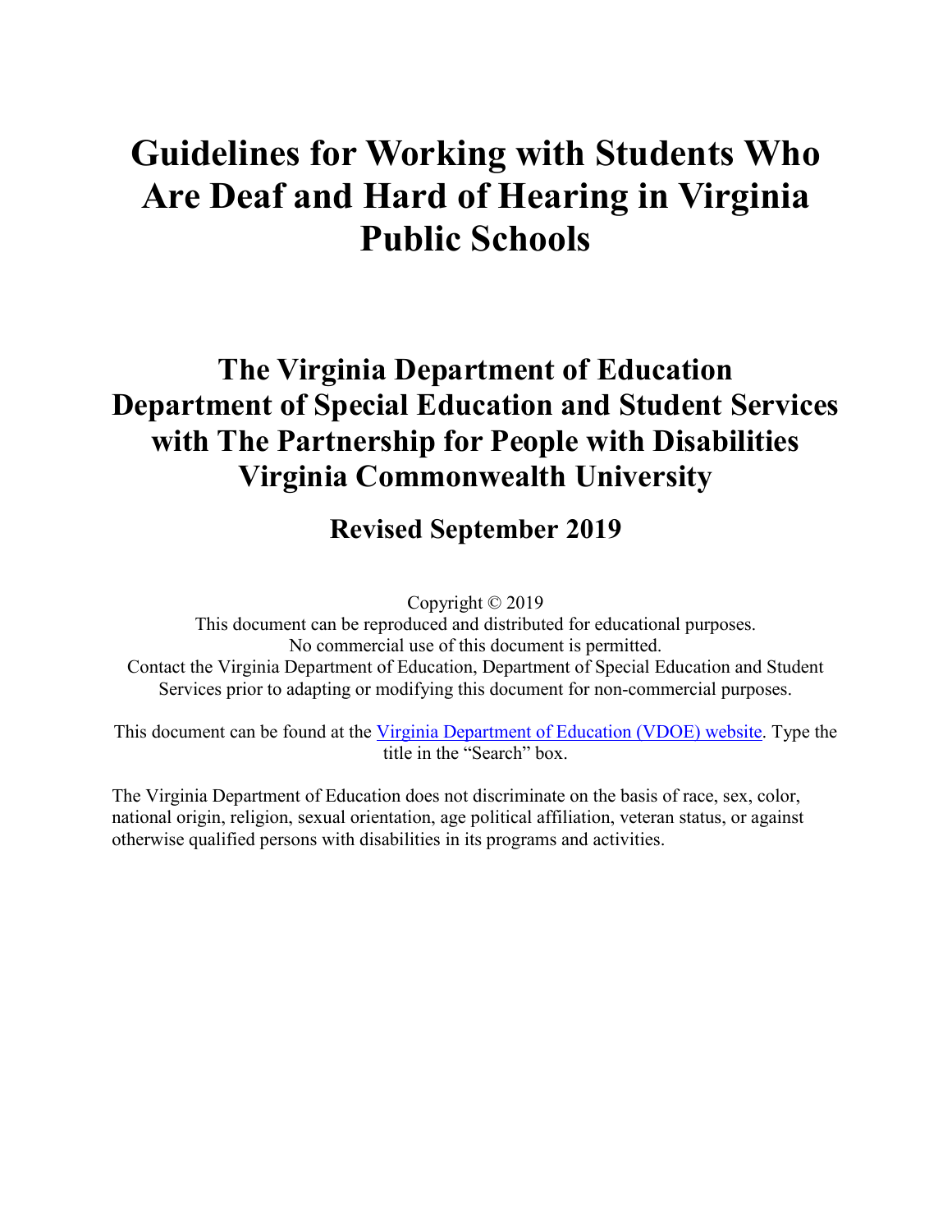# Guidelines for Working with Students Who Are Deaf and Hard of Hearing in Virginia Public Schools

## The Virginia Department of Education Department of Special Education and Student Services with The Partnership for People with Disabilities Virginia Commonwealth University

### Revised September 2019

Copyright © 2019
This document can be reproduced and distributed for educational purposes.
No commercial use of this document is permitted.
Contact the Virginia Department of Education, Department of Special Education and Student Services prior to adapting or modifying this document for non-commercial purposes.

This document can be found at the [Virginia Department of Education (VDOE) website](). Type the title in the "Search" box.

The Virginia Department of Education does not discriminate on the basis of race, sex, color, national origin, religion, sexual orientation, age political affiliation, veteran status, or against otherwise qualified persons with disabilities in its programs and activities.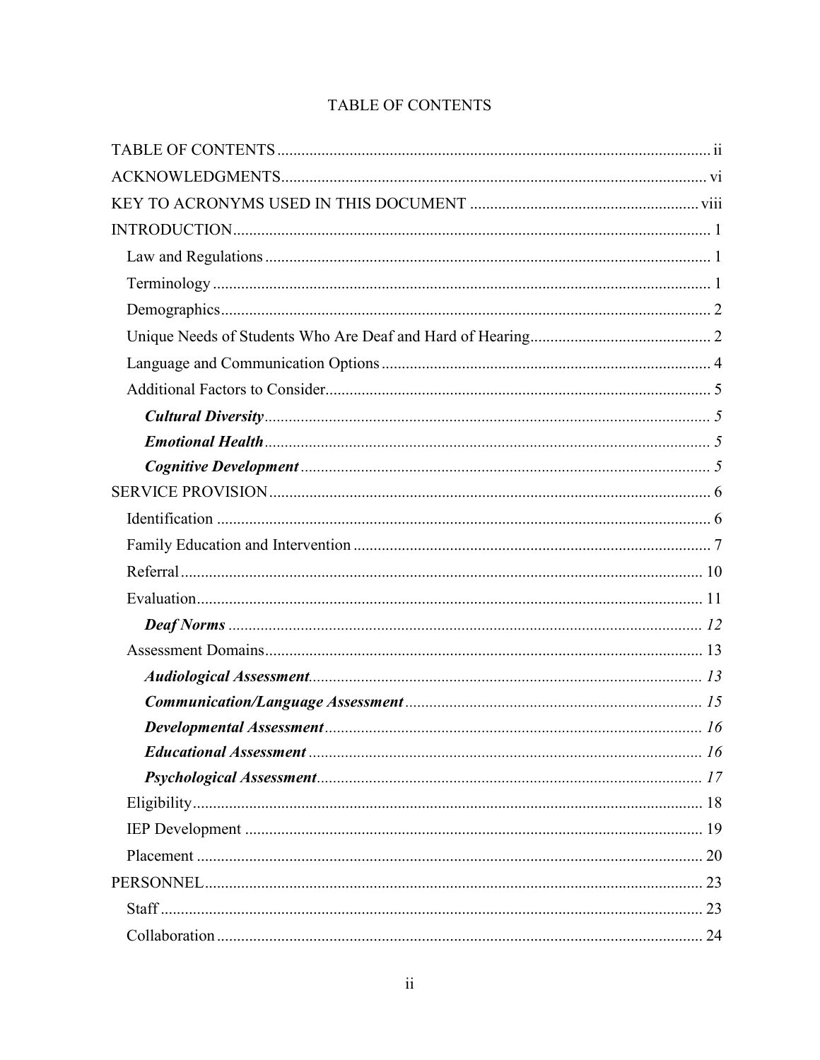# TABLE OF CONTENTS

TABLE OF CONTENTS ........................................................................................................ ii

ACKNOWLEDGMENTS...................................................................................................... vi

KEY TO ACRONYMS USED IN THIS DOCUMENT ........................................................ viii

INTRODUCTION................................................................................................................... 1

- Law and Regulations ........................................................................................................ 1
- Terminology ..................................................................................................................... 1
- Demographics................................................................................................................... 2
- Unique Needs of Students Who Are Deaf and Hard of Hearing....................................... 2
- Language and Communication Options ........................................................................... 4
- Additional Factors to Consider.......................................................................................... 5
  - ***Cultural Diversity*** ........................................................................................... *5*
  - ***Emotional Health*** ........................................................................................... *5*
  - ***Cognitive Development*** .................................................................................. *5*

SERVICE PROVISION......................................................................................................... 6

- Identification .................................................................................................................... 6
- Family Education and Intervention .................................................................................. 7
- Referral ............................................................................................................................ 10
- Evaluation........................................................................................................................ 11
  - ***Deaf Norms*** ................................................................................................... *12*
- Assessment Domains........................................................................................................ 13
  - ***Audiological Assessment*** ............................................................................. *13*
  - ***Communication/Language Assessment*** ........................................................ *15*
  - ***Developmental Assessment*** .......................................................................... *16*
  - ***Educational Assessment*** ............................................................................... *16*
  - ***Psychological Assessment*** ............................................................................ *17*
- Eligibility......................................................................................................................... 18
- IEP Development ............................................................................................................ 19
- Placement ........................................................................................................................ 20

PERSONNEL........................................................................................................................ 23

- Staff ................................................................................................................................. 23
- Collaboration ................................................................................................................... 24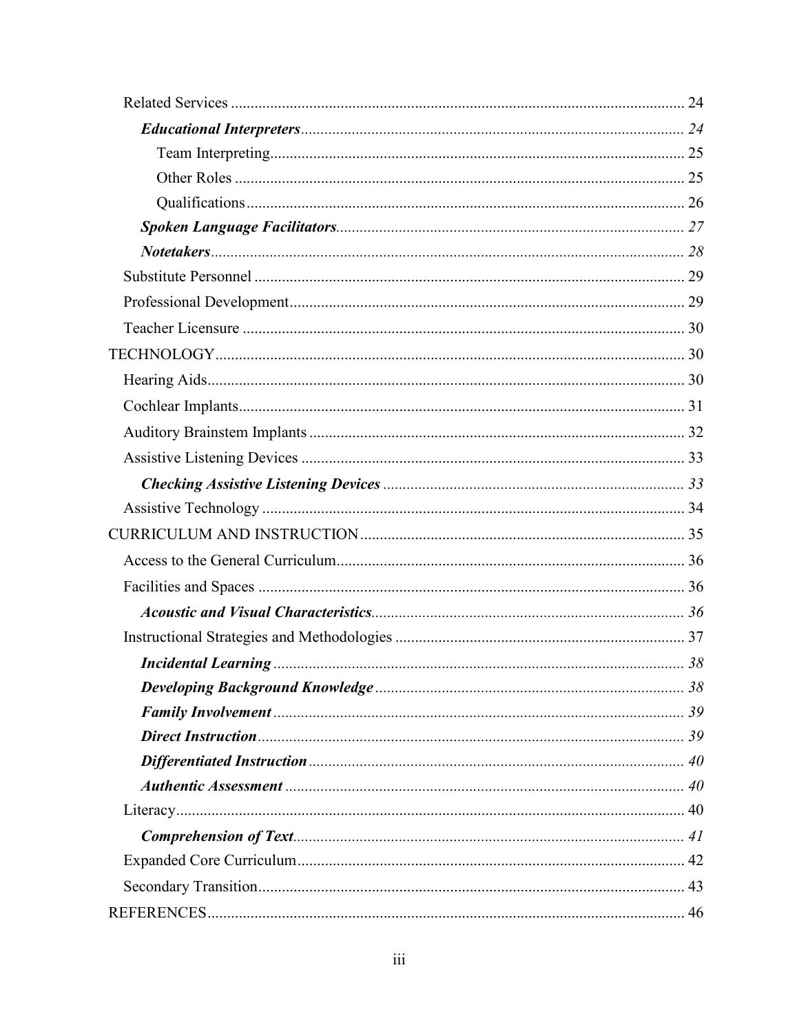- Related Services ........ 24
  - ***Educational Interpreters*** ........ *24*
    - Team Interpreting ........ 25
    - Other Roles ........ 25
    - Qualifications ........ 26
  - ***Spoken Language Facilitators*** ........ *27*
  - ***Notetakers*** ........ *28*
- Substitute Personnel ........ 29
- Professional Development ........ 29
- Teacher Licensure ........ 30

TECHNOLOGY ........ 30

- Hearing Aids ........ 30
- Cochlear Implants ........ 31
- Auditory Brainstem Implants ........ 32
- Assistive Listening Devices ........ 33
  - ***Checking Assistive Listening Devices*** ........ *33*
- Assistive Technology ........ 34

CURRICULUM AND INSTRUCTION ........ 35

- Access to the General Curriculum ........ 36
- Facilities and Spaces ........ 36
  - ***Acoustic and Visual Characteristics*** ........ *36*
- Instructional Strategies and Methodologies ........ 37
  - ***Incidental Learning*** ........ *38*
  - ***Developing Background Knowledge*** ........ *38*
  - ***Family Involvement*** ........ *39*
  - ***Direct Instruction*** ........ *39*
  - ***Differentiated Instruction*** ........ *40*
  - ***Authentic Assessment*** ........ *40*
- Literacy ........ 40
  - ***Comprehension of Text*** ........ *41*
- Expanded Core Curriculum ........ 42
- Secondary Transition ........ 43

REFERENCES ........ 46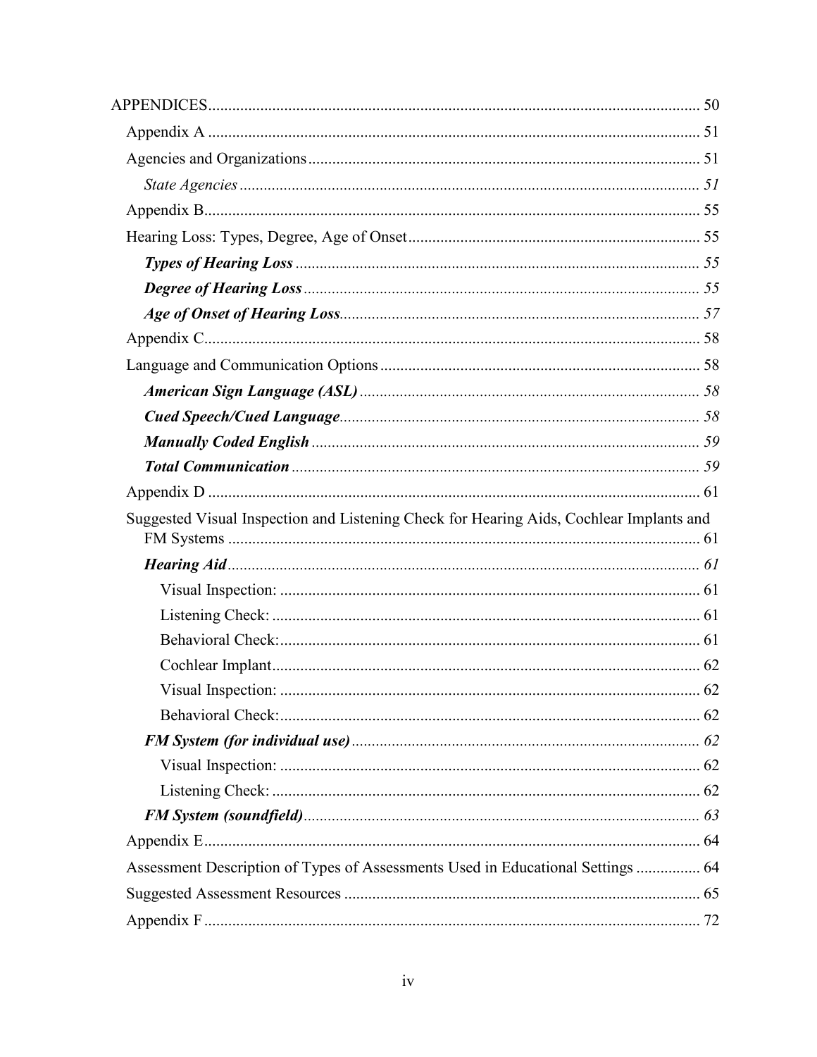APPENDICES ........................................................................................................................ 50

Appendix A ........................................................................................................................ 51

Agencies and Organizations ................................................................................................ 51

*State Agencies* ................................................................................................................. *51*

Appendix B.......................................................................................................................... 55

Hearing Loss: Types, Degree, Age of Onset ........................................................................ 55

***Types of Hearing Loss*** ................................................................................................. *55*

***Degree of Hearing Loss*** .............................................................................................. *55*

***Age of Onset of Hearing Loss***.................................................................................... *57*

Appendix C.......................................................................................................................... 58

Language and Communication Options .............................................................................. 58

***American Sign Language (ASL)*** ................................................................................. *58*

***Cued Speech/Cued Language***.................................................................................... *58*

***Manually Coded English*** ............................................................................................ *59*

***Total Communication*** ................................................................................................. *59*

Appendix D ......................................................................................................................... 61

Suggested Visual Inspection and Listening Check for Hearing Aids, Cochlear Implants and FM Systems ........................................................................................................................ 61

***Hearing Aid***................................................................................................................ *61*

Visual Inspection: ........................................................................................................ 61

Listening Check: .......................................................................................................... 61

Behavioral Check:........................................................................................................ 61

Cochlear Implant.......................................................................................................... 62

Visual Inspection: ........................................................................................................ 62

Behavioral Check:........................................................................................................ 62

***FM System (for individual use)*** ................................................................................ *62*

Visual Inspection: ........................................................................................................ 62

Listening Check: .......................................................................................................... 62

***FM System (soundfield)***............................................................................................ *63*

Appendix E.......................................................................................................................... 64

Assessment Description of Types of Assessments Used in Educational Settings ................ 64

Suggested Assessment Resources ........................................................................................ 65

Appendix F .......................................................................................................................... 72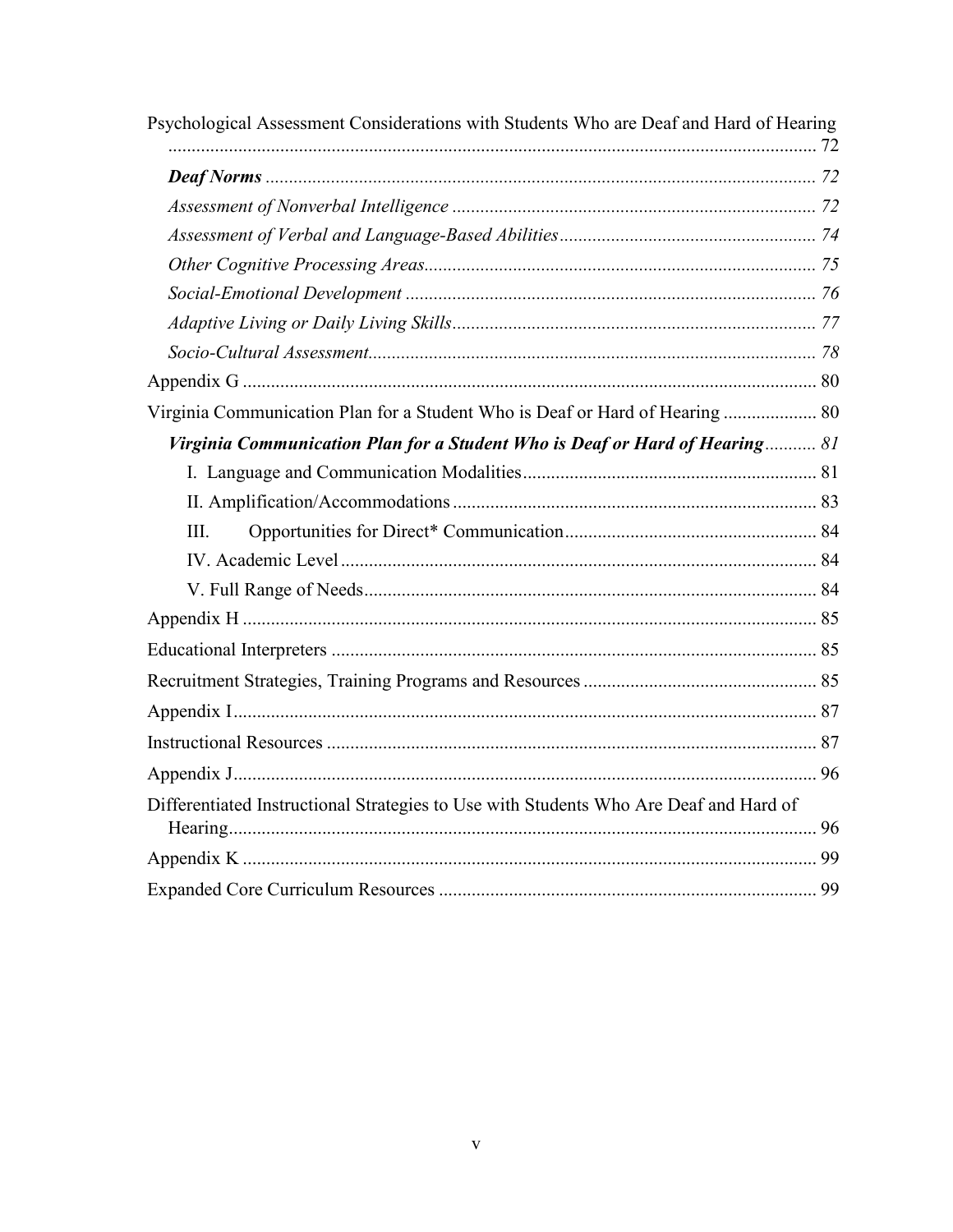Psychological Assessment Considerations with Students Who are Deaf and Hard of Hearing ........ 72

- ***Deaf Norms*** ........ 72
- *Assessment of Nonverbal Intelligence* ........ 72
- *Assessment of Verbal and Language-Based Abilities* ........ 74
- *Other Cognitive Processing Areas* ........ 75
- *Social-Emotional Development* ........ 76
- *Adaptive Living or Daily Living Skills* ........ 77
- *Socio-Cultural Assessment* ........ 78

Appendix G ........ 80

Virginia Communication Plan for a Student Who is Deaf or Hard of Hearing ........ 80

- ***Virginia Communication Plan for a Student Who is Deaf or Hard of Hearing*** ........ 81
  - I. Language and Communication Modalities ........ 81
  - II. Amplification/Accommodations ........ 83
  - III. Opportunities for Direct* Communication ........ 84
  - IV. Academic Level ........ 84
  - V. Full Range of Needs ........ 84

Appendix H ........ 85

Educational Interpreters ........ 85

Recruitment Strategies, Training Programs and Resources ........ 85

Appendix I ........ 87

Instructional Resources ........ 87

Appendix J ........ 96

Differentiated Instructional Strategies to Use with Students Who Are Deaf and Hard of Hearing ........ 96

Appendix K ........ 99

Expanded Core Curriculum Resources ........ 99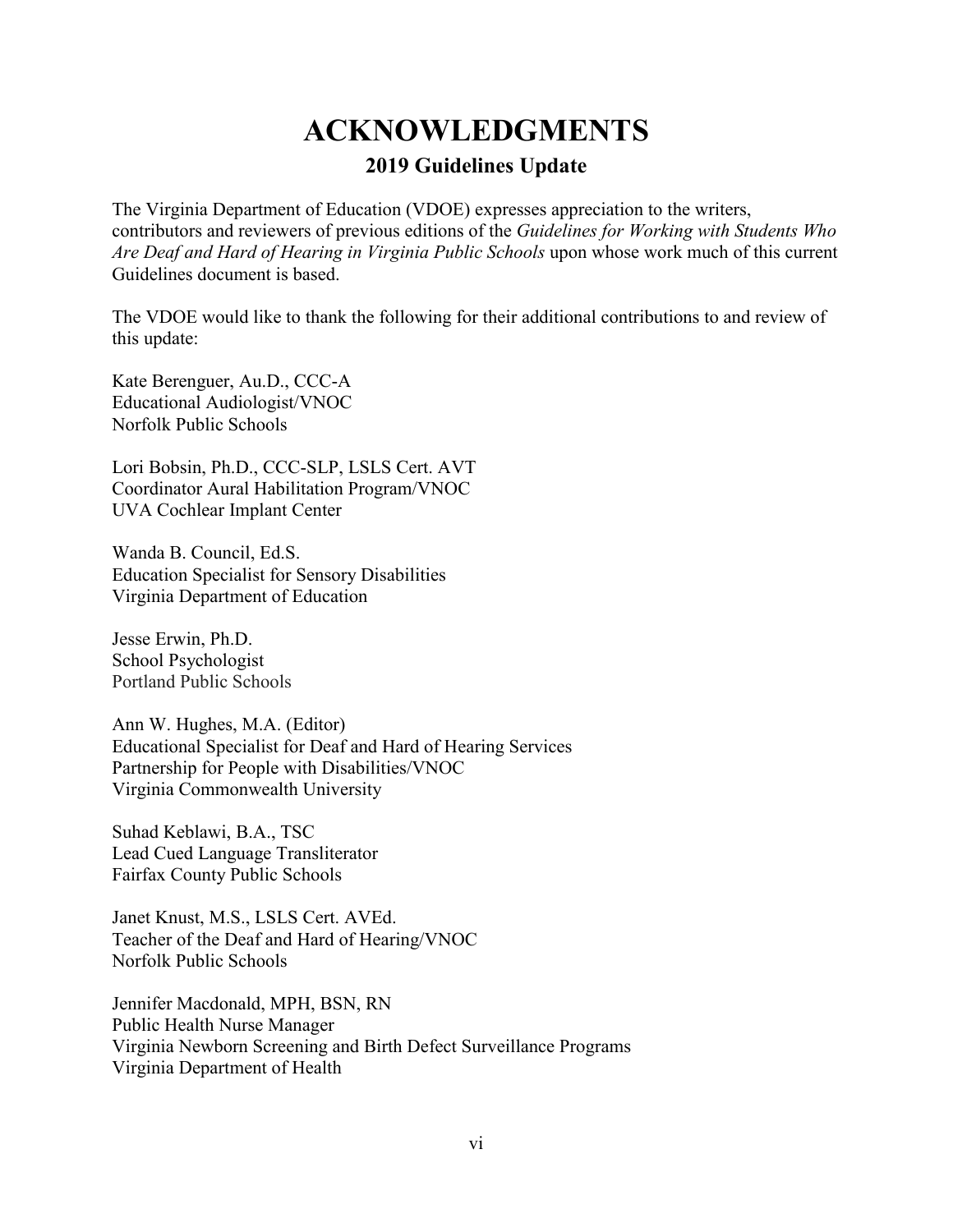# ACKNOWLEDGMENTS

## 2019 Guidelines Update

The Virginia Department of Education (VDOE) expresses appreciation to the writers, contributors and reviewers of previous editions of the *Guidelines for Working with Students Who Are Deaf and Hard of Hearing in Virginia Public Schools* upon whose work much of this current Guidelines document is based.

The VDOE would like to thank the following for their additional contributions to and review of this update:

Kate Berenguer, Au.D., CCC-A
Educational Audiologist/VNOC
Norfolk Public Schools

Lori Bobsin, Ph.D., CCC-SLP, LSLS Cert. AVT
Coordinator Aural Habilitation Program/VNOC
UVA Cochlear Implant Center

Wanda B. Council, Ed.S.
Education Specialist for Sensory Disabilities
Virginia Department of Education

Jesse Erwin, Ph.D.
School Psychologist
Portland Public Schools

Ann W. Hughes, M.A. (Editor)
Educational Specialist for Deaf and Hard of Hearing Services
Partnership for People with Disabilities/VNOC
Virginia Commonwealth University

Suhad Keblawi, B.A., TSC
Lead Cued Language Transliterator
Fairfax County Public Schools

Janet Knust, M.S., LSLS Cert. AVEd.
Teacher of the Deaf and Hard of Hearing/VNOC
Norfolk Public Schools

Jennifer Macdonald, MPH, BSN, RN
Public Health Nurse Manager
Virginia Newborn Screening and Birth Defect Surveillance Programs
Virginia Department of Health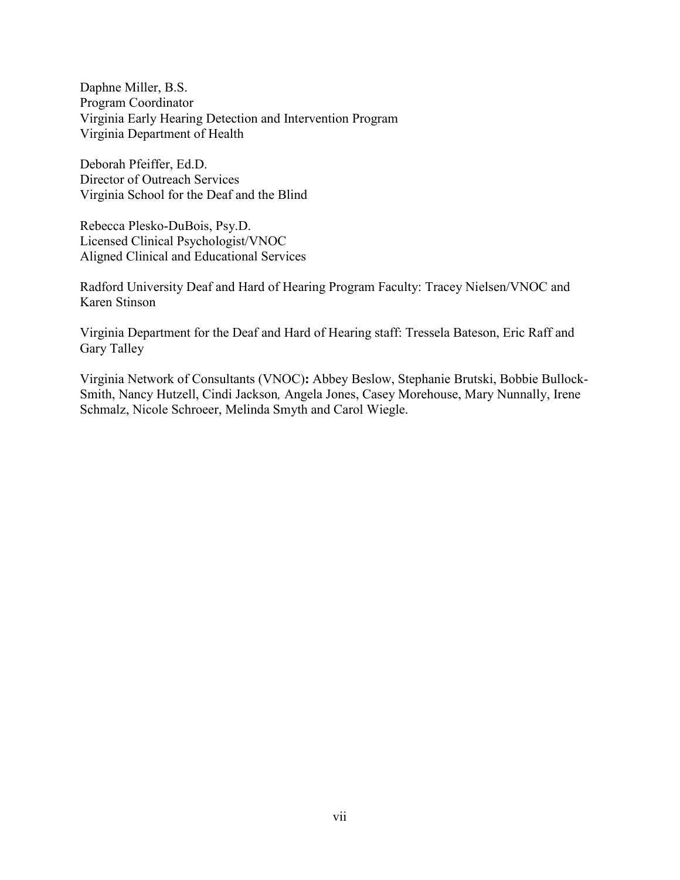Daphne Miller, B.S.
Program Coordinator
Virginia Early Hearing Detection and Intervention Program
Virginia Department of Health

Deborah Pfeiffer, Ed.D.
Director of Outreach Services
Virginia School for the Deaf and the Blind

Rebecca Plesko-DuBois, Psy.D.
Licensed Clinical Psychologist/VNOC
Aligned Clinical and Educational Services

Radford University Deaf and Hard of Hearing Program Faculty: Tracey Nielsen/VNOC and Karen Stinson

Virginia Department for the Deaf and Hard of Hearing staff: Tressela Bateson, Eric Raff and Gary Talley

Virginia Network of Consultants (VNOC)**:** Abbey Beslow, Stephanie Brutski, Bobbie Bullock-Smith, Nancy Hutzell, Cindi Jackson*,* Angela Jones, Casey Morehouse, Mary Nunnally, Irene Schmalz, Nicole Schroeer, Melinda Smyth and Carol Wiegle.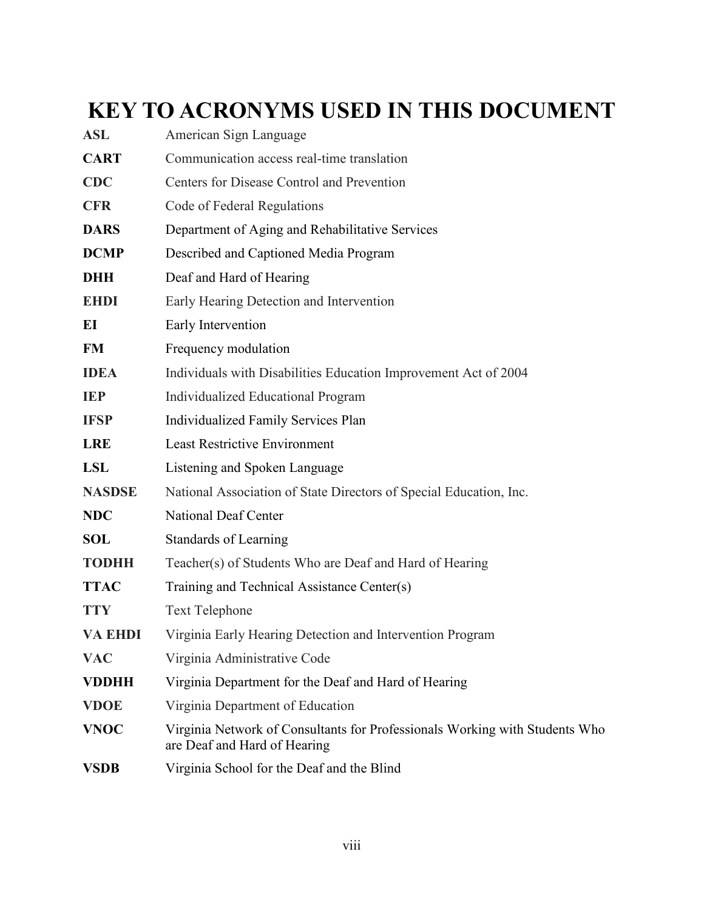# KEY TO ACRONYMS USED IN THIS DOCUMENT

| | |
|---|---|
| **ASL** | American Sign Language |
| **CART** | Communication access real-time translation |
| **CDC** | Centers for Disease Control and Prevention |
| **CFR** | Code of Federal Regulations |
| **DARS** | Department of Aging and Rehabilitative Services |
| **DCMP** | Described and Captioned Media Program |
| **DHH** | Deaf and Hard of Hearing |
| **EHDI** | Early Hearing Detection and Intervention |
| **EI** | Early Intervention |
| **FM** | Frequency modulation |
| **IDEA** | Individuals with Disabilities Education Improvement Act of 2004 |
| **IEP** | Individualized Educational Program |
| **IFSP** | Individualized Family Services Plan |
| **LRE** | Least Restrictive Environment |
| **LSL** | Listening and Spoken Language |
| **NASDSE** | National Association of State Directors of Special Education, Inc. |
| **NDC** | National Deaf Center |
| **SOL** | Standards of Learning |
| **TODHH** | Teacher(s) of Students Who are Deaf and Hard of Hearing |
| **TTAC** | Training and Technical Assistance Center(s) |
| **TTY** | Text Telephone |
| **VA EHDI** | Virginia Early Hearing Detection and Intervention Program |
| **VAC** | Virginia Administrative Code |
| **VDDHH** | Virginia Department for the Deaf and Hard of Hearing |
| **VDOE** | Virginia Department of Education |
| **VNOC** | Virginia Network of Consultants for Professionals Working with Students Who are Deaf and Hard of Hearing |
| **VSDB** | Virginia School for the Deaf and the Blind |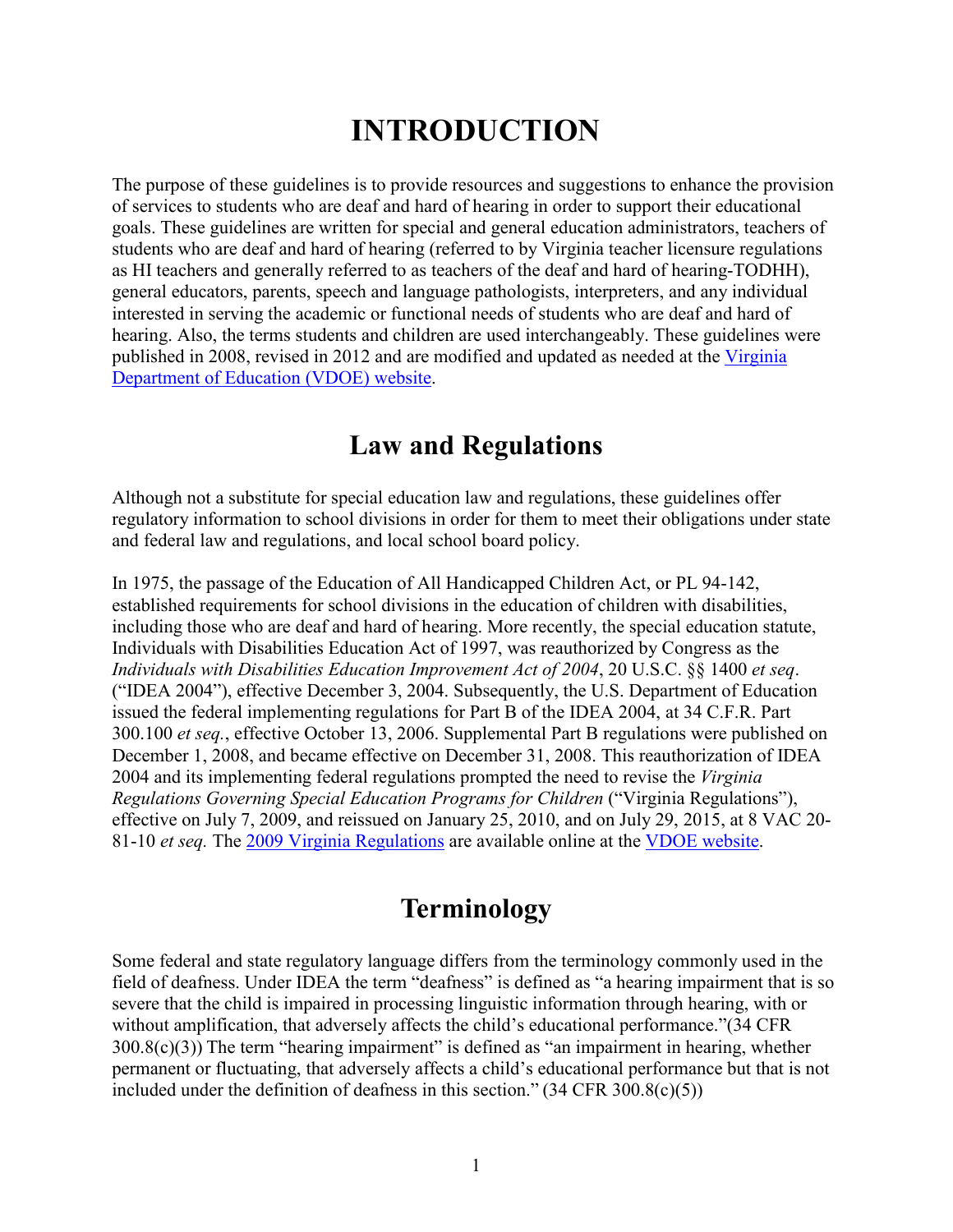# INTRODUCTION

The purpose of these guidelines is to provide resources and suggestions to enhance the provision of services to students who are deaf and hard of hearing in order to support their educational goals. These guidelines are written for special and general education administrators, teachers of students who are deaf and hard of hearing (referred to by Virginia teacher licensure regulations as HI teachers and generally referred to as teachers of the deaf and hard of hearing-TODHH), general educators, parents, speech and language pathologists, interpreters, and any individual interested in serving the academic or functional needs of students who are deaf and hard of hearing. Also, the terms students and children are used interchangeably. These guidelines were published in 2008, revised in 2012 and are modified and updated as needed at the [Virginia Department of Education (VDOE) website]().

## Law and Regulations

Although not a substitute for special education law and regulations, these guidelines offer regulatory information to school divisions in order for them to meet their obligations under state and federal law and regulations, and local school board policy.

In 1975, the passage of the Education of All Handicapped Children Act, or PL 94-142, established requirements for school divisions in the education of children with disabilities, including those who are deaf and hard of hearing. More recently, the special education statute, Individuals with Disabilities Education Act of 1997, was reauthorized by Congress as the *Individuals with Disabilities Education Improvement Act of 2004*, 20 U.S.C. §§ 1400 *et seq*. ("IDEA 2004"), effective December 3, 2004. Subsequently, the U.S. Department of Education issued the federal implementing regulations for Part B of the IDEA 2004, at 34 C.F.R. Part 300.100 *et seq.*, effective October 13, 2006. Supplemental Part B regulations were published on December 1, 2008, and became effective on December 31, 2008. This reauthorization of IDEA 2004 and its implementing federal regulations prompted the need to revise the *Virginia Regulations Governing Special Education Programs for Children* ("Virginia Regulations"), effective on July 7, 2009, and reissued on January 25, 2010, and on July 29, 2015, at 8 VAC 20-81-10 *et seq.* The [2009 Virginia Regulations]() are available online at the [VDOE website]().

## Terminology

Some federal and state regulatory language differs from the terminology commonly used in the field of deafness. Under IDEA the term "deafness" is defined as "a hearing impairment that is so severe that the child is impaired in processing linguistic information through hearing, with or without amplification, that adversely affects the child's educational performance."(34 CFR 300.8(c)(3)) The term "hearing impairment" is defined as "an impairment in hearing, whether permanent or fluctuating, that adversely affects a child's educational performance but that is not included under the definition of deafness in this section." (34 CFR 300.8(c)(5))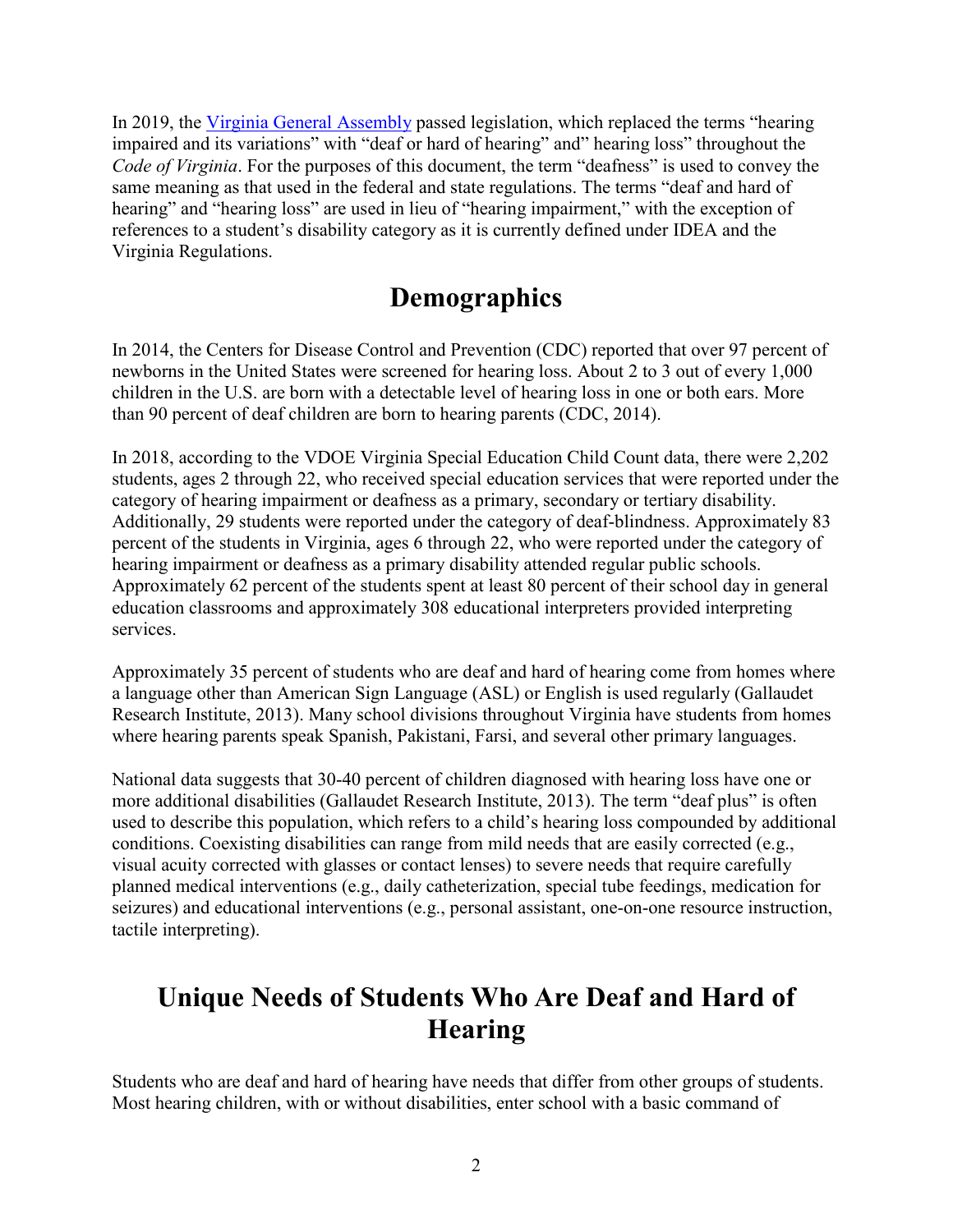In 2019, the Virginia General Assembly passed legislation, which replaced the terms "hearing impaired and its variations" with "deaf or hard of hearing" and" hearing loss" throughout the *Code of Virginia*. For the purposes of this document, the term "deafness" is used to convey the same meaning as that used in the federal and state regulations. The terms "deaf and hard of hearing" and "hearing loss" are used in lieu of "hearing impairment," with the exception of references to a student's disability category as it is currently defined under IDEA and the Virginia Regulations.

# Demographics

In 2014, the Centers for Disease Control and Prevention (CDC) reported that over 97 percent of newborns in the United States were screened for hearing loss. About 2 to 3 out of every 1,000 children in the U.S. are born with a detectable level of hearing loss in one or both ears. More than 90 percent of deaf children are born to hearing parents (CDC, 2014).

In 2018, according to the VDOE Virginia Special Education Child Count data, there were 2,202 students, ages 2 through 22, who received special education services that were reported under the category of hearing impairment or deafness as a primary, secondary or tertiary disability. Additionally, 29 students were reported under the category of deaf-blindness. Approximately 83 percent of the students in Virginia, ages 6 through 22, who were reported under the category of hearing impairment or deafness as a primary disability attended regular public schools. Approximately 62 percent of the students spent at least 80 percent of their school day in general education classrooms and approximately 308 educational interpreters provided interpreting services.

Approximately 35 percent of students who are deaf and hard of hearing come from homes where a language other than American Sign Language (ASL) or English is used regularly (Gallaudet Research Institute, 2013). Many school divisions throughout Virginia have students from homes where hearing parents speak Spanish, Pakistani, Farsi, and several other primary languages.

National data suggests that 30-40 percent of children diagnosed with hearing loss have one or more additional disabilities (Gallaudet Research Institute, 2013). The term "deaf plus" is often used to describe this population, which refers to a child's hearing loss compounded by additional conditions. Coexisting disabilities can range from mild needs that are easily corrected (e.g., visual acuity corrected with glasses or contact lenses) to severe needs that require carefully planned medical interventions (e.g., daily catheterization, special tube feedings, medication for seizures) and educational interventions (e.g., personal assistant, one-on-one resource instruction, tactile interpreting).

# Unique Needs of Students Who Are Deaf and Hard of Hearing

Students who are deaf and hard of hearing have needs that differ from other groups of students. Most hearing children, with or without disabilities, enter school with a basic command of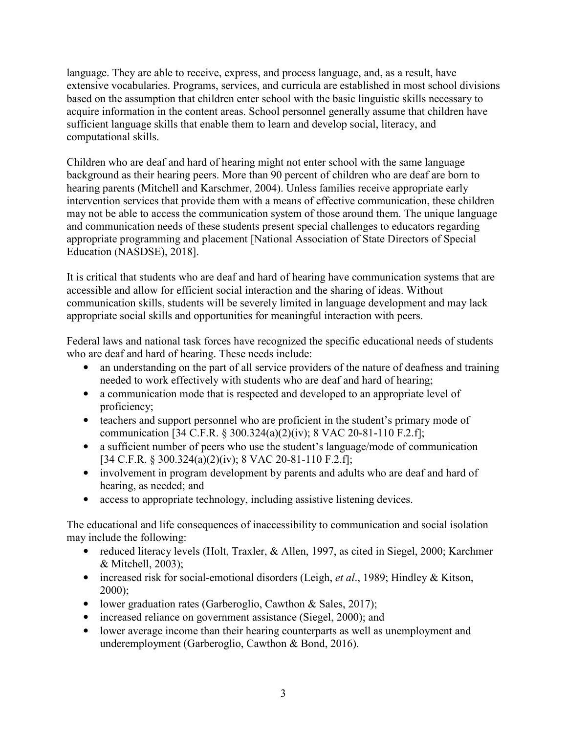language. They are able to receive, express, and process language, and, as a result, have extensive vocabularies. Programs, services, and curricula are established in most school divisions based on the assumption that children enter school with the basic linguistic skills necessary to acquire information in the content areas. School personnel generally assume that children have sufficient language skills that enable them to learn and develop social, literacy, and computational skills.

Children who are deaf and hard of hearing might not enter school with the same language background as their hearing peers. More than 90 percent of children who are deaf are born to hearing parents (Mitchell and Karschmer, 2004). Unless families receive appropriate early intervention services that provide them with a means of effective communication, these children may not be able to access the communication system of those around them. The unique language and communication needs of these students present special challenges to educators regarding appropriate programming and placement [National Association of State Directors of Special Education (NASDSE), 2018].

It is critical that students who are deaf and hard of hearing have communication systems that are accessible and allow for efficient social interaction and the sharing of ideas. Without communication skills, students will be severely limited in language development and may lack appropriate social skills and opportunities for meaningful interaction with peers.

Federal laws and national task forces have recognized the specific educational needs of students who are deaf and hard of hearing. These needs include:

- an understanding on the part of all service providers of the nature of deafness and training needed to work effectively with students who are deaf and hard of hearing;
- a communication mode that is respected and developed to an appropriate level of proficiency;
- teachers and support personnel who are proficient in the student's primary mode of communication [34 C.F.R. § 300.324(a)(2)(iv); 8 VAC 20-81-110 F.2.f];
- a sufficient number of peers who use the student's language/mode of communication [34 C.F.R. § 300.324(a)(2)(iv); 8 VAC 20-81-110 F.2.f];
- involvement in program development by parents and adults who are deaf and hard of hearing, as needed; and
- access to appropriate technology, including assistive listening devices.

The educational and life consequences of inaccessibility to communication and social isolation may include the following:

- reduced literacy levels (Holt, Traxler, & Allen, 1997, as cited in Siegel, 2000; Karchmer & Mitchell, 2003);
- increased risk for social-emotional disorders (Leigh, *et al*., 1989; Hindley & Kitson, 2000);
- lower graduation rates (Garberoglio, Cawthon & Sales, 2017);
- increased reliance on government assistance (Siegel, 2000); and
- lower average income than their hearing counterparts as well as unemployment and underemployment (Garberoglio, Cawthon & Bond, 2016).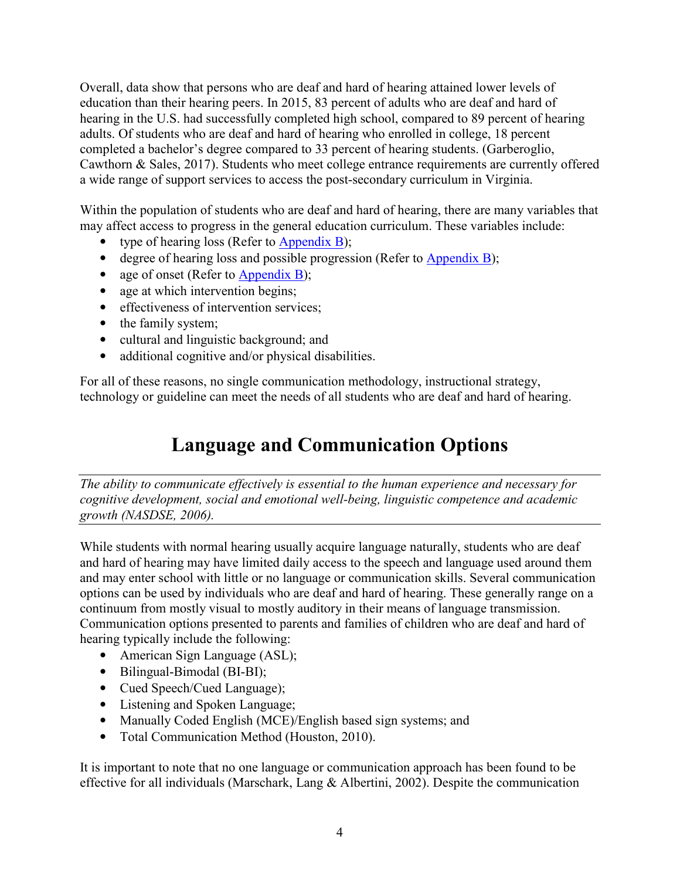Overall, data show that persons who are deaf and hard of hearing attained lower levels of education than their hearing peers. In 2015, 83 percent of adults who are deaf and hard of hearing in the U.S. had successfully completed high school, compared to 89 percent of hearing adults. Of students who are deaf and hard of hearing who enrolled in college, 18 percent completed a bachelor's degree compared to 33 percent of hearing students. (Garberoglio, Cawthorn & Sales, 2017). Students who meet college entrance requirements are currently offered a wide range of support services to access the post-secondary curriculum in Virginia.

Within the population of students who are deaf and hard of hearing, there are many variables that may affect access to progress in the general education curriculum. These variables include:

- type of hearing loss (Refer to Appendix B);
- degree of hearing loss and possible progression (Refer to Appendix B);
- age of onset (Refer to Appendix B);
- age at which intervention begins;
- effectiveness of intervention services;
- the family system;
- cultural and linguistic background; and
- additional cognitive and/or physical disabilities.

For all of these reasons, no single communication methodology, instructional strategy, technology or guideline can meet the needs of all students who are deaf and hard of hearing.

# Language and Communication Options

*The ability to communicate effectively is essential to the human experience and necessary for cognitive development, social and emotional well-being, linguistic competence and academic growth (NASDSE, 2006).*

While students with normal hearing usually acquire language naturally, students who are deaf and hard of hearing may have limited daily access to the speech and language used around them and may enter school with little or no language or communication skills. Several communication options can be used by individuals who are deaf and hard of hearing. These generally range on a continuum from mostly visual to mostly auditory in their means of language transmission. Communication options presented to parents and families of children who are deaf and hard of hearing typically include the following:

- American Sign Language (ASL);
- Bilingual-Bimodal (BI-BI);
- Cued Speech/Cued Language);
- Listening and Spoken Language;
- Manually Coded English (MCE)/English based sign systems; and
- Total Communication Method (Houston, 2010).

It is important to note that no one language or communication approach has been found to be effective for all individuals (Marschark, Lang & Albertini, 2002). Despite the communication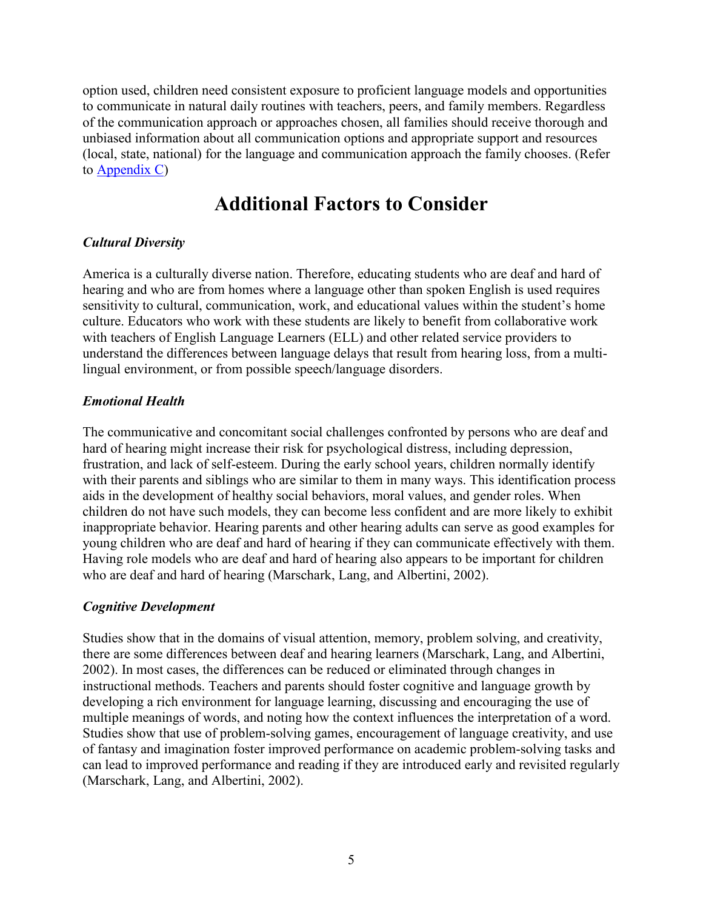option used, children need consistent exposure to proficient language models and opportunities to communicate in natural daily routines with teachers, peers, and family members. Regardless of the communication approach or approaches chosen, all families should receive thorough and unbiased information about all communication options and appropriate support and resources (local, state, national) for the language and communication approach the family chooses. (Refer to Appendix C)

# Additional Factors to Consider

***Cultural Diversity***

America is a culturally diverse nation. Therefore, educating students who are deaf and hard of hearing and who are from homes where a language other than spoken English is used requires sensitivity to cultural, communication, work, and educational values within the student's home culture. Educators who work with these students are likely to benefit from collaborative work with teachers of English Language Learners (ELL) and other related service providers to understand the differences between language delays that result from hearing loss, from a multi-lingual environment, or from possible speech/language disorders.

***Emotional Health***

The communicative and concomitant social challenges confronted by persons who are deaf and hard of hearing might increase their risk for psychological distress, including depression, frustration, and lack of self-esteem. During the early school years, children normally identify with their parents and siblings who are similar to them in many ways. This identification process aids in the development of healthy social behaviors, moral values, and gender roles. When children do not have such models, they can become less confident and are more likely to exhibit inappropriate behavior. Hearing parents and other hearing adults can serve as good examples for young children who are deaf and hard of hearing if they can communicate effectively with them. Having role models who are deaf and hard of hearing also appears to be important for children who are deaf and hard of hearing (Marschark, Lang, and Albertini, 2002).

***Cognitive Development***

Studies show that in the domains of visual attention, memory, problem solving, and creativity, there are some differences between deaf and hearing learners (Marschark, Lang, and Albertini, 2002). In most cases, the differences can be reduced or eliminated through changes in instructional methods. Teachers and parents should foster cognitive and language growth by developing a rich environment for language learning, discussing and encouraging the use of multiple meanings of words, and noting how the context influences the interpretation of a word. Studies show that use of problem-solving games, encouragement of language creativity, and use of fantasy and imagination foster improved performance on academic problem-solving tasks and can lead to improved performance and reading if they are introduced early and revisited regularly (Marschark, Lang, and Albertini, 2002).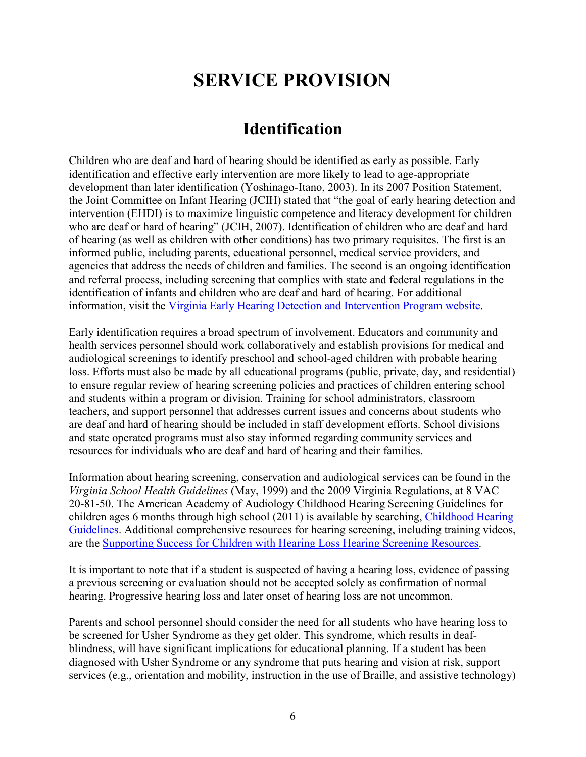# SERVICE PROVISION

## Identification

Children who are deaf and hard of hearing should be identified as early as possible. Early identification and effective early intervention are more likely to lead to age-appropriate development than later identification (Yoshinago-Itano, 2003). In its 2007 Position Statement, the Joint Committee on Infant Hearing (JCIH) stated that "the goal of early hearing detection and intervention (EHDI) is to maximize linguistic competence and literacy development for children who are deaf or hard of hearing" (JCIH, 2007). Identification of children who are deaf and hard of hearing (as well as children with other conditions) has two primary requisites. The first is an informed public, including parents, educational personnel, medical service providers, and agencies that address the needs of children and families. The second is an ongoing identification and referral process, including screening that complies with state and federal regulations in the identification of infants and children who are deaf and hard of hearing. For additional information, visit the Virginia Early Hearing Detection and Intervention Program website.

Early identification requires a broad spectrum of involvement. Educators and community and health services personnel should work collaboratively and establish provisions for medical and audiological screenings to identify preschool and school-aged children with probable hearing loss. Efforts must also be made by all educational programs (public, private, day, and residential) to ensure regular review of hearing screening policies and practices of children entering school and students within a program or division. Training for school administrators, classroom teachers, and support personnel that addresses current issues and concerns about students who are deaf and hard of hearing should be included in staff development efforts. School divisions and state operated programs must also stay informed regarding community services and resources for individuals who are deaf and hard of hearing and their families.

Information about hearing screening, conservation and audiological services can be found in the *Virginia School Health Guidelines* (May, 1999) and the 2009 Virginia Regulations, at 8 VAC 20-81-50. The American Academy of Audiology Childhood Hearing Screening Guidelines for children ages 6 months through high school (2011) is available by searching, Childhood Hearing Guidelines. Additional comprehensive resources for hearing screening, including training videos, are the Supporting Success for Children with Hearing Loss Hearing Screening Resources.

It is important to note that if a student is suspected of having a hearing loss, evidence of passing a previous screening or evaluation should not be accepted solely as confirmation of normal hearing. Progressive hearing loss and later onset of hearing loss are not uncommon.

Parents and school personnel should consider the need for all students who have hearing loss to be screened for Usher Syndrome as they get older. This syndrome, which results in deaf-blindness, will have significant implications for educational planning. If a student has been diagnosed with Usher Syndrome or any syndrome that puts hearing and vision at risk, support services (e.g., orientation and mobility, instruction in the use of Braille, and assistive technology)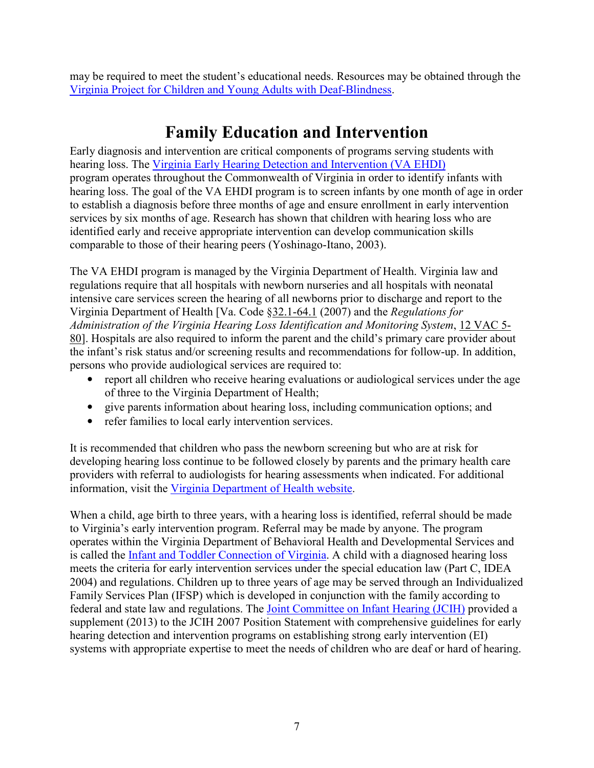may be required to meet the student's educational needs. Resources may be obtained through the Virginia Project for Children and Young Adults with Deaf-Blindness.

# Family Education and Intervention

Early diagnosis and intervention are critical components of programs serving students with hearing loss. The Virginia Early Hearing Detection and Intervention (VA EHDI) program operates throughout the Commonwealth of Virginia in order to identify infants with hearing loss. The goal of the VA EHDI program is to screen infants by one month of age in order to establish a diagnosis before three months of age and ensure enrollment in early intervention services by six months of age. Research has shown that children with hearing loss who are identified early and receive appropriate intervention can develop communication skills comparable to those of their hearing peers (Yoshinago-Itano, 2003).

The VA EHDI program is managed by the Virginia Department of Health. Virginia law and regulations require that all hospitals with newborn nurseries and all hospitals with neonatal intensive care services screen the hearing of all newborns prior to discharge and report to the Virginia Department of Health [Va. Code §32.1-64.1 (2007) and the *Regulations for Administration of the Virginia Hearing Loss Identification and Monitoring System*, 12 VAC 5-80]. Hospitals are also required to inform the parent and the child's primary care provider about the infant's risk status and/or screening results and recommendations for follow-up. In addition, persons who provide audiological services are required to:

- report all children who receive hearing evaluations or audiological services under the age of three to the Virginia Department of Health;
- give parents information about hearing loss, including communication options; and
- refer families to local early intervention services.

It is recommended that children who pass the newborn screening but who are at risk for developing hearing loss continue to be followed closely by parents and the primary health care providers with referral to audiologists for hearing assessments when indicated. For additional information, visit the Virginia Department of Health website.

When a child, age birth to three years, with a hearing loss is identified, referral should be made to Virginia's early intervention program. Referral may be made by anyone. The program operates within the Virginia Department of Behavioral Health and Developmental Services and is called the Infant and Toddler Connection of Virginia. A child with a diagnosed hearing loss meets the criteria for early intervention services under the special education law (Part C, IDEA 2004) and regulations. Children up to three years of age may be served through an Individualized Family Services Plan (IFSP) which is developed in conjunction with the family according to federal and state law and regulations. The Joint Committee on Infant Hearing (JCIH) provided a supplement (2013) to the JCIH 2007 Position Statement with comprehensive guidelines for early hearing detection and intervention programs on establishing strong early intervention (EI) systems with appropriate expertise to meet the needs of children who are deaf or hard of hearing.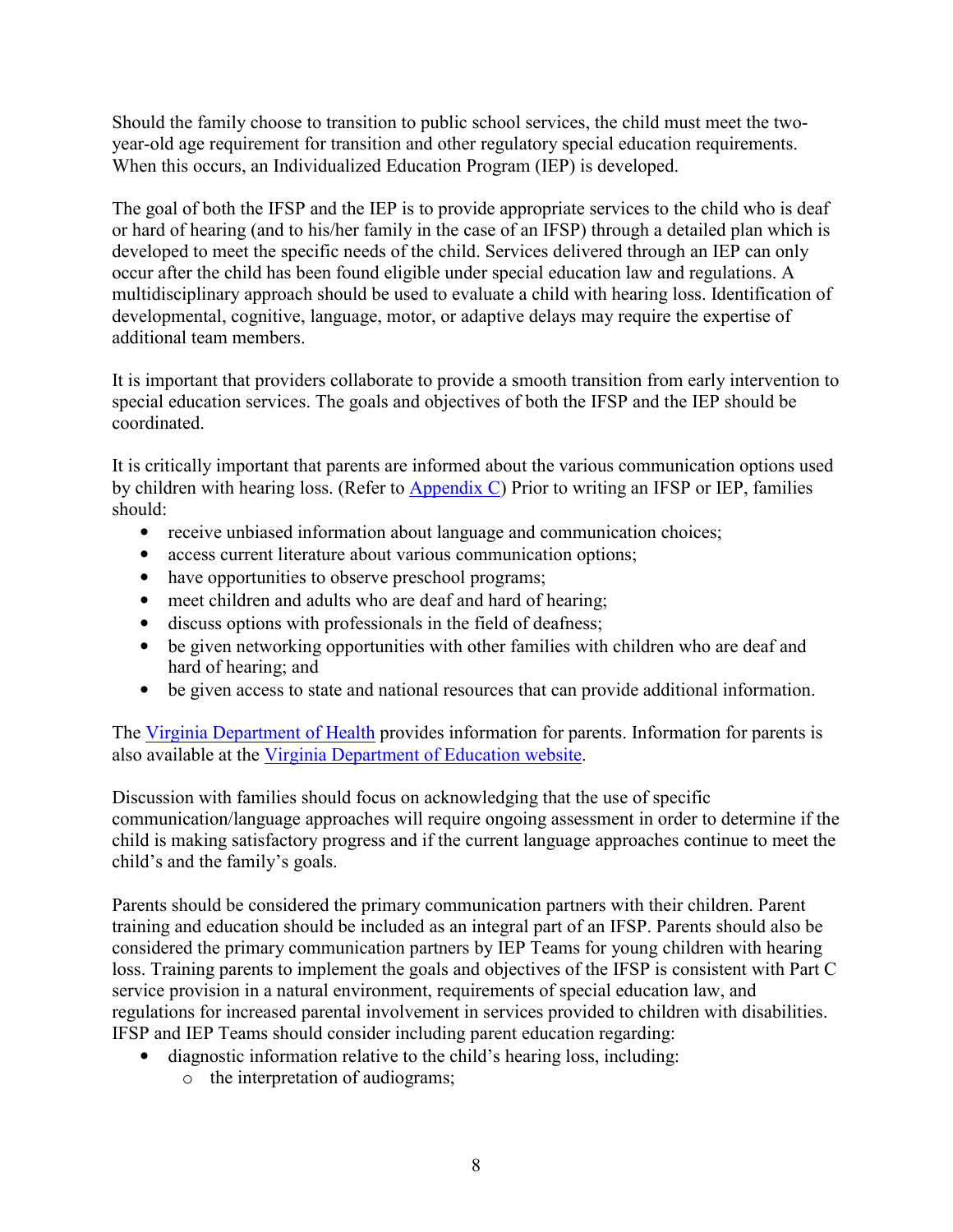Should the family choose to transition to public school services, the child must meet the two-year-old age requirement for transition and other regulatory special education requirements. When this occurs, an Individualized Education Program (IEP) is developed.

The goal of both the IFSP and the IEP is to provide appropriate services to the child who is deaf or hard of hearing (and to his/her family in the case of an IFSP) through a detailed plan which is developed to meet the specific needs of the child. Services delivered through an IEP can only occur after the child has been found eligible under special education law and regulations. A multidisciplinary approach should be used to evaluate a child with hearing loss. Identification of developmental, cognitive, language, motor, or adaptive delays may require the expertise of additional team members.

It is important that providers collaborate to provide a smooth transition from early intervention to special education services. The goals and objectives of both the IFSP and the IEP should be coordinated.

It is critically important that parents are informed about the various communication options used by children with hearing loss. (Refer to Appendix C) Prior to writing an IFSP or IEP, families should:

- receive unbiased information about language and communication choices;
- access current literature about various communication options;
- have opportunities to observe preschool programs;
- meet children and adults who are deaf and hard of hearing;
- discuss options with professionals in the field of deafness;
- be given networking opportunities with other families with children who are deaf and hard of hearing; and
- be given access to state and national resources that can provide additional information.

The Virginia Department of Health provides information for parents. Information for parents is also available at the Virginia Department of Education website.

Discussion with families should focus on acknowledging that the use of specific communication/language approaches will require ongoing assessment in order to determine if the child is making satisfactory progress and if the current language approaches continue to meet the child's and the family's goals.

Parents should be considered the primary communication partners with their children. Parent training and education should be included as an integral part of an IFSP. Parents should also be considered the primary communication partners by IEP Teams for young children with hearing loss. Training parents to implement the goals and objectives of the IFSP is consistent with Part C service provision in a natural environment, requirements of special education law, and regulations for increased parental involvement in services provided to children with disabilities. IFSP and IEP Teams should consider including parent education regarding:

- diagnostic information relative to the child's hearing loss, including:
  - the interpretation of audiograms;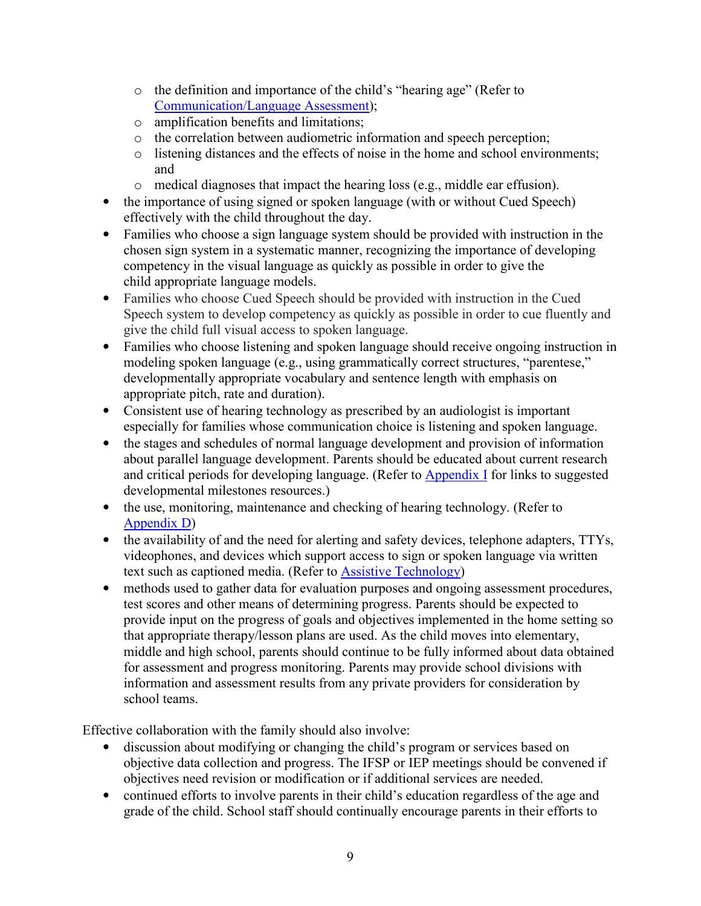- the definition and importance of the child's "hearing age" (Refer to Communication/Language Assessment);
  - amplification benefits and limitations;
  - the correlation between audiometric information and speech perception;
  - listening distances and the effects of noise in the home and school environments; and
  - medical diagnoses that impact the hearing loss (e.g., middle ear effusion).
- the importance of using signed or spoken language (with or without Cued Speech) effectively with the child throughout the day.
- Families who choose a sign language system should be provided with instruction in the chosen sign system in a systematic manner, recognizing the importance of developing competency in the visual language as quickly as possible in order to give the child appropriate language models.
- Families who choose Cued Speech should be provided with instruction in the Cued Speech system to develop competency as quickly as possible in order to cue fluently and give the child full visual access to spoken language.
- Families who choose listening and spoken language should receive ongoing instruction in modeling spoken language (e.g., using grammatically correct structures, "parentese," developmentally appropriate vocabulary and sentence length with emphasis on appropriate pitch, rate and duration).
- Consistent use of hearing technology as prescribed by an audiologist is important especially for families whose communication choice is listening and spoken language.
- the stages and schedules of normal language development and provision of information about parallel language development. Parents should be educated about current research and critical periods for developing language. (Refer to Appendix I for links to suggested developmental milestones resources.)
- the use, monitoring, maintenance and checking of hearing technology. (Refer to Appendix D)
- the availability of and the need for alerting and safety devices, telephone adapters, TTYs, videophones, and devices which support access to sign or spoken language via written text such as captioned media. (Refer to Assistive Technology)
- methods used to gather data for evaluation purposes and ongoing assessment procedures, test scores and other means of determining progress. Parents should be expected to provide input on the progress of goals and objectives implemented in the home setting so that appropriate therapy/lesson plans are used. As the child moves into elementary, middle and high school, parents should continue to be fully informed about data obtained for assessment and progress monitoring. Parents may provide school divisions with information and assessment results from any private providers for consideration by school teams.

Effective collaboration with the family should also involve:

- discussion about modifying or changing the child's program or services based on objective data collection and progress. The IFSP or IEP meetings should be convened if objectives need revision or modification or if additional services are needed.
- continued efforts to involve parents in their child's education regardless of the age and grade of the child. School staff should continually encourage parents in their efforts to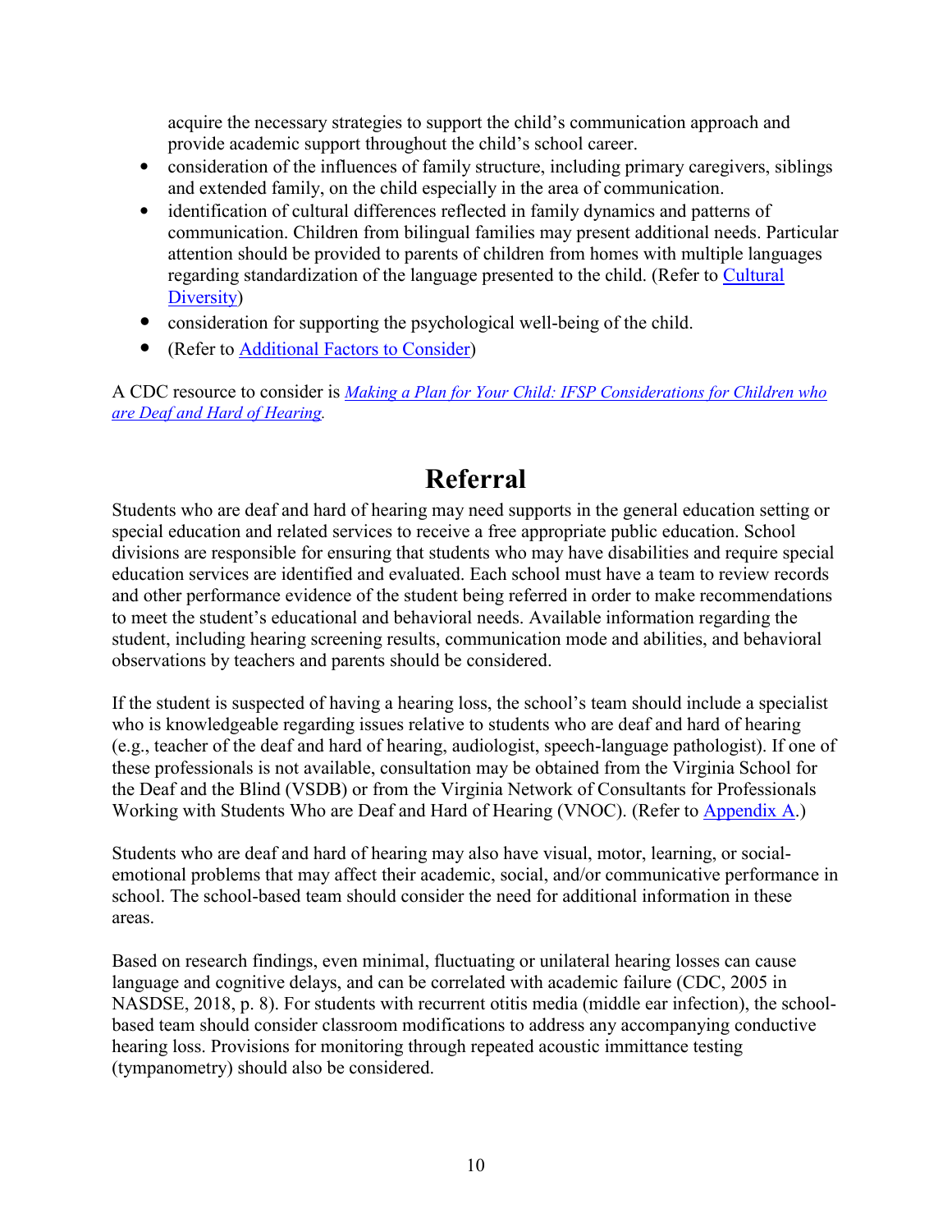acquire the necessary strategies to support the child's communication approach and provide academic support throughout the child's school career.

- consideration of the influences of family structure, including primary caregivers, siblings and extended family, on the child especially in the area of communication.
- identification of cultural differences reflected in family dynamics and patterns of communication. Children from bilingual families may present additional needs. Particular attention should be provided to parents of children from homes with multiple languages regarding standardization of the language presented to the child. (Refer to Cultural Diversity)
- consideration for supporting the psychological well-being of the child.
- (Refer to Additional Factors to Consider)

A CDC resource to consider is *Making a Plan for Your Child: IFSP Considerations for Children who are Deaf and Hard of Hearing*.

# Referral

Students who are deaf and hard of hearing may need supports in the general education setting or special education and related services to receive a free appropriate public education. School divisions are responsible for ensuring that students who may have disabilities and require special education services are identified and evaluated. Each school must have a team to review records and other performance evidence of the student being referred in order to make recommendations to meet the student's educational and behavioral needs. Available information regarding the student, including hearing screening results, communication mode and abilities, and behavioral observations by teachers and parents should be considered.

If the student is suspected of having a hearing loss, the school's team should include a specialist who is knowledgeable regarding issues relative to students who are deaf and hard of hearing (e.g., teacher of the deaf and hard of hearing, audiologist, speech-language pathologist). If one of these professionals is not available, consultation may be obtained from the Virginia School for the Deaf and the Blind (VSDB) or from the Virginia Network of Consultants for Professionals Working with Students Who are Deaf and Hard of Hearing (VNOC). (Refer to Appendix A.)

Students who are deaf and hard of hearing may also have visual, motor, learning, or social-emotional problems that may affect their academic, social, and/or communicative performance in school. The school-based team should consider the need for additional information in these areas.

Based on research findings, even minimal, fluctuating or unilateral hearing losses can cause language and cognitive delays, and can be correlated with academic failure (CDC, 2005 in NASDSE, 2018, p. 8). For students with recurrent otitis media (middle ear infection), the school-based team should consider classroom modifications to address any accompanying conductive hearing loss. Provisions for monitoring through repeated acoustic immittance testing (tympanometry) should also be considered.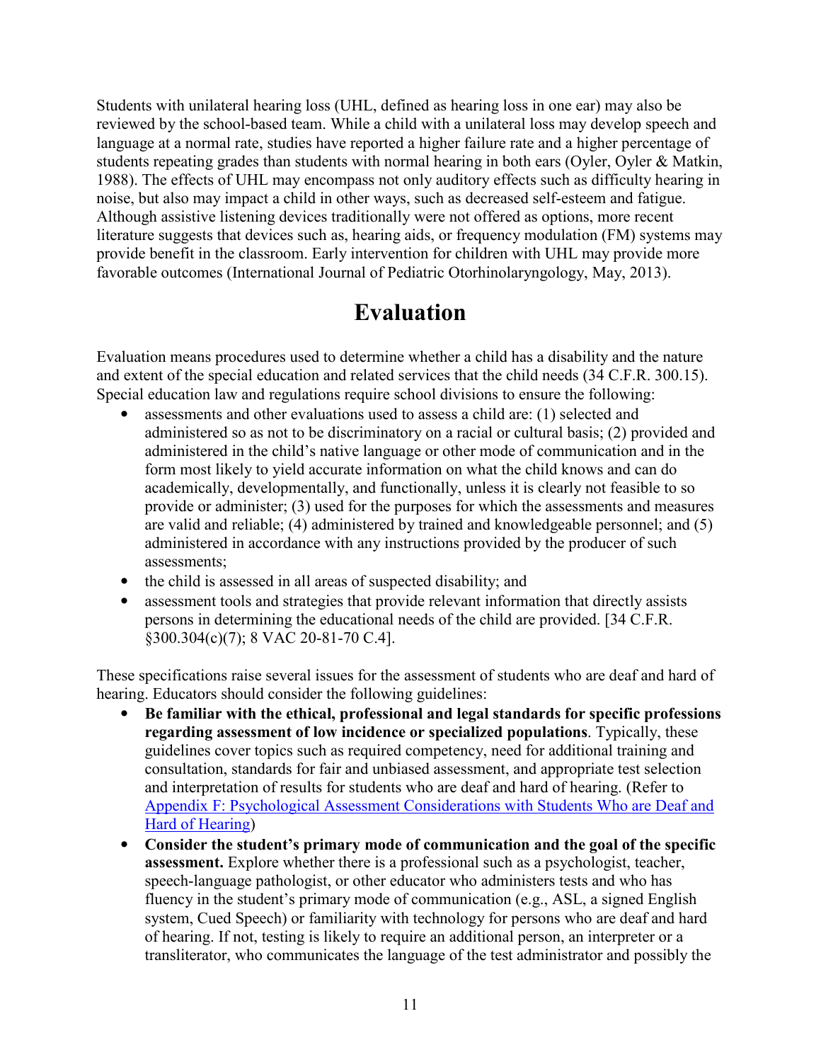Students with unilateral hearing loss (UHL, defined as hearing loss in one ear) may also be reviewed by the school-based team. While a child with a unilateral loss may develop speech and language at a normal rate, studies have reported a higher failure rate and a higher percentage of students repeating grades than students with normal hearing in both ears (Oyler, Oyler & Matkin, 1988). The effects of UHL may encompass not only auditory effects such as difficulty hearing in noise, but also may impact a child in other ways, such as decreased self-esteem and fatigue. Although assistive listening devices traditionally were not offered as options, more recent literature suggests that devices such as, hearing aids, or frequency modulation (FM) systems may provide benefit in the classroom. Early intervention for children with UHL may provide more favorable outcomes (International Journal of Pediatric Otorhinolaryngology, May, 2013).

# Evaluation

Evaluation means procedures used to determine whether a child has a disability and the nature and extent of the special education and related services that the child needs (34 C.F.R. 300.15). Special education law and regulations require school divisions to ensure the following:

- assessments and other evaluations used to assess a child are: (1) selected and administered so as not to be discriminatory on a racial or cultural basis; (2) provided and administered in the child's native language or other mode of communication and in the form most likely to yield accurate information on what the child knows and can do academically, developmentally, and functionally, unless it is clearly not feasible to so provide or administer; (3) used for the purposes for which the assessments and measures are valid and reliable; (4) administered by trained and knowledgeable personnel; and (5) administered in accordance with any instructions provided by the producer of such assessments;
- the child is assessed in all areas of suspected disability; and
- assessment tools and strategies that provide relevant information that directly assists persons in determining the educational needs of the child are provided. [34 C.F.R. §300.304(c)(7); 8 VAC 20-81-70 C.4].

These specifications raise several issues for the assessment of students who are deaf and hard of hearing. Educators should consider the following guidelines:

- **Be familiar with the ethical, professional and legal standards for specific professions regarding assessment of low incidence or specialized populations**. Typically, these guidelines cover topics such as required competency, need for additional training and consultation, standards for fair and unbiased assessment, and appropriate test selection and interpretation of results for students who are deaf and hard of hearing. (Refer to Appendix F: Psychological Assessment Considerations with Students Who are Deaf and Hard of Hearing)
- **Consider the student's primary mode of communication and the goal of the specific assessment.** Explore whether there is a professional such as a psychologist, teacher, speech-language pathologist, or other educator who administers tests and who has fluency in the student's primary mode of communication (e.g., ASL, a signed English system, Cued Speech) or familiarity with technology for persons who are deaf and hard of hearing. If not, testing is likely to require an additional person, an interpreter or a transliterator, who communicates the language of the test administrator and possibly the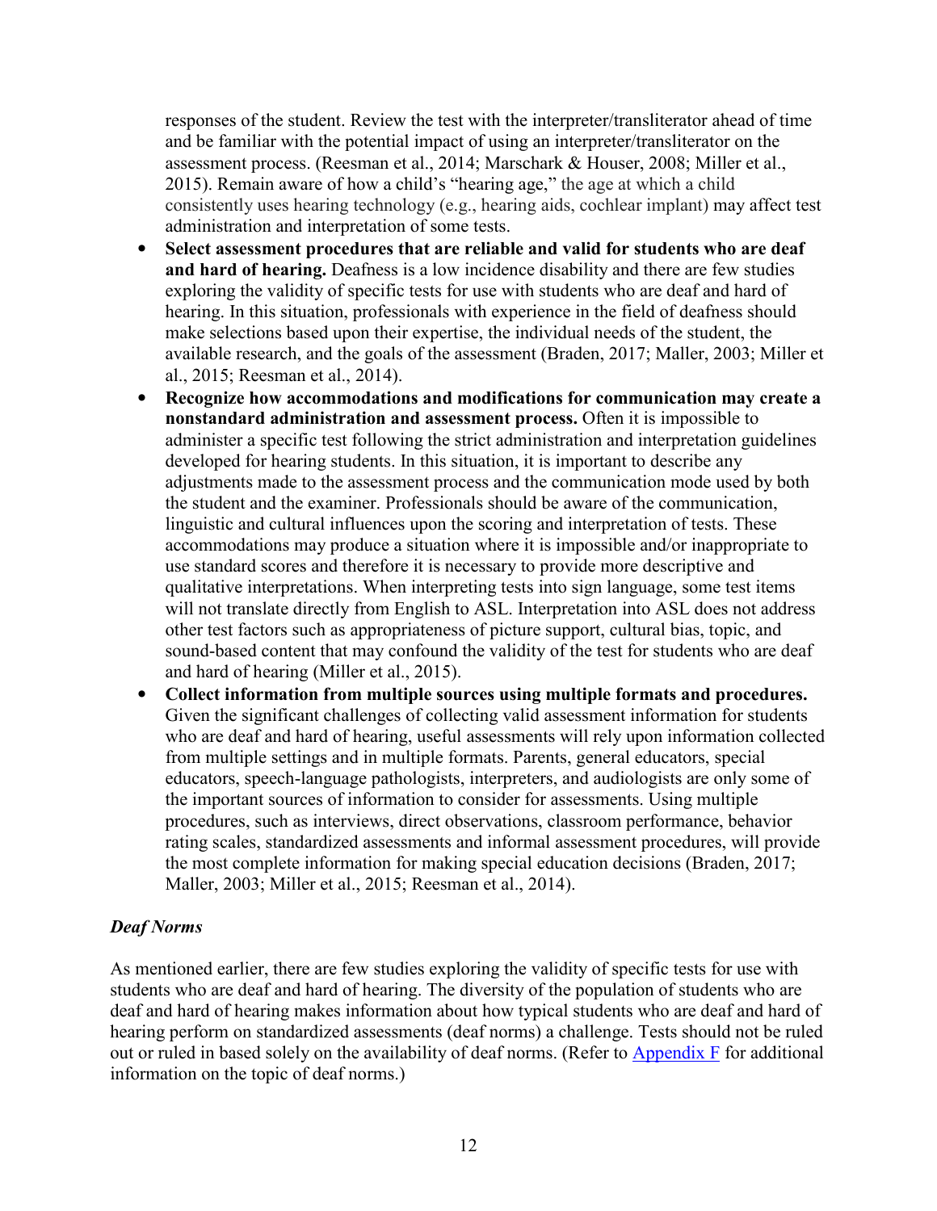responses of the student. Review the test with the interpreter/transliterator ahead of time and be familiar with the potential impact of using an interpreter/transliterator on the assessment process. (Reesman et al., 2014; Marschark & Houser, 2008; Miller et al., 2015). Remain aware of how a child's "hearing age," the age at which a child consistently uses hearing technology (e.g., hearing aids, cochlear implant) may affect test administration and interpretation of some tests.

- **Select assessment procedures that are reliable and valid for students who are deaf and hard of hearing.** Deafness is a low incidence disability and there are few studies exploring the validity of specific tests for use with students who are deaf and hard of hearing. In this situation, professionals with experience in the field of deafness should make selections based upon their expertise, the individual needs of the student, the available research, and the goals of the assessment (Braden, 2017; Maller, 2003; Miller et al., 2015; Reesman et al., 2014).
- **Recognize how accommodations and modifications for communication may create a nonstandard administration and assessment process.** Often it is impossible to administer a specific test following the strict administration and interpretation guidelines developed for hearing students. In this situation, it is important to describe any adjustments made to the assessment process and the communication mode used by both the student and the examiner. Professionals should be aware of the communication, linguistic and cultural influences upon the scoring and interpretation of tests. These accommodations may produce a situation where it is impossible and/or inappropriate to use standard scores and therefore it is necessary to provide more descriptive and qualitative interpretations. When interpreting tests into sign language, some test items will not translate directly from English to ASL. Interpretation into ASL does not address other test factors such as appropriateness of picture support, cultural bias, topic, and sound-based content that may confound the validity of the test for students who are deaf and hard of hearing (Miller et al., 2015).
- **Collect information from multiple sources using multiple formats and procedures.** Given the significant challenges of collecting valid assessment information for students who are deaf and hard of hearing, useful assessments will rely upon information collected from multiple settings and in multiple formats. Parents, general educators, special educators, speech-language pathologists, interpreters, and audiologists are only some of the important sources of information to consider for assessments. Using multiple procedures, such as interviews, direct observations, classroom performance, behavior rating scales, standardized assessments and informal assessment procedures, will provide the most complete information for making special education decisions (Braden, 2017; Maller, 2003; Miller et al., 2015; Reesman et al., 2014).

### *Deaf Norms*

As mentioned earlier, there are few studies exploring the validity of specific tests for use with students who are deaf and hard of hearing. The diversity of the population of students who are deaf and hard of hearing makes information about how typical students who are deaf and hard of hearing perform on standardized assessments (deaf norms) a challenge. Tests should not be ruled out or ruled in based solely on the availability of deaf norms. (Refer to Appendix F for additional information on the topic of deaf norms.)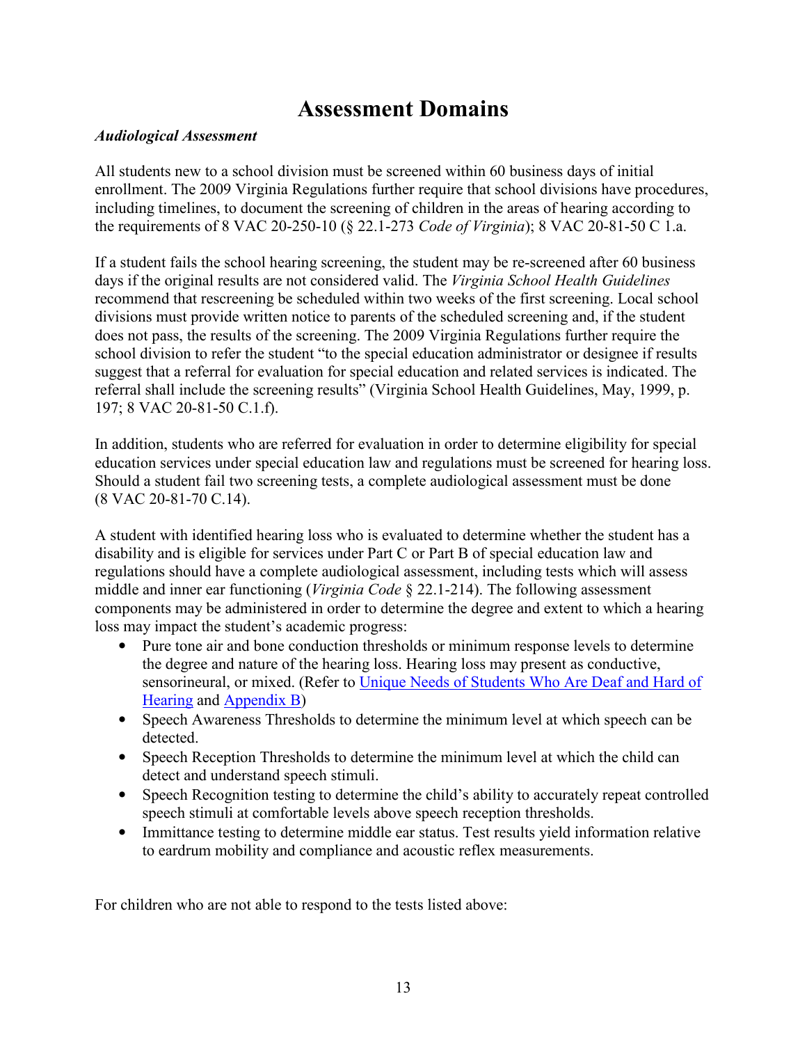# Assessment Domains

***Audiological Assessment***

All students new to a school division must be screened within 60 business days of initial enrollment. The 2009 Virginia Regulations further require that school divisions have procedures, including timelines, to document the screening of children in the areas of hearing according to the requirements of 8 VAC 20-250-10 (§ 22.1-273 *Code of Virginia*); 8 VAC 20-81-50 C 1.a.

If a student fails the school hearing screening, the student may be re-screened after 60 business days if the original results are not considered valid. The *Virginia School Health Guidelines* recommend that rescreening be scheduled within two weeks of the first screening. Local school divisions must provide written notice to parents of the scheduled screening and, if the student does not pass, the results of the screening. The 2009 Virginia Regulations further require the school division to refer the student "to the special education administrator or designee if results suggest that a referral for evaluation for special education and related services is indicated. The referral shall include the screening results" (Virginia School Health Guidelines, May, 1999, p. 197; 8 VAC 20-81-50 C.1.f).

In addition, students who are referred for evaluation in order to determine eligibility for special education services under special education law and regulations must be screened for hearing loss. Should a student fail two screening tests, a complete audiological assessment must be done (8 VAC 20-81-70 C.14).

A student with identified hearing loss who is evaluated to determine whether the student has a disability and is eligible for services under Part C or Part B of special education law and regulations should have a complete audiological assessment, including tests which will assess middle and inner ear functioning (*Virginia Code* § 22.1-214). The following assessment components may be administered in order to determine the degree and extent to which a hearing loss may impact the student's academic progress:

- Pure tone air and bone conduction thresholds or minimum response levels to determine the degree and nature of the hearing loss. Hearing loss may present as conductive, sensorineural, or mixed. (Refer to Unique Needs of Students Who Are Deaf and Hard of Hearing and Appendix B)
- Speech Awareness Thresholds to determine the minimum level at which speech can be detected.
- Speech Reception Thresholds to determine the minimum level at which the child can detect and understand speech stimuli.
- Speech Recognition testing to determine the child's ability to accurately repeat controlled speech stimuli at comfortable levels above speech reception thresholds.
- Immittance testing to determine middle ear status. Test results yield information relative to eardrum mobility and compliance and acoustic reflex measurements.

For children who are not able to respond to the tests listed above: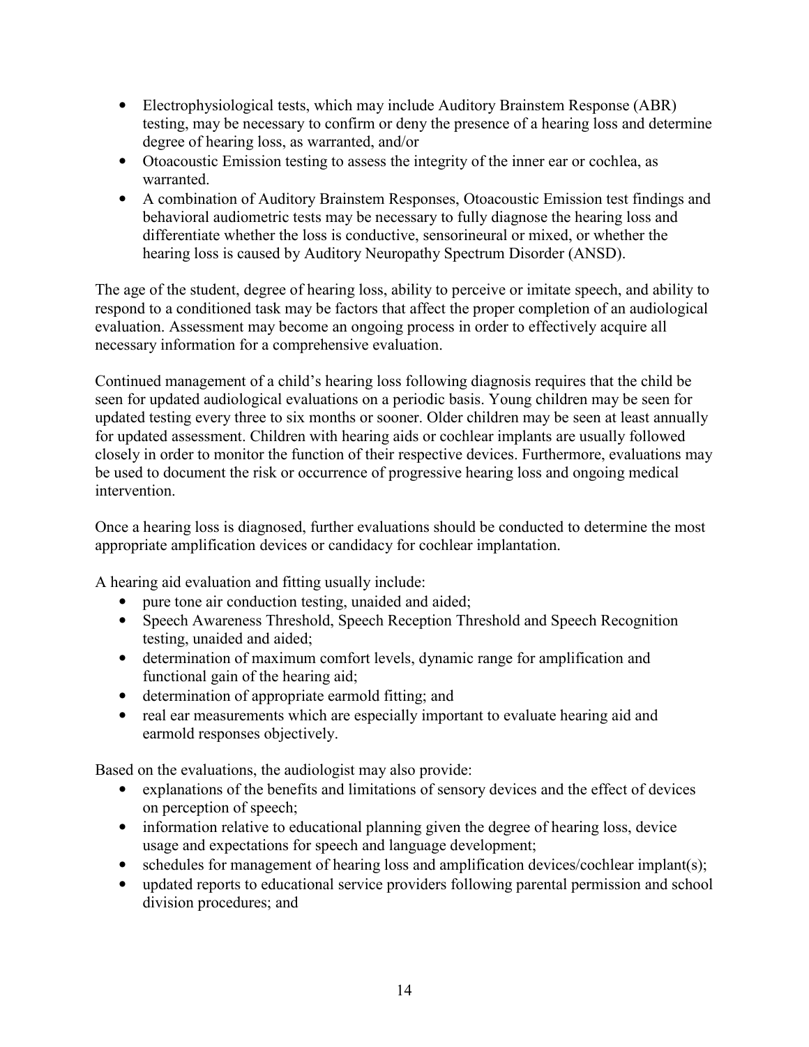- Electrophysiological tests, which may include Auditory Brainstem Response (ABR) testing, may be necessary to confirm or deny the presence of a hearing loss and determine degree of hearing loss, as warranted, and/or
- Otoacoustic Emission testing to assess the integrity of the inner ear or cochlea, as warranted.
- A combination of Auditory Brainstem Responses, Otoacoustic Emission test findings and behavioral audiometric tests may be necessary to fully diagnose the hearing loss and differentiate whether the loss is conductive, sensorineural or mixed, or whether the hearing loss is caused by Auditory Neuropathy Spectrum Disorder (ANSD).

The age of the student, degree of hearing loss, ability to perceive or imitate speech, and ability to respond to a conditioned task may be factors that affect the proper completion of an audiological evaluation. Assessment may become an ongoing process in order to effectively acquire all necessary information for a comprehensive evaluation.

Continued management of a child's hearing loss following diagnosis requires that the child be seen for updated audiological evaluations on a periodic basis. Young children may be seen for updated testing every three to six months or sooner. Older children may be seen at least annually for updated assessment. Children with hearing aids or cochlear implants are usually followed closely in order to monitor the function of their respective devices. Furthermore, evaluations may be used to document the risk or occurrence of progressive hearing loss and ongoing medical intervention.

Once a hearing loss is diagnosed, further evaluations should be conducted to determine the most appropriate amplification devices or candidacy for cochlear implantation.

A hearing aid evaluation and fitting usually include:

- pure tone air conduction testing, unaided and aided;
- Speech Awareness Threshold, Speech Reception Threshold and Speech Recognition testing, unaided and aided;
- determination of maximum comfort levels, dynamic range for amplification and functional gain of the hearing aid;
- determination of appropriate earmold fitting; and
- real ear measurements which are especially important to evaluate hearing aid and earmold responses objectively.

Based on the evaluations, the audiologist may also provide:

- explanations of the benefits and limitations of sensory devices and the effect of devices on perception of speech;
- information relative to educational planning given the degree of hearing loss, device usage and expectations for speech and language development;
- schedules for management of hearing loss and amplification devices/cochlear implant(s);
- updated reports to educational service providers following parental permission and school division procedures; and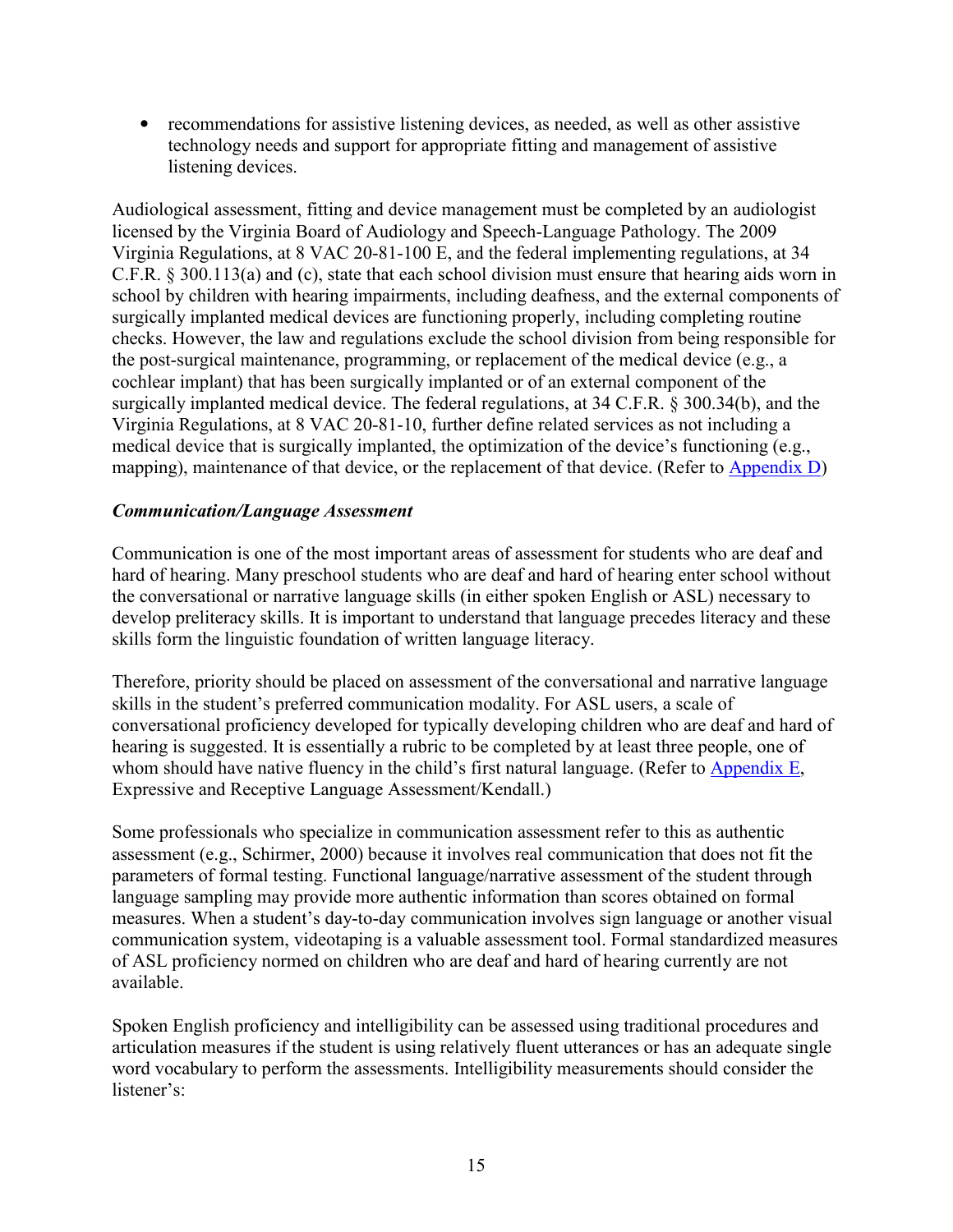- recommendations for assistive listening devices, as needed, as well as other assistive technology needs and support for appropriate fitting and management of assistive listening devices.

Audiological assessment, fitting and device management must be completed by an audiologist licensed by the Virginia Board of Audiology and Speech-Language Pathology. The 2009 Virginia Regulations, at 8 VAC 20-81-100 E, and the federal implementing regulations, at 34 C.F.R. § 300.113(a) and (c), state that each school division must ensure that hearing aids worn in school by children with hearing impairments, including deafness, and the external components of surgically implanted medical devices are functioning properly, including completing routine checks. However, the law and regulations exclude the school division from being responsible for the post-surgical maintenance, programming, or replacement of the medical device (e.g., a cochlear implant) that has been surgically implanted or of an external component of the surgically implanted medical device. The federal regulations, at 34 C.F.R. § 300.34(b), and the Virginia Regulations, at 8 VAC 20-81-10, further define related services as not including a medical device that is surgically implanted, the optimization of the device's functioning (e.g., mapping), maintenance of that device, or the replacement of that device. (Refer to Appendix D)

***Communication/Language Assessment***

Communication is one of the most important areas of assessment for students who are deaf and hard of hearing. Many preschool students who are deaf and hard of hearing enter school without the conversational or narrative language skills (in either spoken English or ASL) necessary to develop preliteracy skills. It is important to understand that language precedes literacy and these skills form the linguistic foundation of written language literacy.

Therefore, priority should be placed on assessment of the conversational and narrative language skills in the student's preferred communication modality. For ASL users, a scale of conversational proficiency developed for typically developing children who are deaf and hard of hearing is suggested. It is essentially a rubric to be completed by at least three people, one of whom should have native fluency in the child's first natural language. (Refer to Appendix E, Expressive and Receptive Language Assessment/Kendall.)

Some professionals who specialize in communication assessment refer to this as authentic assessment (e.g., Schirmer, 2000) because it involves real communication that does not fit the parameters of formal testing. Functional language/narrative assessment of the student through language sampling may provide more authentic information than scores obtained on formal measures. When a student's day-to-day communication involves sign language or another visual communication system, videotaping is a valuable assessment tool. Formal standardized measures of ASL proficiency normed on children who are deaf and hard of hearing currently are not available.

Spoken English proficiency and intelligibility can be assessed using traditional procedures and articulation measures if the student is using relatively fluent utterances or has an adequate single word vocabulary to perform the assessments. Intelligibility measurements should consider the listener's: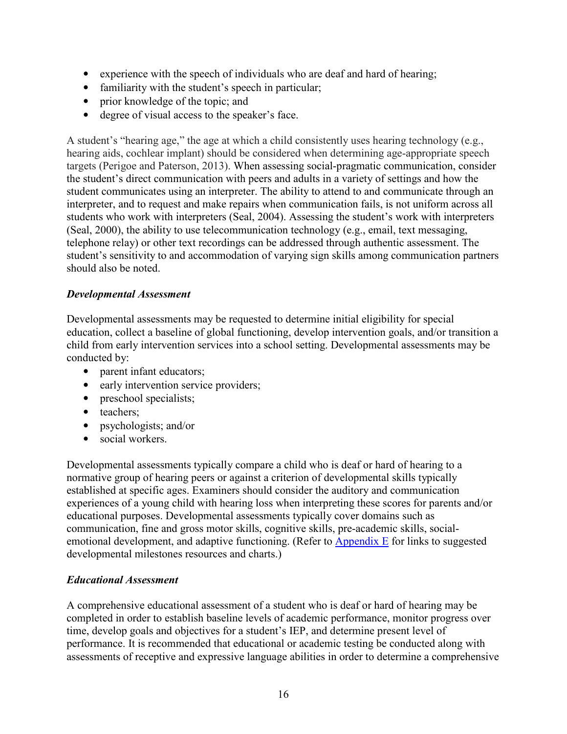- experience with the speech of individuals who are deaf and hard of hearing;
- familiarity with the student's speech in particular;
- prior knowledge of the topic; and
- degree of visual access to the speaker's face.

A student's "hearing age," the age at which a child consistently uses hearing technology (e.g., hearing aids, cochlear implant) should be considered when determining age-appropriate speech targets (Perigoe and Paterson, 2013). When assessing social-pragmatic communication, consider the student's direct communication with peers and adults in a variety of settings and how the student communicates using an interpreter. The ability to attend to and communicate through an interpreter, and to request and make repairs when communication fails, is not uniform across all students who work with interpreters (Seal, 2004). Assessing the student's work with interpreters (Seal, 2000), the ability to use telecommunication technology (e.g., email, text messaging, telephone relay) or other text recordings can be addressed through authentic assessment. The student's sensitivity to and accommodation of varying sign skills among communication partners should also be noted.

### *Developmental Assessment*

Developmental assessments may be requested to determine initial eligibility for special education, collect a baseline of global functioning, develop intervention goals, and/or transition a child from early intervention services into a school setting. Developmental assessments may be conducted by:

- parent infant educators;
- early intervention service providers;
- preschool specialists;
- teachers;
- psychologists; and/or
- social workers.

Developmental assessments typically compare a child who is deaf or hard of hearing to a normative group of hearing peers or against a criterion of developmental skills typically established at specific ages. Examiners should consider the auditory and communication experiences of a young child with hearing loss when interpreting these scores for parents and/or educational purposes. Developmental assessments typically cover domains such as communication, fine and gross motor skills, cognitive skills, pre-academic skills, social-emotional development, and adaptive functioning. (Refer to Appendix E for links to suggested developmental milestones resources and charts.)

### *Educational Assessment*

A comprehensive educational assessment of a student who is deaf or hard of hearing may be completed in order to establish baseline levels of academic performance, monitor progress over time, develop goals and objectives for a student's IEP, and determine present level of performance. It is recommended that educational or academic testing be conducted along with assessments of receptive and expressive language abilities in order to determine a comprehensive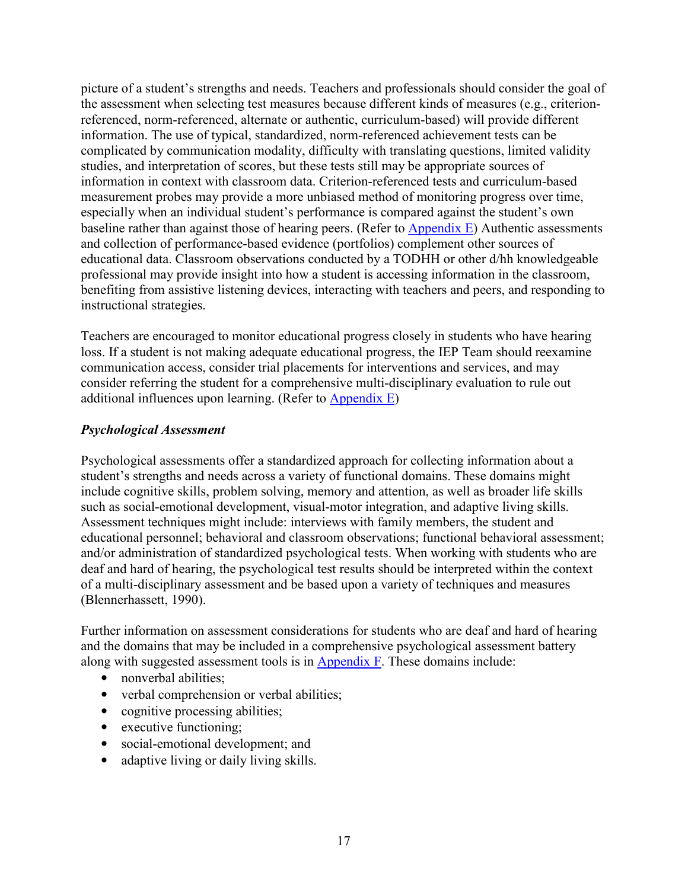picture of a student's strengths and needs. Teachers and professionals should consider the goal of the assessment when selecting test measures because different kinds of measures (e.g., criterion-referenced, norm-referenced, alternate or authentic, curriculum-based) will provide different information. The use of typical, standardized, norm-referenced achievement tests can be complicated by communication modality, difficulty with translating questions, limited validity studies, and interpretation of scores, but these tests still may be appropriate sources of information in context with classroom data. Criterion-referenced tests and curriculum-based measurement probes may provide a more unbiased method of monitoring progress over time, especially when an individual student's performance is compared against the student's own baseline rather than against those of hearing peers. (Refer to Appendix E) Authentic assessments and collection of performance-based evidence (portfolios) complement other sources of educational data. Classroom observations conducted by a TODHH or other d/hh knowledgeable professional may provide insight into how a student is accessing information in the classroom, benefiting from assistive listening devices, interacting with teachers and peers, and responding to instructional strategies.

Teachers are encouraged to monitor educational progress closely in students who have hearing loss. If a student is not making adequate educational progress, the IEP Team should reexamine communication access, consider trial placements for interventions and services, and may consider referring the student for a comprehensive multi-disciplinary evaluation to rule out additional influences upon learning. (Refer to Appendix E)

***Psychological Assessment***

Psychological assessments offer a standardized approach for collecting information about a student's strengths and needs across a variety of functional domains. These domains might include cognitive skills, problem solving, memory and attention, as well as broader life skills such as social-emotional development, visual-motor integration, and adaptive living skills. Assessment techniques might include: interviews with family members, the student and educational personnel; behavioral and classroom observations; functional behavioral assessment; and/or administration of standardized psychological tests. When working with students who are deaf and hard of hearing, the psychological test results should be interpreted within the context of a multi-disciplinary assessment and be based upon a variety of techniques and measures (Blennerhassett, 1990).

Further information on assessment considerations for students who are deaf and hard of hearing and the domains that may be included in a comprehensive psychological assessment battery along with suggested assessment tools is in Appendix F. These domains include:

- nonverbal abilities;
- verbal comprehension or verbal abilities;
- cognitive processing abilities;
- executive functioning;
- social-emotional development; and
- adaptive living or daily living skills.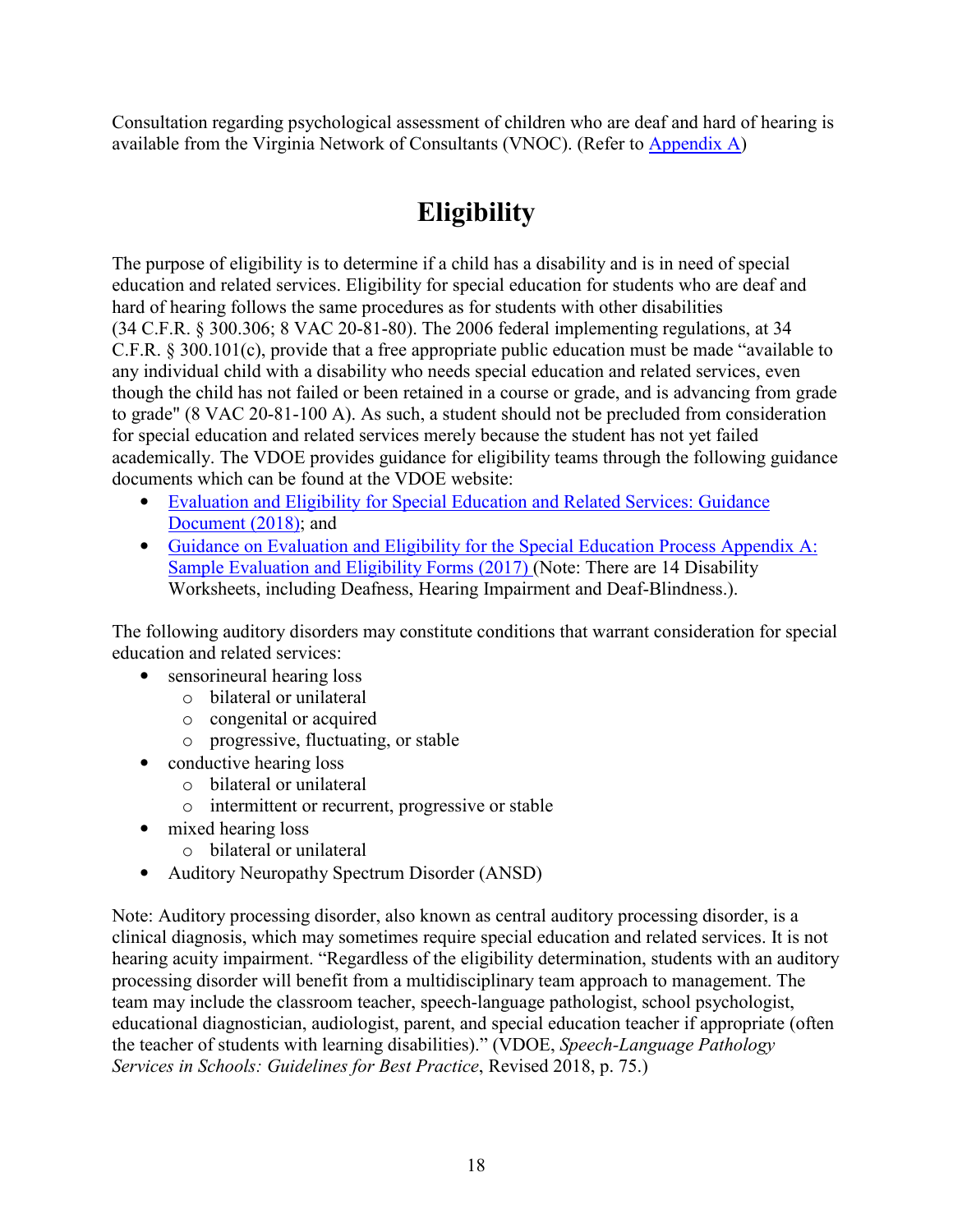Consultation regarding psychological assessment of children who are deaf and hard of hearing is available from the Virginia Network of Consultants (VNOC). (Refer to Appendix A)

# Eligibility

The purpose of eligibility is to determine if a child has a disability and is in need of special education and related services. Eligibility for special education for students who are deaf and hard of hearing follows the same procedures as for students with other disabilities (34 C.F.R. § 300.306; 8 VAC 20-81-80). The 2006 federal implementing regulations, at 34 C.F.R. § 300.101(c), provide that a free appropriate public education must be made "available to any individual child with a disability who needs special education and related services, even though the child has not failed or been retained in a course or grade, and is advancing from grade to grade" (8 VAC 20-81-100 A). As such, a student should not be precluded from consideration for special education and related services merely because the student has not yet failed academically. The VDOE provides guidance for eligibility teams through the following guidance documents which can be found at the VDOE website:

- Evaluation and Eligibility for Special Education and Related Services: Guidance Document (2018); and
- Guidance on Evaluation and Eligibility for the Special Education Process Appendix A: Sample Evaluation and Eligibility Forms (2017) (Note: There are 14 Disability Worksheets, including Deafness, Hearing Impairment and Deaf-Blindness.).

The following auditory disorders may constitute conditions that warrant consideration for special education and related services:

- sensorineural hearing loss
  - bilateral or unilateral
  - congenital or acquired
  - progressive, fluctuating, or stable
- conductive hearing loss
  - bilateral or unilateral
  - intermittent or recurrent, progressive or stable
- mixed hearing loss
  - bilateral or unilateral
- Auditory Neuropathy Spectrum Disorder (ANSD)

Note: Auditory processing disorder, also known as central auditory processing disorder, is a clinical diagnosis, which may sometimes require special education and related services. It is not hearing acuity impairment. "Regardless of the eligibility determination, students with an auditory processing disorder will benefit from a multidisciplinary team approach to management. The team may include the classroom teacher, speech-language pathologist, school psychologist, educational diagnostician, audiologist, parent, and special education teacher if appropriate (often the teacher of students with learning disabilities)." (VDOE, *Speech-Language Pathology Services in Schools: Guidelines for Best Practice*, Revised 2018, p. 75.)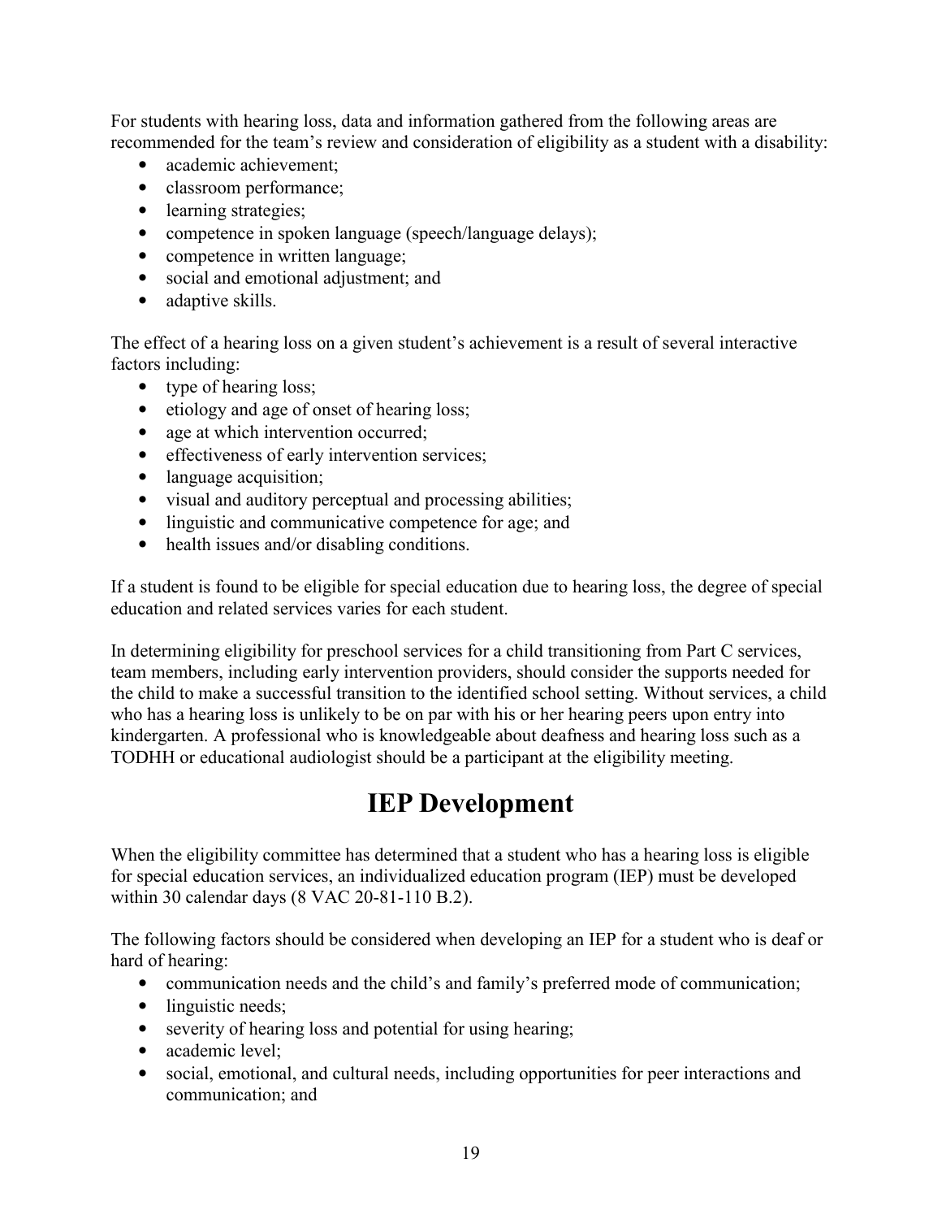For students with hearing loss, data and information gathered from the following areas are recommended for the team's review and consideration of eligibility as a student with a disability:

- academic achievement;
- classroom performance;
- learning strategies;
- competence in spoken language (speech/language delays);
- competence in written language;
- social and emotional adjustment; and
- adaptive skills.

The effect of a hearing loss on a given student's achievement is a result of several interactive factors including:

- type of hearing loss;
- etiology and age of onset of hearing loss;
- age at which intervention occurred;
- effectiveness of early intervention services;
- language acquisition;
- visual and auditory perceptual and processing abilities;
- linguistic and communicative competence for age; and
- health issues and/or disabling conditions.

If a student is found to be eligible for special education due to hearing loss, the degree of special education and related services varies for each student.

In determining eligibility for preschool services for a child transitioning from Part C services, team members, including early intervention providers, should consider the supports needed for the child to make a successful transition to the identified school setting. Without services, a child who has a hearing loss is unlikely to be on par with his or her hearing peers upon entry into kindergarten. A professional who is knowledgeable about deafness and hearing loss such as a TODHH or educational audiologist should be a participant at the eligibility meeting.

# IEP Development

When the eligibility committee has determined that a student who has a hearing loss is eligible for special education services, an individualized education program (IEP) must be developed within 30 calendar days (8 VAC 20-81-110 B.2).

The following factors should be considered when developing an IEP for a student who is deaf or hard of hearing:

- communication needs and the child's and family's preferred mode of communication;
- linguistic needs;
- severity of hearing loss and potential for using hearing;
- academic level;
- social, emotional, and cultural needs, including opportunities for peer interactions and communication; and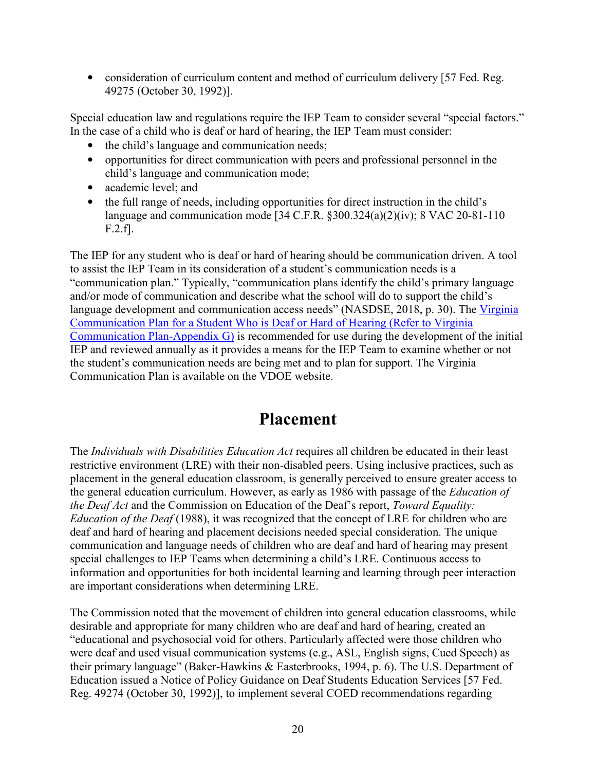- consideration of curriculum content and method of curriculum delivery [57 Fed. Reg. 49275 (October 30, 1992)].

Special education law and regulations require the IEP Team to consider several "special factors." In the case of a child who is deaf or hard of hearing, the IEP Team must consider:

- the child's language and communication needs;
- opportunities for direct communication with peers and professional personnel in the child's language and communication mode;
- academic level; and
- the full range of needs, including opportunities for direct instruction in the child's language and communication mode [34 C.F.R. §300.324(a)(2)(iv); 8 VAC 20-81-110 F.2.f].

The IEP for any student who is deaf or hard of hearing should be communication driven. A tool to assist the IEP Team in its consideration of a student's communication needs is a "communication plan." Typically, "communication plans identify the child's primary language and/or mode of communication and describe what the school will do to support the child's language development and communication access needs" (NASDSE, 2018, p. 30). The Virginia Communication Plan for a Student Who is Deaf or Hard of Hearing (Refer to Virginia Communication Plan-Appendix G) is recommended for use during the development of the initial IEP and reviewed annually as it provides a means for the IEP Team to examine whether or not the student's communication needs are being met and to plan for support. The Virginia Communication Plan is available on the VDOE website.

# Placement

The *Individuals with Disabilities Education Act* requires all children be educated in their least restrictive environment (LRE) with their non-disabled peers. Using inclusive practices, such as placement in the general education classroom, is generally perceived to ensure greater access to the general education curriculum. However, as early as 1986 with passage of the *Education of the Deaf Act* and the Commission on Education of the Deaf's report, *Toward Equality: Education of the Deaf* (1988), it was recognized that the concept of LRE for children who are deaf and hard of hearing and placement decisions needed special consideration. The unique communication and language needs of children who are deaf and hard of hearing may present special challenges to IEP Teams when determining a child's LRE. Continuous access to information and opportunities for both incidental learning and learning through peer interaction are important considerations when determining LRE.

The Commission noted that the movement of children into general education classrooms, while desirable and appropriate for many children who are deaf and hard of hearing, created an "educational and psychosocial void for others. Particularly affected were those children who were deaf and used visual communication systems (e.g., ASL, English signs, Cued Speech) as their primary language" (Baker-Hawkins & Easterbrooks, 1994, p. 6). The U.S. Department of Education issued a Notice of Policy Guidance on Deaf Students Education Services [57 Fed. Reg. 49274 (October 30, 1992)], to implement several COED recommendations regarding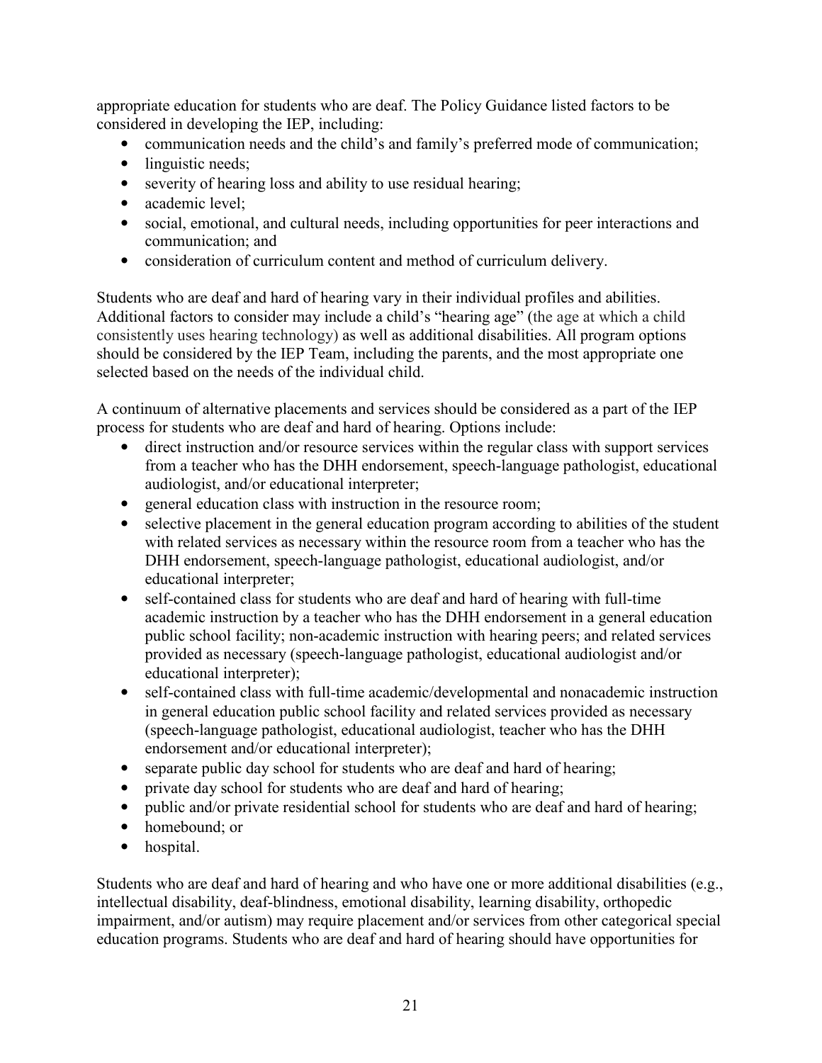appropriate education for students who are deaf. The Policy Guidance listed factors to be considered in developing the IEP, including:

- communication needs and the child's and family's preferred mode of communication;
- linguistic needs;
- severity of hearing loss and ability to use residual hearing;
- academic level;
- social, emotional, and cultural needs, including opportunities for peer interactions and communication; and
- consideration of curriculum content and method of curriculum delivery.

Students who are deaf and hard of hearing vary in their individual profiles and abilities. Additional factors to consider may include a child's "hearing age" (the age at which a child consistently uses hearing technology) as well as additional disabilities. All program options should be considered by the IEP Team, including the parents, and the most appropriate one selected based on the needs of the individual child.

A continuum of alternative placements and services should be considered as a part of the IEP process for students who are deaf and hard of hearing. Options include:

- direct instruction and/or resource services within the regular class with support services from a teacher who has the DHH endorsement, speech-language pathologist, educational audiologist, and/or educational interpreter;
- general education class with instruction in the resource room;
- selective placement in the general education program according to abilities of the student with related services as necessary within the resource room from a teacher who has the DHH endorsement, speech-language pathologist, educational audiologist, and/or educational interpreter;
- self-contained class for students who are deaf and hard of hearing with full-time academic instruction by a teacher who has the DHH endorsement in a general education public school facility; non-academic instruction with hearing peers; and related services provided as necessary (speech-language pathologist, educational audiologist and/or educational interpreter);
- self-contained class with full-time academic/developmental and nonacademic instruction in general education public school facility and related services provided as necessary (speech-language pathologist, educational audiologist, teacher who has the DHH endorsement and/or educational interpreter);
- separate public day school for students who are deaf and hard of hearing;
- private day school for students who are deaf and hard of hearing;
- public and/or private residential school for students who are deaf and hard of hearing;
- homebound; or
- hospital.

Students who are deaf and hard of hearing and who have one or more additional disabilities (e.g., intellectual disability, deaf-blindness, emotional disability, learning disability, orthopedic impairment, and/or autism) may require placement and/or services from other categorical special education programs. Students who are deaf and hard of hearing should have opportunities for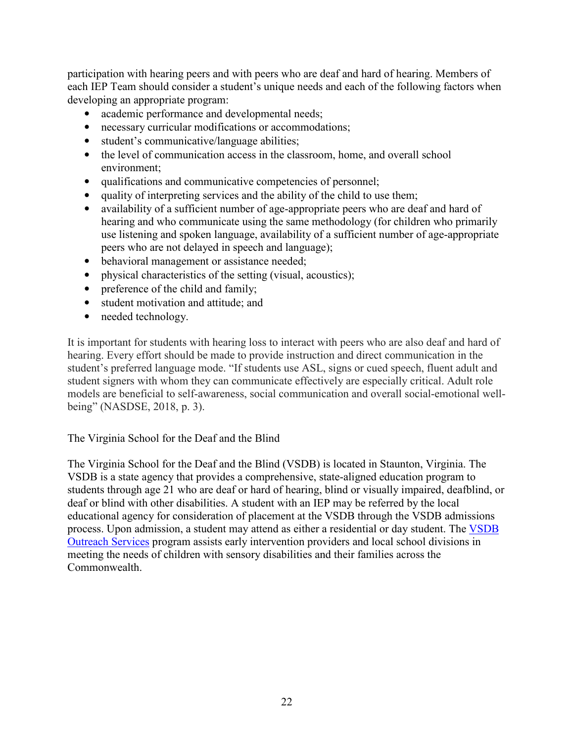participation with hearing peers and with peers who are deaf and hard of hearing. Members of each IEP Team should consider a student's unique needs and each of the following factors when developing an appropriate program:

- academic performance and developmental needs;
- necessary curricular modifications or accommodations;
- student's communicative/language abilities;
- the level of communication access in the classroom, home, and overall school environment;
- qualifications and communicative competencies of personnel;
- quality of interpreting services and the ability of the child to use them;
- availability of a sufficient number of age-appropriate peers who are deaf and hard of hearing and who communicate using the same methodology (for children who primarily use listening and spoken language, availability of a sufficient number of age-appropriate peers who are not delayed in speech and language);
- behavioral management or assistance needed;
- physical characteristics of the setting (visual, acoustics);
- preference of the child and family;
- student motivation and attitude; and
- needed technology.

It is important for students with hearing loss to interact with peers who are also deaf and hard of hearing. Every effort should be made to provide instruction and direct communication in the student's preferred language mode. "If students use ASL, signs or cued speech, fluent adult and student signers with whom they can communicate effectively are especially critical. Adult role models are beneficial to self-awareness, social communication and overall social-emotional well-being" (NASDSE, 2018, p. 3).

The Virginia School for the Deaf and the Blind

The Virginia School for the Deaf and the Blind (VSDB) is located in Staunton, Virginia. The VSDB is a state agency that provides a comprehensive, state-aligned education program to students through age 21 who are deaf or hard of hearing, blind or visually impaired, deafblind, or deaf or blind with other disabilities. A student with an IEP may be referred by the local educational agency for consideration of placement at the VSDB through the VSDB admissions process. Upon admission, a student may attend as either a residential or day student. The VSDB Outreach Services program assists early intervention providers and local school divisions in meeting the needs of children with sensory disabilities and their families across the Commonwealth.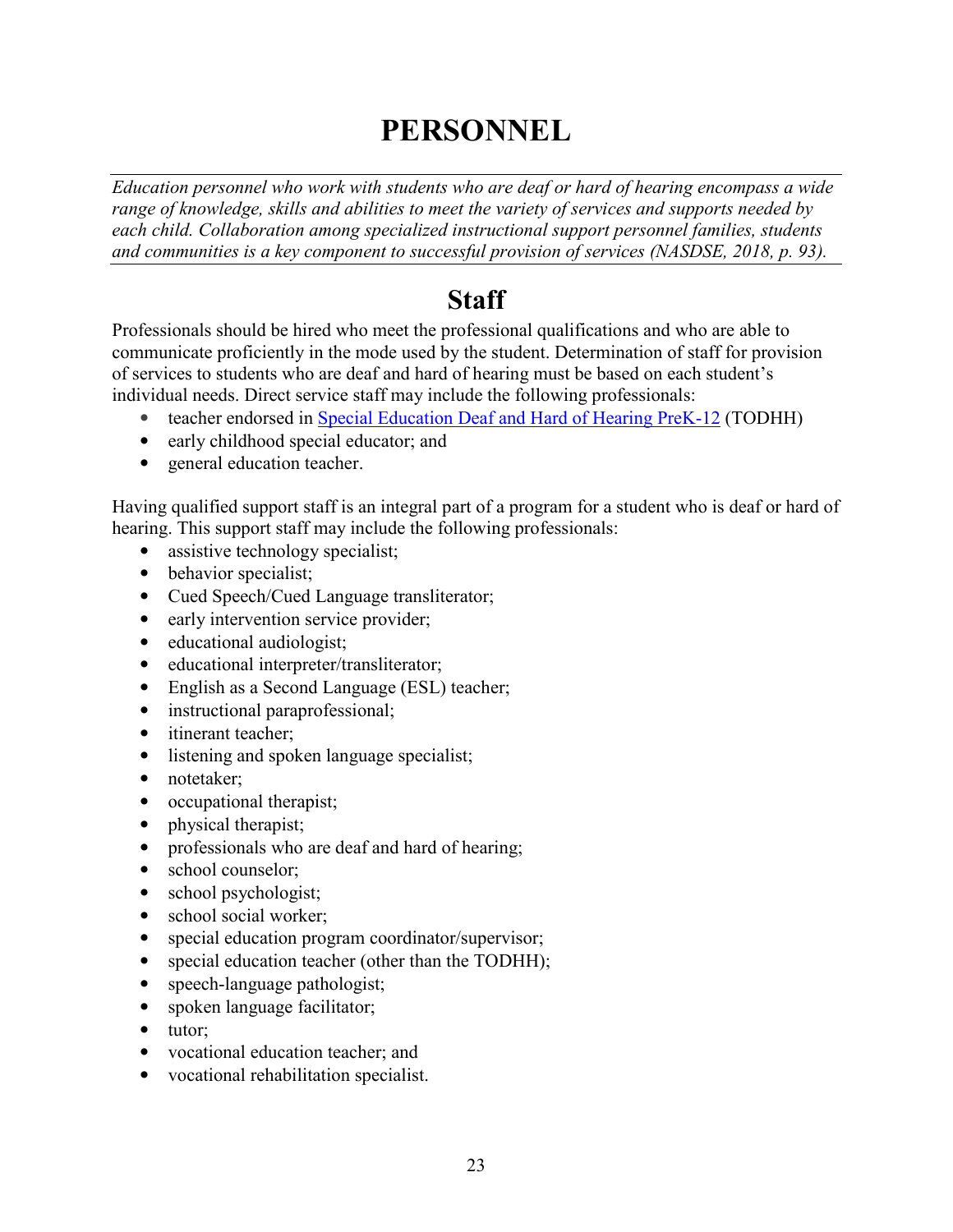# PERSONNEL

*Education personnel who work with students who are deaf or hard of hearing encompass a wide range of knowledge, skills and abilities to meet the variety of services and supports needed by each child. Collaboration among specialized instructional support personnel families, students and communities is a key component to successful provision of services (NASDSE, 2018, p. 93).*

## Staff

Professionals should be hired who meet the professional qualifications and who are able to communicate proficiently in the mode used by the student. Determination of staff for provision of services to students who are deaf and hard of hearing must be based on each student's individual needs. Direct service staff may include the following professionals:

- teacher endorsed in Special Education Deaf and Hard of Hearing PreK-12 (TODHH)
- early childhood special educator; and
- general education teacher.

Having qualified support staff is an integral part of a program for a student who is deaf or hard of hearing. This support staff may include the following professionals:

- assistive technology specialist;
- behavior specialist;
- Cued Speech/Cued Language transliterator;
- early intervention service provider;
- educational audiologist;
- educational interpreter/transliterator;
- English as a Second Language (ESL) teacher;
- instructional paraprofessional;
- itinerant teacher;
- listening and spoken language specialist;
- notetaker;
- occupational therapist;
- physical therapist;
- professionals who are deaf and hard of hearing;
- school counselor;
- school psychologist;
- school social worker;
- special education program coordinator/supervisor;
- special education teacher (other than the TODHH);
- speech-language pathologist;
- spoken language facilitator;
- tutor;
- vocational education teacher; and
- vocational rehabilitation specialist.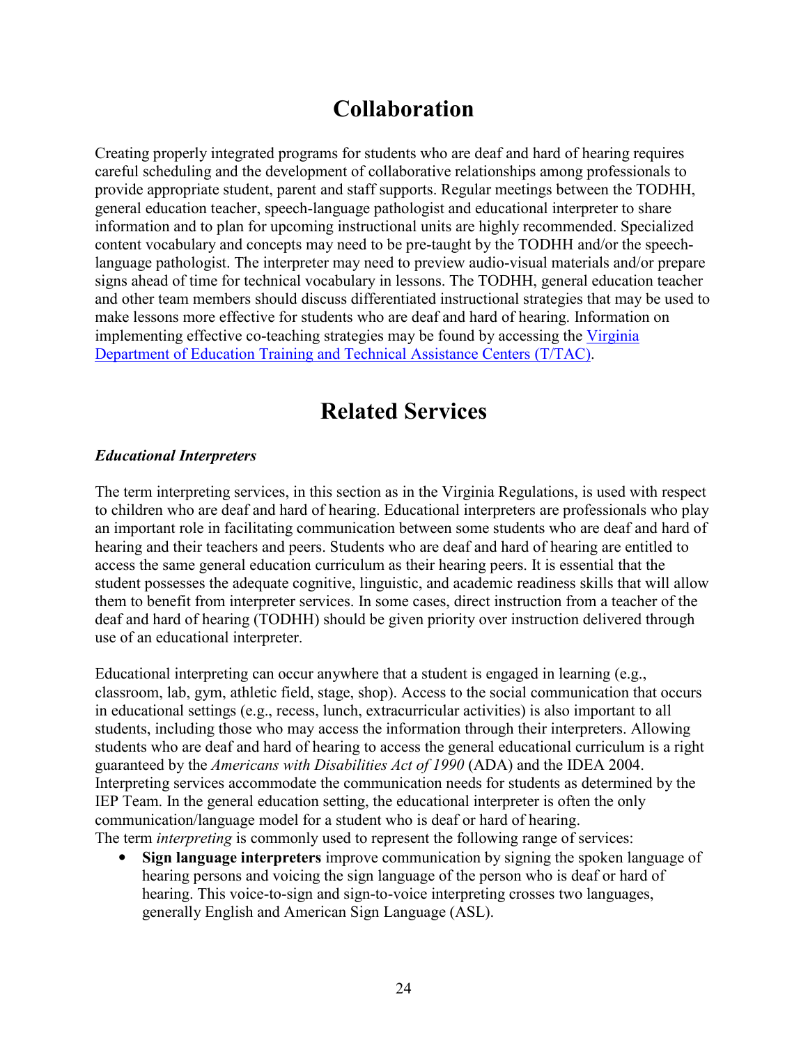# Collaboration

Creating properly integrated programs for students who are deaf and hard of hearing requires careful scheduling and the development of collaborative relationships among professionals to provide appropriate student, parent and staff supports. Regular meetings between the TODHH, general education teacher, speech-language pathologist and educational interpreter to share information and to plan for upcoming instructional units are highly recommended. Specialized content vocabulary and concepts may need to be pre-taught by the TODHH and/or the speech-language pathologist. The interpreter may need to preview audio-visual materials and/or prepare signs ahead of time for technical vocabulary in lessons. The TODHH, general education teacher and other team members should discuss differentiated instructional strategies that may be used to make lessons more effective for students who are deaf and hard of hearing. Information on implementing effective co-teaching strategies may be found by accessing the Virginia Department of Education Training and Technical Assistance Centers (T/TAC).

# Related Services

***Educational Interpreters***

The term interpreting services, in this section as in the Virginia Regulations, is used with respect to children who are deaf and hard of hearing. Educational interpreters are professionals who play an important role in facilitating communication between some students who are deaf and hard of hearing and their teachers and peers. Students who are deaf and hard of hearing are entitled to access the same general education curriculum as their hearing peers. It is essential that the student possesses the adequate cognitive, linguistic, and academic readiness skills that will allow them to benefit from interpreter services. In some cases, direct instruction from a teacher of the deaf and hard of hearing (TODHH) should be given priority over instruction delivered through use of an educational interpreter.

Educational interpreting can occur anywhere that a student is engaged in learning (e.g., classroom, lab, gym, athletic field, stage, shop). Access to the social communication that occurs in educational settings (e.g., recess, lunch, extracurricular activities) is also important to all students, including those who may access the information through their interpreters. Allowing students who are deaf and hard of hearing to access the general educational curriculum is a right guaranteed by the *Americans with Disabilities Act of 1990* (ADA) and the IDEA 2004. Interpreting services accommodate the communication needs for students as determined by the IEP Team. In the general education setting, the educational interpreter is often the only communication/language model for a student who is deaf or hard of hearing.
The term *interpreting* is commonly used to represent the following range of services:

- **Sign language interpreters** improve communication by signing the spoken language of hearing persons and voicing the sign language of the person who is deaf or hard of hearing. This voice-to-sign and sign-to-voice interpreting crosses two languages, generally English and American Sign Language (ASL).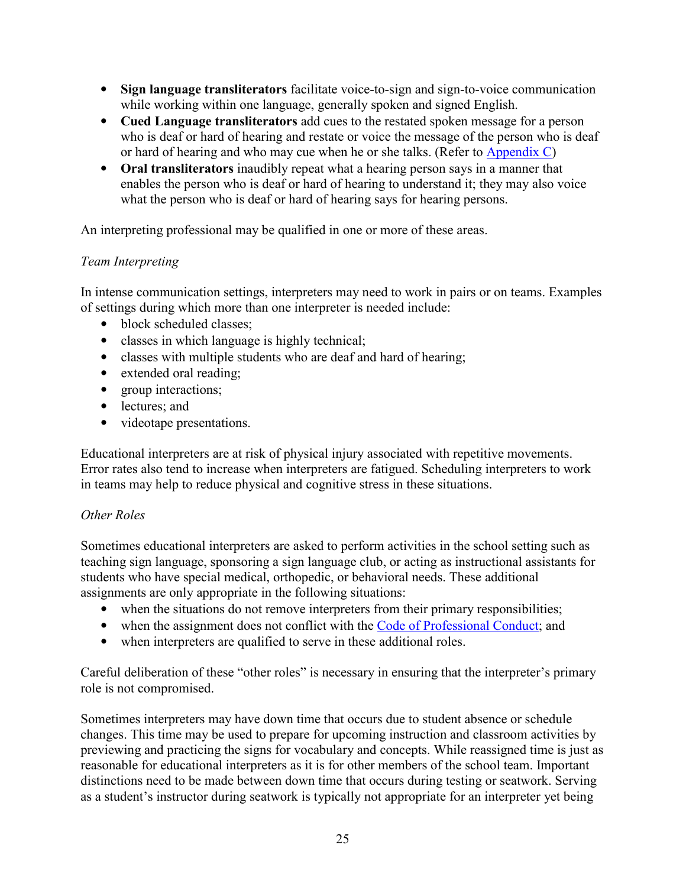- **Sign language transliterators** facilitate voice-to-sign and sign-to-voice communication while working within one language, generally spoken and signed English.
- **Cued Language transliterators** add cues to the restated spoken message for a person who is deaf or hard of hearing and restate or voice the message of the person who is deaf or hard of hearing and who may cue when he or she talks. (Refer to Appendix C)
- **Oral transliterators** inaudibly repeat what a hearing person says in a manner that enables the person who is deaf or hard of hearing to understand it; they may also voice what the person who is deaf or hard of hearing says for hearing persons.

An interpreting professional may be qualified in one or more of these areas.

*Team Interpreting*

In intense communication settings, interpreters may need to work in pairs or on teams. Examples of settings during which more than one interpreter is needed include:

- block scheduled classes;
- classes in which language is highly technical;
- classes with multiple students who are deaf and hard of hearing;
- extended oral reading;
- group interactions;
- lectures; and
- videotape presentations.

Educational interpreters are at risk of physical injury associated with repetitive movements. Error rates also tend to increase when interpreters are fatigued. Scheduling interpreters to work in teams may help to reduce physical and cognitive stress in these situations.

*Other Roles*

Sometimes educational interpreters are asked to perform activities in the school setting such as teaching sign language, sponsoring a sign language club, or acting as instructional assistants for students who have special medical, orthopedic, or behavioral needs. These additional assignments are only appropriate in the following situations:

- when the situations do not remove interpreters from their primary responsibilities;
- when the assignment does not conflict with the Code of Professional Conduct; and
- when interpreters are qualified to serve in these additional roles.

Careful deliberation of these "other roles" is necessary in ensuring that the interpreter's primary role is not compromised.

Sometimes interpreters may have down time that occurs due to student absence or schedule changes. This time may be used to prepare for upcoming instruction and classroom activities by previewing and practicing the signs for vocabulary and concepts. While reassigned time is just as reasonable for educational interpreters as it is for other members of the school team. Important distinctions need to be made between down time that occurs during testing or seatwork. Serving as a student's instructor during seatwork is typically not appropriate for an interpreter yet being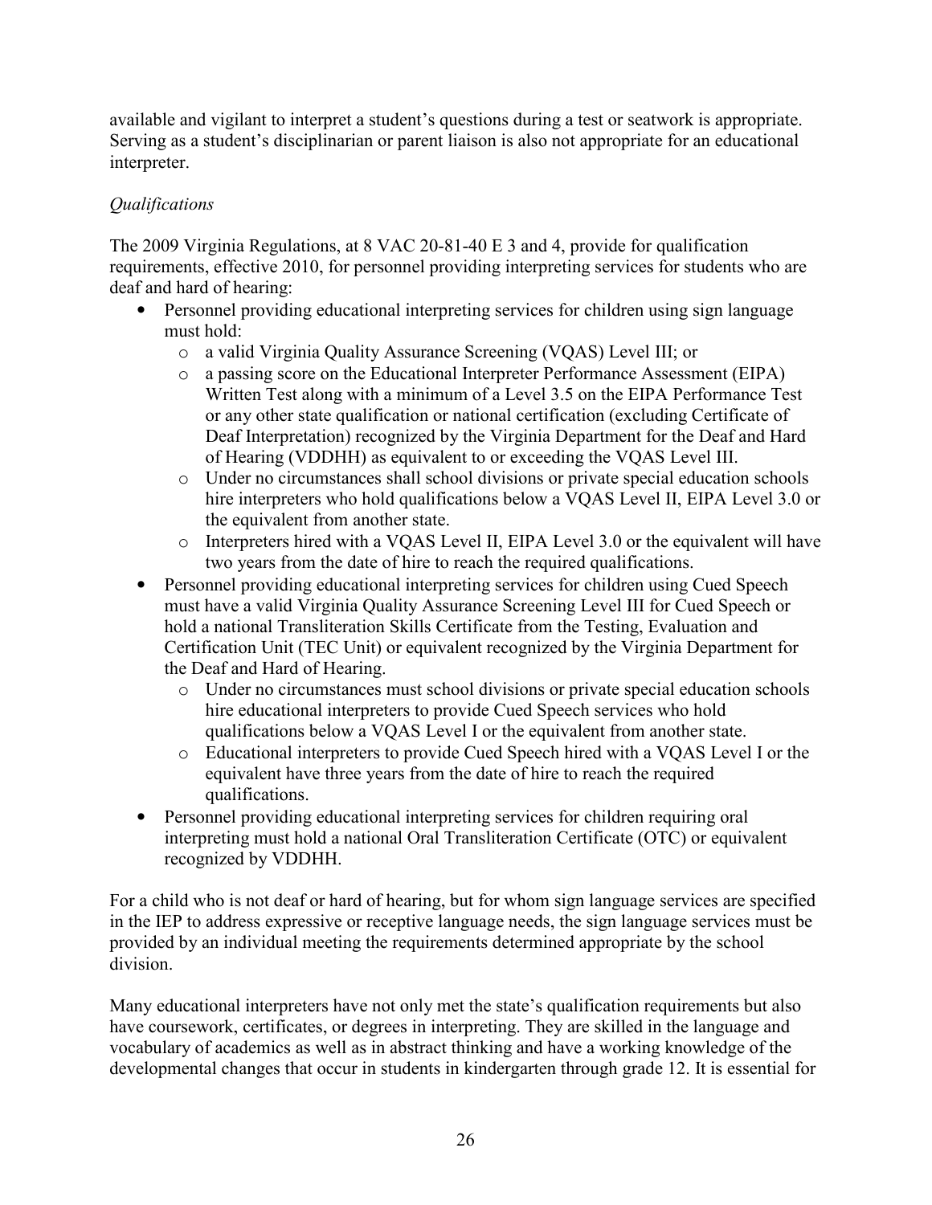available and vigilant to interpret a student's questions during a test or seatwork is appropriate. Serving as a student's disciplinarian or parent liaison is also not appropriate for an educational interpreter.

*Qualifications*

The 2009 Virginia Regulations, at 8 VAC 20-81-40 E 3 and 4, provide for qualification requirements, effective 2010, for personnel providing interpreting services for students who are deaf and hard of hearing:

- Personnel providing educational interpreting services for children using sign language must hold:
  - a valid Virginia Quality Assurance Screening (VQAS) Level III; or
  - a passing score on the Educational Interpreter Performance Assessment (EIPA) Written Test along with a minimum of a Level 3.5 on the EIPA Performance Test or any other state qualification or national certification (excluding Certificate of Deaf Interpretation) recognized by the Virginia Department for the Deaf and Hard of Hearing (VDDHH) as equivalent to or exceeding the VQAS Level III.
  - Under no circumstances shall school divisions or private special education schools hire interpreters who hold qualifications below a VQAS Level II, EIPA Level 3.0 or the equivalent from another state.
  - Interpreters hired with a VQAS Level II, EIPA Level 3.0 or the equivalent will have two years from the date of hire to reach the required qualifications.
- Personnel providing educational interpreting services for children using Cued Speech must have a valid Virginia Quality Assurance Screening Level III for Cued Speech or hold a national Transliteration Skills Certificate from the Testing, Evaluation and Certification Unit (TEC Unit) or equivalent recognized by the Virginia Department for the Deaf and Hard of Hearing.
  - Under no circumstances must school divisions or private special education schools hire educational interpreters to provide Cued Speech services who hold qualifications below a VQAS Level I or the equivalent from another state.
  - Educational interpreters to provide Cued Speech hired with a VQAS Level I or the equivalent have three years from the date of hire to reach the required qualifications.
- Personnel providing educational interpreting services for children requiring oral interpreting must hold a national Oral Transliteration Certificate (OTC) or equivalent recognized by VDDHH.

For a child who is not deaf or hard of hearing, but for whom sign language services are specified in the IEP to address expressive or receptive language needs, the sign language services must be provided by an individual meeting the requirements determined appropriate by the school division.

Many educational interpreters have not only met the state's qualification requirements but also have coursework, certificates, or degrees in interpreting. They are skilled in the language and vocabulary of academics as well as in abstract thinking and have a working knowledge of the developmental changes that occur in students in kindergarten through grade 12. It is essential for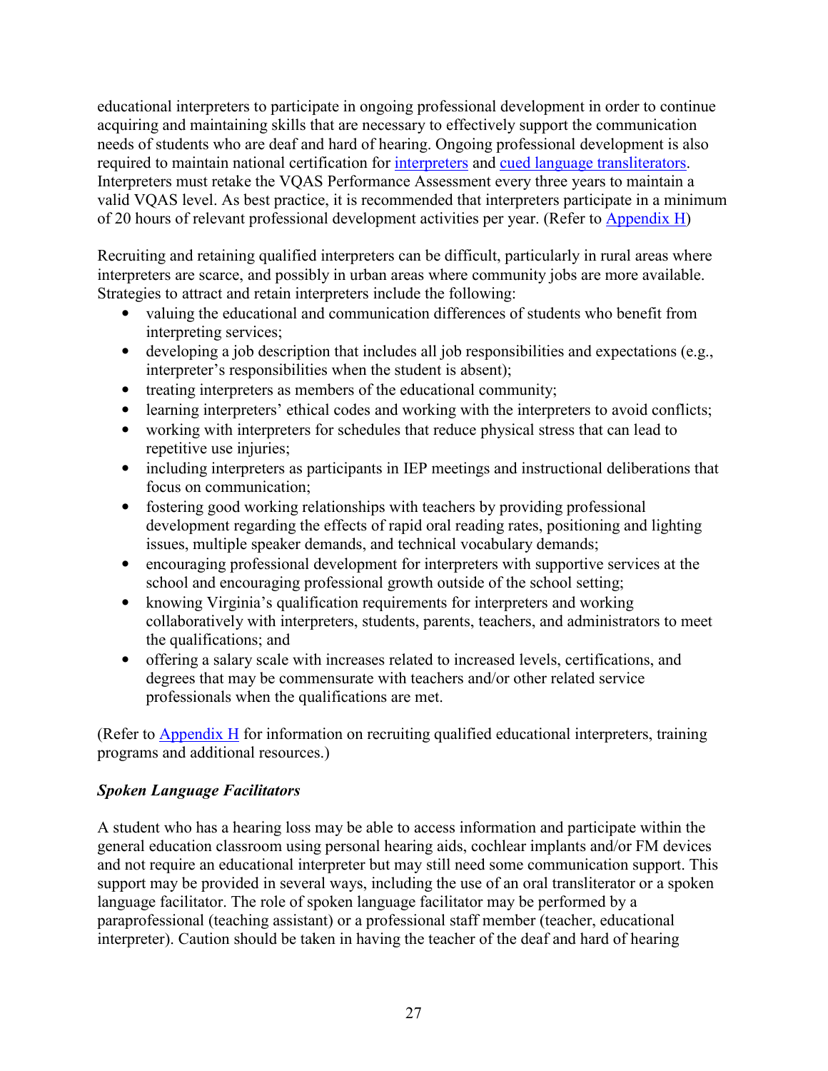educational interpreters to participate in ongoing professional development in order to continue acquiring and maintaining skills that are necessary to effectively support the communication needs of students who are deaf and hard of hearing. Ongoing professional development is also required to maintain national certification for interpreters and cued language transliterators. Interpreters must retake the VQAS Performance Assessment every three years to maintain a valid VQAS level. As best practice, it is recommended that interpreters participate in a minimum of 20 hours of relevant professional development activities per year. (Refer to Appendix H)

Recruiting and retaining qualified interpreters can be difficult, particularly in rural areas where interpreters are scarce, and possibly in urban areas where community jobs are more available. Strategies to attract and retain interpreters include the following:

- valuing the educational and communication differences of students who benefit from interpreting services;
- developing a job description that includes all job responsibilities and expectations (e.g., interpreter's responsibilities when the student is absent);
- treating interpreters as members of the educational community;
- learning interpreters' ethical codes and working with the interpreters to avoid conflicts;
- working with interpreters for schedules that reduce physical stress that can lead to repetitive use injuries;
- including interpreters as participants in IEP meetings and instructional deliberations that focus on communication;
- fostering good working relationships with teachers by providing professional development regarding the effects of rapid oral reading rates, positioning and lighting issues, multiple speaker demands, and technical vocabulary demands;
- encouraging professional development for interpreters with supportive services at the school and encouraging professional growth outside of the school setting;
- knowing Virginia's qualification requirements for interpreters and working collaboratively with interpreters, students, parents, teachers, and administrators to meet the qualifications; and
- offering a salary scale with increases related to increased levels, certifications, and degrees that may be commensurate with teachers and/or other related service professionals when the qualifications are met.

(Refer to Appendix H for information on recruiting qualified educational interpreters, training programs and additional resources.)

***Spoken Language Facilitators***

A student who has a hearing loss may be able to access information and participate within the general education classroom using personal hearing aids, cochlear implants and/or FM devices and not require an educational interpreter but may still need some communication support. This support may be provided in several ways, including the use of an oral transliterator or a spoken language facilitator. The role of spoken language facilitator may be performed by a paraprofessional (teaching assistant) or a professional staff member (teacher, educational interpreter). Caution should be taken in having the teacher of the deaf and hard of hearing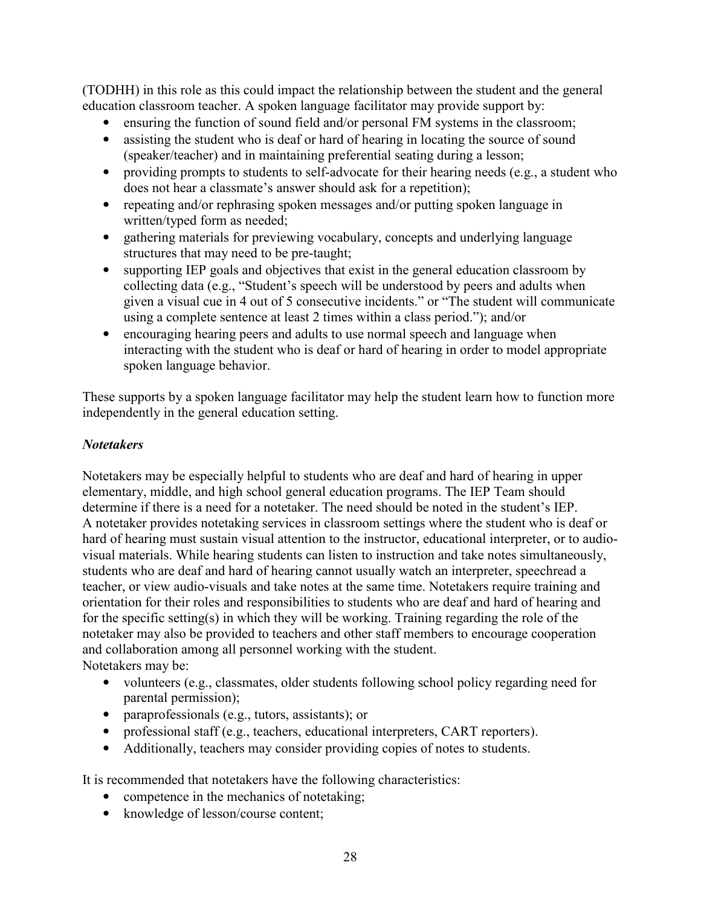(TODHH) in this role as this could impact the relationship between the student and the general education classroom teacher. A spoken language facilitator may provide support by:

- ensuring the function of sound field and/or personal FM systems in the classroom;
- assisting the student who is deaf or hard of hearing in locating the source of sound (speaker/teacher) and in maintaining preferential seating during a lesson;
- providing prompts to students to self-advocate for their hearing needs (e.g., a student who does not hear a classmate's answer should ask for a repetition);
- repeating and/or rephrasing spoken messages and/or putting spoken language in written/typed form as needed;
- gathering materials for previewing vocabulary, concepts and underlying language structures that may need to be pre-taught;
- supporting IEP goals and objectives that exist in the general education classroom by collecting data (e.g., "Student's speech will be understood by peers and adults when given a visual cue in 4 out of 5 consecutive incidents." or "The student will communicate using a complete sentence at least 2 times within a class period."); and/or
- encouraging hearing peers and adults to use normal speech and language when interacting with the student who is deaf or hard of hearing in order to model appropriate spoken language behavior.

These supports by a spoken language facilitator may help the student learn how to function more independently in the general education setting.

***Notetakers***

Notetakers may be especially helpful to students who are deaf and hard of hearing in upper elementary, middle, and high school general education programs. The IEP Team should determine if there is a need for a notetaker. The need should be noted in the student's IEP. A notetaker provides notetaking services in classroom settings where the student who is deaf or hard of hearing must sustain visual attention to the instructor, educational interpreter, or to audio-visual materials. While hearing students can listen to instruction and take notes simultaneously, students who are deaf and hard of hearing cannot usually watch an interpreter, speechread a teacher, or view audio-visuals and take notes at the same time. Notetakers require training and orientation for their roles and responsibilities to students who are deaf and hard of hearing and for the specific setting(s) in which they will be working. Training regarding the role of the notetaker may also be provided to teachers and other staff members to encourage cooperation and collaboration among all personnel working with the student.
Notetakers may be:

- volunteers (e.g., classmates, older students following school policy regarding need for parental permission);
- paraprofessionals (e.g., tutors, assistants); or
- professional staff (e.g., teachers, educational interpreters, CART reporters).
- Additionally, teachers may consider providing copies of notes to students.

It is recommended that notetakers have the following characteristics:

- competence in the mechanics of notetaking;
- knowledge of lesson/course content;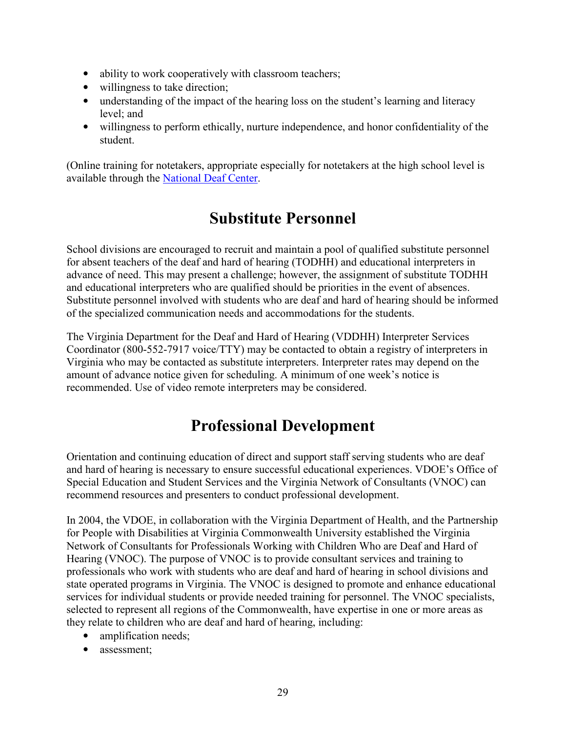- ability to work cooperatively with classroom teachers;
- willingness to take direction;
- understanding of the impact of the hearing loss on the student's learning and literacy level; and
- willingness to perform ethically, nurture independence, and honor confidentiality of the student.

(Online training for notetakers, appropriate especially for notetakers at the high school level is available through the National Deaf Center.

## Substitute Personnel

School divisions are encouraged to recruit and maintain a pool of qualified substitute personnel for absent teachers of the deaf and hard of hearing (TODHH) and educational interpreters in advance of need. This may present a challenge; however, the assignment of substitute TODHH and educational interpreters who are qualified should be priorities in the event of absences. Substitute personnel involved with students who are deaf and hard of hearing should be informed of the specialized communication needs and accommodations for the students.

The Virginia Department for the Deaf and Hard of Hearing (VDDHH) Interpreter Services Coordinator (800-552-7917 voice/TTY) may be contacted to obtain a registry of interpreters in Virginia who may be contacted as substitute interpreters. Interpreter rates may depend on the amount of advance notice given for scheduling. A minimum of one week's notice is recommended. Use of video remote interpreters may be considered.

## Professional Development

Orientation and continuing education of direct and support staff serving students who are deaf and hard of hearing is necessary to ensure successful educational experiences. VDOE's Office of Special Education and Student Services and the Virginia Network of Consultants (VNOC) can recommend resources and presenters to conduct professional development.

In 2004, the VDOE, in collaboration with the Virginia Department of Health, and the Partnership for People with Disabilities at Virginia Commonwealth University established the Virginia Network of Consultants for Professionals Working with Children Who are Deaf and Hard of Hearing (VNOC). The purpose of VNOC is to provide consultant services and training to professionals who work with students who are deaf and hard of hearing in school divisions and state operated programs in Virginia. The VNOC is designed to promote and enhance educational services for individual students or provide needed training for personnel. The VNOC specialists, selected to represent all regions of the Commonwealth, have expertise in one or more areas as they relate to children who are deaf and hard of hearing, including:

- amplification needs;
- assessment;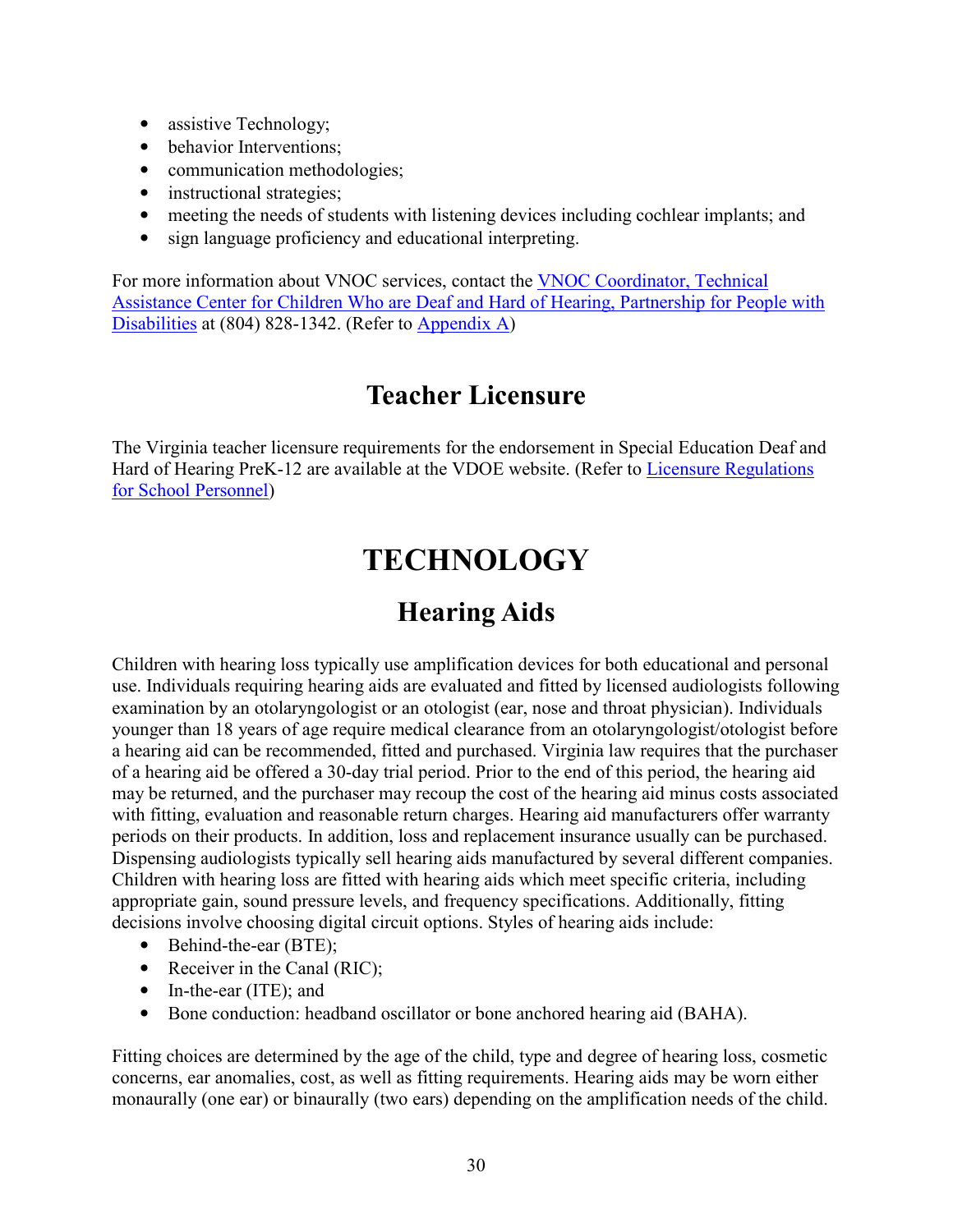- assistive Technology;
- behavior Interventions;
- communication methodologies;
- instructional strategies;
- meeting the needs of students with listening devices including cochlear implants; and
- sign language proficiency and educational interpreting.

For more information about VNOC services, contact the VNOC Coordinator, Technical Assistance Center for Children Who are Deaf and Hard of Hearing, Partnership for People with Disabilities at (804) 828-1342. (Refer to Appendix A)

## Teacher Licensure

The Virginia teacher licensure requirements for the endorsement in Special Education Deaf and Hard of Hearing PreK-12 are available at the VDOE website. (Refer to Licensure Regulations for School Personnel)

# TECHNOLOGY

## Hearing Aids

Children with hearing loss typically use amplification devices for both educational and personal use. Individuals requiring hearing aids are evaluated and fitted by licensed audiologists following examination by an otolaryngologist or an otologist (ear, nose and throat physician). Individuals younger than 18 years of age require medical clearance from an otolaryngologist/otologist before a hearing aid can be recommended, fitted and purchased. Virginia law requires that the purchaser of a hearing aid be offered a 30-day trial period. Prior to the end of this period, the hearing aid may be returned, and the purchaser may recoup the cost of the hearing aid minus costs associated with fitting, evaluation and reasonable return charges. Hearing aid manufacturers offer warranty periods on their products. In addition, loss and replacement insurance usually can be purchased. Dispensing audiologists typically sell hearing aids manufactured by several different companies. Children with hearing loss are fitted with hearing aids which meet specific criteria, including appropriate gain, sound pressure levels, and frequency specifications. Additionally, fitting decisions involve choosing digital circuit options. Styles of hearing aids include:

- Behind-the-ear (BTE);
- Receiver in the Canal (RIC);
- In-the-ear (ITE); and
- Bone conduction: headband oscillator or bone anchored hearing aid (BAHA).

Fitting choices are determined by the age of the child, type and degree of hearing loss, cosmetic concerns, ear anomalies, cost, as well as fitting requirements. Hearing aids may be worn either monaurally (one ear) or binaurally (two ears) depending on the amplification needs of the child.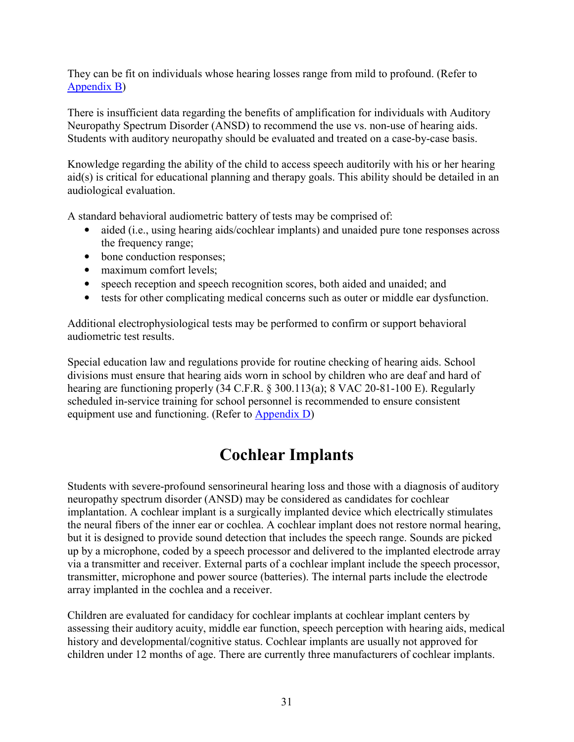They can be fit on individuals whose hearing losses range from mild to profound. (Refer to Appendix B)

There is insufficient data regarding the benefits of amplification for individuals with Auditory Neuropathy Spectrum Disorder (ANSD) to recommend the use vs. non-use of hearing aids. Students with auditory neuropathy should be evaluated and treated on a case-by-case basis.

Knowledge regarding the ability of the child to access speech auditorily with his or her hearing aid(s) is critical for educational planning and therapy goals. This ability should be detailed in an audiological evaluation.

A standard behavioral audiometric battery of tests may be comprised of:

- aided (i.e., using hearing aids/cochlear implants) and unaided pure tone responses across the frequency range;
- bone conduction responses;
- maximum comfort levels;
- speech reception and speech recognition scores, both aided and unaided; and
- tests for other complicating medical concerns such as outer or middle ear dysfunction.

Additional electrophysiological tests may be performed to confirm or support behavioral audiometric test results.

Special education law and regulations provide for routine checking of hearing aids. School divisions must ensure that hearing aids worn in school by children who are deaf and hard of hearing are functioning properly (34 C.F.R. § 300.113(a); 8 VAC 20-81-100 E). Regularly scheduled in-service training for school personnel is recommended to ensure consistent equipment use and functioning. (Refer to Appendix D)

# Cochlear Implants

Students with severe-profound sensorineural hearing loss and those with a diagnosis of auditory neuropathy spectrum disorder (ANSD) may be considered as candidates for cochlear implantation. A cochlear implant is a surgically implanted device which electrically stimulates the neural fibers of the inner ear or cochlea. A cochlear implant does not restore normal hearing, but it is designed to provide sound detection that includes the speech range. Sounds are picked up by a microphone, coded by a speech processor and delivered to the implanted electrode array via a transmitter and receiver. External parts of a cochlear implant include the speech processor, transmitter, microphone and power source (batteries). The internal parts include the electrode array implanted in the cochlea and a receiver.

Children are evaluated for candidacy for cochlear implants at cochlear implant centers by assessing their auditory acuity, middle ear function, speech perception with hearing aids, medical history and developmental/cognitive status. Cochlear implants are usually not approved for children under 12 months of age. There are currently three manufacturers of cochlear implants.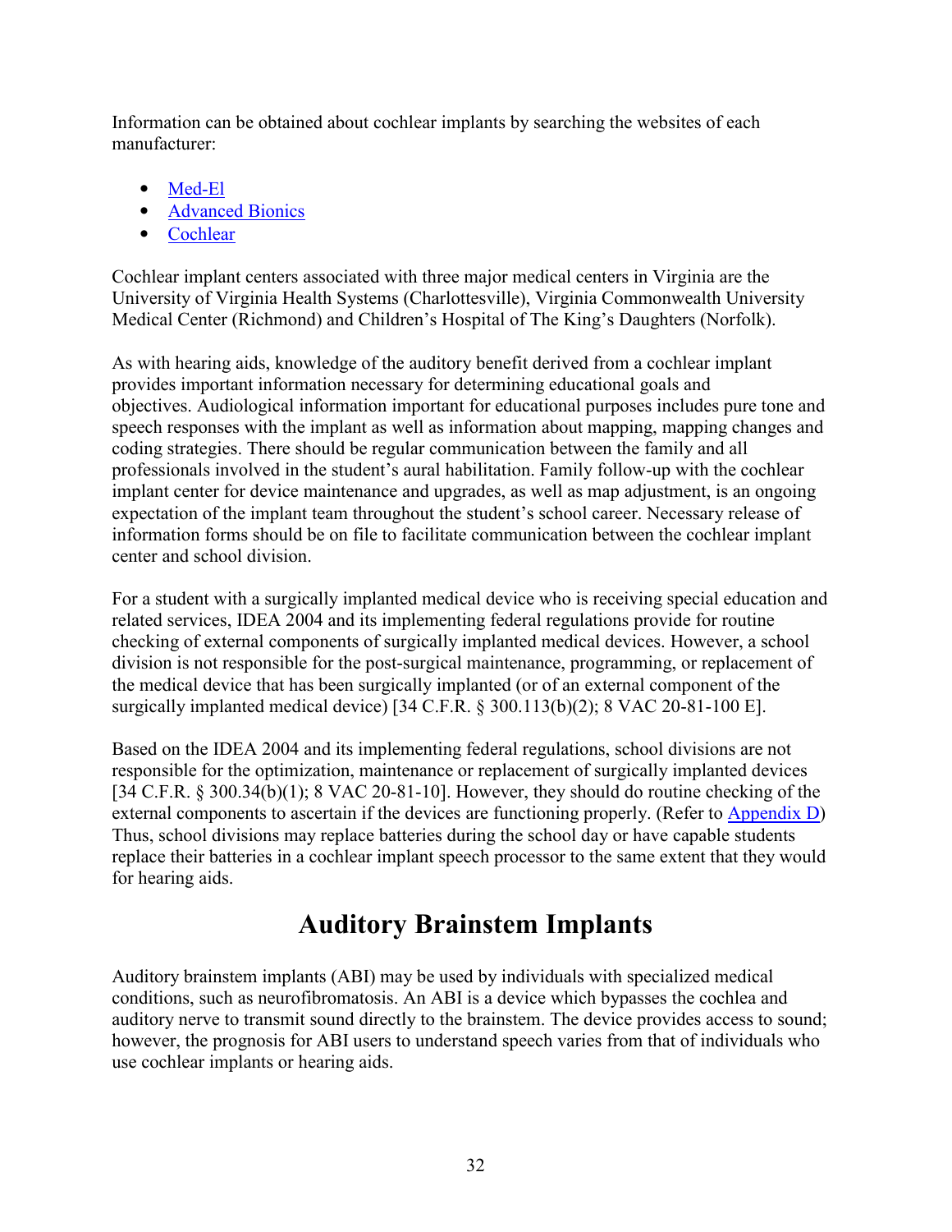Information can be obtained about cochlear implants by searching the websites of each manufacturer:

- Med-El
- Advanced Bionics
- Cochlear

Cochlear implant centers associated with three major medical centers in Virginia are the University of Virginia Health Systems (Charlottesville), Virginia Commonwealth University Medical Center (Richmond) and Children's Hospital of The King's Daughters (Norfolk).

As with hearing aids, knowledge of the auditory benefit derived from a cochlear implant provides important information necessary for determining educational goals and objectives. Audiological information important for educational purposes includes pure tone and speech responses with the implant as well as information about mapping, mapping changes and coding strategies. There should be regular communication between the family and all professionals involved in the student's aural habilitation. Family follow-up with the cochlear implant center for device maintenance and upgrades, as well as map adjustment, is an ongoing expectation of the implant team throughout the student's school career. Necessary release of information forms should be on file to facilitate communication between the cochlear implant center and school division.

For a student with a surgically implanted medical device who is receiving special education and related services, IDEA 2004 and its implementing federal regulations provide for routine checking of external components of surgically implanted medical devices. However, a school division is not responsible for the post-surgical maintenance, programming, or replacement of the medical device that has been surgically implanted (or of an external component of the surgically implanted medical device) [34 C.F.R. § 300.113(b)(2); 8 VAC 20-81-100 E].

Based on the IDEA 2004 and its implementing federal regulations, school divisions are not responsible for the optimization, maintenance or replacement of surgically implanted devices [34 C.F.R. § 300.34(b)(1); 8 VAC 20-81-10]. However, they should do routine checking of the external components to ascertain if the devices are functioning properly. (Refer to Appendix D) Thus, school divisions may replace batteries during the school day or have capable students replace their batteries in a cochlear implant speech processor to the same extent that they would for hearing aids.

## Auditory Brainstem Implants

Auditory brainstem implants (ABI) may be used by individuals with specialized medical conditions, such as neurofibromatosis. An ABI is a device which bypasses the cochlea and auditory nerve to transmit sound directly to the brainstem. The device provides access to sound; however, the prognosis for ABI users to understand speech varies from that of individuals who use cochlear implants or hearing aids.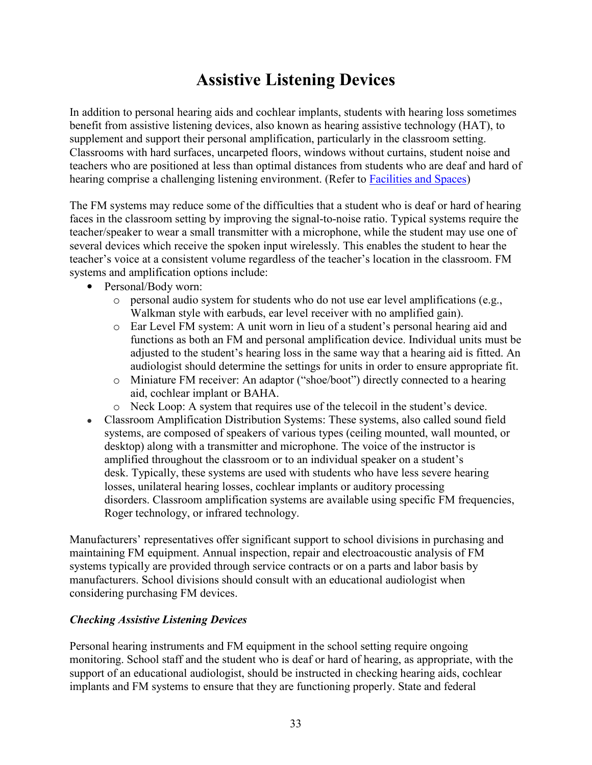# Assistive Listening Devices

In addition to personal hearing aids and cochlear implants, students with hearing loss sometimes benefit from assistive listening devices, also known as hearing assistive technology (HAT), to supplement and support their personal amplification, particularly in the classroom setting. Classrooms with hard surfaces, uncarpeted floors, windows without curtains, student noise and teachers who are positioned at less than optimal distances from students who are deaf and hard of hearing comprise a challenging listening environment. (Refer to [Facilities and Spaces])

The FM systems may reduce some of the difficulties that a student who is deaf or hard of hearing faces in the classroom setting by improving the signal-to-noise ratio. Typical systems require the teacher/speaker to wear a small transmitter with a microphone, while the student may use one of several devices which receive the spoken input wirelessly. This enables the student to hear the teacher's voice at a consistent volume regardless of the teacher's location in the classroom. FM systems and amplification options include:

- Personal/Body worn:
  - personal audio system for students who do not use ear level amplifications (e.g., Walkman style with earbuds, ear level receiver with no amplified gain).
  - Ear Level FM system: A unit worn in lieu of a student's personal hearing aid and functions as both an FM and personal amplification device. Individual units must be adjusted to the student's hearing loss in the same way that a hearing aid is fitted. An audiologist should determine the settings for units in order to ensure appropriate fit.
  - Miniature FM receiver: An adaptor ("shoe/boot") directly connected to a hearing aid, cochlear implant or BAHA.
  - Neck Loop: A system that requires use of the telecoil in the student's device.
- Classroom Amplification Distribution Systems: These systems, also called sound field systems, are composed of speakers of various types (ceiling mounted, wall mounted, or desktop) along with a transmitter and microphone. The voice of the instructor is amplified throughout the classroom or to an individual speaker on a student's desk. Typically, these systems are used with students who have less severe hearing losses, unilateral hearing losses, cochlear implants or auditory processing disorders. Classroom amplification systems are available using specific FM frequencies, Roger technology, or infrared technology.

Manufacturers' representatives offer significant support to school divisions in purchasing and maintaining FM equipment. Annual inspection, repair and electroacoustic analysis of FM systems typically are provided through service contracts or on a parts and labor basis by manufacturers. School divisions should consult with an educational audiologist when considering purchasing FM devices.

### *Checking Assistive Listening Devices*

Personal hearing instruments and FM equipment in the school setting require ongoing monitoring. School staff and the student who is deaf or hard of hearing, as appropriate, with the support of an educational audiologist, should be instructed in checking hearing aids, cochlear implants and FM systems to ensure that they are functioning properly. State and federal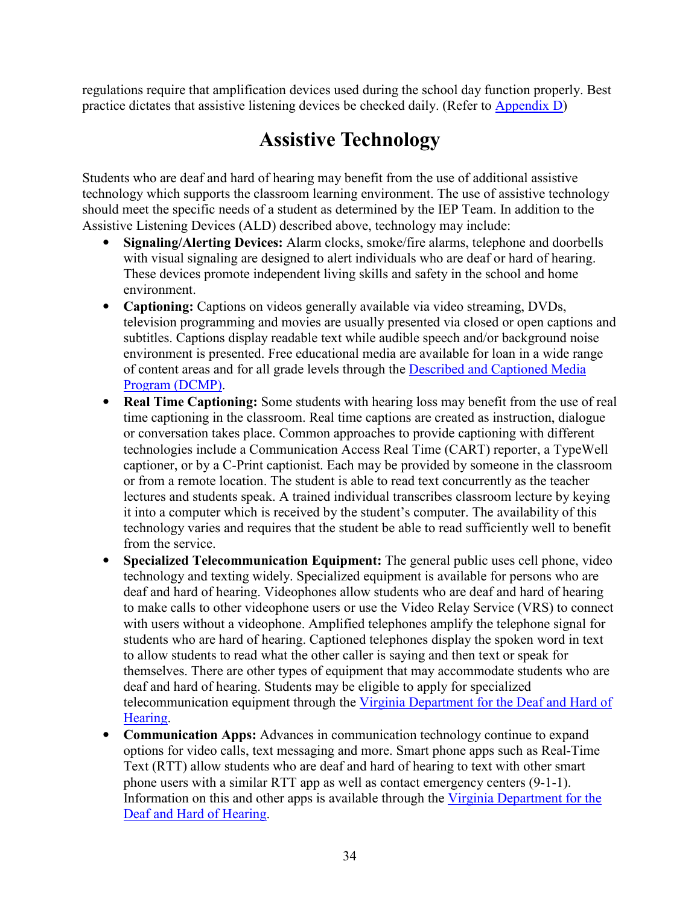regulations require that amplification devices used during the school day function properly. Best practice dictates that assistive listening devices be checked daily. (Refer to Appendix D)

# Assistive Technology

Students who are deaf and hard of hearing may benefit from the use of additional assistive technology which supports the classroom learning environment. The use of assistive technology should meet the specific needs of a student as determined by the IEP Team. In addition to the Assistive Listening Devices (ALD) described above, technology may include:

- **Signaling/Alerting Devices:** Alarm clocks, smoke/fire alarms, telephone and doorbells with visual signaling are designed to alert individuals who are deaf or hard of hearing. These devices promote independent living skills and safety in the school and home environment.
- **Captioning:** Captions on videos generally available via video streaming, DVDs, television programming and movies are usually presented via closed or open captions and subtitles. Captions display readable text while audible speech and/or background noise environment is presented. Free educational media are available for loan in a wide range of content areas and for all grade levels through the Described and Captioned Media Program (DCMP).
- **Real Time Captioning:** Some students with hearing loss may benefit from the use of real time captioning in the classroom. Real time captions are created as instruction, dialogue or conversation takes place. Common approaches to provide captioning with different technologies include a Communication Access Real Time (CART) reporter, a TypeWell captioner, or by a C-Print captionist. Each may be provided by someone in the classroom or from a remote location. The student is able to read text concurrently as the teacher lectures and students speak. A trained individual transcribes classroom lecture by keying it into a computer which is received by the student's computer. The availability of this technology varies and requires that the student be able to read sufficiently well to benefit from the service.
- **Specialized Telecommunication Equipment:** The general public uses cell phone, video technology and texting widely. Specialized equipment is available for persons who are deaf and hard of hearing. Videophones allow students who are deaf and hard of hearing to make calls to other videophone users or use the Video Relay Service (VRS) to connect with users without a videophone. Amplified telephones amplify the telephone signal for students who are hard of hearing. Captioned telephones display the spoken word in text to allow students to read what the other caller is saying and then text or speak for themselves. There are other types of equipment that may accommodate students who are deaf and hard of hearing. Students may be eligible to apply for specialized telecommunication equipment through the Virginia Department for the Deaf and Hard of Hearing.
- **Communication Apps:** Advances in communication technology continue to expand options for video calls, text messaging and more. Smart phone apps such as Real-Time Text (RTT) allow students who are deaf and hard of hearing to text with other smart phone users with a similar RTT app as well as contact emergency centers (9-1-1). Information on this and other apps is available through the Virginia Department for the Deaf and Hard of Hearing.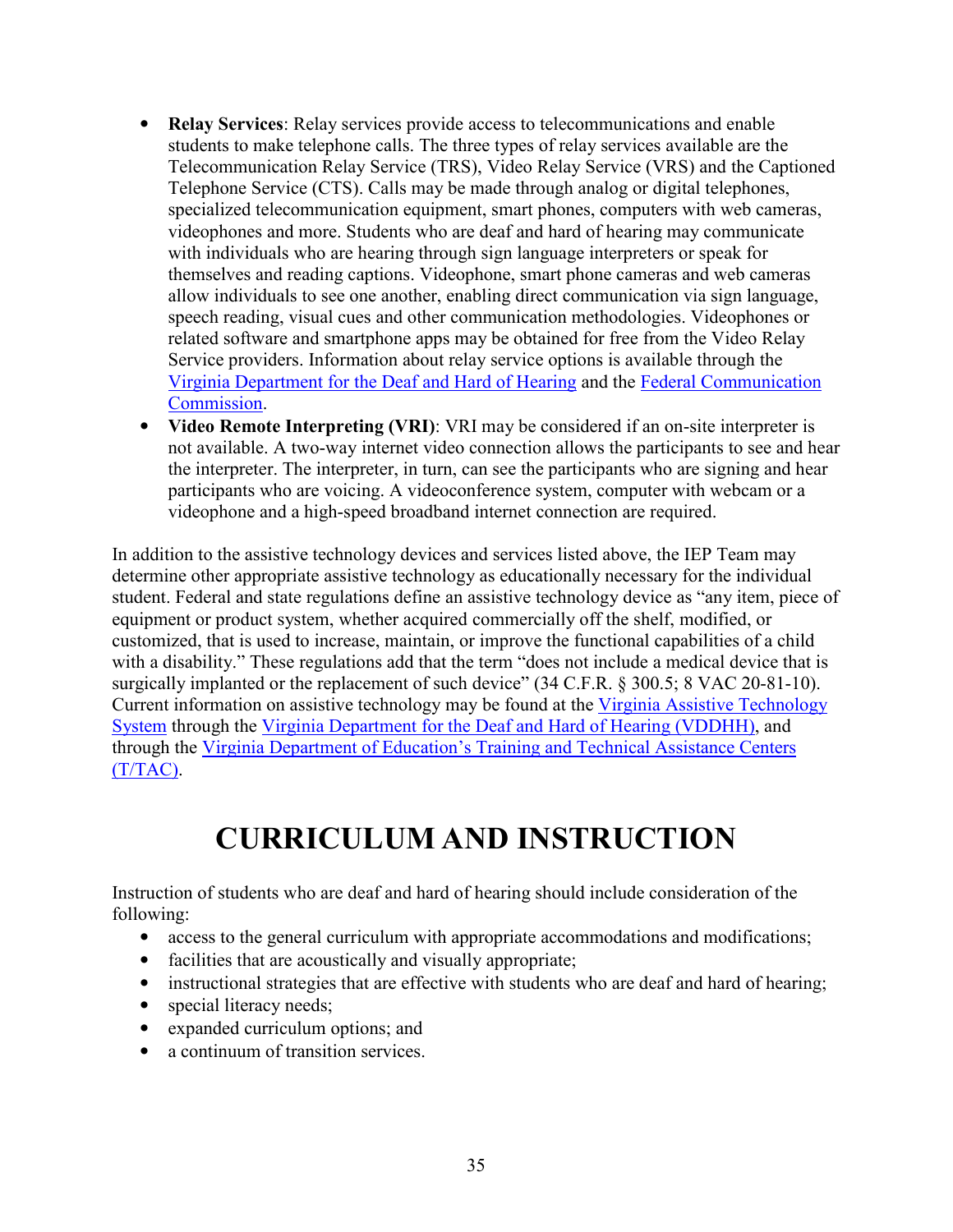- **Relay Services**: Relay services provide access to telecommunications and enable students to make telephone calls. The three types of relay services available are the Telecommunication Relay Service (TRS), Video Relay Service (VRS) and the Captioned Telephone Service (CTS). Calls may be made through analog or digital telephones, specialized telecommunication equipment, smart phones, computers with web cameras, videophones and more. Students who are deaf and hard of hearing may communicate with individuals who are hearing through sign language interpreters or speak for themselves and reading captions. Videophone, smart phone cameras and web cameras allow individuals to see one another, enabling direct communication via sign language, speech reading, visual cues and other communication methodologies. Videophones or related software and smartphone apps may be obtained for free from the Video Relay Service providers. Information about relay service options is available through the Virginia Department for the Deaf and Hard of Hearing and the Federal Communication Commission.
- **Video Remote Interpreting (VRI)**: VRI may be considered if an on-site interpreter is not available. A two-way internet video connection allows the participants to see and hear the interpreter. The interpreter, in turn, can see the participants who are signing and hear participants who are voicing. A videoconference system, computer with webcam or a videophone and a high-speed broadband internet connection are required.

In addition to the assistive technology devices and services listed above, the IEP Team may determine other appropriate assistive technology as educationally necessary for the individual student. Federal and state regulations define an assistive technology device as "any item, piece of equipment or product system, whether acquired commercially off the shelf, modified, or customized, that is used to increase, maintain, or improve the functional capabilities of a child with a disability." These regulations add that the term "does not include a medical device that is surgically implanted or the replacement of such device" (34 C.F.R. § 300.5; 8 VAC 20-81-10). Current information on assistive technology may be found at the Virginia Assistive Technology System through the Virginia Department for the Deaf and Hard of Hearing (VDDHH), and through the Virginia Department of Education's Training and Technical Assistance Centers (T/TAC).

# CURRICULUM AND INSTRUCTION

Instruction of students who are deaf and hard of hearing should include consideration of the following:

- access to the general curriculum with appropriate accommodations and modifications;
- facilities that are acoustically and visually appropriate;
- instructional strategies that are effective with students who are deaf and hard of hearing;
- special literacy needs;
- expanded curriculum options; and
- a continuum of transition services.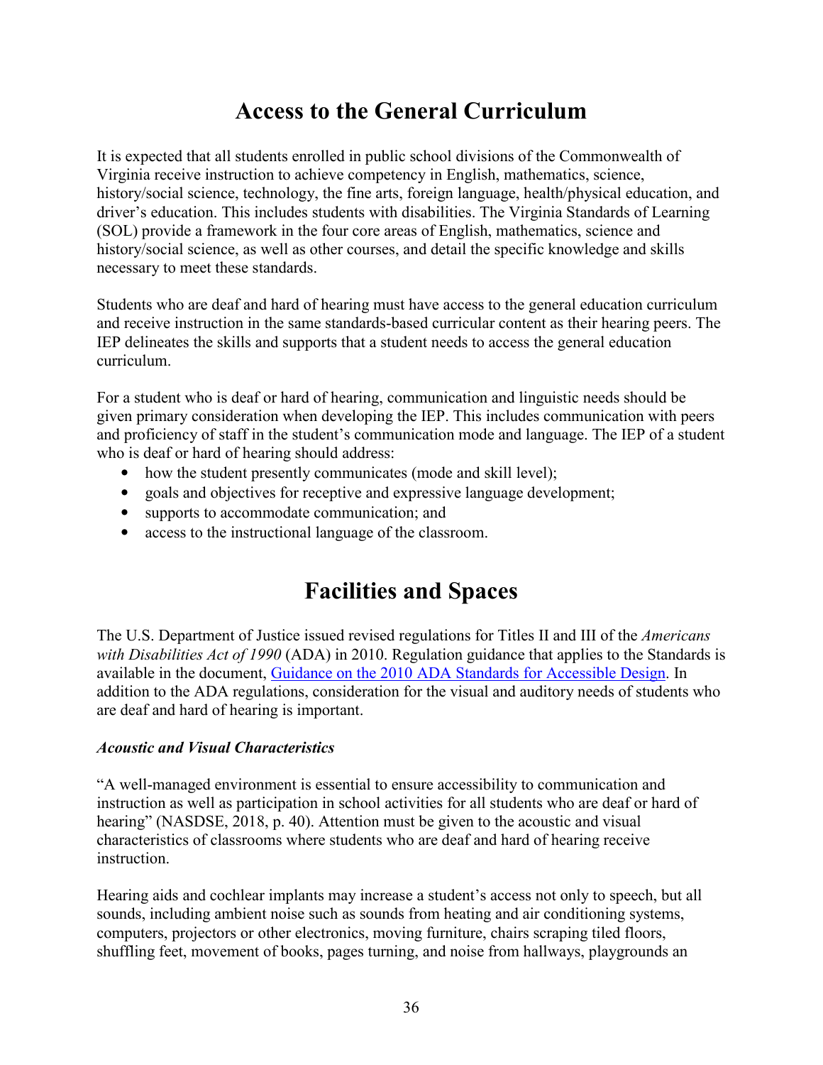# Access to the General Curriculum

It is expected that all students enrolled in public school divisions of the Commonwealth of Virginia receive instruction to achieve competency in English, mathematics, science, history/social science, technology, the fine arts, foreign language, health/physical education, and driver's education. This includes students with disabilities. The Virginia Standards of Learning (SOL) provide a framework in the four core areas of English, mathematics, science and history/social science, as well as other courses, and detail the specific knowledge and skills necessary to meet these standards.

Students who are deaf and hard of hearing must have access to the general education curriculum and receive instruction in the same standards-based curricular content as their hearing peers. The IEP delineates the skills and supports that a student needs to access the general education curriculum.

For a student who is deaf or hard of hearing, communication and linguistic needs should be given primary consideration when developing the IEP. This includes communication with peers and proficiency of staff in the student's communication mode and language. The IEP of a student who is deaf or hard of hearing should address:

- how the student presently communicates (mode and skill level);
- goals and objectives for receptive and expressive language development;
- supports to accommodate communication; and
- access to the instructional language of the classroom.

# Facilities and Spaces

The U.S. Department of Justice issued revised regulations for Titles II and III of the *Americans with Disabilities Act of 1990* (ADA) in 2010. Regulation guidance that applies to the Standards is available in the document, [Guidance on the 2010 ADA Standards for Accessible Design](). In addition to the ADA regulations, consideration for the visual and auditory needs of students who are deaf and hard of hearing is important.

### *Acoustic and Visual Characteristics*

"A well-managed environment is essential to ensure accessibility to communication and instruction as well as participation in school activities for all students who are deaf or hard of hearing" (NASDSE, 2018, p. 40). Attention must be given to the acoustic and visual characteristics of classrooms where students who are deaf and hard of hearing receive instruction.

Hearing aids and cochlear implants may increase a student's access not only to speech, but all sounds, including ambient noise such as sounds from heating and air conditioning systems, computers, projectors or other electronics, moving furniture, chairs scraping tiled floors, shuffling feet, movement of books, pages turning, and noise from hallways, playgrounds an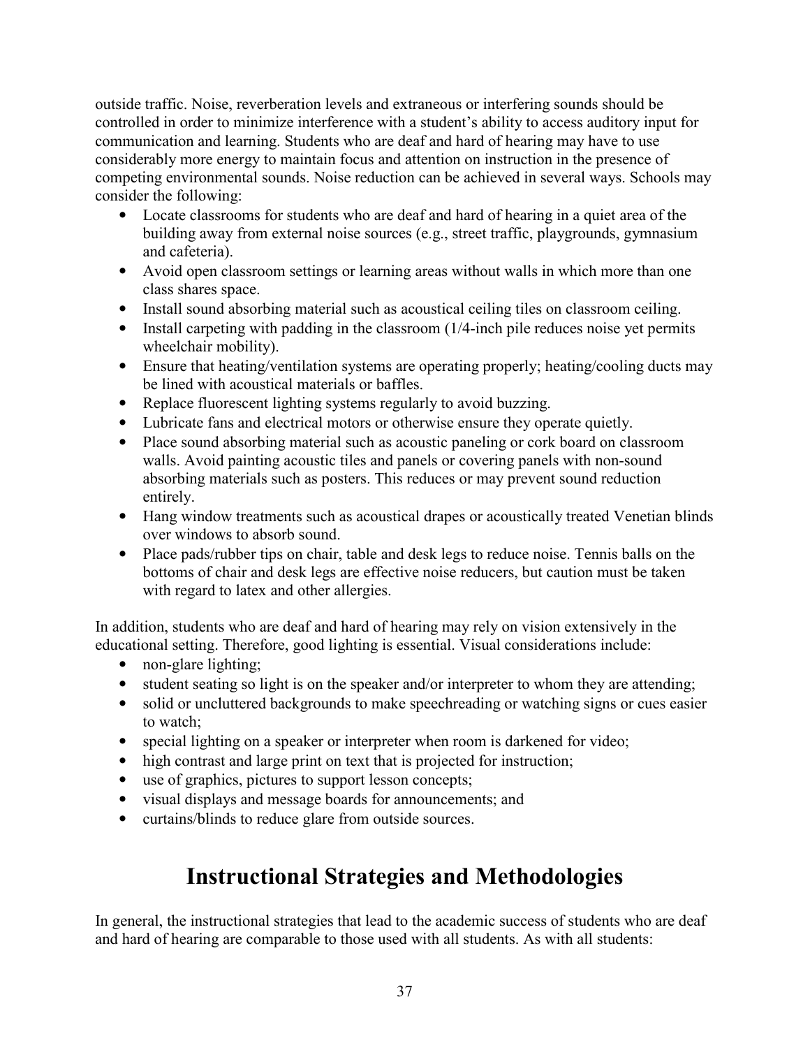outside traffic. Noise, reverberation levels and extraneous or interfering sounds should be controlled in order to minimize interference with a student's ability to access auditory input for communication and learning. Students who are deaf and hard of hearing may have to use considerably more energy to maintain focus and attention on instruction in the presence of competing environmental sounds. Noise reduction can be achieved in several ways. Schools may consider the following:

- Locate classrooms for students who are deaf and hard of hearing in a quiet area of the building away from external noise sources (e.g., street traffic, playgrounds, gymnasium and cafeteria).
- Avoid open classroom settings or learning areas without walls in which more than one class shares space.
- Install sound absorbing material such as acoustical ceiling tiles on classroom ceiling.
- Install carpeting with padding in the classroom (1/4-inch pile reduces noise yet permits wheelchair mobility).
- Ensure that heating/ventilation systems are operating properly; heating/cooling ducts may be lined with acoustical materials or baffles.
- Replace fluorescent lighting systems regularly to avoid buzzing.
- Lubricate fans and electrical motors or otherwise ensure they operate quietly.
- Place sound absorbing material such as acoustic paneling or cork board on classroom walls. Avoid painting acoustic tiles and panels or covering panels with non-sound absorbing materials such as posters. This reduces or may prevent sound reduction entirely.
- Hang window treatments such as acoustical drapes or acoustically treated Venetian blinds over windows to absorb sound.
- Place pads/rubber tips on chair, table and desk legs to reduce noise. Tennis balls on the bottoms of chair and desk legs are effective noise reducers, but caution must be taken with regard to latex and other allergies.

In addition, students who are deaf and hard of hearing may rely on vision extensively in the educational setting. Therefore, good lighting is essential. Visual considerations include:

- non-glare lighting;
- student seating so light is on the speaker and/or interpreter to whom they are attending;
- solid or uncluttered backgrounds to make speechreading or watching signs or cues easier to watch;
- special lighting on a speaker or interpreter when room is darkened for video;
- high contrast and large print on text that is projected for instruction;
- use of graphics, pictures to support lesson concepts;
- visual displays and message boards for announcements; and
- curtains/blinds to reduce glare from outside sources.

# Instructional Strategies and Methodologies

In general, the instructional strategies that lead to the academic success of students who are deaf and hard of hearing are comparable to those used with all students. As with all students: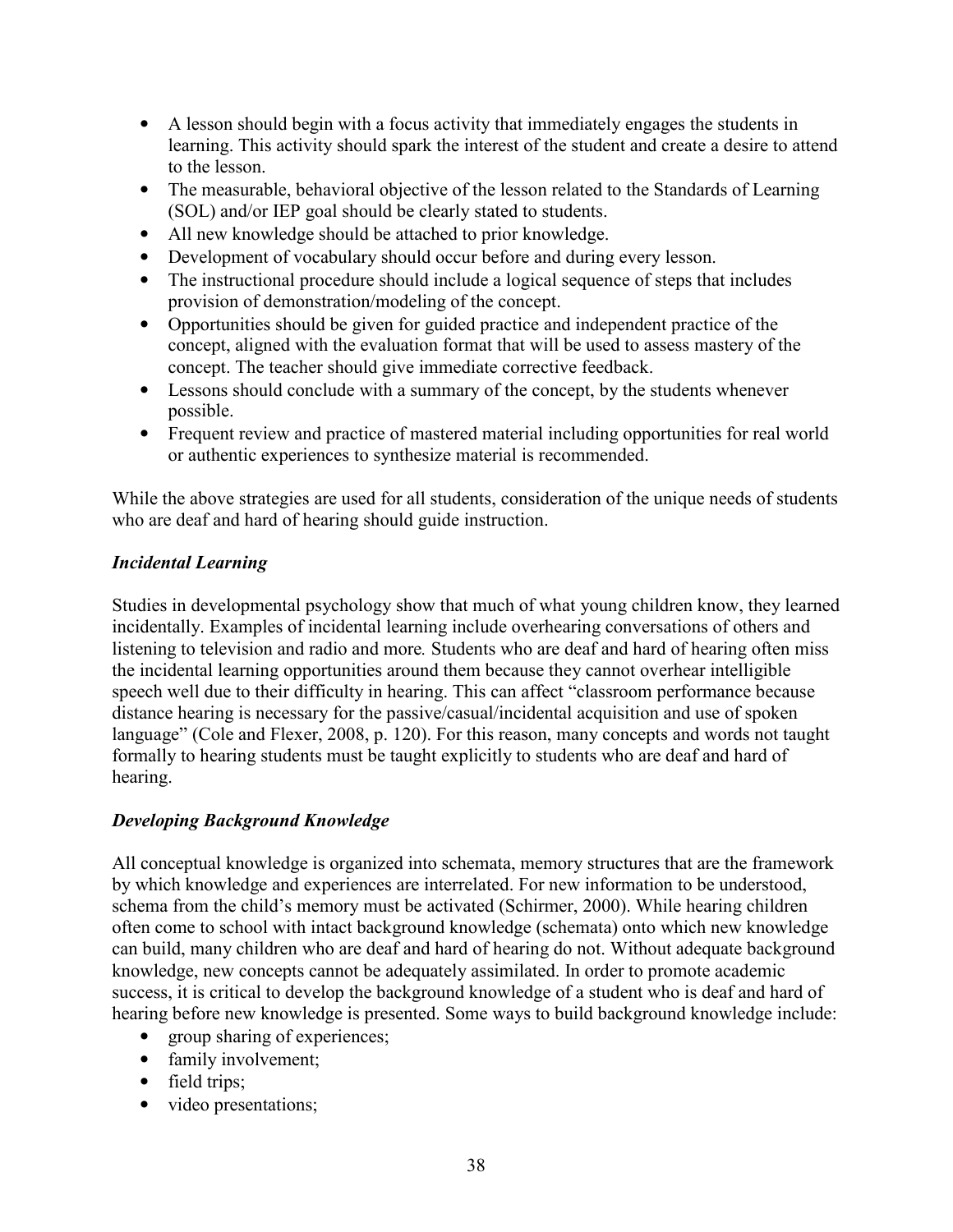- A lesson should begin with a focus activity that immediately engages the students in learning. This activity should spark the interest of the student and create a desire to attend to the lesson.
- The measurable, behavioral objective of the lesson related to the Standards of Learning (SOL) and/or IEP goal should be clearly stated to students.
- All new knowledge should be attached to prior knowledge.
- Development of vocabulary should occur before and during every lesson.
- The instructional procedure should include a logical sequence of steps that includes provision of demonstration/modeling of the concept.
- Opportunities should be given for guided practice and independent practice of the concept, aligned with the evaluation format that will be used to assess mastery of the concept. The teacher should give immediate corrective feedback.
- Lessons should conclude with a summary of the concept, by the students whenever possible.
- Frequent review and practice of mastered material including opportunities for real world or authentic experiences to synthesize material is recommended.

While the above strategies are used for all students, consideration of the unique needs of students who are deaf and hard of hearing should guide instruction.

### *Incidental Learning*

Studies in developmental psychology show that much of what young children know, they learned incidentally. Examples of incidental learning include overhearing conversations of others and listening to television and radio and more. Students who are deaf and hard of hearing often miss the incidental learning opportunities around them because they cannot overhear intelligible speech well due to their difficulty in hearing. This can affect "classroom performance because distance hearing is necessary for the passive/casual/incidental acquisition and use of spoken language" (Cole and Flexer, 2008, p. 120). For this reason, many concepts and words not taught formally to hearing students must be taught explicitly to students who are deaf and hard of hearing.

### *Developing Background Knowledge*

All conceptual knowledge is organized into schemata, memory structures that are the framework by which knowledge and experiences are interrelated. For new information to be understood, schema from the child's memory must be activated (Schirmer, 2000). While hearing children often come to school with intact background knowledge (schemata) onto which new knowledge can build, many children who are deaf and hard of hearing do not. Without adequate background knowledge, new concepts cannot be adequately assimilated. In order to promote academic success, it is critical to develop the background knowledge of a student who is deaf and hard of hearing before new knowledge is presented. Some ways to build background knowledge include:

- group sharing of experiences;
- family involvement;
- field trips;
- video presentations;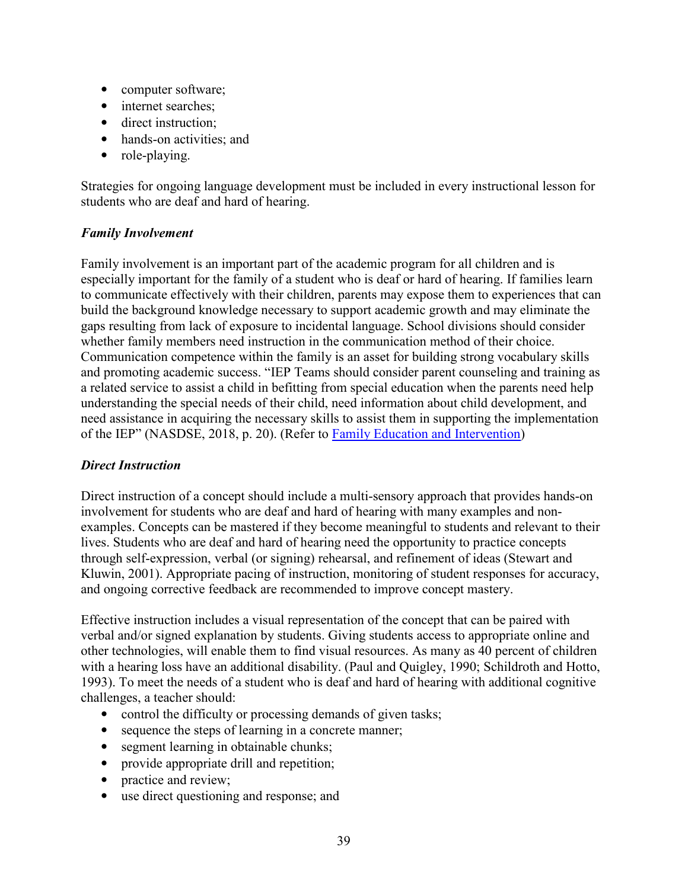- computer software;
- internet searches;
- direct instruction;
- hands-on activities; and
- role-playing.

Strategies for ongoing language development must be included in every instructional lesson for students who are deaf and hard of hearing.

### *Family Involvement*

Family involvement is an important part of the academic program for all children and is especially important for the family of a student who is deaf or hard of hearing. If families learn to communicate effectively with their children, parents may expose them to experiences that can build the background knowledge necessary to support academic growth and may eliminate the gaps resulting from lack of exposure to incidental language. School divisions should consider whether family members need instruction in the communication method of their choice. Communication competence within the family is an asset for building strong vocabulary skills and promoting academic success. "IEP Teams should consider parent counseling and training as a related service to assist a child in befitting from special education when the parents need help understanding the special needs of their child, need information about child development, and need assistance in acquiring the necessary skills to assist them in supporting the implementation of the IEP" (NASDSE, 2018, p. 20). (Refer to Family Education and Intervention)

### *Direct Instruction*

Direct instruction of a concept should include a multi-sensory approach that provides hands-on involvement for students who are deaf and hard of hearing with many examples and non-examples. Concepts can be mastered if they become meaningful to students and relevant to their lives. Students who are deaf and hard of hearing need the opportunity to practice concepts through self-expression, verbal (or signing) rehearsal, and refinement of ideas (Stewart and Kluwin, 2001). Appropriate pacing of instruction, monitoring of student responses for accuracy, and ongoing corrective feedback are recommended to improve concept mastery.

Effective instruction includes a visual representation of the concept that can be paired with verbal and/or signed explanation by students. Giving students access to appropriate online and other technologies, will enable them to find visual resources. As many as 40 percent of children with a hearing loss have an additional disability. (Paul and Quigley, 1990; Schildroth and Hotto, 1993). To meet the needs of a student who is deaf and hard of hearing with additional cognitive challenges, a teacher should:

- control the difficulty or processing demands of given tasks;
- sequence the steps of learning in a concrete manner;
- segment learning in obtainable chunks;
- provide appropriate drill and repetition;
- practice and review;
- use direct questioning and response; and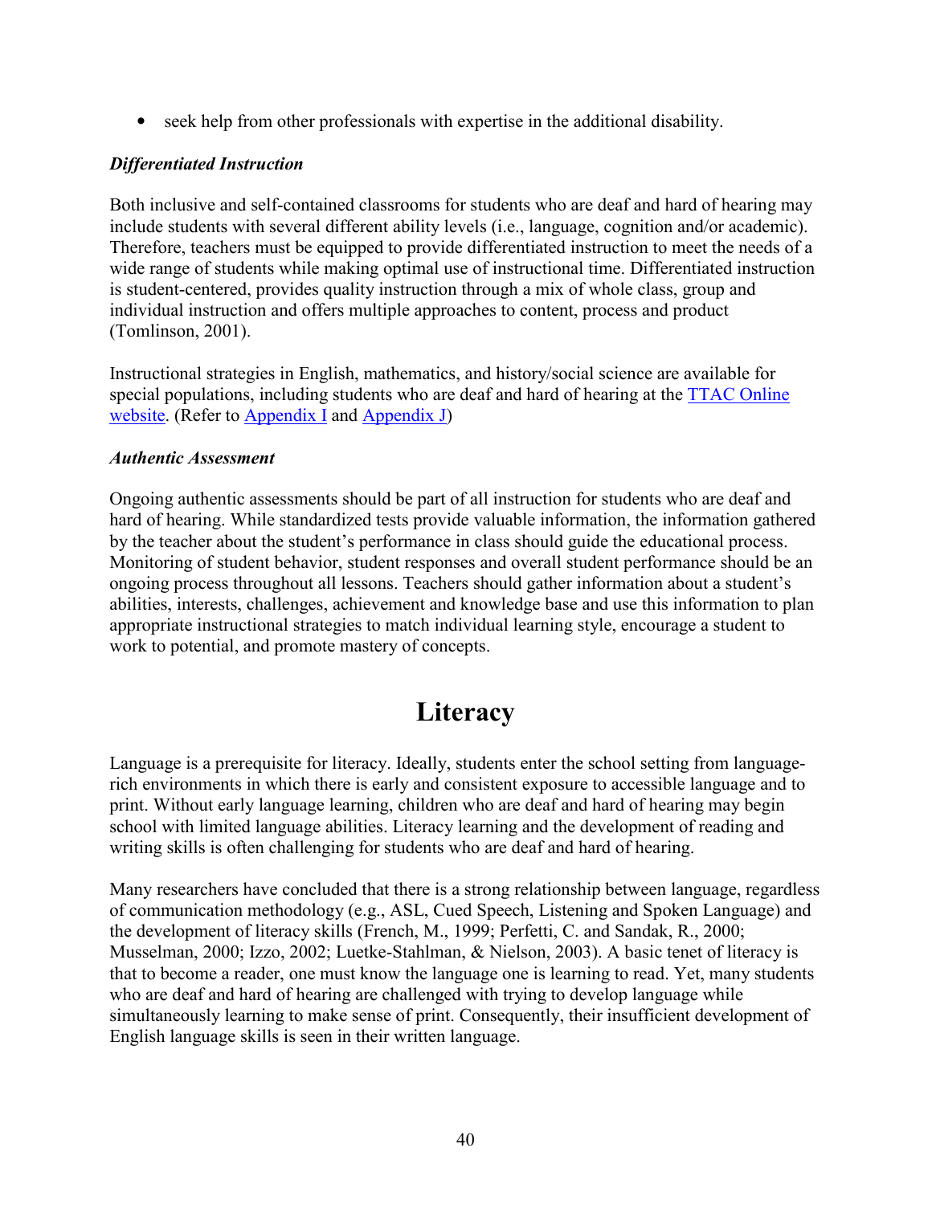- seek help from other professionals with expertise in the additional disability.

### *Differentiated Instruction*

Both inclusive and self-contained classrooms for students who are deaf and hard of hearing may include students with several different ability levels (i.e., language, cognition and/or academic). Therefore, teachers must be equipped to provide differentiated instruction to meet the needs of a wide range of students while making optimal use of instructional time. Differentiated instruction is student-centered, provides quality instruction through a mix of whole class, group and individual instruction and offers multiple approaches to content, process and product (Tomlinson, 2001).

Instructional strategies in English, mathematics, and history/social science are available for special populations, including students who are deaf and hard of hearing at the TTAC Online website. (Refer to Appendix I and Appendix J)

### *Authentic Assessment*

Ongoing authentic assessments should be part of all instruction for students who are deaf and hard of hearing. While standardized tests provide valuable information, the information gathered by the teacher about the student's performance in class should guide the educational process. Monitoring of student behavior, student responses and overall student performance should be an ongoing process throughout all lessons. Teachers should gather information about a student's abilities, interests, challenges, achievement and knowledge base and use this information to plan appropriate instructional strategies to match individual learning style, encourage a student to work to potential, and promote mastery of concepts.

## Literacy

Language is a prerequisite for literacy. Ideally, students enter the school setting from language-rich environments in which there is early and consistent exposure to accessible language and to print. Without early language learning, children who are deaf and hard of hearing may begin school with limited language abilities. Literacy learning and the development of reading and writing skills is often challenging for students who are deaf and hard of hearing.

Many researchers have concluded that there is a strong relationship between language, regardless of communication methodology (e.g., ASL, Cued Speech, Listening and Spoken Language) and the development of literacy skills (French, M., 1999; Perfetti, C. and Sandak, R., 2000; Musselman, 2000; Izzo, 2002; Luetke-Stahlman, & Nielson, 2003). A basic tenet of literacy is that to become a reader, one must know the language one is learning to read. Yet, many students who are deaf and hard of hearing are challenged with trying to develop language while simultaneously learning to make sense of print. Consequently, their insufficient development of English language skills is seen in their written language.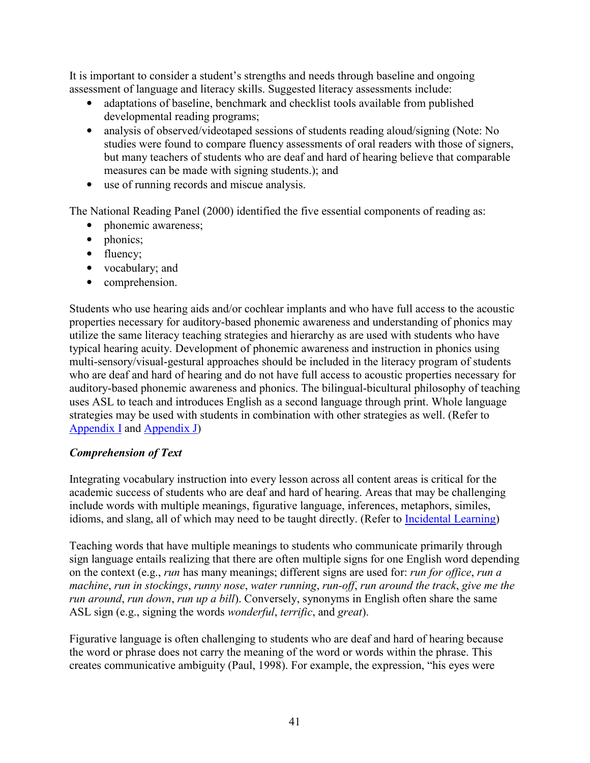It is important to consider a student's strengths and needs through baseline and ongoing assessment of language and literacy skills. Suggested literacy assessments include:

- adaptations of baseline, benchmark and checklist tools available from published developmental reading programs;
- analysis of observed/videotaped sessions of students reading aloud/signing (Note: No studies were found to compare fluency assessments of oral readers with those of signers, but many teachers of students who are deaf and hard of hearing believe that comparable measures can be made with signing students.); and
- use of running records and miscue analysis.

The National Reading Panel (2000) identified the five essential components of reading as:

- phonemic awareness;
- phonics;
- fluency;
- vocabulary; and
- comprehension.

Students who use hearing aids and/or cochlear implants and who have full access to the acoustic properties necessary for auditory-based phonemic awareness and understanding of phonics may utilize the same literacy teaching strategies and hierarchy as are used with students who have typical hearing acuity. Development of phonemic awareness and instruction in phonics using multi-sensory/visual-gestural approaches should be included in the literacy program of students who are deaf and hard of hearing and do not have full access to acoustic properties necessary for auditory-based phonemic awareness and phonics. The bilingual-bicultural philosophy of teaching uses ASL to teach and introduces English as a second language through print. Whole language strategies may be used with students in combination with other strategies as well. (Refer to Appendix I and Appendix J)

***Comprehension of Text***

Integrating vocabulary instruction into every lesson across all content areas is critical for the academic success of students who are deaf and hard of hearing. Areas that may be challenging include words with multiple meanings, figurative language, inferences, metaphors, similes, idioms, and slang, all of which may need to be taught directly. (Refer to Incidental Learning)

Teaching words that have multiple meanings to students who communicate primarily through sign language entails realizing that there are often multiple signs for one English word depending on the context (e.g., *run* has many meanings; different signs are used for: *run for office*, *run a machine*, *run in stockings*, *runny nose*, *water running*, *run-off*, *run around the track*, *give me the run around*, *run down*, *run up a bill*). Conversely, synonyms in English often share the same ASL sign (e.g., signing the words *wonderful*, *terrific*, and *great*).

Figurative language is often challenging to students who are deaf and hard of hearing because the word or phrase does not carry the meaning of the word or words within the phrase. This creates communicative ambiguity (Paul, 1998). For example, the expression, "his eyes were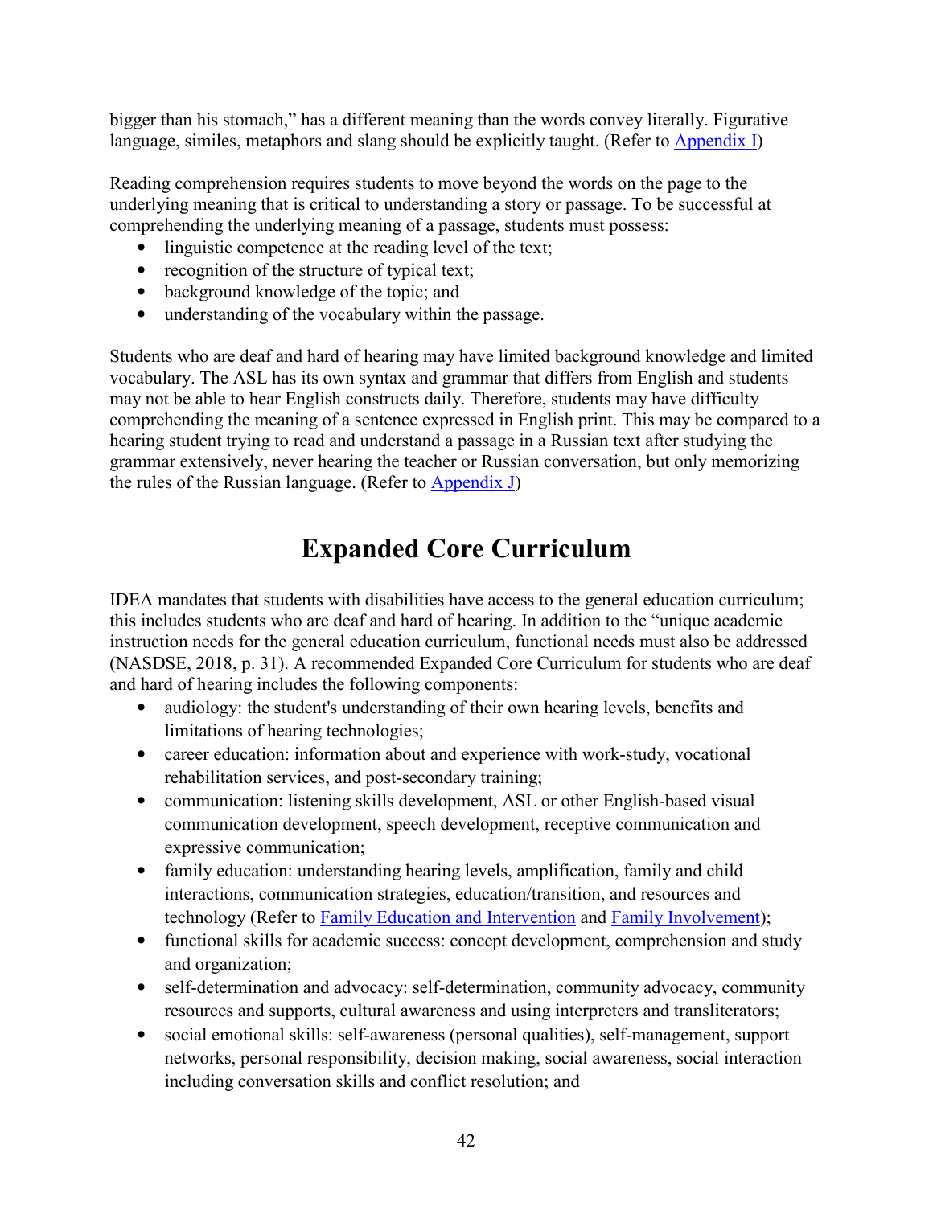bigger than his stomach," has a different meaning than the words convey literally. Figurative language, similes, metaphors and slang should be explicitly taught. (Refer to Appendix I)

Reading comprehension requires students to move beyond the words on the page to the underlying meaning that is critical to understanding a story or passage. To be successful at comprehending the underlying meaning of a passage, students must possess:

- linguistic competence at the reading level of the text;
- recognition of the structure of typical text;
- background knowledge of the topic; and
- understanding of the vocabulary within the passage.

Students who are deaf and hard of hearing may have limited background knowledge and limited vocabulary. The ASL has its own syntax and grammar that differs from English and students may not be able to hear English constructs daily. Therefore, students may have difficulty comprehending the meaning of a sentence expressed in English print. This may be compared to a hearing student trying to read and understand a passage in a Russian text after studying the grammar extensively, never hearing the teacher or Russian conversation, but only memorizing the rules of the Russian language. (Refer to Appendix J)

# Expanded Core Curriculum

IDEA mandates that students with disabilities have access to the general education curriculum; this includes students who are deaf and hard of hearing. In addition to the "unique academic instruction needs for the general education curriculum, functional needs must also be addressed (NASDSE, 2018, p. 31). A recommended Expanded Core Curriculum for students who are deaf and hard of hearing includes the following components:

- audiology: the student's understanding of their own hearing levels, benefits and limitations of hearing technologies;
- career education: information about and experience with work-study, vocational rehabilitation services, and post-secondary training;
- communication: listening skills development, ASL or other English-based visual communication development, speech development, receptive communication and expressive communication;
- family education: understanding hearing levels, amplification, family and child interactions, communication strategies, education/transition, and resources and technology (Refer to Family Education and Intervention and Family Involvement);
- functional skills for academic success: concept development, comprehension and study and organization;
- self-determination and advocacy: self-determination, community advocacy, community resources and supports, cultural awareness and using interpreters and transliterators;
- social emotional skills: self-awareness (personal qualities), self-management, support networks, personal responsibility, decision making, social awareness, social interaction including conversation skills and conflict resolution; and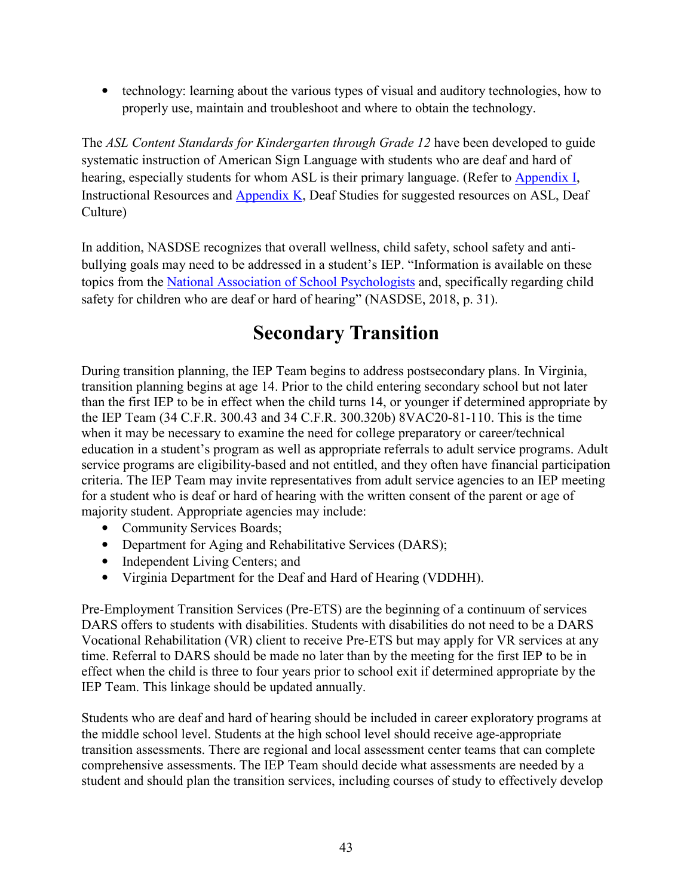- technology: learning about the various types of visual and auditory technologies, how to properly use, maintain and troubleshoot and where to obtain the technology.

The *ASL Content Standards for Kindergarten through Grade 12* have been developed to guide systematic instruction of American Sign Language with students who are deaf and hard of hearing, especially students for whom ASL is their primary language. (Refer to Appendix I, Instructional Resources and Appendix K, Deaf Studies for suggested resources on ASL, Deaf Culture)

In addition, NASDSE recognizes that overall wellness, child safety, school safety and anti-bullying goals may need to be addressed in a student's IEP. "Information is available on these topics from the National Association of School Psychologists and, specifically regarding child safety for children who are deaf or hard of hearing" (NASDSE, 2018, p. 31).

# Secondary Transition

During transition planning, the IEP Team begins to address postsecondary plans. In Virginia, transition planning begins at age 14. Prior to the child entering secondary school but not later than the first IEP to be in effect when the child turns 14, or younger if determined appropriate by the IEP Team (34 C.F.R. 300.43 and 34 C.F.R. 300.320b) 8VAC20-81-110. This is the time when it may be necessary to examine the need for college preparatory or career/technical education in a student's program as well as appropriate referrals to adult service programs. Adult service programs are eligibility-based and not entitled, and they often have financial participation criteria. The IEP Team may invite representatives from adult service agencies to an IEP meeting for a student who is deaf or hard of hearing with the written consent of the parent or age of majority student. Appropriate agencies may include:

- Community Services Boards;
- Department for Aging and Rehabilitative Services (DARS);
- Independent Living Centers; and
- Virginia Department for the Deaf and Hard of Hearing (VDDHH).

Pre-Employment Transition Services (Pre-ETS) are the beginning of a continuum of services DARS offers to students with disabilities. Students with disabilities do not need to be a DARS Vocational Rehabilitation (VR) client to receive Pre-ETS but may apply for VR services at any time. Referral to DARS should be made no later than by the meeting for the first IEP to be in effect when the child is three to four years prior to school exit if determined appropriate by the IEP Team. This linkage should be updated annually.

Students who are deaf and hard of hearing should be included in career exploratory programs at the middle school level. Students at the high school level should receive age-appropriate transition assessments. There are regional and local assessment center teams that can complete comprehensive assessments. The IEP Team should decide what assessments are needed by a student and should plan the transition services, including courses of study to effectively develop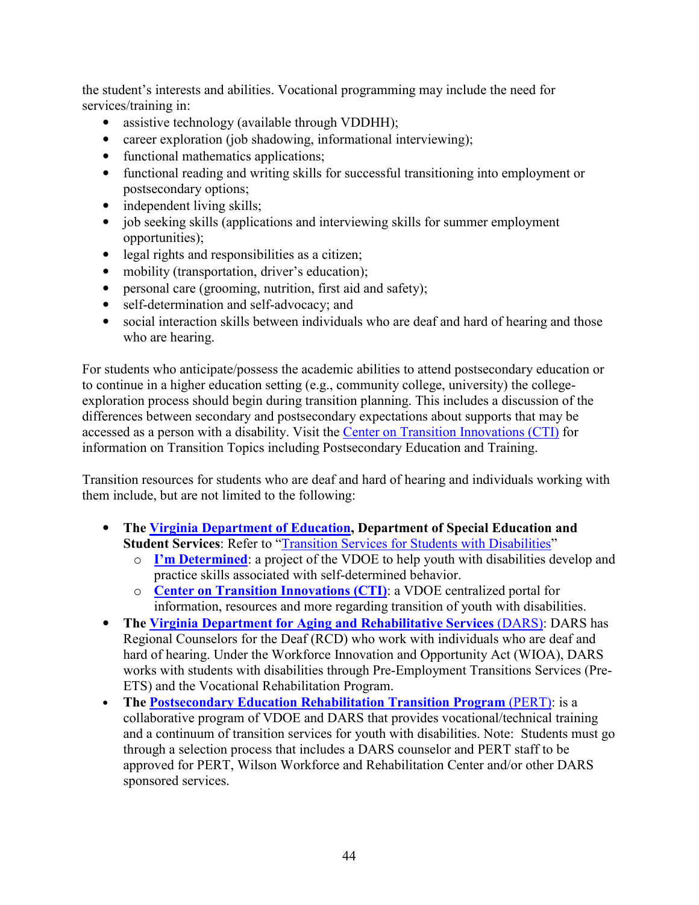the student's interests and abilities. Vocational programming may include the need for services/training in:

- assistive technology (available through VDDHH);
- career exploration (job shadowing, informational interviewing);
- functional mathematics applications;
- functional reading and writing skills for successful transitioning into employment or postsecondary options;
- independent living skills;
- job seeking skills (applications and interviewing skills for summer employment opportunities);
- legal rights and responsibilities as a citizen;
- mobility (transportation, driver's education);
- personal care (grooming, nutrition, first aid and safety);
- self-determination and self-advocacy; and
- social interaction skills between individuals who are deaf and hard of hearing and those who are hearing.

For students who anticipate/possess the academic abilities to attend postsecondary education or to continue in a higher education setting (e.g., community college, university) the college-exploration process should begin during transition planning. This includes a discussion of the differences between secondary and postsecondary expectations about supports that may be accessed as a person with a disability. Visit the Center on Transition Innovations (CTI) for information on Transition Topics including Postsecondary Education and Training.

Transition resources for students who are deaf and hard of hearing and individuals working with them include, but are not limited to the following:

- **The Virginia Department of Education, Department of Special Education and Student Services**: Refer to "Transition Services for Students with Disabilities"
  - **I'm Determined**: a project of the VDOE to help youth with disabilities develop and practice skills associated with self-determined behavior.
  - **Center on Transition Innovations (CTI)**: a VDOE centralized portal for information, resources and more regarding transition of youth with disabilities.
- **The Virginia Department for Aging and Rehabilitative Services** (DARS): DARS has Regional Counselors for the Deaf (RCD) who work with individuals who are deaf and hard of hearing. Under the Workforce Innovation and Opportunity Act (WIOA), DARS works with students with disabilities through Pre-Employment Transitions Services (Pre-ETS) and the Vocational Rehabilitation Program.
- **The Postsecondary Education Rehabilitation Transition Program** (PERT): is a collaborative program of VDOE and DARS that provides vocational/technical training and a continuum of transition services for youth with disabilities. Note: Students must go through a selection process that includes a DARS counselor and PERT staff to be approved for PERT, Wilson Workforce and Rehabilitation Center and/or other DARS sponsored services.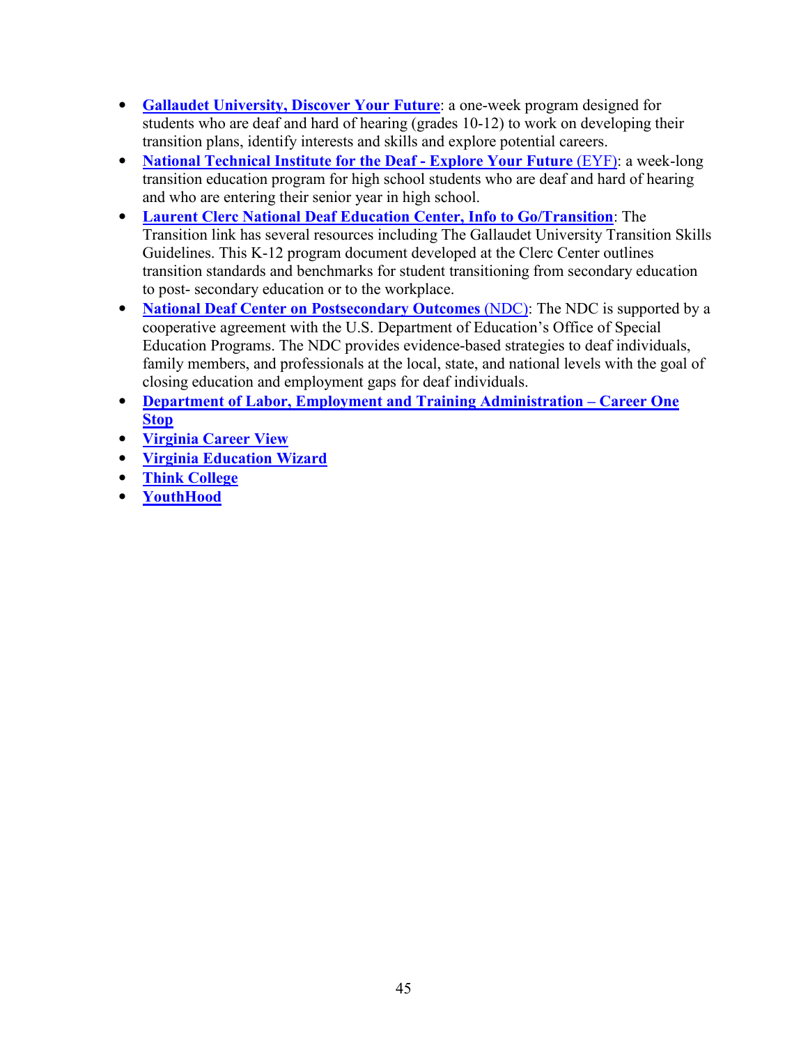- **Gallaudet University, Discover Your Future**: a one-week program designed for students who are deaf and hard of hearing (grades 10-12) to work on developing their transition plans, identify interests and skills and explore potential careers.
- **National Technical Institute for the Deaf - Explore Your Future** (EYF): a week-long transition education program for high school students who are deaf and hard of hearing and who are entering their senior year in high school.
- **Laurent Clerc National Deaf Education Center, Info to Go/Transition**: The Transition link has several resources including The Gallaudet University Transition Skills Guidelines. This K-12 program document developed at the Clerc Center outlines transition standards and benchmarks for student transitioning from secondary education to post- secondary education or to the workplace.
- **National Deaf Center on Postsecondary Outcomes** (NDC): The NDC is supported by a cooperative agreement with the U.S. Department of Education's Office of Special Education Programs. The NDC provides evidence-based strategies to deaf individuals, family members, and professionals at the local, state, and national levels with the goal of closing education and employment gaps for deaf individuals.
- **Department of Labor, Employment and Training Administration – Career One Stop**
- **Virginia Career View**
- **Virginia Education Wizard**
- **Think College**
- **YouthHood**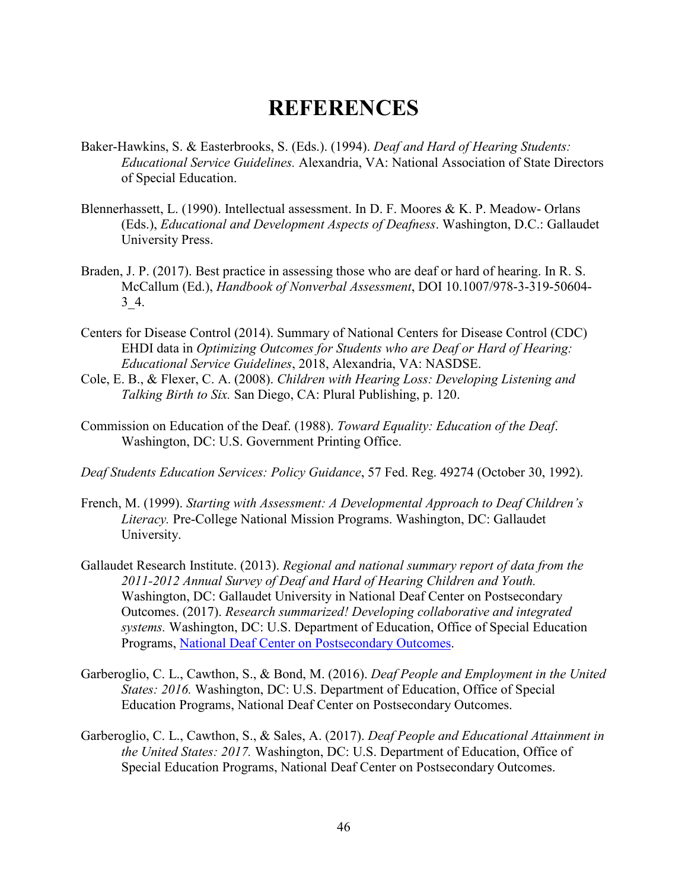# REFERENCES

Baker-Hawkins, S. & Easterbrooks, S. (Eds.). (1994). *Deaf and Hard of Hearing Students: Educational Service Guidelines.* Alexandria, VA: National Association of State Directors of Special Education.

Blennerhassett, L. (1990). Intellectual assessment. In D. F. Moores & K. P. Meadow- Orlans (Eds.), *Educational and Development Aspects of Deafness*. Washington, D.C.: Gallaudet University Press.

Braden, J. P. (2017). Best practice in assessing those who are deaf or hard of hearing. In R. S. McCallum (Ed.), *Handbook of Nonverbal Assessment*, DOI 10.1007/978-3-319-50604-3_4.

Centers for Disease Control (2014). Summary of National Centers for Disease Control (CDC) EHDI data in *Optimizing Outcomes for Students who are Deaf or Hard of Hearing: Educational Service Guidelines*, 2018, Alexandria, VA: NASDSE.

Cole, E. B., & Flexer, C. A. (2008). *Children with Hearing Loss: Developing Listening and Talking Birth to Six.* San Diego, CA: Plural Publishing, p. 120.

Commission on Education of the Deaf. (1988). *Toward Equality: Education of the Deaf.* Washington, DC: U.S. Government Printing Office.

*Deaf Students Education Services: Policy Guidance*, 57 Fed. Reg. 49274 (October 30, 1992).

French, M. (1999). *Starting with Assessment: A Developmental Approach to Deaf Children's Literacy.* Pre-College National Mission Programs. Washington, DC: Gallaudet University.

Gallaudet Research Institute. (2013). *Regional and national summary report of data from the 2011-2012 Annual Survey of Deaf and Hard of Hearing Children and Youth.* Washington, DC: Gallaudet University in National Deaf Center on Postsecondary Outcomes. (2017). *Research summarized! Developing collaborative and integrated systems.* Washington, DC: U.S. Department of Education, Office of Special Education Programs, National Deaf Center on Postsecondary Outcomes.

Garberoglio, C. L., Cawthon, S., & Bond, M. (2016). *Deaf People and Employment in the United States: 2016.* Washington, DC: U.S. Department of Education, Office of Special Education Programs, National Deaf Center on Postsecondary Outcomes.

Garberoglio, C. L., Cawthon, S., & Sales, A. (2017). *Deaf People and Educational Attainment in the United States: 2017.* Washington, DC: U.S. Department of Education, Office of Special Education Programs, National Deaf Center on Postsecondary Outcomes.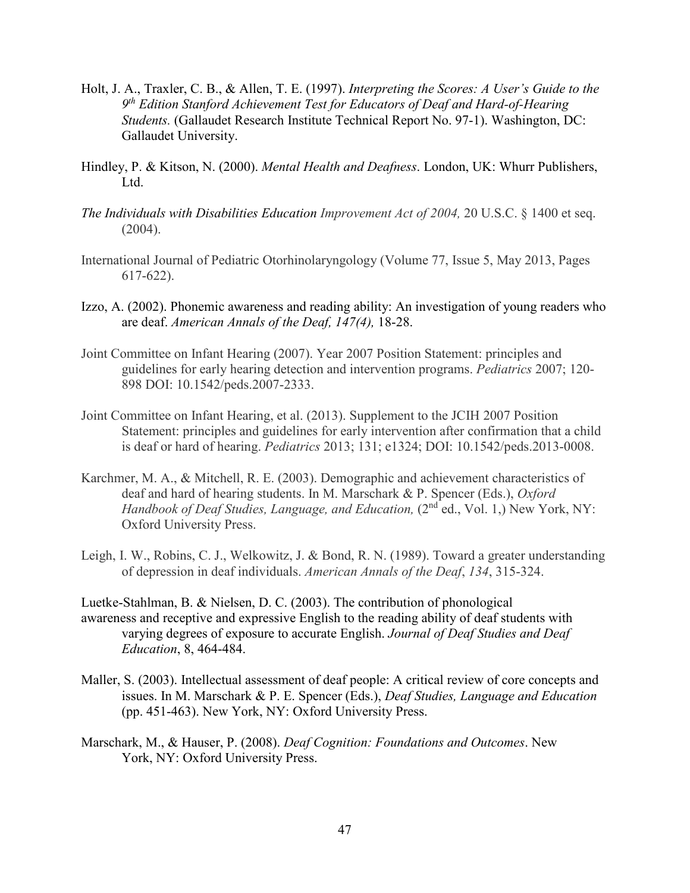Holt, J. A., Traxler, C. B., & Allen, T. E. (1997). *Interpreting the Scores: A User's Guide to the 9th Edition Stanford Achievement Test for Educators of Deaf and Hard-of-Hearing Students.* (Gallaudet Research Institute Technical Report No. 97-1). Washington, DC: Gallaudet University.

Hindley, P. & Kitson, N. (2000). *Mental Health and Deafness*. London, UK: Whurr Publishers, Ltd.

*The Individuals with Disabilities Education Improvement Act of 2004,* 20 U.S.C. § 1400 et seq. (2004).

International Journal of Pediatric Otorhinolaryngology (Volume 77, Issue 5, May 2013, Pages 617-622).

Izzo, A. (2002). Phonemic awareness and reading ability: An investigation of young readers who are deaf. *American Annals of the Deaf, 147(4),* 18-28.

Joint Committee on Infant Hearing (2007). Year 2007 Position Statement: principles and guidelines for early hearing detection and intervention programs. *Pediatrics* 2007; 120-898 DOI: 10.1542/peds.2007-2333.

Joint Committee on Infant Hearing, et al. (2013). Supplement to the JCIH 2007 Position Statement: principles and guidelines for early intervention after confirmation that a child is deaf or hard of hearing. *Pediatrics* 2013; 131; e1324; DOI: 10.1542/peds.2013-0008.

Karchmer, M. A., & Mitchell, R. E. (2003). Demographic and achievement characteristics of deaf and hard of hearing students. In M. Marschark & P. Spencer (Eds.), *Oxford Handbook of Deaf Studies, Language, and Education,* (2nd ed., Vol. 1,) New York, NY: Oxford University Press.

Leigh, I. W., Robins, C. J., Welkowitz, J. & Bond, R. N. (1989). Toward a greater understanding of depression in deaf individuals. *American Annals of the Deaf*, *134*, 315-324.

Luetke-Stahlman, B. & Nielsen, D. C. (2003). The contribution of phonological awareness and receptive and expressive English to the reading ability of deaf students with varying degrees of exposure to accurate English. *Journal of Deaf Studies and Deaf Education*, 8, 464-484.

Maller, S. (2003). Intellectual assessment of deaf people: A critical review of core concepts and issues. In M. Marschark & P. E. Spencer (Eds.), *Deaf Studies, Language and Education* (pp. 451-463). New York, NY: Oxford University Press.

Marschark, M., & Hauser, P. (2008). *Deaf Cognition: Foundations and Outcomes*. New York, NY: Oxford University Press.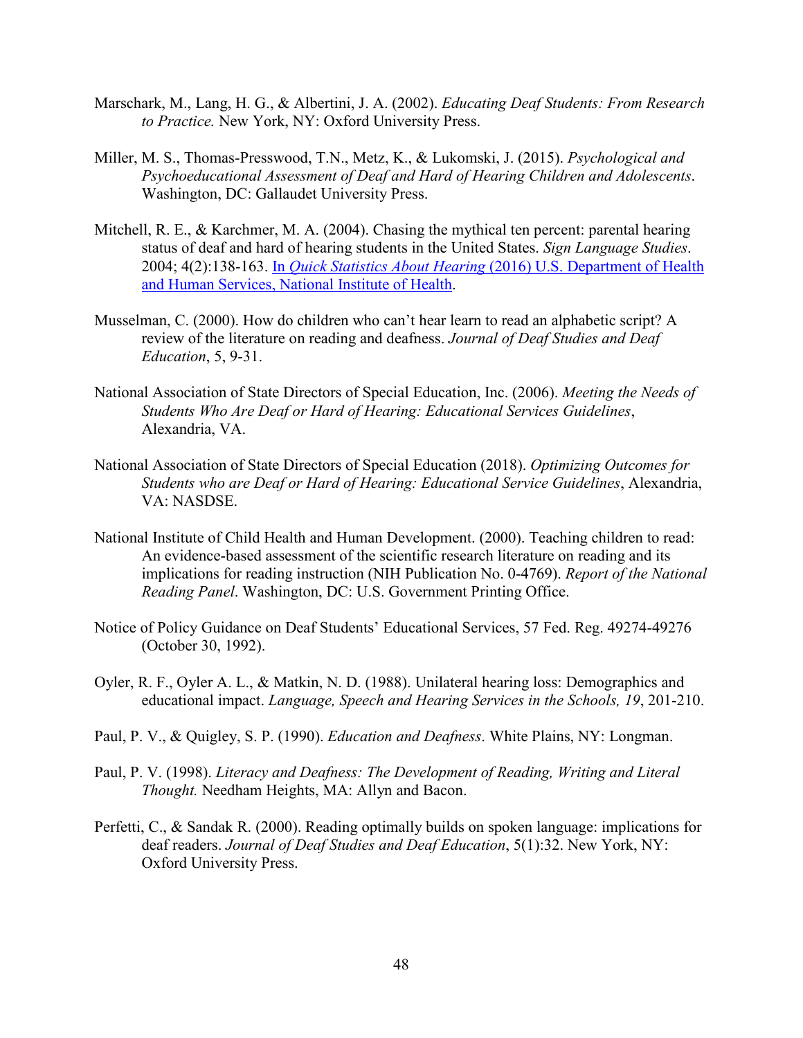Marschark, M., Lang, H. G., & Albertini, J. A. (2002). *Educating Deaf Students: From Research to Practice.* New York, NY: Oxford University Press.

Miller, M. S., Thomas-Presswood, T.N., Metz, K., & Lukomski, J. (2015). *Psychological and Psychoeducational Assessment of Deaf and Hard of Hearing Children and Adolescents*. Washington, DC: Gallaudet University Press.

Mitchell, R. E., & Karchmer, M. A. (2004). Chasing the mythical ten percent: parental hearing status of deaf and hard of hearing students in the United States. *Sign Language Studies*. 2004; 4(2):138-163. In *Quick Statistics About Hearing* (2016) U.S. Department of Health and Human Services, National Institute of Health.

Musselman, C. (2000). How do children who can't hear learn to read an alphabetic script? A review of the literature on reading and deafness. *Journal of Deaf Studies and Deaf Education*, 5, 9-31.

National Association of State Directors of Special Education, Inc. (2006). *Meeting the Needs of Students Who Are Deaf or Hard of Hearing: Educational Services Guidelines*, Alexandria, VA.

National Association of State Directors of Special Education (2018). *Optimizing Outcomes for Students who are Deaf or Hard of Hearing: Educational Service Guidelines*, Alexandria, VA: NASDSE.

National Institute of Child Health and Human Development. (2000). Teaching children to read: An evidence-based assessment of the scientific research literature on reading and its implications for reading instruction (NIH Publication No. 0-4769). *Report of the National Reading Panel*. Washington, DC: U.S. Government Printing Office.

Notice of Policy Guidance on Deaf Students' Educational Services, 57 Fed. Reg. 49274-49276 (October 30, 1992).

Oyler, R. F., Oyler A. L., & Matkin, N. D. (1988). Unilateral hearing loss: Demographics and educational impact. *Language, Speech and Hearing Services in the Schools, 19*, 201-210.

Paul, P. V., & Quigley, S. P. (1990). *Education and Deafness*. White Plains, NY: Longman.

Paul, P. V. (1998). *Literacy and Deafness: The Development of Reading, Writing and Literal Thought.* Needham Heights, MA: Allyn and Bacon.

Perfetti, C., & Sandak R. (2000). Reading optimally builds on spoken language: implications for deaf readers. *Journal of Deaf Studies and Deaf Education*, 5(1):32. New York, NY: Oxford University Press.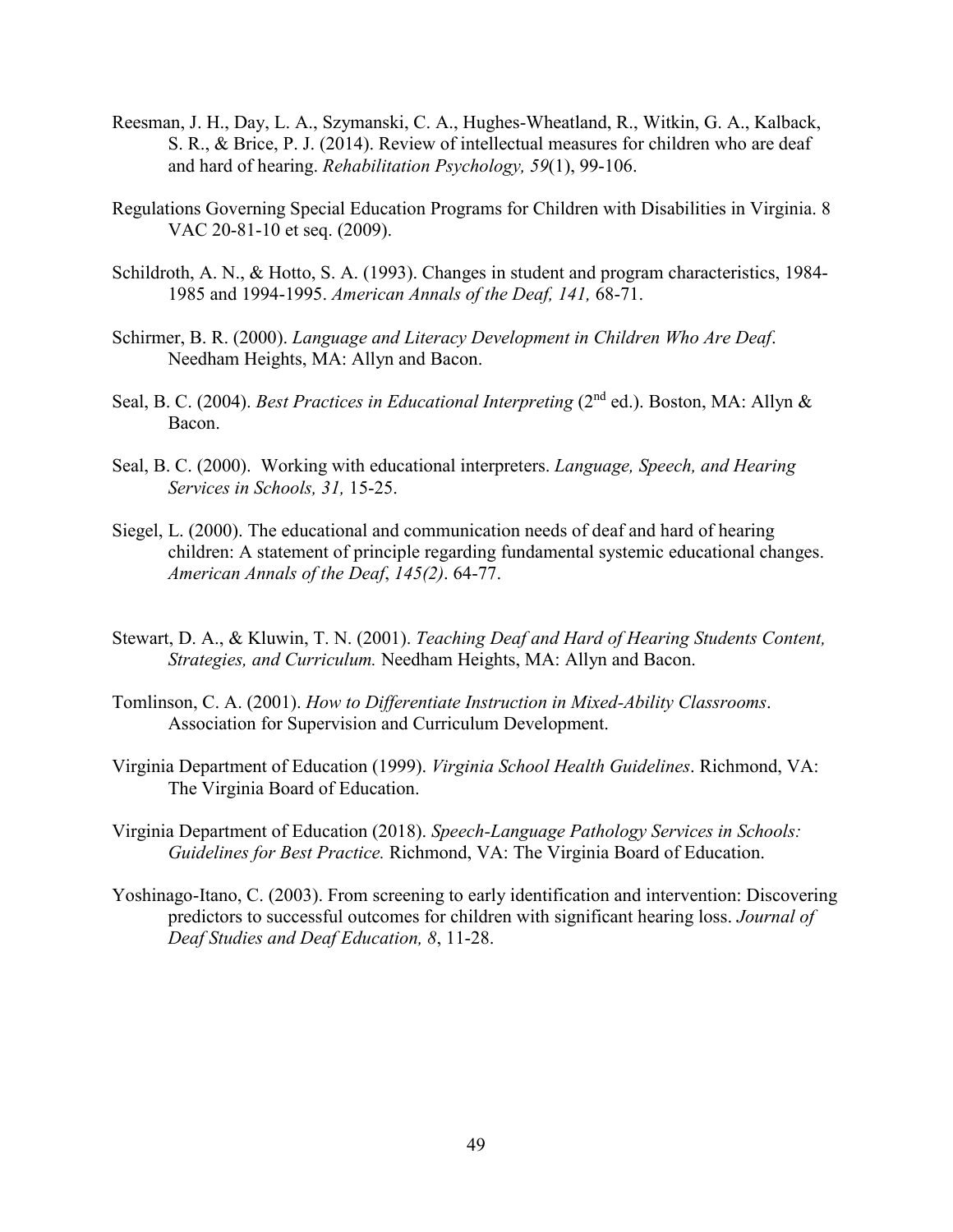Reesman, J. H., Day, L. A., Szymanski, C. A., Hughes-Wheatland, R., Witkin, G. A., Kalback, S. R., & Brice, P. J. (2014). Review of intellectual measures for children who are deaf and hard of hearing. *Rehabilitation Psychology, 59*(1), 99-106.

Regulations Governing Special Education Programs for Children with Disabilities in Virginia. 8 VAC 20-81-10 et seq. (2009).

Schildroth, A. N., & Hotto, S. A. (1993). Changes in student and program characteristics, 1984-1985 and 1994-1995. *American Annals of the Deaf, 141,* 68-71.

Schirmer, B. R. (2000). *Language and Literacy Development in Children Who Are Deaf*. Needham Heights, MA: Allyn and Bacon.

Seal, B. C. (2004). *Best Practices in Educational Interpreting* (2nd ed.). Boston, MA: Allyn & Bacon.

Seal, B. C. (2000). Working with educational interpreters. *Language, Speech, and Hearing Services in Schools, 31,* 15-25.

Siegel, L. (2000). The educational and communication needs of deaf and hard of hearing children: A statement of principle regarding fundamental systemic educational changes. *American Annals of the Deaf*, *145(2)*. 64-77.

Stewart, D. A., & Kluwin, T. N. (2001). *Teaching Deaf and Hard of Hearing Students Content, Strategies, and Curriculum.* Needham Heights, MA: Allyn and Bacon.

Tomlinson, C. A. (2001). *How to Differentiate Instruction in Mixed-Ability Classrooms*. Association for Supervision and Curriculum Development.

Virginia Department of Education (1999). *Virginia School Health Guidelines*. Richmond, VA: The Virginia Board of Education.

Virginia Department of Education (2018). *Speech-Language Pathology Services in Schools: Guidelines for Best Practice.* Richmond, VA: The Virginia Board of Education.

Yoshinago-Itano, C. (2003). From screening to early identification and intervention: Discovering predictors to successful outcomes for children with significant hearing loss. *Journal of Deaf Studies and Deaf Education, 8*, 11-28.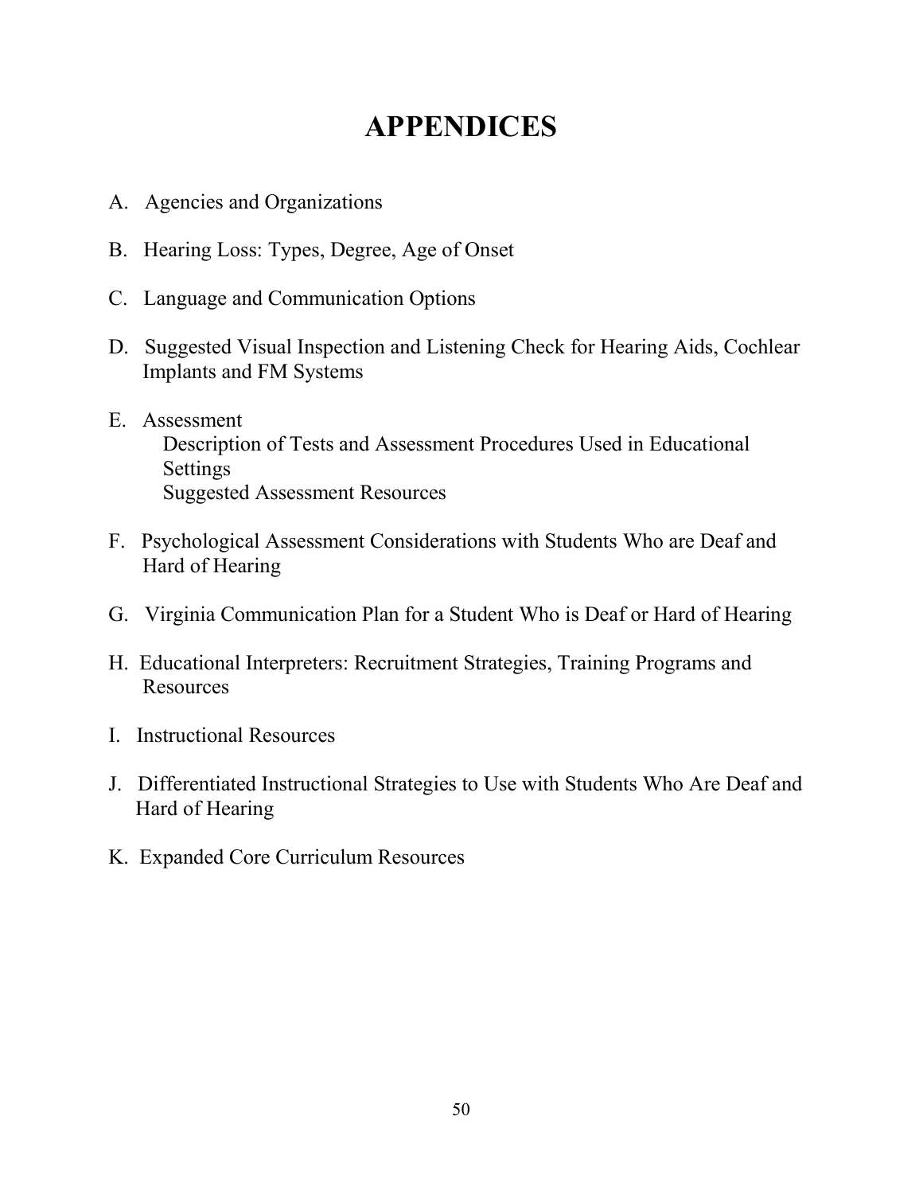# APPENDICES

A. Agencies and Organizations

B. Hearing Loss: Types, Degree, Age of Onset

C. Language and Communication Options

D. Suggested Visual Inspection and Listening Check for Hearing Aids, Cochlear Implants and FM Systems

E. Assessment
   Description of Tests and Assessment Procedures Used in Educational Settings
   Suggested Assessment Resources

F. Psychological Assessment Considerations with Students Who are Deaf and Hard of Hearing

G. Virginia Communication Plan for a Student Who is Deaf or Hard of Hearing

H. Educational Interpreters: Recruitment Strategies, Training Programs and Resources

I. Instructional Resources

J. Differentiated Instructional Strategies to Use with Students Who Are Deaf and Hard of Hearing

K. Expanded Core Curriculum Resources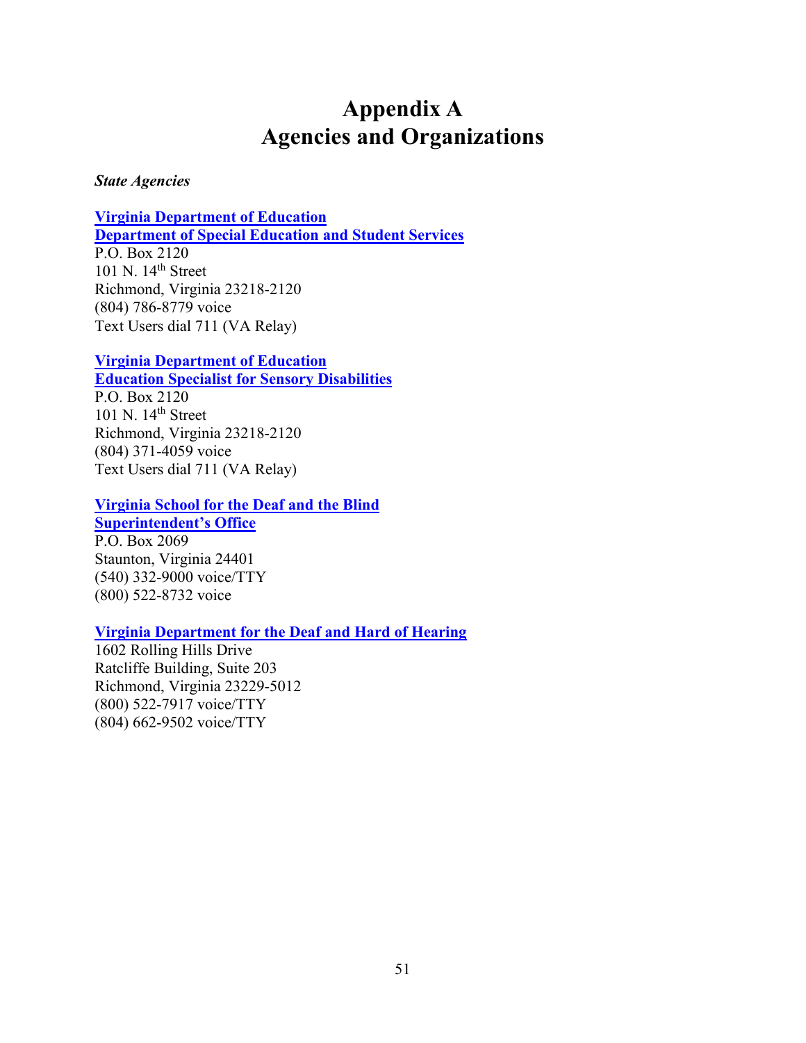# Appendix A
# Agencies and Organizations

***State Agencies***

**Virginia Department of Education**
**Department of Special Education and Student Services**
P.O. Box 2120
101 N. 14th Street
Richmond, Virginia 23218-2120
(804) 786-8779 voice
Text Users dial 711 (VA Relay)

**Virginia Department of Education**
**Education Specialist for Sensory Disabilities**
P.O. Box 2120
101 N. 14th Street
Richmond, Virginia 23218-2120
(804) 371-4059 voice
Text Users dial 711 (VA Relay)

**Virginia School for the Deaf and the Blind**
**Superintendent's Office**
P.O. Box 2069
Staunton, Virginia 24401
(540) 332-9000 voice/TTY
(800) 522-8732 voice

**Virginia Department for the Deaf and Hard of Hearing**
1602 Rolling Hills Drive
Ratcliffe Building, Suite 203
Richmond, Virginia 23229-5012
(800) 522-7917 voice/TTY
(804) 662-9502 voice/TTY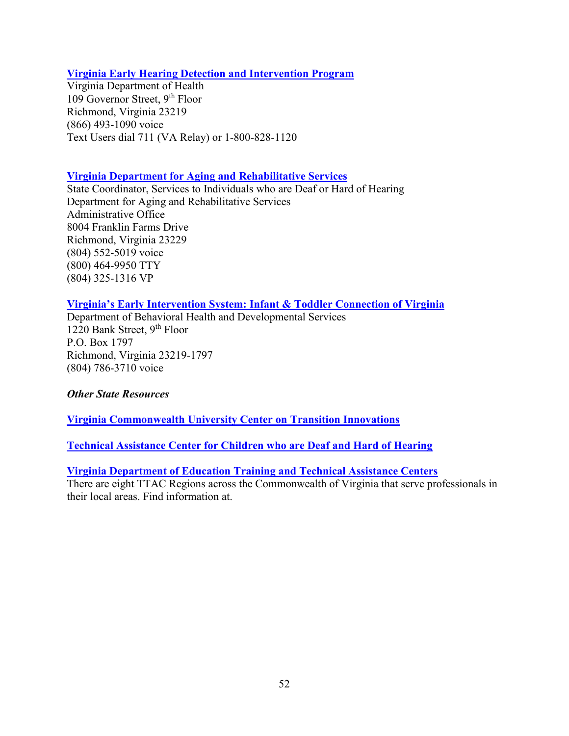**Virginia Early Hearing Detection and Intervention Program**
Virginia Department of Health
109 Governor Street, 9th Floor
Richmond, Virginia 23219
(866) 493-1090 voice
Text Users dial 711 (VA Relay) or 1-800-828-1120

**Virginia Department for Aging and Rehabilitative Services**
State Coordinator, Services to Individuals who are Deaf or Hard of Hearing
Department for Aging and Rehabilitative Services
Administrative Office
8004 Franklin Farms Drive
Richmond, Virginia 23229
(804) 552-5019 voice
(800) 464-9950 TTY
(804) 325-1316 VP

**Virginia's Early Intervention System: Infant & Toddler Connection of Virginia**
Department of Behavioral Health and Developmental Services
1220 Bank Street, 9th Floor
P.O. Box 1797
Richmond, Virginia 23219-1797
(804) 786-3710 voice

***Other State Resources***

**Virginia Commonwealth University Center on Transition Innovations**

**Technical Assistance Center for Children who are Deaf and Hard of Hearing**

**Virginia Department of Education Training and Technical Assistance Centers**
There are eight TTAC Regions across the Commonwealth of Virginia that serve professionals in their local areas. Find information at.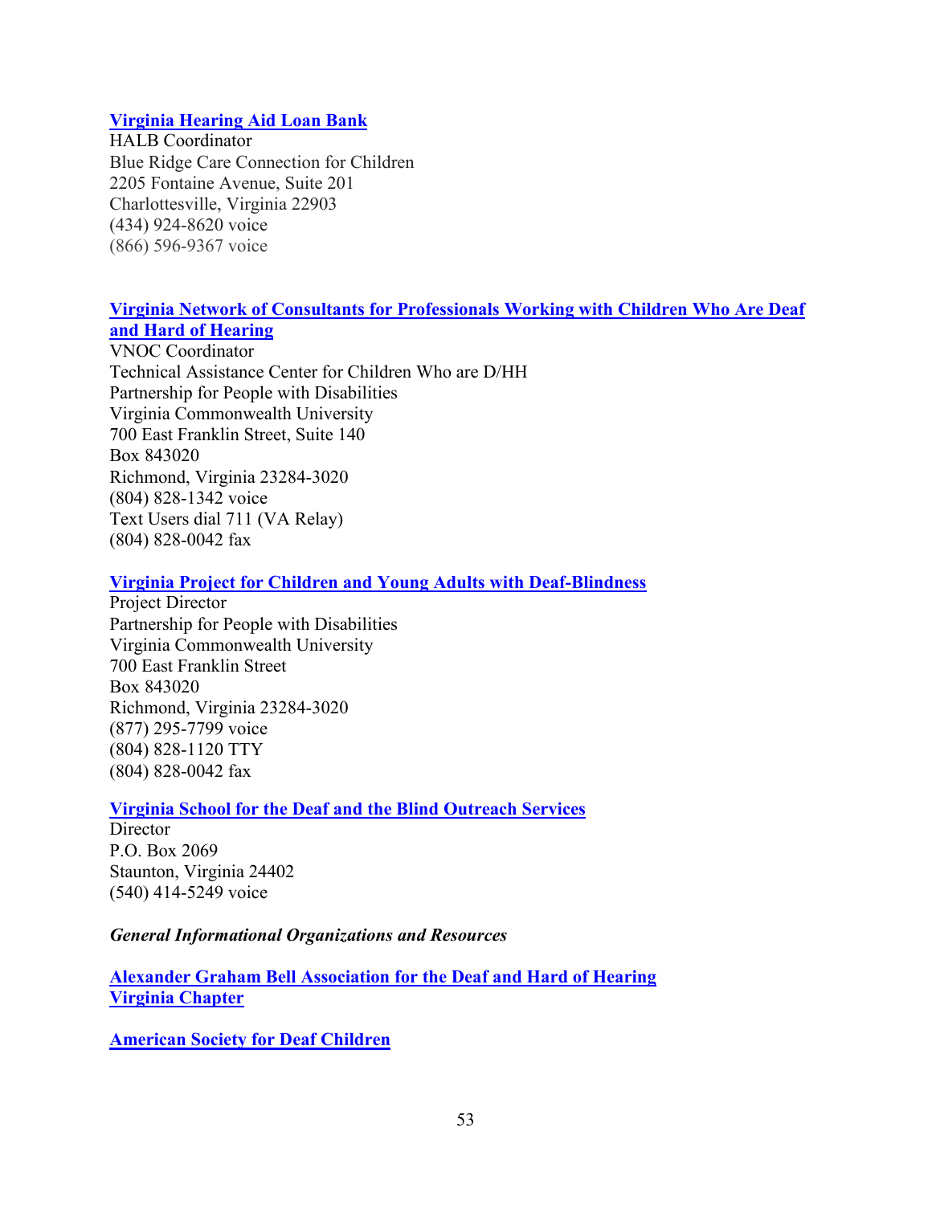**Virginia Hearing Aid Loan Bank**
HALB Coordinator
Blue Ridge Care Connection for Children
2205 Fontaine Avenue, Suite 201
Charlottesville, Virginia 22903
(434) 924-8620 voice
(866) 596-9367 voice

**Virginia Network of Consultants for Professionals Working with Children Who Are Deaf and Hard of Hearing**
VNOC Coordinator
Technical Assistance Center for Children Who are D/HH
Partnership for People with Disabilities
Virginia Commonwealth University
700 East Franklin Street, Suite 140
Box 843020
Richmond, Virginia 23284-3020
(804) 828-1342 voice
Text Users dial 711 (VA Relay)
(804) 828-0042 fax

**Virginia Project for Children and Young Adults with Deaf-Blindness**
Project Director
Partnership for People with Disabilities
Virginia Commonwealth University
700 East Franklin Street
Box 843020
Richmond, Virginia 23284-3020
(877) 295-7799 voice
(804) 828-1120 TTY
(804) 828-0042 fax

**Virginia School for the Deaf and the Blind Outreach Services**
Director
P.O. Box 2069
Staunton, Virginia 24402
(540) 414-5249 voice

***General Informational Organizations and Resources***

**Alexander Graham Bell Association for the Deaf and Hard of Hearing Virginia Chapter**

**American Society for Deaf Children**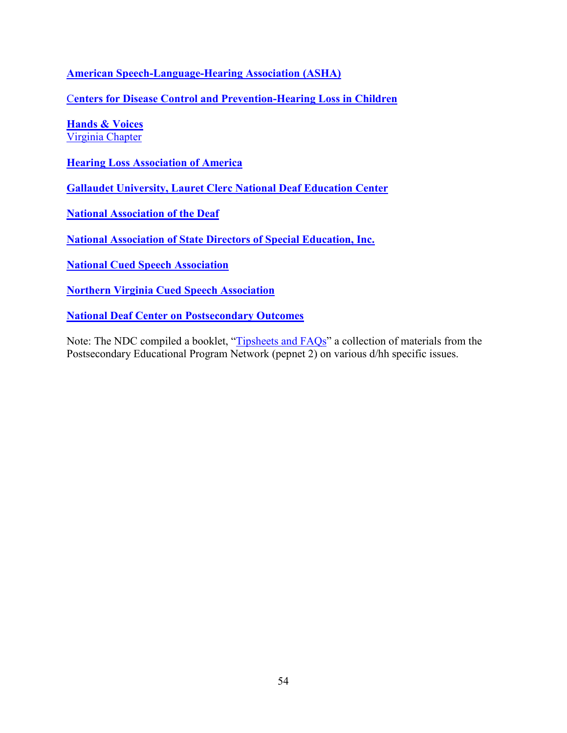**American Speech-Language-Hearing Association (ASHA)**

**Centers for Disease Control and Prevention-Hearing Loss in Children**

**Hands & Voices**
Virginia Chapter

**Hearing Loss Association of America**

**Gallaudet University, Lauret Clerc National Deaf Education Center**

**National Association of the Deaf**

**National Association of State Directors of Special Education, Inc.**

**National Cued Speech Association**

**Northern Virginia Cued Speech Association**

**National Deaf Center on Postsecondary Outcomes**

Note: The NDC compiled a booklet, "Tipsheets and FAQs" a collection of materials from the Postsecondary Educational Program Network (pepnet 2) on various d/hh specific issues.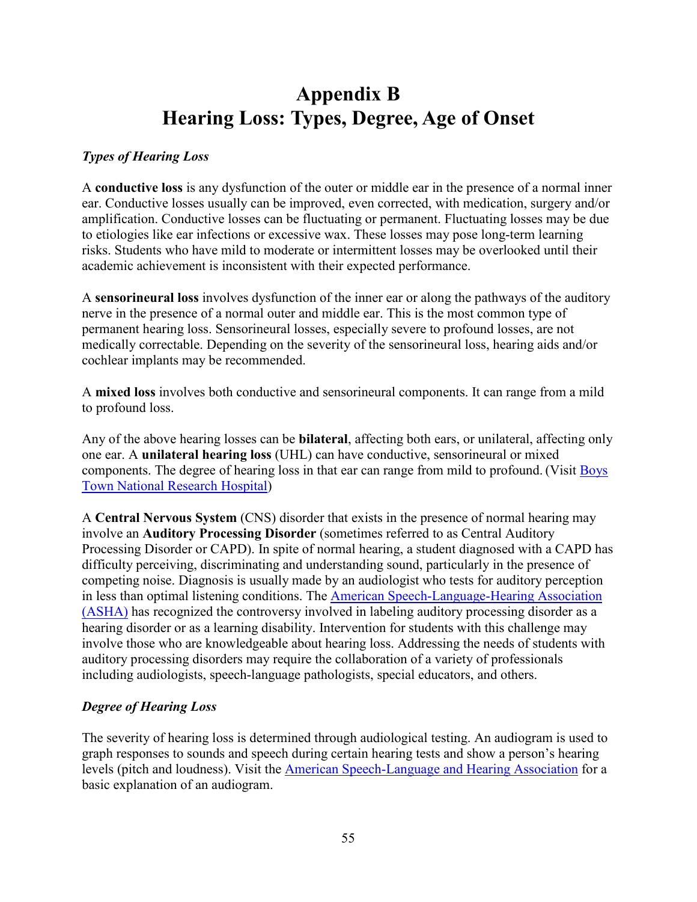# Appendix B
# Hearing Loss: Types, Degree, Age of Onset

### *Types of Hearing Loss*

A **conductive loss** is any dysfunction of the outer or middle ear in the presence of a normal inner ear. Conductive losses usually can be improved, even corrected, with medication, surgery and/or amplification. Conductive losses can be fluctuating or permanent. Fluctuating losses may be due to etiologies like ear infections or excessive wax. These losses may pose long-term learning risks. Students who have mild to moderate or intermittent losses may be overlooked until their academic achievement is inconsistent with their expected performance.

A **sensorineural loss** involves dysfunction of the inner ear or along the pathways of the auditory nerve in the presence of a normal outer and middle ear. This is the most common type of permanent hearing loss. Sensorineural losses, especially severe to profound losses, are not medically correctable. Depending on the severity of the sensorineural loss, hearing aids and/or cochlear implants may be recommended.

A **mixed loss** involves both conductive and sensorineural components. It can range from a mild to profound loss.

Any of the above hearing losses can be **bilateral**, affecting both ears, or unilateral, affecting only one ear. A **unilateral hearing loss** (UHL) can have conductive, sensorineural or mixed components. The degree of hearing loss in that ear can range from mild to profound. (Visit Boys Town National Research Hospital)

A **Central Nervous System** (CNS) disorder that exists in the presence of normal hearing may involve an **Auditory Processing Disorder** (sometimes referred to as Central Auditory Processing Disorder or CAPD). In spite of normal hearing, a student diagnosed with a CAPD has difficulty perceiving, discriminating and understanding sound, particularly in the presence of competing noise. Diagnosis is usually made by an audiologist who tests for auditory perception in less than optimal listening conditions. The American Speech-Language-Hearing Association (ASHA) has recognized the controversy involved in labeling auditory processing disorder as a hearing disorder or as a learning disability. Intervention for students with this challenge may involve those who are knowledgeable about hearing loss. Addressing the needs of students with auditory processing disorders may require the collaboration of a variety of professionals including audiologists, speech-language pathologists, special educators, and others.

### *Degree of Hearing Loss*

The severity of hearing loss is determined through audiological testing. An audiogram is used to graph responses to sounds and speech during certain hearing tests and show a person's hearing levels (pitch and loudness). Visit the American Speech-Language and Hearing Association for a basic explanation of an audiogram.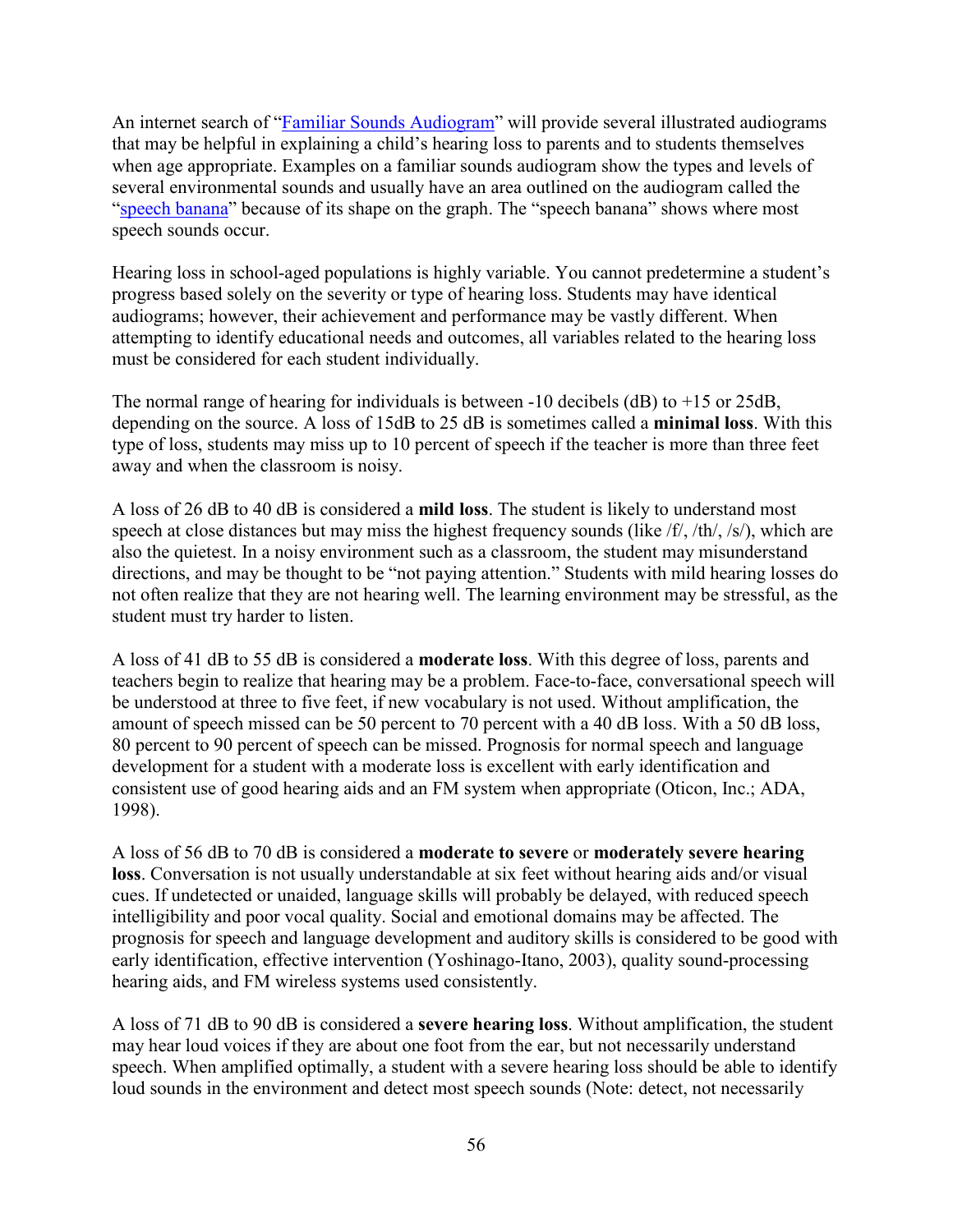An internet search of "[Familiar Sounds Audiogram]" will provide several illustrated audiograms that may be helpful in explaining a child's hearing loss to parents and to students themselves when age appropriate. Examples on a familiar sounds audiogram show the types and levels of several environmental sounds and usually have an area outlined on the audiogram called the "[speech banana]" because of its shape on the graph. The "speech banana" shows where most speech sounds occur.

Hearing loss in school-aged populations is highly variable. You cannot predetermine a student's progress based solely on the severity or type of hearing loss. Students may have identical audiograms; however, their achievement and performance may be vastly different. When attempting to identify educational needs and outcomes, all variables related to the hearing loss must be considered for each student individually.

The normal range of hearing for individuals is between -10 decibels (dB) to +15 or 25dB, depending on the source. A loss of 15dB to 25 dB is sometimes called a **minimal loss**. With this type of loss, students may miss up to 10 percent of speech if the teacher is more than three feet away and when the classroom is noisy.

A loss of 26 dB to 40 dB is considered a **mild loss**. The student is likely to understand most speech at close distances but may miss the highest frequency sounds (like /f/, /th/, /s/), which are also the quietest. In a noisy environment such as a classroom, the student may misunderstand directions, and may be thought to be "not paying attention." Students with mild hearing losses do not often realize that they are not hearing well. The learning environment may be stressful, as the student must try harder to listen.

A loss of 41 dB to 55 dB is considered a **moderate loss**. With this degree of loss, parents and teachers begin to realize that hearing may be a problem. Face-to-face, conversational speech will be understood at three to five feet, if new vocabulary is not used. Without amplification, the amount of speech missed can be 50 percent to 70 percent with a 40 dB loss. With a 50 dB loss, 80 percent to 90 percent of speech can be missed. Prognosis for normal speech and language development for a student with a moderate loss is excellent with early identification and consistent use of good hearing aids and an FM system when appropriate (Oticon, Inc.; ADA, 1998).

A loss of 56 dB to 70 dB is considered a **moderate to severe** or **moderately severe hearing loss**. Conversation is not usually understandable at six feet without hearing aids and/or visual cues. If undetected or unaided, language skills will probably be delayed, with reduced speech intelligibility and poor vocal quality. Social and emotional domains may be affected. The prognosis for speech and language development and auditory skills is considered to be good with early identification, effective intervention (Yoshinago-Itano, 2003), quality sound-processing hearing aids, and FM wireless systems used consistently.

A loss of 71 dB to 90 dB is considered a **severe hearing loss**. Without amplification, the student may hear loud voices if they are about one foot from the ear, but not necessarily understand speech. When amplified optimally, a student with a severe hearing loss should be able to identify loud sounds in the environment and detect most speech sounds (Note: detect, not necessarily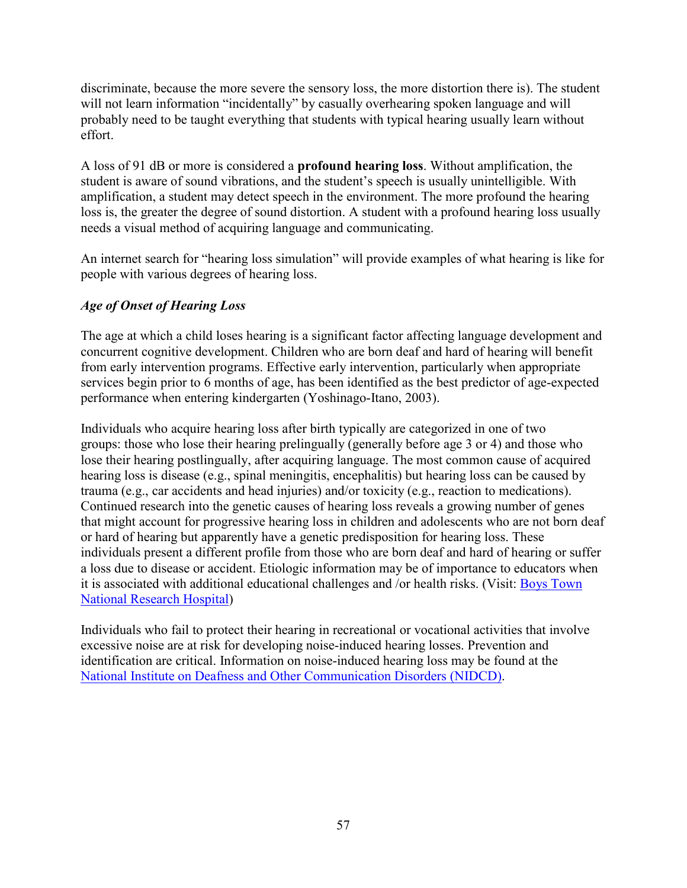discriminate, because the more severe the sensory loss, the more distortion there is). The student will not learn information "incidentally" by casually overhearing spoken language and will probably need to be taught everything that students with typical hearing usually learn without effort.

A loss of 91 dB or more is considered a **profound hearing loss**. Without amplification, the student is aware of sound vibrations, and the student's speech is usually unintelligible. With amplification, a student may detect speech in the environment. The more profound the hearing loss is, the greater the degree of sound distortion. A student with a profound hearing loss usually needs a visual method of acquiring language and communicating.

An internet search for "hearing loss simulation" will provide examples of what hearing is like for people with various degrees of hearing loss.

***Age of Onset of Hearing Loss***

The age at which a child loses hearing is a significant factor affecting language development and concurrent cognitive development. Children who are born deaf and hard of hearing will benefit from early intervention programs. Effective early intervention, particularly when appropriate services begin prior to 6 months of age, has been identified as the best predictor of age-expected performance when entering kindergarten (Yoshinago-Itano, 2003).

Individuals who acquire hearing loss after birth typically are categorized in one of two groups: those who lose their hearing prelingually (generally before age 3 or 4) and those who lose their hearing postlingually, after acquiring language. The most common cause of acquired hearing loss is disease (e.g., spinal meningitis, encephalitis) but hearing loss can be caused by trauma (e.g., car accidents and head injuries) and/or toxicity (e.g., reaction to medications). Continued research into the genetic causes of hearing loss reveals a growing number of genes that might account for progressive hearing loss in children and adolescents who are not born deaf or hard of hearing but apparently have a genetic predisposition for hearing loss. These individuals present a different profile from those who are born deaf and hard of hearing or suffer a loss due to disease or accident. Etiologic information may be of importance to educators when it is associated with additional educational challenges and /or health risks. (Visit: Boys Town National Research Hospital)

Individuals who fail to protect their hearing in recreational or vocational activities that involve excessive noise are at risk for developing noise-induced hearing losses. Prevention and identification are critical. Information on noise-induced hearing loss may be found at the National Institute on Deafness and Other Communication Disorders (NIDCD).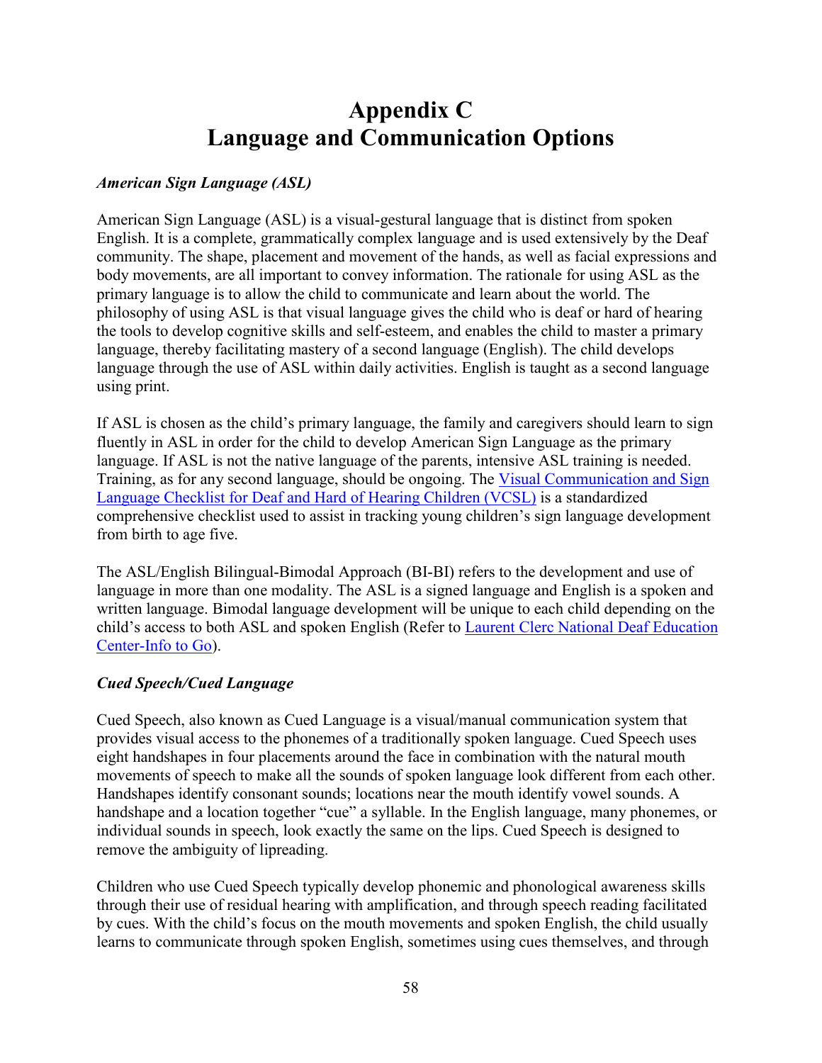# Appendix C
# Language and Communication Options

***American Sign Language (ASL)***

American Sign Language (ASL) is a visual-gestural language that is distinct from spoken English. It is a complete, grammatically complex language and is used extensively by the Deaf community. The shape, placement and movement of the hands, as well as facial expressions and body movements, are all important to convey information. The rationale for using ASL as the primary language is to allow the child to communicate and learn about the world. The philosophy of using ASL is that visual language gives the child who is deaf or hard of hearing the tools to develop cognitive skills and self-esteem, and enables the child to master a primary language, thereby facilitating mastery of a second language (English). The child develops language through the use of ASL within daily activities. English is taught as a second language using print.

If ASL is chosen as the child's primary language, the family and caregivers should learn to sign fluently in ASL in order for the child to develop American Sign Language as the primary language. If ASL is not the native language of the parents, intensive ASL training is needed. Training, as for any second language, should be ongoing. The Visual Communication and Sign Language Checklist for Deaf and Hard of Hearing Children (VCSL) is a standardized comprehensive checklist used to assist in tracking young children's sign language development from birth to age five.

The ASL/English Bilingual-Bimodal Approach (BI-BI) refers to the development and use of language in more than one modality. The ASL is a signed language and English is a spoken and written language. Bimodal language development will be unique to each child depending on the child's access to both ASL and spoken English (Refer to Laurent Clerc National Deaf Education Center-Info to Go).

***Cued Speech/Cued Language***

Cued Speech, also known as Cued Language is a visual/manual communication system that provides visual access to the phonemes of a traditionally spoken language. Cued Speech uses eight handshapes in four placements around the face in combination with the natural mouth movements of speech to make all the sounds of spoken language look different from each other. Handshapes identify consonant sounds; locations near the mouth identify vowel sounds. A handshape and a location together "cue" a syllable. In the English language, many phonemes, or individual sounds in speech, look exactly the same on the lips. Cued Speech is designed to remove the ambiguity of lipreading.

Children who use Cued Speech typically develop phonemic and phonological awareness skills through their use of residual hearing with amplification, and through speech reading facilitated by cues. With the child's focus on the mouth movements and spoken English, the child usually learns to communicate through spoken English, sometimes using cues themselves, and through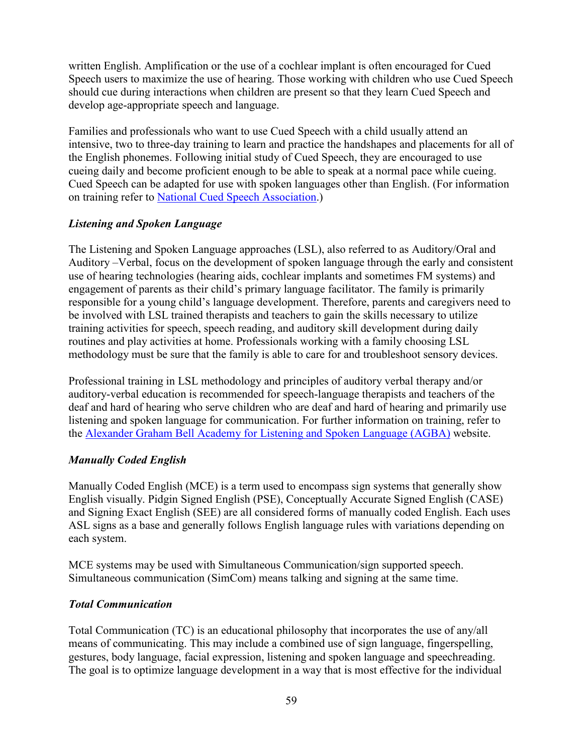written English. Amplification or the use of a cochlear implant is often encouraged for Cued Speech users to maximize the use of hearing. Those working with children who use Cued Speech should cue during interactions when children are present so that they learn Cued Speech and develop age-appropriate speech and language.

Families and professionals who want to use Cued Speech with a child usually attend an intensive, two to three-day training to learn and practice the handshapes and placements for all of the English phonemes. Following initial study of Cued Speech, they are encouraged to use cueing daily and become proficient enough to be able to speak at a normal pace while cueing. Cued Speech can be adapted for use with spoken languages other than English. (For information on training refer to National Cued Speech Association.)

### *Listening and Spoken Language*

The Listening and Spoken Language approaches (LSL), also referred to as Auditory/Oral and Auditory –Verbal, focus on the development of spoken language through the early and consistent use of hearing technologies (hearing aids, cochlear implants and sometimes FM systems) and engagement of parents as their child's primary language facilitator. The family is primarily responsible for a young child's language development. Therefore, parents and caregivers need to be involved with LSL trained therapists and teachers to gain the skills necessary to utilize training activities for speech, speech reading, and auditory skill development during daily routines and play activities at home. Professionals working with a family choosing LSL methodology must be sure that the family is able to care for and troubleshoot sensory devices.

Professional training in LSL methodology and principles of auditory verbal therapy and/or auditory-verbal education is recommended for speech-language therapists and teachers of the deaf and hard of hearing who serve children who are deaf and hard of hearing and primarily use listening and spoken language for communication. For further information on training, refer to the Alexander Graham Bell Academy for Listening and Spoken Language (AGBA) website.

### *Manually Coded English*

Manually Coded English (MCE) is a term used to encompass sign systems that generally show English visually. Pidgin Signed English (PSE), Conceptually Accurate Signed English (CASE) and Signing Exact English (SEE) are all considered forms of manually coded English. Each uses ASL signs as a base and generally follows English language rules with variations depending on each system.

MCE systems may be used with Simultaneous Communication/sign supported speech. Simultaneous communication (SimCom) means talking and signing at the same time.

### *Total Communication*

Total Communication (TC) is an educational philosophy that incorporates the use of any/all means of communicating. This may include a combined use of sign language, fingerspelling, gestures, body language, facial expression, listening and spoken language and speechreading. The goal is to optimize language development in a way that is most effective for the individual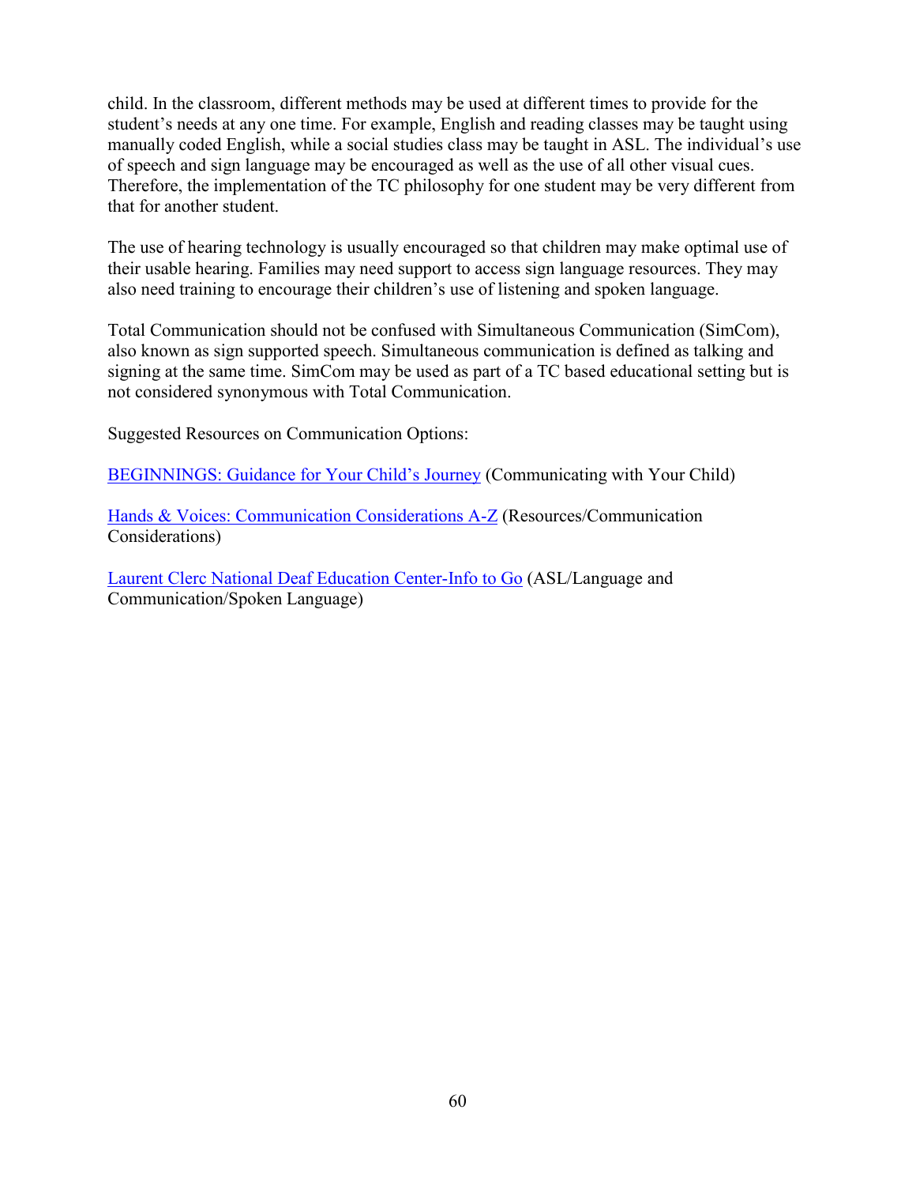child. In the classroom, different methods may be used at different times to provide for the student's needs at any one time. For example, English and reading classes may be taught using manually coded English, while a social studies class may be taught in ASL. The individual's use of speech and sign language may be encouraged as well as the use of all other visual cues. Therefore, the implementation of the TC philosophy for one student may be very different from that for another student.

The use of hearing technology is usually encouraged so that children may make optimal use of their usable hearing. Families may need support to access sign language resources. They may also need training to encourage their children's use of listening and spoken language.

Total Communication should not be confused with Simultaneous Communication (SimCom), also known as sign supported speech. Simultaneous communication is defined as talking and signing at the same time. SimCom may be used as part of a TC based educational setting but is not considered synonymous with Total Communication.

Suggested Resources on Communication Options:

BEGINNINGS: Guidance for Your Child's Journey (Communicating with Your Child)

Hands & Voices: Communication Considerations A-Z (Resources/Communication Considerations)

Laurent Clerc National Deaf Education Center-Info to Go (ASL/Language and Communication/Spoken Language)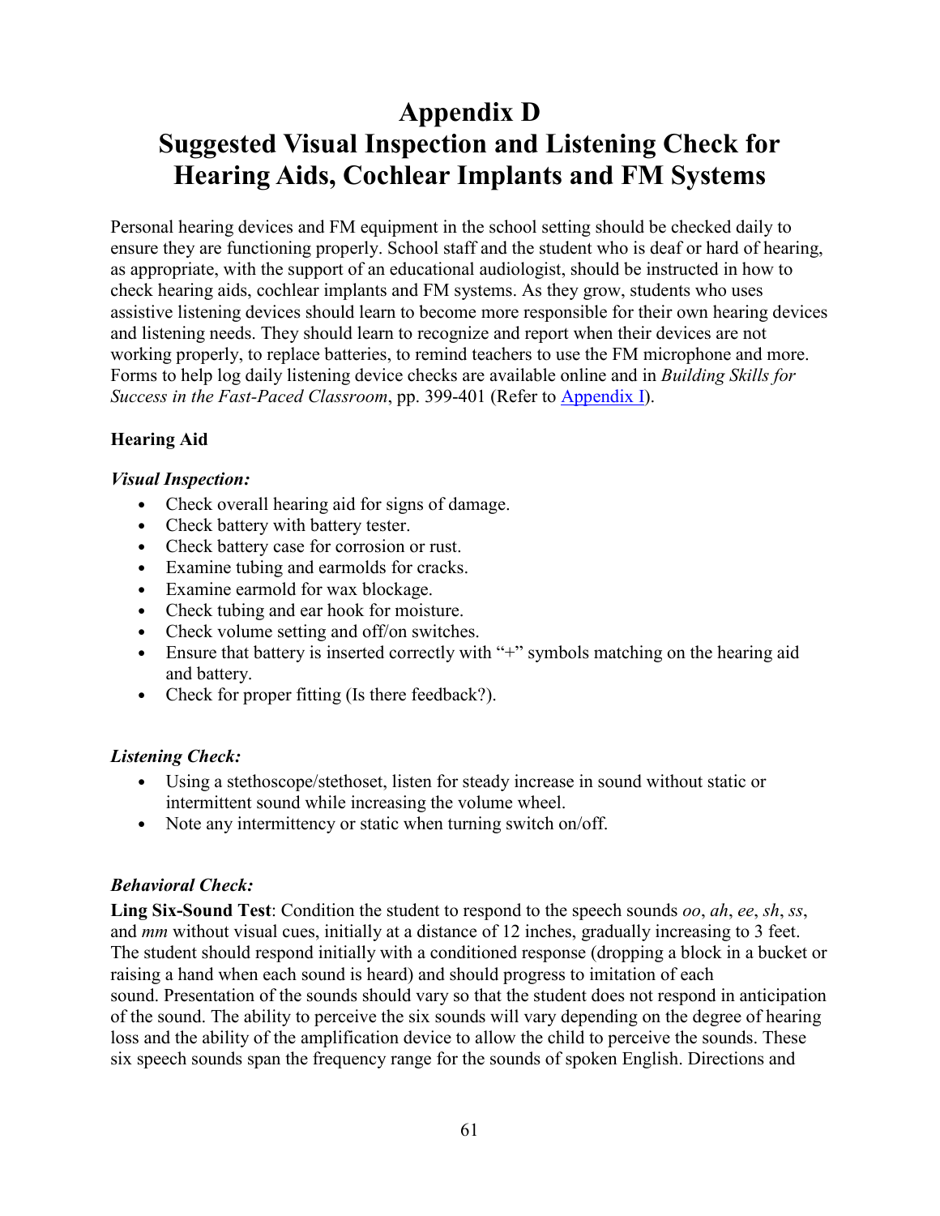# Appendix D
# Suggested Visual Inspection and Listening Check for Hearing Aids, Cochlear Implants and FM Systems

Personal hearing devices and FM equipment in the school setting should be checked daily to ensure they are functioning properly. School staff and the student who is deaf or hard of hearing, as appropriate, with the support of an educational audiologist, should be instructed in how to check hearing aids, cochlear implants and FM systems. As they grow, students who uses assistive listening devices should learn to become more responsible for their own hearing devices and listening needs. They should learn to recognize and report when their devices are not working properly, to replace batteries, to remind teachers to use the FM microphone and more. Forms to help log daily listening device checks are available online and in *Building Skills for Success in the Fast-Paced Classroom*, pp. 399-401 (Refer to Appendix I).

**Hearing Aid**

***Visual Inspection:***

- Check overall hearing aid for signs of damage.
- Check battery with battery tester.
- Check battery case for corrosion or rust.
- Examine tubing and earmolds for cracks.
- Examine earmold for wax blockage.
- Check tubing and ear hook for moisture.
- Check volume setting and off/on switches.
- Ensure that battery is inserted correctly with "+" symbols matching on the hearing aid and battery.
- Check for proper fitting (Is there feedback?).

***Listening Check:***

- Using a stethoscope/stethoset, listen for steady increase in sound without static or intermittent sound while increasing the volume wheel.
- Note any intermittency or static when turning switch on/off.

***Behavioral Check:***

**Ling Six-Sound Test**: Condition the student to respond to the speech sounds *oo*, *ah*, *ee*, *sh*, *ss*, and *mm* without visual cues, initially at a distance of 12 inches, gradually increasing to 3 feet. The student should respond initially with a conditioned response (dropping a block in a bucket or raising a hand when each sound is heard) and should progress to imitation of each sound. Presentation of the sounds should vary so that the student does not respond in anticipation of the sound. The ability to perceive the six sounds will vary depending on the degree of hearing loss and the ability of the amplification device to allow the child to perceive the sounds. These six speech sounds span the frequency range for the sounds of spoken English. Directions and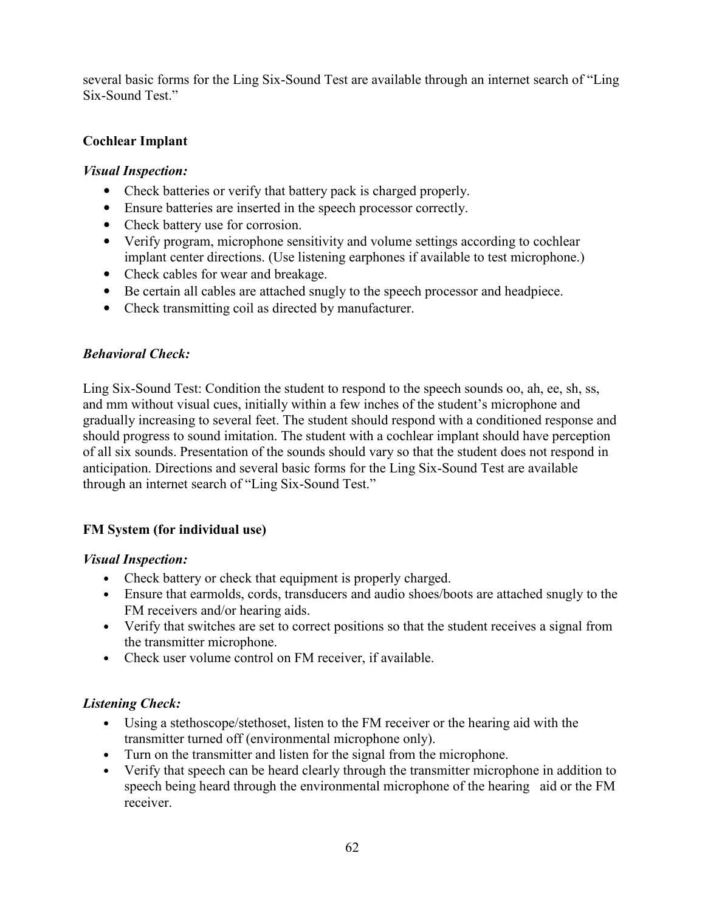several basic forms for the Ling Six-Sound Test are available through an internet search of "Ling Six-Sound Test."

**Cochlear Implant**

***Visual Inspection:***

- Check batteries or verify that battery pack is charged properly.
- Ensure batteries are inserted in the speech processor correctly.
- Check battery use for corrosion.
- Verify program, microphone sensitivity and volume settings according to cochlear implant center directions. (Use listening earphones if available to test microphone.)
- Check cables for wear and breakage.
- Be certain all cables are attached snugly to the speech processor and headpiece.
- Check transmitting coil as directed by manufacturer.

***Behavioral Check:***

Ling Six-Sound Test: Condition the student to respond to the speech sounds oo, ah, ee, sh, ss, and mm without visual cues, initially within a few inches of the student's microphone and gradually increasing to several feet. The student should respond with a conditioned response and should progress to sound imitation. The student with a cochlear implant should have perception of all six sounds. Presentation of the sounds should vary so that the student does not respond in anticipation. Directions and several basic forms for the Ling Six-Sound Test are available through an internet search of "Ling Six-Sound Test."

**FM System (for individual use)**

***Visual Inspection:***

- Check battery or check that equipment is properly charged.
- Ensure that earmolds, cords, transducers and audio shoes/boots are attached snugly to the FM receivers and/or hearing aids.
- Verify that switches are set to correct positions so that the student receives a signal from the transmitter microphone.
- Check user volume control on FM receiver, if available.

***Listening Check:***

- Using a stethoscope/stethoset, listen to the FM receiver or the hearing aid with the transmitter turned off (environmental microphone only).
- Turn on the transmitter and listen for the signal from the microphone.
- Verify that speech can be heard clearly through the transmitter microphone in addition to speech being heard through the environmental microphone of the hearing aid or the FM receiver.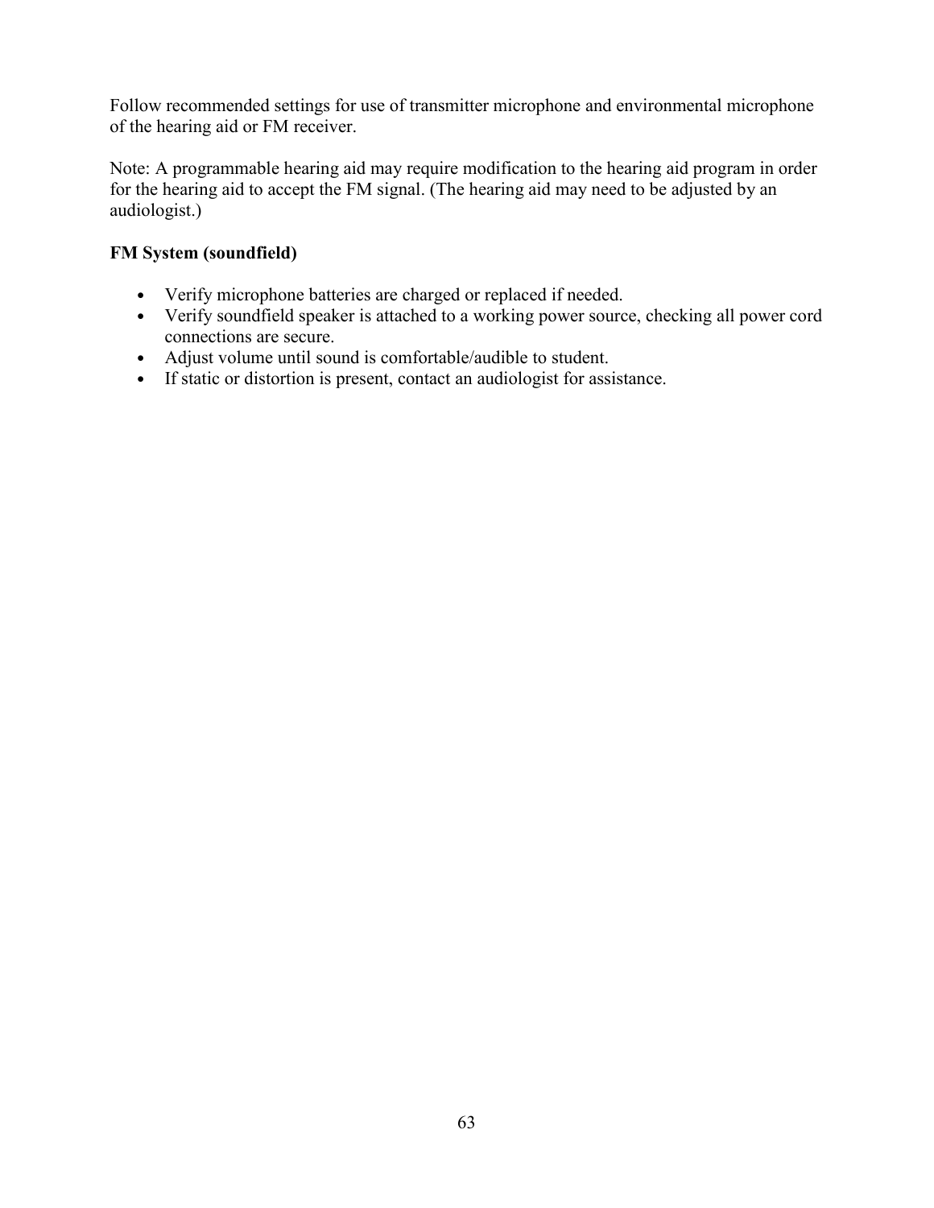Follow recommended settings for use of transmitter microphone and environmental microphone of the hearing aid or FM receiver.

Note: A programmable hearing aid may require modification to the hearing aid program in order for the hearing aid to accept the FM signal. (The hearing aid may need to be adjusted by an audiologist.)

**FM System (soundfield)**

- Verify microphone batteries are charged or replaced if needed.
- Verify soundfield speaker is attached to a working power source, checking all power cord connections are secure.
- Adjust volume until sound is comfortable/audible to student.
- If static or distortion is present, contact an audiologist for assistance.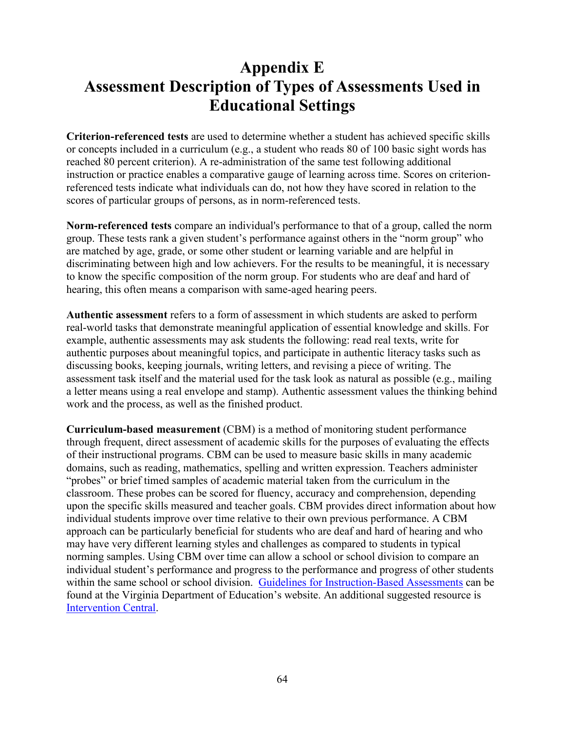# Appendix E
# Assessment Description of Types of Assessments Used in Educational Settings

**Criterion-referenced tests** are used to determine whether a student has achieved specific skills or concepts included in a curriculum (e.g., a student who reads 80 of 100 basic sight words has reached 80 percent criterion). A re-administration of the same test following additional instruction or practice enables a comparative gauge of learning across time. Scores on criterion-referenced tests indicate what individuals can do, not how they have scored in relation to the scores of particular groups of persons, as in norm-referenced tests.

**Norm-referenced tests** compare an individual's performance to that of a group, called the norm group. These tests rank a given student's performance against others in the "norm group" who are matched by age, grade, or some other student or learning variable and are helpful in discriminating between high and low achievers. For the results to be meaningful, it is necessary to know the specific composition of the norm group. For students who are deaf and hard of hearing, this often means a comparison with same-aged hearing peers.

**Authentic assessment** refers to a form of assessment in which students are asked to perform real-world tasks that demonstrate meaningful application of essential knowledge and skills. For example, authentic assessments may ask students the following: read real texts, write for authentic purposes about meaningful topics, and participate in authentic literacy tasks such as discussing books, keeping journals, writing letters, and revising a piece of writing. The assessment task itself and the material used for the task look as natural as possible (e.g., mailing a letter means using a real envelope and stamp). Authentic assessment values the thinking behind work and the process, as well as the finished product.

**Curriculum-based measurement** (CBM) is a method of monitoring student performance through frequent, direct assessment of academic skills for the purposes of evaluating the effects of their instructional programs. CBM can be used to measure basic skills in many academic domains, such as reading, mathematics, spelling and written expression. Teachers administer "probes" or brief timed samples of academic material taken from the curriculum in the classroom. These probes can be scored for fluency, accuracy and comprehension, depending upon the specific skills measured and teacher goals. CBM provides direct information about how individual students improve over time relative to their own previous performance. A CBM approach can be particularly beneficial for students who are deaf and hard of hearing and who may have very different learning styles and challenges as compared to students in typical norming samples. Using CBM over time can allow a school or school division to compare an individual student's performance and progress to the performance and progress of other students within the same school or school division. Guidelines for Instruction-Based Assessments can be found at the Virginia Department of Education's website. An additional suggested resource is Intervention Central.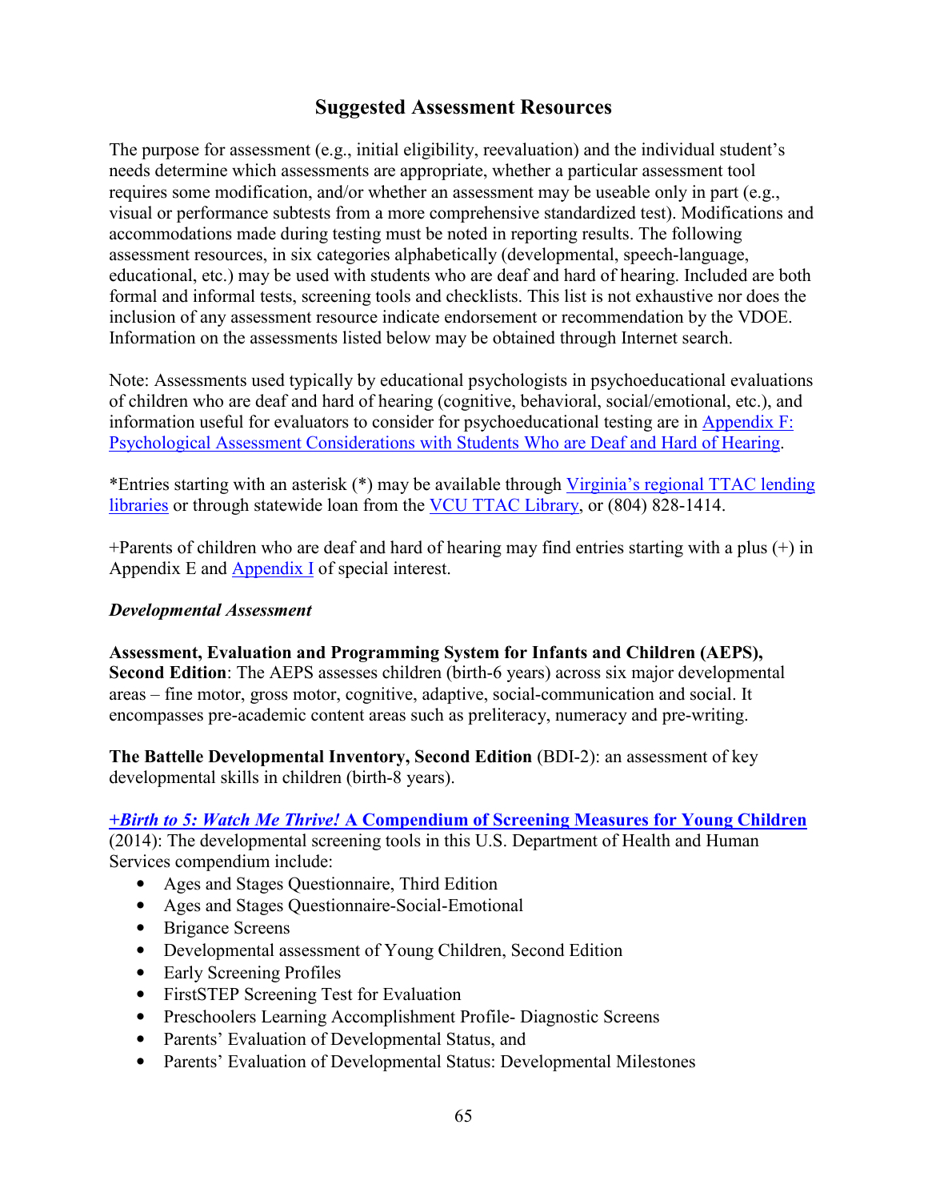## Suggested Assessment Resources

The purpose for assessment (e.g., initial eligibility, reevaluation) and the individual student's needs determine which assessments are appropriate, whether a particular assessment tool requires some modification, and/or whether an assessment may be useable only in part (e.g., visual or performance subtests from a more comprehensive standardized test). Modifications and accommodations made during testing must be noted in reporting results. The following assessment resources, in six categories alphabetically (developmental, speech-language, educational, etc.) may be used with students who are deaf and hard of hearing. Included are both formal and informal tests, screening tools and checklists. This list is not exhaustive nor does the inclusion of any assessment resource indicate endorsement or recommendation by the VDOE. Information on the assessments listed below may be obtained through Internet search.

Note: Assessments used typically by educational psychologists in psychoeducational evaluations of children who are deaf and hard of hearing (cognitive, behavioral, social/emotional, etc.), and information useful for evaluators to consider for psychoeducational testing are in Appendix F: Psychological Assessment Considerations with Students Who are Deaf and Hard of Hearing.

*Entries starting with an asterisk (*) may be available through Virginia's regional TTAC lending libraries or through statewide loan from the VCU TTAC Library, or (804) 828-1414.

+Parents of children who are deaf and hard of hearing may find entries starting with a plus (+) in Appendix E and Appendix I of special interest.

### *Developmental Assessment*

**Assessment, Evaluation and Programming System for Infants and Children (AEPS), Second Edition**: The AEPS assesses children (birth-6 years) across six major developmental areas – fine motor, gross motor, cognitive, adaptive, social-communication and social. It encompasses pre-academic content areas such as preliteracy, numeracy and pre-writing.

**The Battelle Developmental Inventory, Second Edition** (BDI-2): an assessment of key developmental skills in children (birth-8 years).

***+Birth to 5: Watch Me Thrive!* A Compendium of Screening Measures for Young Children** (2014): The developmental screening tools in this U.S. Department of Health and Human Services compendium include:

- Ages and Stages Questionnaire, Third Edition
- Ages and Stages Questionnaire-Social-Emotional
- Brigance Screens
- Developmental assessment of Young Children, Second Edition
- Early Screening Profiles
- FirstSTEP Screening Test for Evaluation
- Preschoolers Learning Accomplishment Profile- Diagnostic Screens
- Parents' Evaluation of Developmental Status, and
- Parents' Evaluation of Developmental Status: Developmental Milestones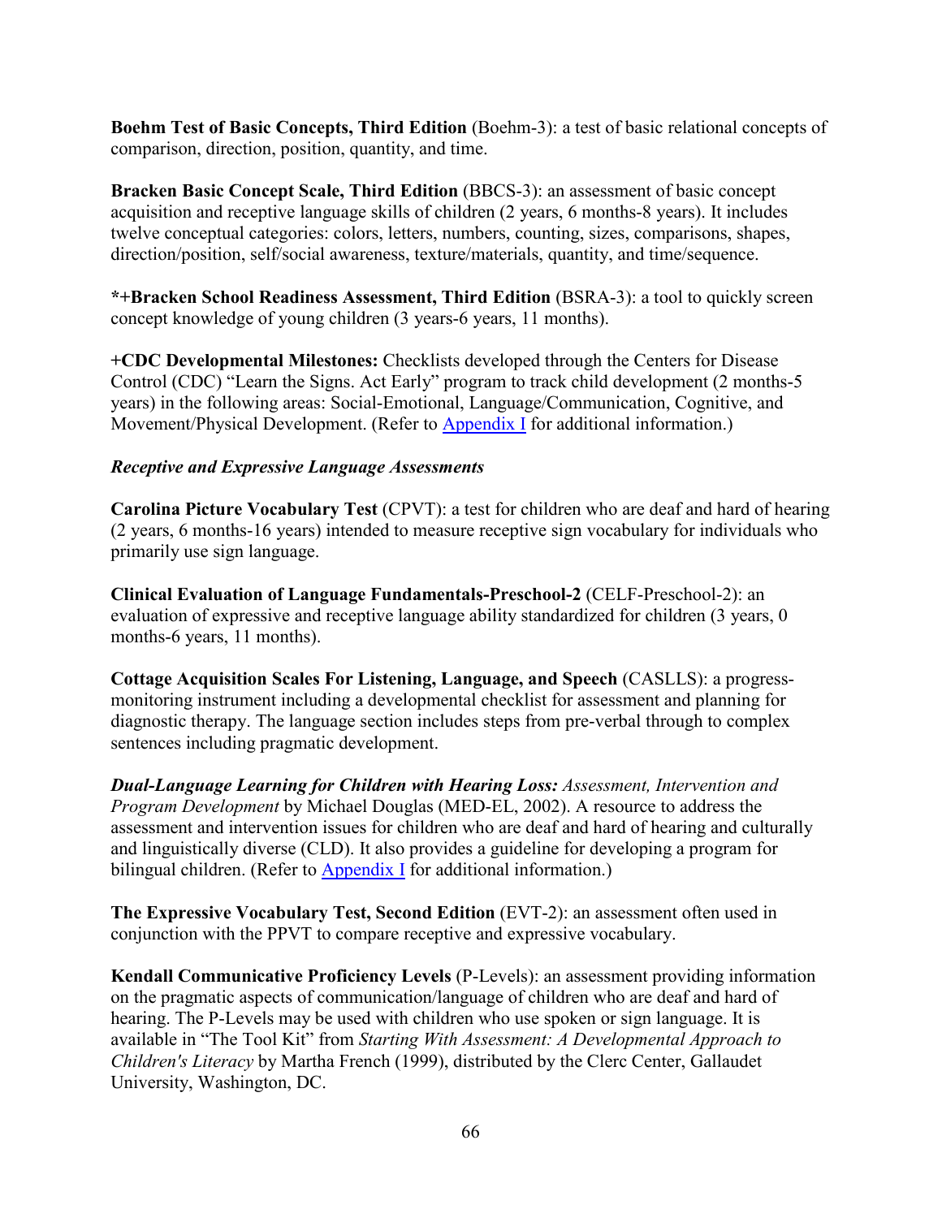**Boehm Test of Basic Concepts, Third Edition** (Boehm-3): a test of basic relational concepts of comparison, direction, position, quantity, and time.

**Bracken Basic Concept Scale, Third Edition** (BBCS-3): an assessment of basic concept acquisition and receptive language skills of children (2 years, 6 months-8 years). It includes twelve conceptual categories: colors, letters, numbers, counting, sizes, comparisons, shapes, direction/position, self/social awareness, texture/materials, quantity, and time/sequence.

**\*+Bracken School Readiness Assessment, Third Edition** (BSRA-3): a tool to quickly screen concept knowledge of young children (3 years-6 years, 11 months).

**+CDC Developmental Milestones:** Checklists developed through the Centers for Disease Control (CDC) "Learn the Signs. Act Early" program to track child development (2 months-5 years) in the following areas: Social-Emotional, Language/Communication, Cognitive, and Movement/Physical Development. (Refer to Appendix I for additional information.)

***Receptive and Expressive Language Assessments***

**Carolina Picture Vocabulary Test** (CPVT): a test for children who are deaf and hard of hearing (2 years, 6 months-16 years) intended to measure receptive sign vocabulary for individuals who primarily use sign language.

**Clinical Evaluation of Language Fundamentals-Preschool-2** (CELF-Preschool-2): an evaluation of expressive and receptive language ability standardized for children (3 years, 0 months-6 years, 11 months).

**Cottage Acquisition Scales For Listening, Language, and Speech** (CASLLS): a progress-monitoring instrument including a developmental checklist for assessment and planning for diagnostic therapy. The language section includes steps from pre-verbal through to complex sentences including pragmatic development.

***Dual-Language Learning for Children with Hearing Loss:*** *Assessment, Intervention and Program Development* by Michael Douglas (MED-EL, 2002). A resource to address the assessment and intervention issues for children who are deaf and hard of hearing and culturally and linguistically diverse (CLD). It also provides a guideline for developing a program for bilingual children. (Refer to Appendix I for additional information.)

**The Expressive Vocabulary Test, Second Edition** (EVT-2): an assessment often used in conjunction with the PPVT to compare receptive and expressive vocabulary.

**Kendall Communicative Proficiency Levels** (P-Levels): an assessment providing information on the pragmatic aspects of communication/language of children who are deaf and hard of hearing. The P-Levels may be used with children who use spoken or sign language. It is available in "The Tool Kit" from *Starting With Assessment: A Developmental Approach to Children's Literacy* by Martha French (1999), distributed by the Clerc Center, Gallaudet University, Washington, DC.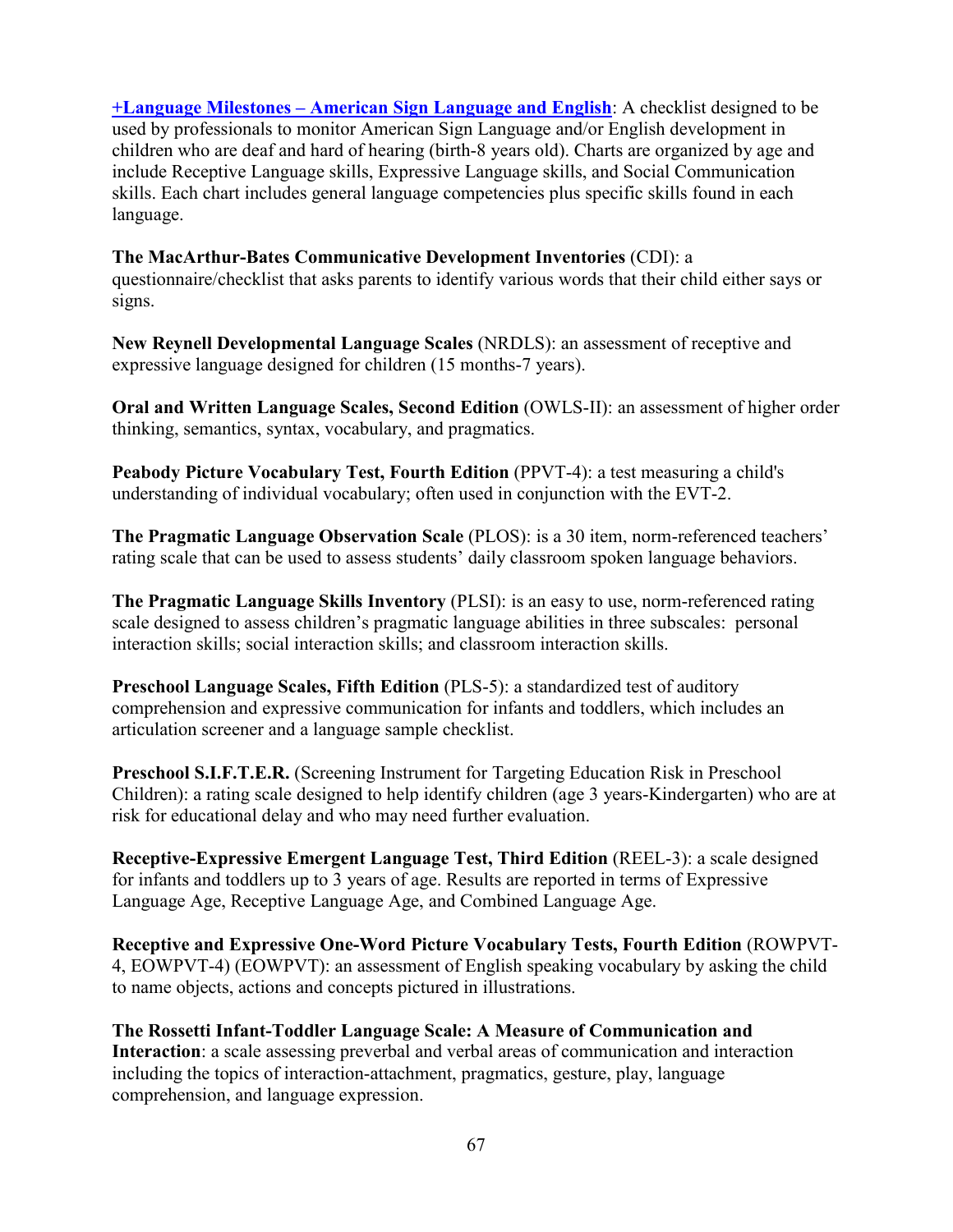**+Language Milestones – American Sign Language and English**: A checklist designed to be used by professionals to monitor American Sign Language and/or English development in children who are deaf and hard of hearing (birth-8 years old). Charts are organized by age and include Receptive Language skills, Expressive Language skills, and Social Communication skills. Each chart includes general language competencies plus specific skills found in each language.

**The MacArthur-Bates Communicative Development Inventories** (CDI): a questionnaire/checklist that asks parents to identify various words that their child either says or signs.

**New Reynell Developmental Language Scales** (NRDLS): an assessment of receptive and expressive language designed for children (15 months-7 years).

**Oral and Written Language Scales, Second Edition** (OWLS-II): an assessment of higher order thinking, semantics, syntax, vocabulary, and pragmatics.

**Peabody Picture Vocabulary Test, Fourth Edition** (PPVT-4): a test measuring a child's understanding of individual vocabulary; often used in conjunction with the EVT-2.

**The Pragmatic Language Observation Scale** (PLOS): is a 30 item, norm-referenced teachers' rating scale that can be used to assess students' daily classroom spoken language behaviors.

**The Pragmatic Language Skills Inventory** (PLSI): is an easy to use, norm-referenced rating scale designed to assess children's pragmatic language abilities in three subscales: personal interaction skills; social interaction skills; and classroom interaction skills.

**Preschool Language Scales, Fifth Edition** (PLS-5): a standardized test of auditory comprehension and expressive communication for infants and toddlers, which includes an articulation screener and a language sample checklist.

**Preschool S.I.F.T.E.R.** (Screening Instrument for Targeting Education Risk in Preschool Children): a rating scale designed to help identify children (age 3 years-Kindergarten) who are at risk for educational delay and who may need further evaluation.

**Receptive-Expressive Emergent Language Test, Third Edition** (REEL-3): a scale designed for infants and toddlers up to 3 years of age. Results are reported in terms of Expressive Language Age, Receptive Language Age, and Combined Language Age.

**Receptive and Expressive One-Word Picture Vocabulary Tests, Fourth Edition** (ROWPVT-4, EOWPVT-4) (EOWPVT): an assessment of English speaking vocabulary by asking the child to name objects, actions and concepts pictured in illustrations.

**The Rossetti Infant-Toddler Language Scale: A Measure of Communication and Interaction**: a scale assessing preverbal and verbal areas of communication and interaction including the topics of interaction-attachment, pragmatics, gesture, play, language comprehension, and language expression.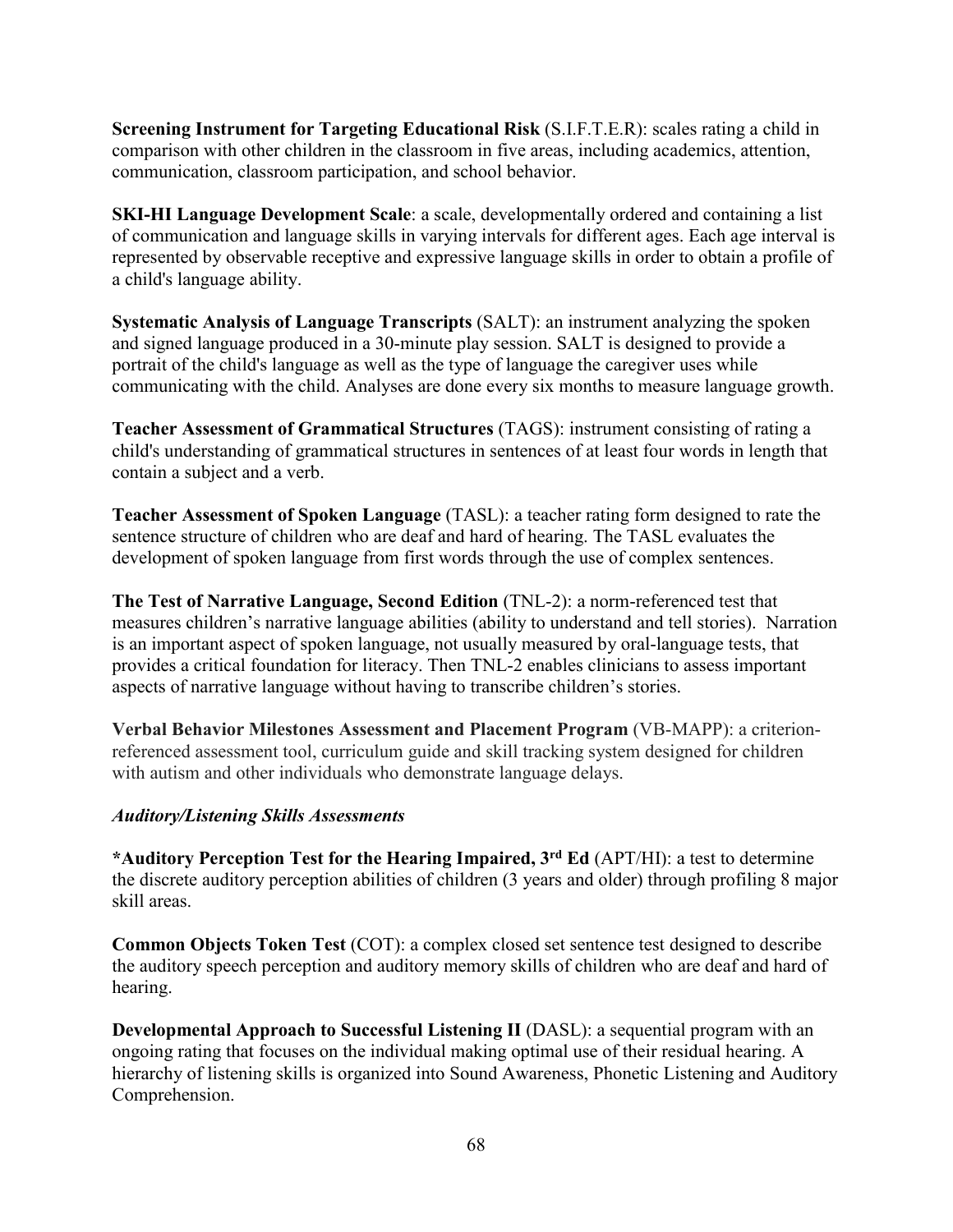**Screening Instrument for Targeting Educational Risk** (S.I.F.T.E.R): scales rating a child in comparison with other children in the classroom in five areas, including academics, attention, communication, classroom participation, and school behavior.

**SKI-HI Language Development Scale**: a scale, developmentally ordered and containing a list of communication and language skills in varying intervals for different ages. Each age interval is represented by observable receptive and expressive language skills in order to obtain a profile of a child's language ability.

**Systematic Analysis of Language Transcripts** (SALT): an instrument analyzing the spoken and signed language produced in a 30-minute play session. SALT is designed to provide a portrait of the child's language as well as the type of language the caregiver uses while communicating with the child. Analyses are done every six months to measure language growth.

**Teacher Assessment of Grammatical Structures** (TAGS): instrument consisting of rating a child's understanding of grammatical structures in sentences of at least four words in length that contain a subject and a verb.

**Teacher Assessment of Spoken Language** (TASL): a teacher rating form designed to rate the sentence structure of children who are deaf and hard of hearing. The TASL evaluates the development of spoken language from first words through the use of complex sentences.

**The Test of Narrative Language, Second Edition** (TNL-2): a norm-referenced test that measures children's narrative language abilities (ability to understand and tell stories). Narration is an important aspect of spoken language, not usually measured by oral-language tests, that provides a critical foundation for literacy. Then TNL-2 enables clinicians to assess important aspects of narrative language without having to transcribe children's stories.

**Verbal Behavior Milestones Assessment and Placement Program** (VB-MAPP): a criterion-referenced assessment tool, curriculum guide and skill tracking system designed for children with autism and other individuals who demonstrate language delays.

***Auditory/Listening Skills Assessments***

**\*Auditory Perception Test for the Hearing Impaired, 3rd Ed** (APT/HI): a test to determine the discrete auditory perception abilities of children (3 years and older) through profiling 8 major skill areas.

**Common Objects Token Test** (COT): a complex closed set sentence test designed to describe the auditory speech perception and auditory memory skills of children who are deaf and hard of hearing.

**Developmental Approach to Successful Listening II** (DASL): a sequential program with an ongoing rating that focuses on the individual making optimal use of their residual hearing. A hierarchy of listening skills is organized into Sound Awareness, Phonetic Listening and Auditory Comprehension.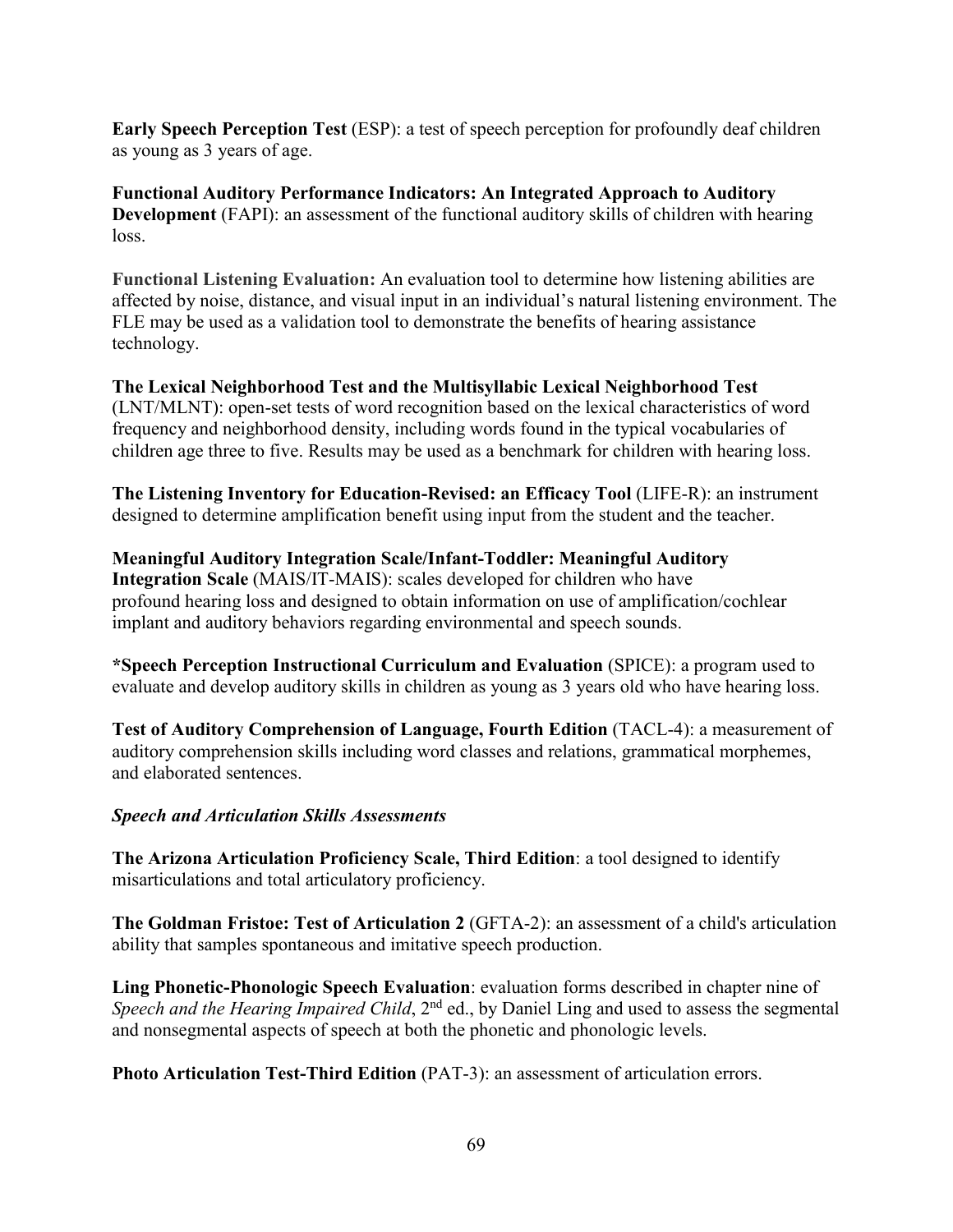**Early Speech Perception Test** (ESP): a test of speech perception for profoundly deaf children as young as 3 years of age.

**Functional Auditory Performance Indicators: An Integrated Approach to Auditory Development** (FAPI): an assessment of the functional auditory skills of children with hearing loss.

**Functional Listening Evaluation:** An evaluation tool to determine how listening abilities are affected by noise, distance, and visual input in an individual's natural listening environment. The FLE may be used as a validation tool to demonstrate the benefits of hearing assistance technology.

**The Lexical Neighborhood Test and the Multisyllabic Lexical Neighborhood Test** (LNT/MLNT): open-set tests of word recognition based on the lexical characteristics of word frequency and neighborhood density, including words found in the typical vocabularies of children age three to five. Results may be used as a benchmark for children with hearing loss.

**The Listening Inventory for Education-Revised: an Efficacy Tool** (LIFE-R): an instrument designed to determine amplification benefit using input from the student and the teacher.

**Meaningful Auditory Integration Scale/Infant-Toddler: Meaningful Auditory Integration Scale** (MAIS/IT-MAIS): scales developed for children who have profound hearing loss and designed to obtain information on use of amplification/cochlear implant and auditory behaviors regarding environmental and speech sounds.

**\*Speech Perception Instructional Curriculum and Evaluation** (SPICE): a program used to evaluate and develop auditory skills in children as young as 3 years old who have hearing loss.

**Test of Auditory Comprehension of Language, Fourth Edition** (TACL-4): a measurement of auditory comprehension skills including word classes and relations, grammatical morphemes, and elaborated sentences.

***Speech and Articulation Skills Assessments***

**The Arizona Articulation Proficiency Scale, Third Edition**: a tool designed to identify misarticulations and total articulatory proficiency.

**The Goldman Fristoe: Test of Articulation 2** (GFTA-2): an assessment of a child's articulation ability that samples spontaneous and imitative speech production.

**Ling Phonetic-Phonologic Speech Evaluation**: evaluation forms described in chapter nine of *Speech and the Hearing Impaired Child*, 2nd ed., by Daniel Ling and used to assess the segmental and nonsegmental aspects of speech at both the phonetic and phonologic levels.

**Photo Articulation Test-Third Edition** (PAT-3): an assessment of articulation errors.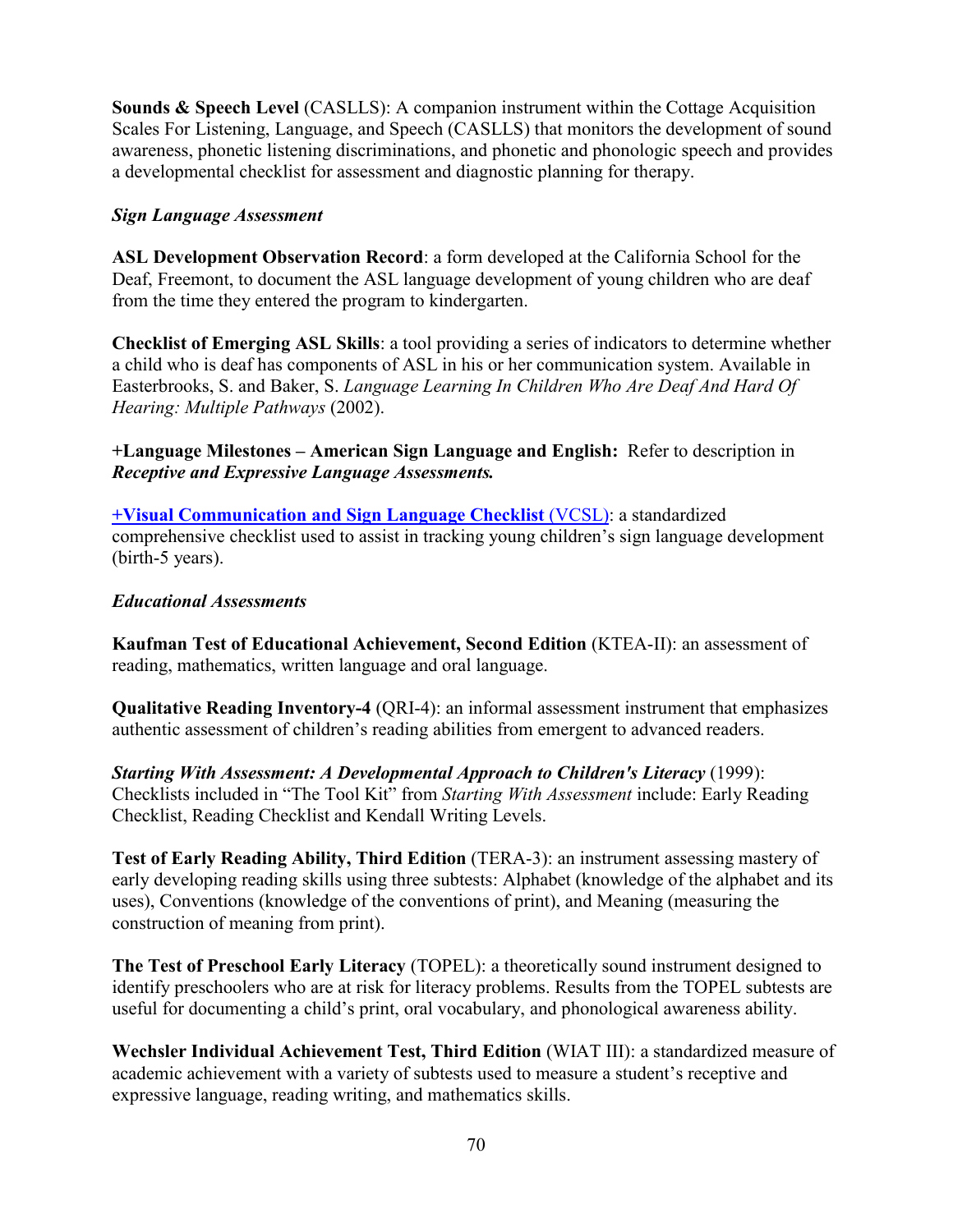**Sounds & Speech Level** (CASLLS): A companion instrument within the Cottage Acquisition Scales For Listening, Language, and Speech (CASLLS) that monitors the development of sound awareness, phonetic listening discriminations, and phonetic and phonologic speech and provides a developmental checklist for assessment and diagnostic planning for therapy.

***Sign Language Assessment***

**ASL Development Observation Record**: a form developed at the California School for the Deaf, Freemont, to document the ASL language development of young children who are deaf from the time they entered the program to kindergarten.

**Checklist of Emerging ASL Skills**: a tool providing a series of indicators to determine whether a child who is deaf has components of ASL in his or her communication system. Available in Easterbrooks, S. and Baker, S. *Language Learning In Children Who Are Deaf And Hard Of Hearing: Multiple Pathways* (2002).

**+Language Milestones – American Sign Language and English:** Refer to description in ***Receptive and Expressive Language Assessments.***

**+Visual Communication and Sign Language Checklist** (VCSL): a standardized comprehensive checklist used to assist in tracking young children's sign language development (birth-5 years).

***Educational Assessments***

**Kaufman Test of Educational Achievement, Second Edition** (KTEA-II): an assessment of reading, mathematics, written language and oral language.

**Qualitative Reading Inventory-4** (QRI-4): an informal assessment instrument that emphasizes authentic assessment of children's reading abilities from emergent to advanced readers.

***Starting With Assessment: A Developmental Approach to Children's Literacy*** (1999): Checklists included in "The Tool Kit" from *Starting With Assessment* include: Early Reading Checklist, Reading Checklist and Kendall Writing Levels.

**Test of Early Reading Ability, Third Edition** (TERA-3): an instrument assessing mastery of early developing reading skills using three subtests: Alphabet (knowledge of the alphabet and its uses), Conventions (knowledge of the conventions of print), and Meaning (measuring the construction of meaning from print).

**The Test of Preschool Early Literacy** (TOPEL): a theoretically sound instrument designed to identify preschoolers who are at risk for literacy problems. Results from the TOPEL subtests are useful for documenting a child's print, oral vocabulary, and phonological awareness ability.

**Wechsler Individual Achievement Test, Third Edition** (WIAT III): a standardized measure of academic achievement with a variety of subtests used to measure a student's receptive and expressive language, reading writing, and mathematics skills.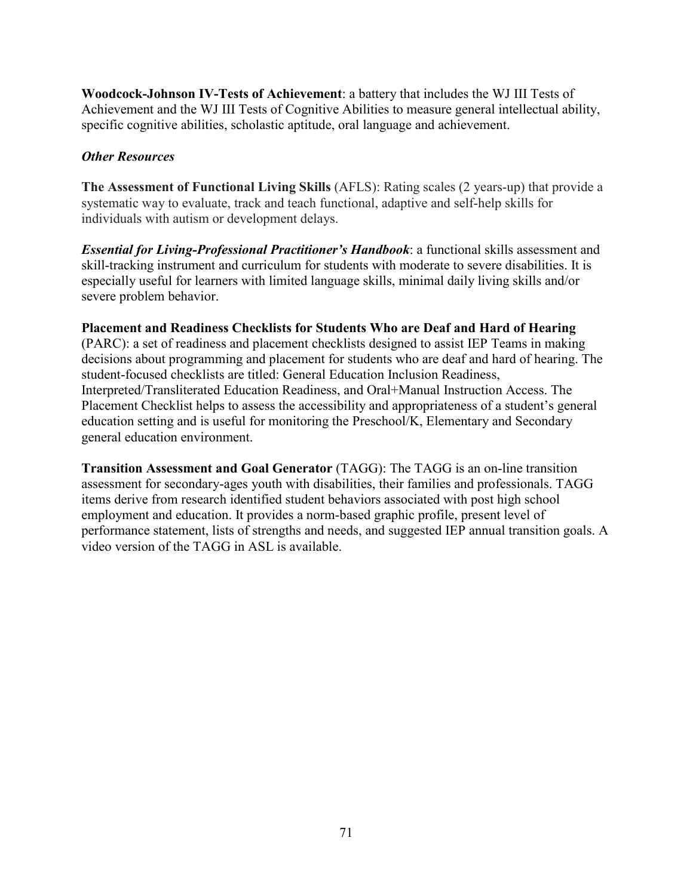**Woodcock-Johnson IV-Tests of Achievement**: a battery that includes the WJ III Tests of Achievement and the WJ III Tests of Cognitive Abilities to measure general intellectual ability, specific cognitive abilities, scholastic aptitude, oral language and achievement.

***Other Resources***

**The Assessment of Functional Living Skills** (AFLS): Rating scales (2 years-up) that provide a systematic way to evaluate, track and teach functional, adaptive and self-help skills for individuals with autism or development delays.

***Essential for Living-Professional Practitioner's Handbook***: a functional skills assessment and skill-tracking instrument and curriculum for students with moderate to severe disabilities. It is especially useful for learners with limited language skills, minimal daily living skills and/or severe problem behavior.

**Placement and Readiness Checklists for Students Who are Deaf and Hard of Hearing** (PARC): a set of readiness and placement checklists designed to assist IEP Teams in making decisions about programming and placement for students who are deaf and hard of hearing. The student-focused checklists are titled: General Education Inclusion Readiness, Interpreted/Transliterated Education Readiness, and Oral+Manual Instruction Access. The Placement Checklist helps to assess the accessibility and appropriateness of a student's general education setting and is useful for monitoring the Preschool/K, Elementary and Secondary general education environment.

**Transition Assessment and Goal Generator** (TAGG): The TAGG is an on-line transition assessment for secondary-ages youth with disabilities, their families and professionals. TAGG items derive from research identified student behaviors associated with post high school employment and education. It provides a norm-based graphic profile, present level of performance statement, lists of strengths and needs, and suggested IEP annual transition goals. A video version of the TAGG in ASL is available.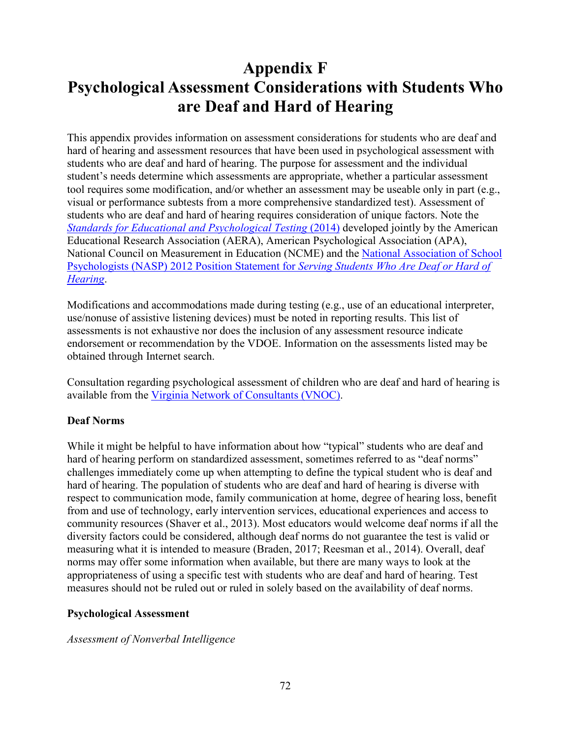# Appendix F
# Psychological Assessment Considerations with Students Who are Deaf and Hard of Hearing

This appendix provides information on assessment considerations for students who are deaf and hard of hearing and assessment resources that have been used in psychological assessment with students who are deaf and hard of hearing. The purpose for assessment and the individual student's needs determine which assessments are appropriate, whether a particular assessment tool requires some modification, and/or whether an assessment may be useable only in part (e.g., visual or performance subtests from a more comprehensive standardized test). Assessment of students who are deaf and hard of hearing requires consideration of unique factors. Note the *Standards for Educational and Psychological Testing* (2014) developed jointly by the American Educational Research Association (AERA), American Psychological Association (APA), National Council on Measurement in Education (NCME) and the National Association of School Psychologists (NASP) 2012 Position Statement for *Serving Students Who Are Deaf or Hard of Hearing*.

Modifications and accommodations made during testing (e.g., use of an educational interpreter, use/nonuse of assistive listening devices) must be noted in reporting results. This list of assessments is not exhaustive nor does the inclusion of any assessment resource indicate endorsement or recommendation by the VDOE. Information on the assessments listed may be obtained through Internet search.

Consultation regarding psychological assessment of children who are deaf and hard of hearing is available from the Virginia Network of Consultants (VNOC).

**Deaf Norms**

While it might be helpful to have information about how "typical" students who are deaf and hard of hearing perform on standardized assessment, sometimes referred to as "deaf norms" challenges immediately come up when attempting to define the typical student who is deaf and hard of hearing. The population of students who are deaf and hard of hearing is diverse with respect to communication mode, family communication at home, degree of hearing loss, benefit from and use of technology, early intervention services, educational experiences and access to community resources (Shaver et al., 2013). Most educators would welcome deaf norms if all the diversity factors could be considered, although deaf norms do not guarantee the test is valid or measuring what it is intended to measure (Braden, 2017; Reesman et al., 2014). Overall, deaf norms may offer some information when available, but there are many ways to look at the appropriateness of using a specific test with students who are deaf and hard of hearing. Test measures should not be ruled out or ruled in solely based on the availability of deaf norms.

**Psychological Assessment**

*Assessment of Nonverbal Intelligence*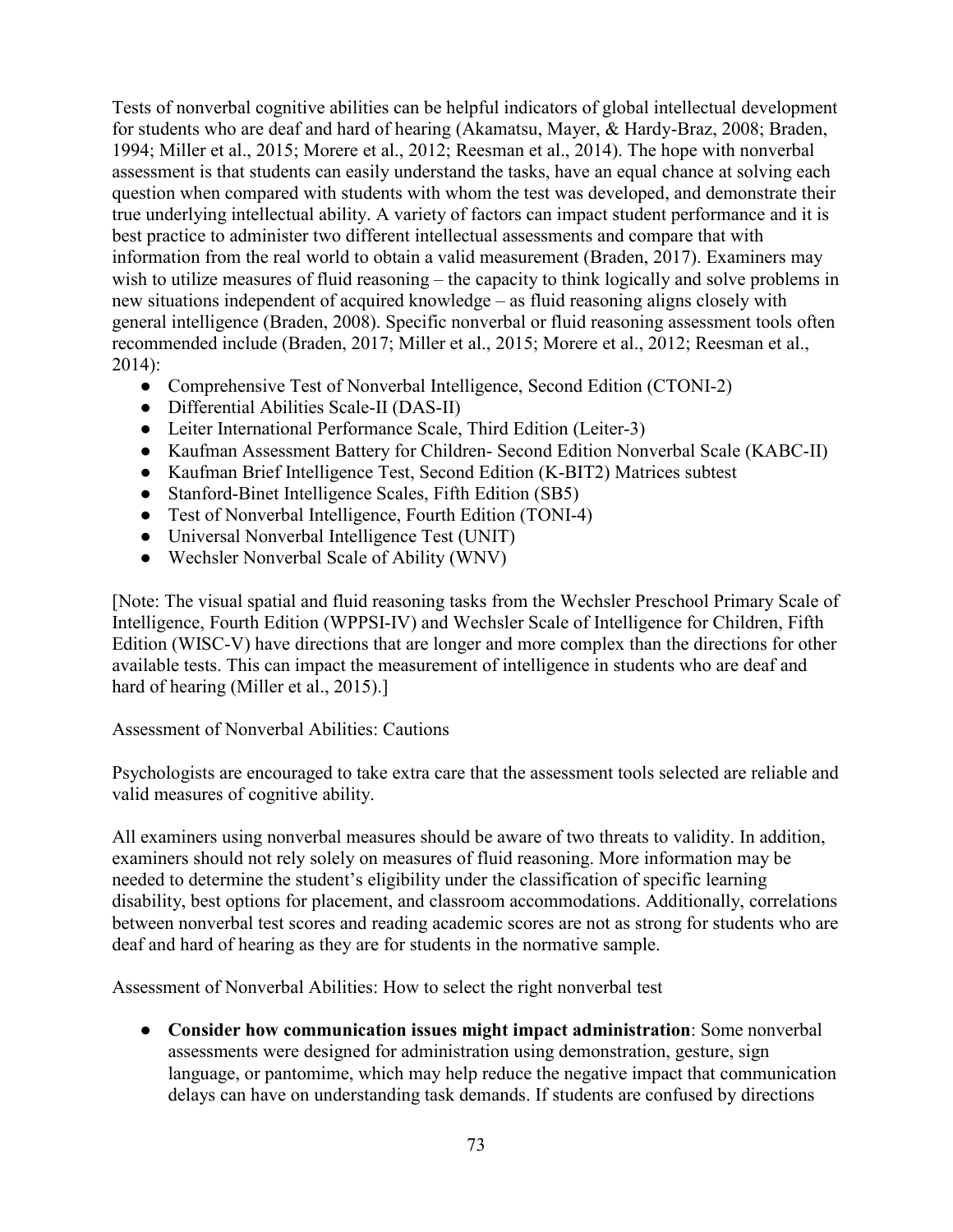Tests of nonverbal cognitive abilities can be helpful indicators of global intellectual development for students who are deaf and hard of hearing (Akamatsu, Mayer, & Hardy-Braz, 2008; Braden, 1994; Miller et al., 2015; Morere et al., 2012; Reesman et al., 2014). The hope with nonverbal assessment is that students can easily understand the tasks, have an equal chance at solving each question when compared with students with whom the test was developed, and demonstrate their true underlying intellectual ability. A variety of factors can impact student performance and it is best practice to administer two different intellectual assessments and compare that with information from the real world to obtain a valid measurement (Braden, 2017). Examiners may wish to utilize measures of fluid reasoning – the capacity to think logically and solve problems in new situations independent of acquired knowledge – as fluid reasoning aligns closely with general intelligence (Braden, 2008). Specific nonverbal or fluid reasoning assessment tools often recommended include (Braden, 2017; Miller et al., 2015; Morere et al., 2012; Reesman et al., 2014):

- Comprehensive Test of Nonverbal Intelligence, Second Edition (CTONI-2)
- Differential Abilities Scale-II (DAS-II)
- Leiter International Performance Scale, Third Edition (Leiter-3)
- Kaufman Assessment Battery for Children- Second Edition Nonverbal Scale (KABC-II)
- Kaufman Brief Intelligence Test, Second Edition (K-BIT2) Matrices subtest
- Stanford-Binet Intelligence Scales, Fifth Edition (SB5)
- Test of Nonverbal Intelligence, Fourth Edition (TONI-4)
- Universal Nonverbal Intelligence Test (UNIT)
- Wechsler Nonverbal Scale of Ability (WNV)

[Note: The visual spatial and fluid reasoning tasks from the Wechsler Preschool Primary Scale of Intelligence, Fourth Edition (WPPSI-IV) and Wechsler Scale of Intelligence for Children, Fifth Edition (WISC-V) have directions that are longer and more complex than the directions for other available tests. This can impact the measurement of intelligence in students who are deaf and hard of hearing (Miller et al., 2015).]

Assessment of Nonverbal Abilities: Cautions

Psychologists are encouraged to take extra care that the assessment tools selected are reliable and valid measures of cognitive ability.

All examiners using nonverbal measures should be aware of two threats to validity. In addition, examiners should not rely solely on measures of fluid reasoning. More information may be needed to determine the student's eligibility under the classification of specific learning disability, best options for placement, and classroom accommodations. Additionally, correlations between nonverbal test scores and reading academic scores are not as strong for students who are deaf and hard of hearing as they are for students in the normative sample.

Assessment of Nonverbal Abilities: How to select the right nonverbal test

- **Consider how communication issues might impact administration**: Some nonverbal assessments were designed for administration using demonstration, gesture, sign language, or pantomime, which may help reduce the negative impact that communication delays can have on understanding task demands. If students are confused by directions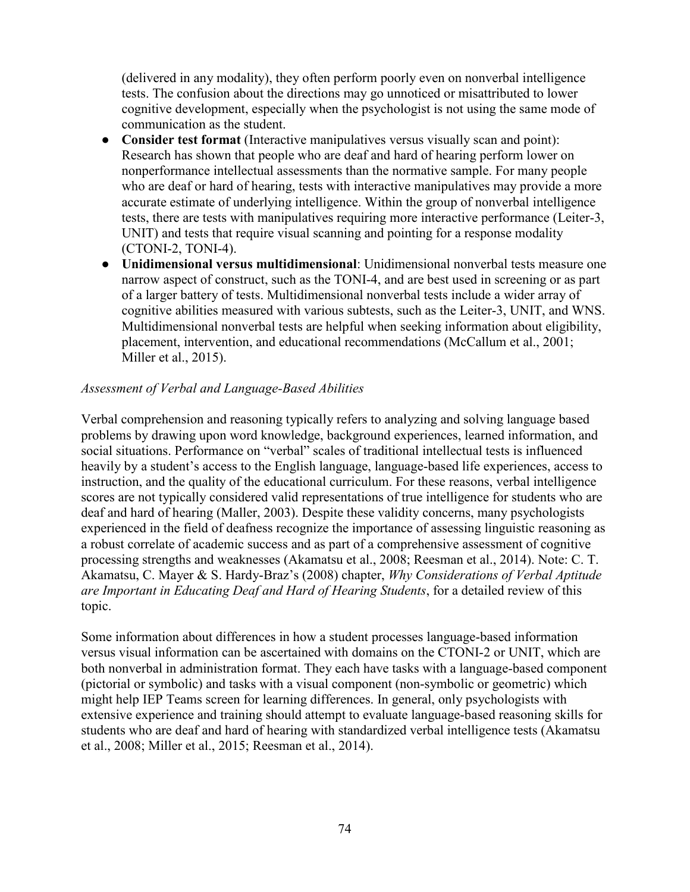(delivered in any modality), they often perform poorly even on nonverbal intelligence tests. The confusion about the directions may go unnoticed or misattributed to lower cognitive development, especially when the psychologist is not using the same mode of communication as the student.

- **Consider test format** (Interactive manipulatives versus visually scan and point): Research has shown that people who are deaf and hard of hearing perform lower on nonperformance intellectual assessments than the normative sample. For many people who are deaf or hard of hearing, tests with interactive manipulatives may provide a more accurate estimate of underlying intelligence. Within the group of nonverbal intelligence tests, there are tests with manipulatives requiring more interactive performance (Leiter-3, UNIT) and tests that require visual scanning and pointing for a response modality (CTONI-2, TONI-4).
- **Unidimensional versus multidimensional**: Unidimensional nonverbal tests measure one narrow aspect of construct, such as the TONI-4, and are best used in screening or as part of a larger battery of tests. Multidimensional nonverbal tests include a wider array of cognitive abilities measured with various subtests, such as the Leiter-3, UNIT, and WNS. Multidimensional nonverbal tests are helpful when seeking information about eligibility, placement, intervention, and educational recommendations (McCallum et al., 2001; Miller et al., 2015).

*Assessment of Verbal and Language-Based Abilities*

Verbal comprehension and reasoning typically refers to analyzing and solving language based problems by drawing upon word knowledge, background experiences, learned information, and social situations. Performance on "verbal" scales of traditional intellectual tests is influenced heavily by a student's access to the English language, language-based life experiences, access to instruction, and the quality of the educational curriculum. For these reasons, verbal intelligence scores are not typically considered valid representations of true intelligence for students who are deaf and hard of hearing (Maller, 2003). Despite these validity concerns, many psychologists experienced in the field of deafness recognize the importance of assessing linguistic reasoning as a robust correlate of academic success and as part of a comprehensive assessment of cognitive processing strengths and weaknesses (Akamatsu et al., 2008; Reesman et al., 2014). Note: C. T. Akamatsu, C. Mayer & S. Hardy-Braz's (2008) chapter, *Why Considerations of Verbal Aptitude are Important in Educating Deaf and Hard of Hearing Students*, for a detailed review of this topic.

Some information about differences in how a student processes language-based information versus visual information can be ascertained with domains on the CTONI-2 or UNIT, which are both nonverbal in administration format. They each have tasks with a language-based component (pictorial or symbolic) and tasks with a visual component (non-symbolic or geometric) which might help IEP Teams screen for learning differences. In general, only psychologists with extensive experience and training should attempt to evaluate language-based reasoning skills for students who are deaf and hard of hearing with standardized verbal intelligence tests (Akamatsu et al., 2008; Miller et al., 2015; Reesman et al., 2014).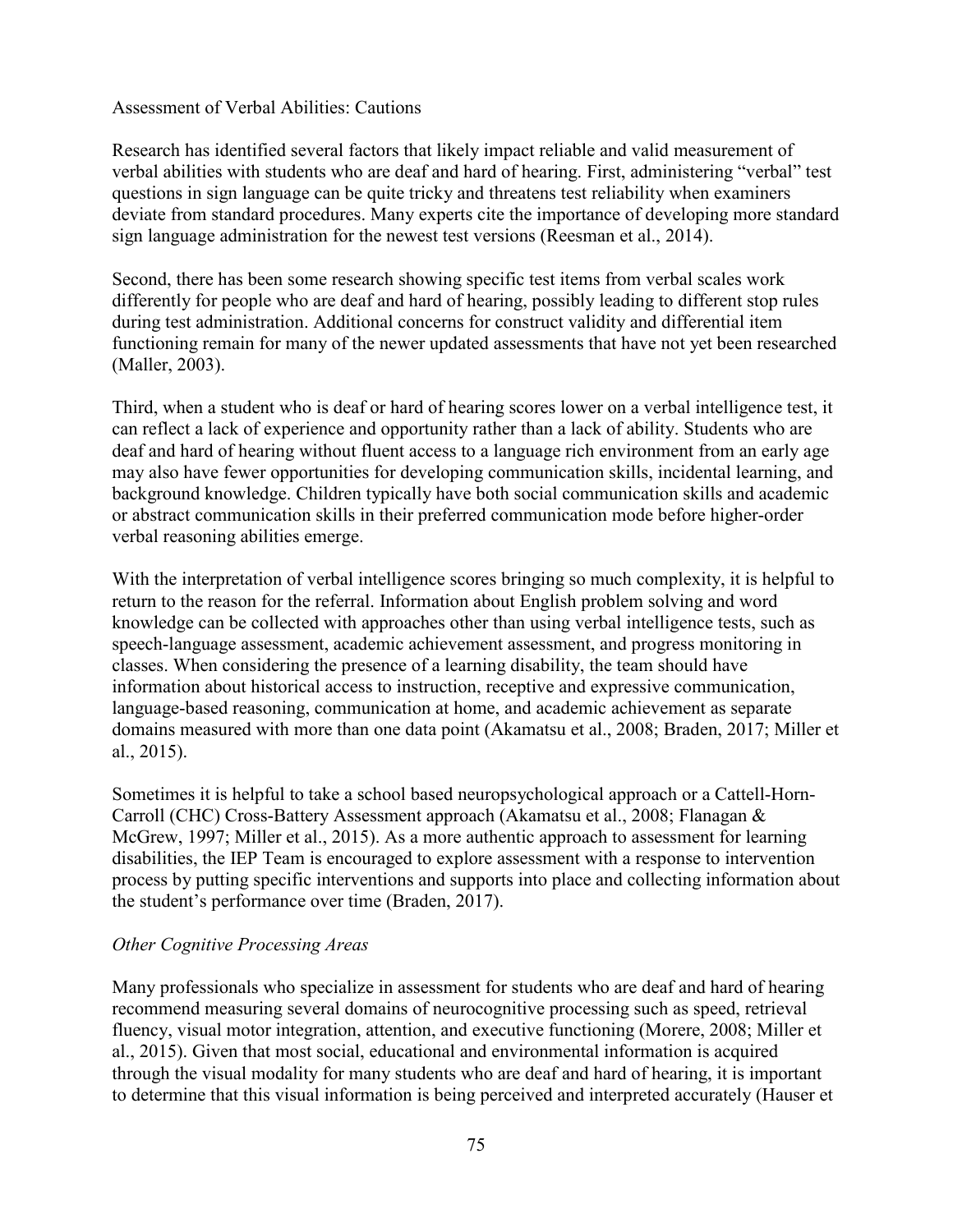Assessment of Verbal Abilities: Cautions

Research has identified several factors that likely impact reliable and valid measurement of verbal abilities with students who are deaf and hard of hearing. First, administering "verbal" test questions in sign language can be quite tricky and threatens test reliability when examiners deviate from standard procedures. Many experts cite the importance of developing more standard sign language administration for the newest test versions (Reesman et al., 2014).

Second, there has been some research showing specific test items from verbal scales work differently for people who are deaf and hard of hearing, possibly leading to different stop rules during test administration. Additional concerns for construct validity and differential item functioning remain for many of the newer updated assessments that have not yet been researched (Maller, 2003).

Third, when a student who is deaf or hard of hearing scores lower on a verbal intelligence test, it can reflect a lack of experience and opportunity rather than a lack of ability. Students who are deaf and hard of hearing without fluent access to a language rich environment from an early age may also have fewer opportunities for developing communication skills, incidental learning, and background knowledge. Children typically have both social communication skills and academic or abstract communication skills in their preferred communication mode before higher-order verbal reasoning abilities emerge.

With the interpretation of verbal intelligence scores bringing so much complexity, it is helpful to return to the reason for the referral. Information about English problem solving and word knowledge can be collected with approaches other than using verbal intelligence tests, such as speech-language assessment, academic achievement assessment, and progress monitoring in classes. When considering the presence of a learning disability, the team should have information about historical access to instruction, receptive and expressive communication, language-based reasoning, communication at home, and academic achievement as separate domains measured with more than one data point (Akamatsu et al., 2008; Braden, 2017; Miller et al., 2015).

Sometimes it is helpful to take a school based neuropsychological approach or a Cattell-Horn-Carroll (CHC) Cross-Battery Assessment approach (Akamatsu et al., 2008; Flanagan & McGrew, 1997; Miller et al., 2015). As a more authentic approach to assessment for learning disabilities, the IEP Team is encouraged to explore assessment with a response to intervention process by putting specific interventions and supports into place and collecting information about the student's performance over time (Braden, 2017).

*Other Cognitive Processing Areas*

Many professionals who specialize in assessment for students who are deaf and hard of hearing recommend measuring several domains of neurocognitive processing such as speed, retrieval fluency, visual motor integration, attention, and executive functioning (Morere, 2008; Miller et al., 2015). Given that most social, educational and environmental information is acquired through the visual modality for many students who are deaf and hard of hearing, it is important to determine that this visual information is being perceived and interpreted accurately (Hauser et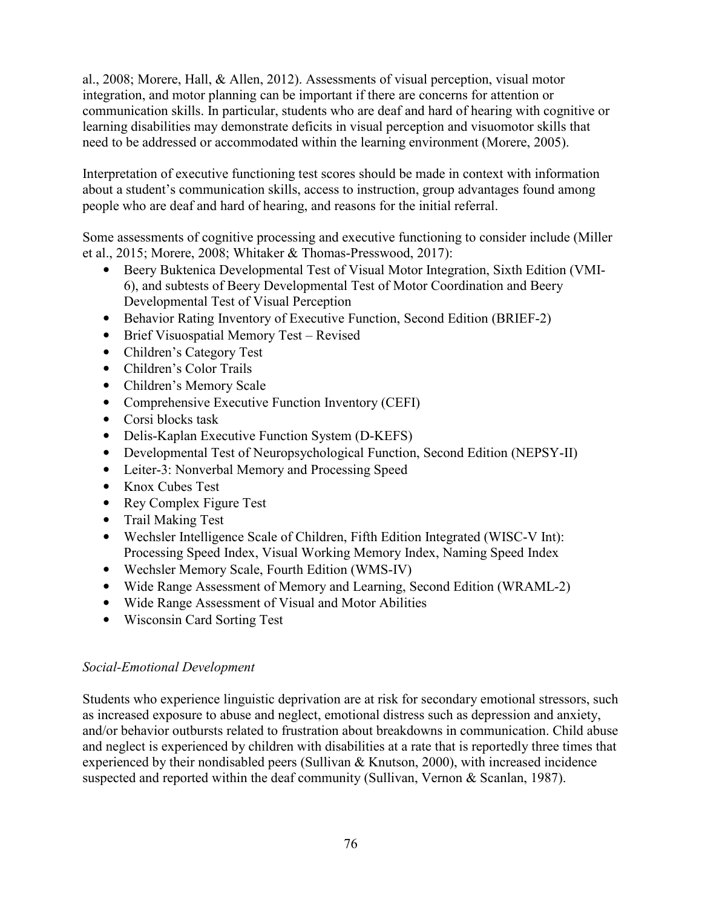al., 2008; Morere, Hall, & Allen, 2012). Assessments of visual perception, visual motor integration, and motor planning can be important if there are concerns for attention or communication skills. In particular, students who are deaf and hard of hearing with cognitive or learning disabilities may demonstrate deficits in visual perception and visuomotor skills that need to be addressed or accommodated within the learning environment (Morere, 2005).

Interpretation of executive functioning test scores should be made in context with information about a student's communication skills, access to instruction, group advantages found among people who are deaf and hard of hearing, and reasons for the initial referral.

Some assessments of cognitive processing and executive functioning to consider include (Miller et al., 2015; Morere, 2008; Whitaker & Thomas-Presswood, 2017):

- Beery Buktenica Developmental Test of Visual Motor Integration, Sixth Edition (VMI-6), and subtests of Beery Developmental Test of Motor Coordination and Beery Developmental Test of Visual Perception
- Behavior Rating Inventory of Executive Function, Second Edition (BRIEF-2)
- Brief Visuospatial Memory Test – Revised
- Children's Category Test
- Children's Color Trails
- Children's Memory Scale
- Comprehensive Executive Function Inventory (CEFI)
- Corsi blocks task
- Delis-Kaplan Executive Function System (D-KEFS)
- Developmental Test of Neuropsychological Function, Second Edition (NEPSY-II)
- Leiter-3: Nonverbal Memory and Processing Speed
- Knox Cubes Test
- Rey Complex Figure Test
- Trail Making Test
- Wechsler Intelligence Scale of Children, Fifth Edition Integrated (WISC-V Int): Processing Speed Index, Visual Working Memory Index, Naming Speed Index
- Wechsler Memory Scale, Fourth Edition (WMS-IV)
- Wide Range Assessment of Memory and Learning, Second Edition (WRAML-2)
- Wide Range Assessment of Visual and Motor Abilities
- Wisconsin Card Sorting Test

*Social-Emotional Development*

Students who experience linguistic deprivation are at risk for secondary emotional stressors, such as increased exposure to abuse and neglect, emotional distress such as depression and anxiety, and/or behavior outbursts related to frustration about breakdowns in communication. Child abuse and neglect is experienced by children with disabilities at a rate that is reportedly three times that experienced by their nondisabled peers (Sullivan & Knutson, 2000), with increased incidence suspected and reported within the deaf community (Sullivan, Vernon & Scanlan, 1987).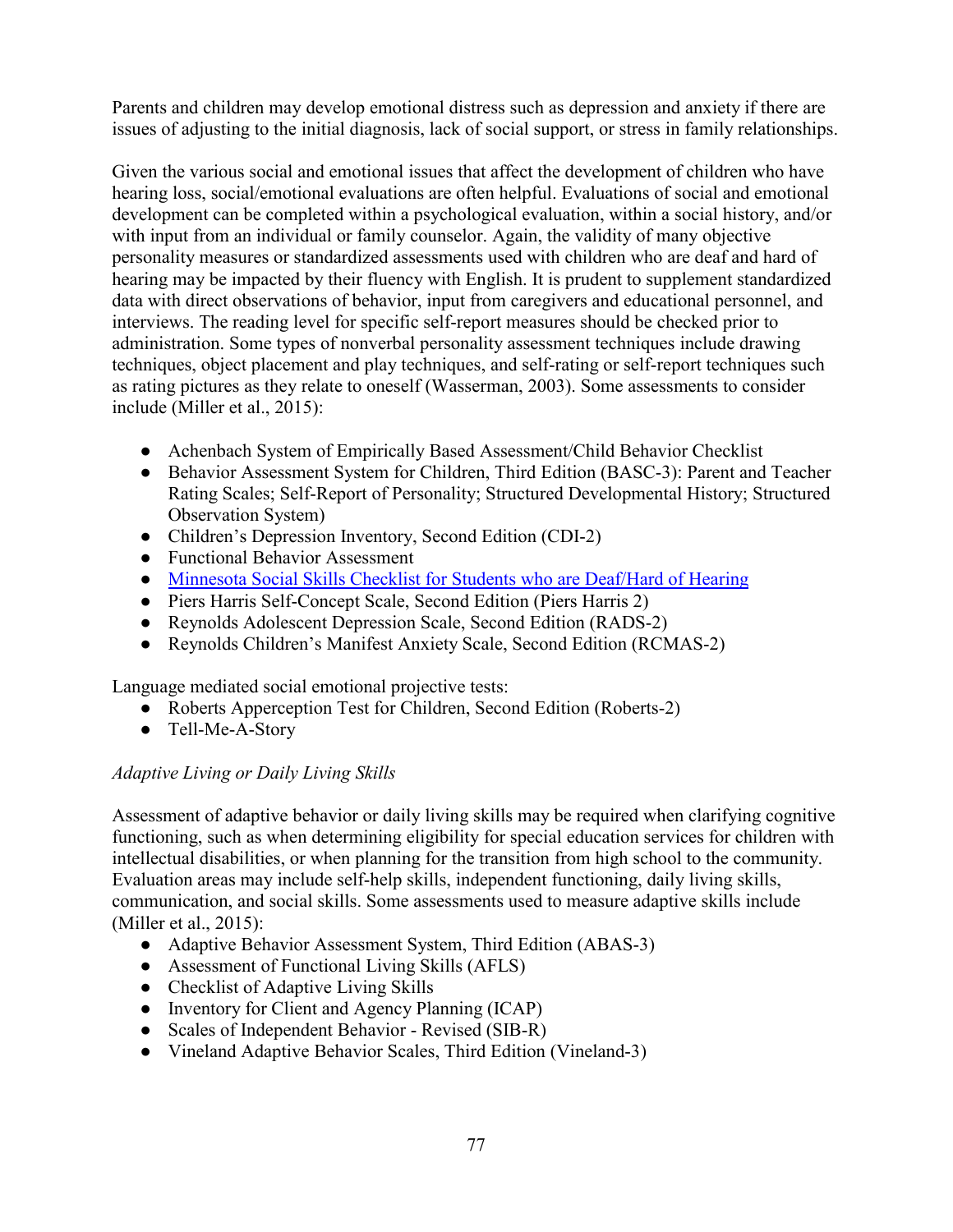Parents and children may develop emotional distress such as depression and anxiety if there are issues of adjusting to the initial diagnosis, lack of social support, or stress in family relationships.

Given the various social and emotional issues that affect the development of children who have hearing loss, social/emotional evaluations are often helpful. Evaluations of social and emotional development can be completed within a psychological evaluation, within a social history, and/or with input from an individual or family counselor. Again, the validity of many objective personality measures or standardized assessments used with children who are deaf and hard of hearing may be impacted by their fluency with English. It is prudent to supplement standardized data with direct observations of behavior, input from caregivers and educational personnel, and interviews. The reading level for specific self-report measures should be checked prior to administration. Some types of nonverbal personality assessment techniques include drawing techniques, object placement and play techniques, and self-rating or self-report techniques such as rating pictures as they relate to oneself (Wasserman, 2003). Some assessments to consider include (Miller et al., 2015):

- Achenbach System of Empirically Based Assessment/Child Behavior Checklist
- Behavior Assessment System for Children, Third Edition (BASC-3): Parent and Teacher Rating Scales; Self-Report of Personality; Structured Developmental History; Structured Observation System)
- Children's Depression Inventory, Second Edition (CDI-2)
- Functional Behavior Assessment
- Minnesota Social Skills Checklist for Students who are Deaf/Hard of Hearing
- Piers Harris Self-Concept Scale, Second Edition (Piers Harris 2)
- Reynolds Adolescent Depression Scale, Second Edition (RADS-2)
- Reynolds Children's Manifest Anxiety Scale, Second Edition (RCMAS-2)

Language mediated social emotional projective tests:

- Roberts Apperception Test for Children, Second Edition (Roberts-2)
- Tell-Me-A-Story

*Adaptive Living or Daily Living Skills*

Assessment of adaptive behavior or daily living skills may be required when clarifying cognitive functioning, such as when determining eligibility for special education services for children with intellectual disabilities, or when planning for the transition from high school to the community. Evaluation areas may include self-help skills, independent functioning, daily living skills, communication, and social skills. Some assessments used to measure adaptive skills include (Miller et al., 2015):

- Adaptive Behavior Assessment System, Third Edition (ABAS-3)
- Assessment of Functional Living Skills (AFLS)
- Checklist of Adaptive Living Skills
- Inventory for Client and Agency Planning (ICAP)
- Scales of Independent Behavior - Revised (SIB-R)
- Vineland Adaptive Behavior Scales, Third Edition (Vineland-3)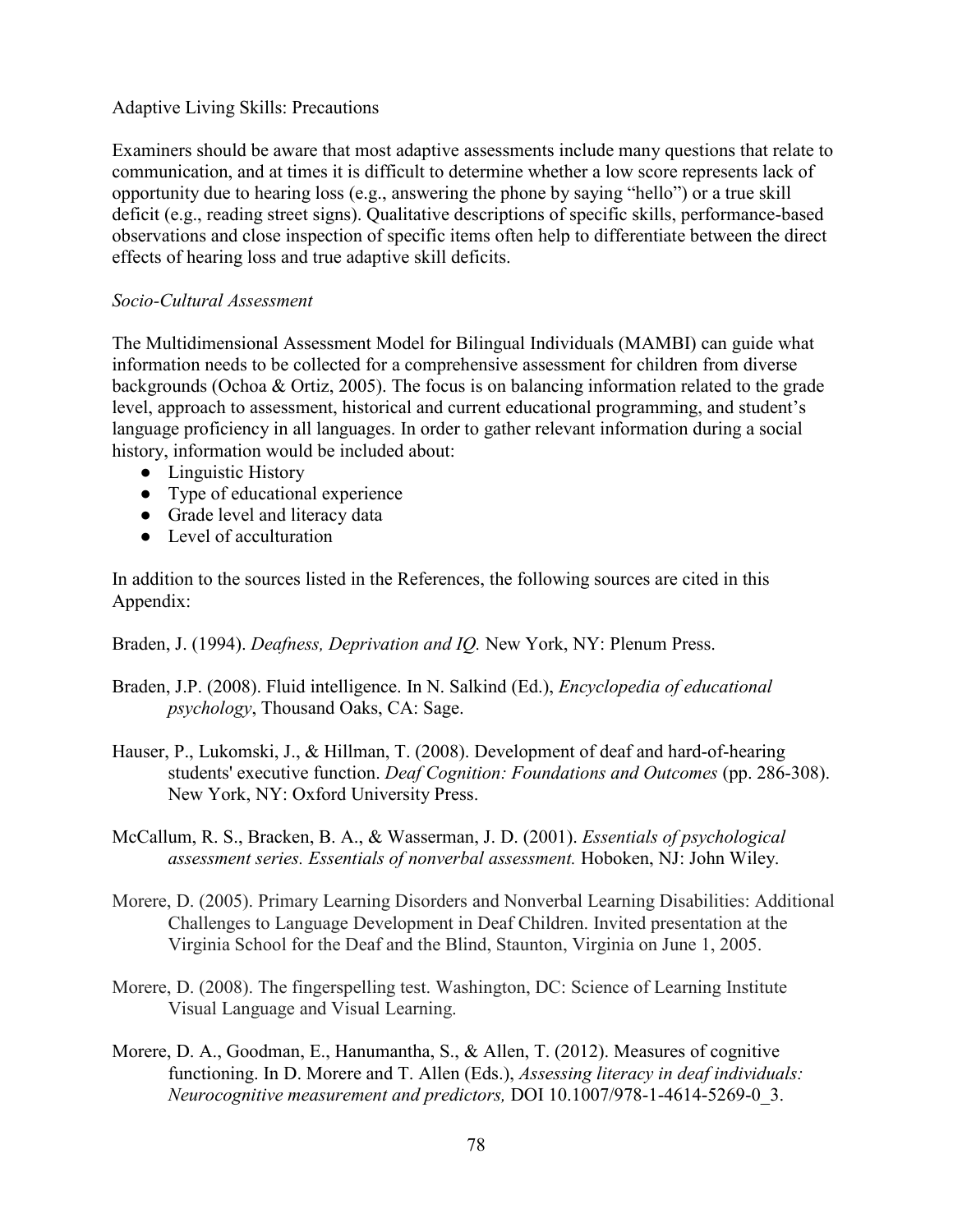Adaptive Living Skills: Precautions

Examiners should be aware that most adaptive assessments include many questions that relate to communication, and at times it is difficult to determine whether a low score represents lack of opportunity due to hearing loss (e.g., answering the phone by saying "hello") or a true skill deficit (e.g., reading street signs). Qualitative descriptions of specific skills, performance-based observations and close inspection of specific items often help to differentiate between the direct effects of hearing loss and true adaptive skill deficits.

*Socio-Cultural Assessment*

The Multidimensional Assessment Model for Bilingual Individuals (MAMBI) can guide what information needs to be collected for a comprehensive assessment for children from diverse backgrounds (Ochoa & Ortiz, 2005). The focus is on balancing information related to the grade level, approach to assessment, historical and current educational programming, and student's language proficiency in all languages. In order to gather relevant information during a social history, information would be included about:

- Linguistic History
- Type of educational experience
- Grade level and literacy data
- Level of acculturation

In addition to the sources listed in the References, the following sources are cited in this Appendix:

Braden, J. (1994). *Deafness, Deprivation and IQ.* New York, NY: Plenum Press.

Braden, J.P. (2008). Fluid intelligence. In N. Salkind (Ed.), *Encyclopedia of educational psychology*, Thousand Oaks, CA: Sage.

Hauser, P., Lukomski, J., & Hillman, T. (2008). Development of deaf and hard-of-hearing students' executive function. *Deaf Cognition: Foundations and Outcomes* (pp. 286-308). New York, NY: Oxford University Press.

McCallum, R. S., Bracken, B. A., & Wasserman, J. D. (2001). *Essentials of psychological assessment series. Essentials of nonverbal assessment.* Hoboken, NJ: John Wiley.

Morere, D. (2005). Primary Learning Disorders and Nonverbal Learning Disabilities: Additional Challenges to Language Development in Deaf Children. Invited presentation at the Virginia School for the Deaf and the Blind, Staunton, Virginia on June 1, 2005.

Morere, D. (2008). The fingerspelling test. Washington, DC: Science of Learning Institute Visual Language and Visual Learning.

Morere, D. A., Goodman, E., Hanumantha, S., & Allen, T. (2012). Measures of cognitive functioning. In D. Morere and T. Allen (Eds.), *Assessing literacy in deaf individuals: Neurocognitive measurement and predictors,* DOI 10.1007/978-1-4614-5269-0_3.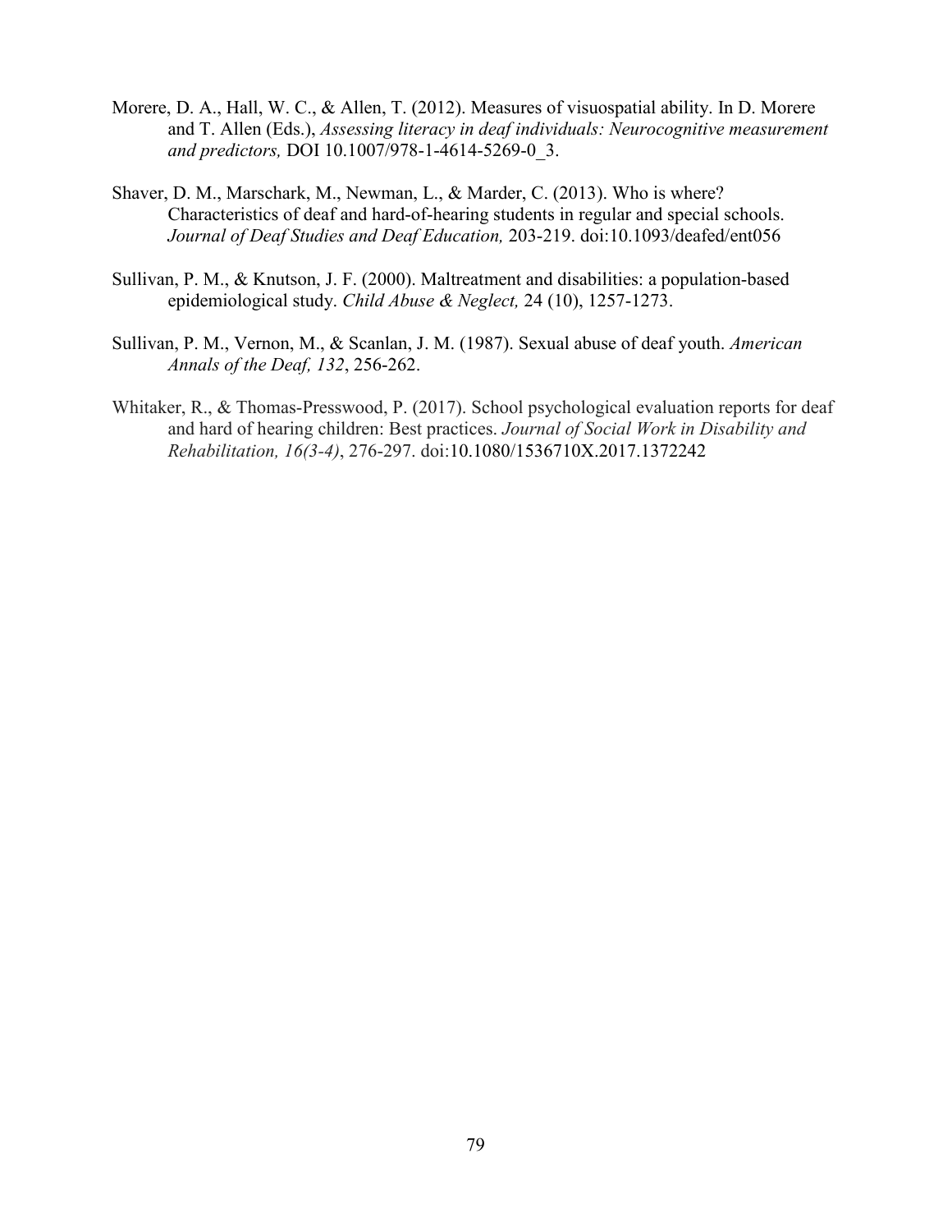Morere, D. A., Hall, W. C., & Allen, T. (2012). Measures of visuospatial ability. In D. Morere and T. Allen (Eds.), *Assessing literacy in deaf individuals: Neurocognitive measurement and predictors,* DOI 10.1007/978-1-4614-5269-0_3.

Shaver, D. M., Marschark, M., Newman, L., & Marder, C. (2013). Who is where? Characteristics of deaf and hard-of-hearing students in regular and special schools. *Journal of Deaf Studies and Deaf Education,* 203-219. doi:10.1093/deafed/ent056

Sullivan, P. M., & Knutson, J. F. (2000). Maltreatment and disabilities: a population-based epidemiological study. *Child Abuse & Neglect,* 24 (10), 1257-1273.

Sullivan, P. M., Vernon, M., & Scanlan, J. M. (1987). Sexual abuse of deaf youth. *American Annals of the Deaf, 132*, 256-262.

Whitaker, R., & Thomas-Presswood, P. (2017). School psychological evaluation reports for deaf and hard of hearing children: Best practices. *Journal of Social Work in Disability and Rehabilitation, 16(3-4)*, 276-297. doi:10.1080/1536710X.2017.1372242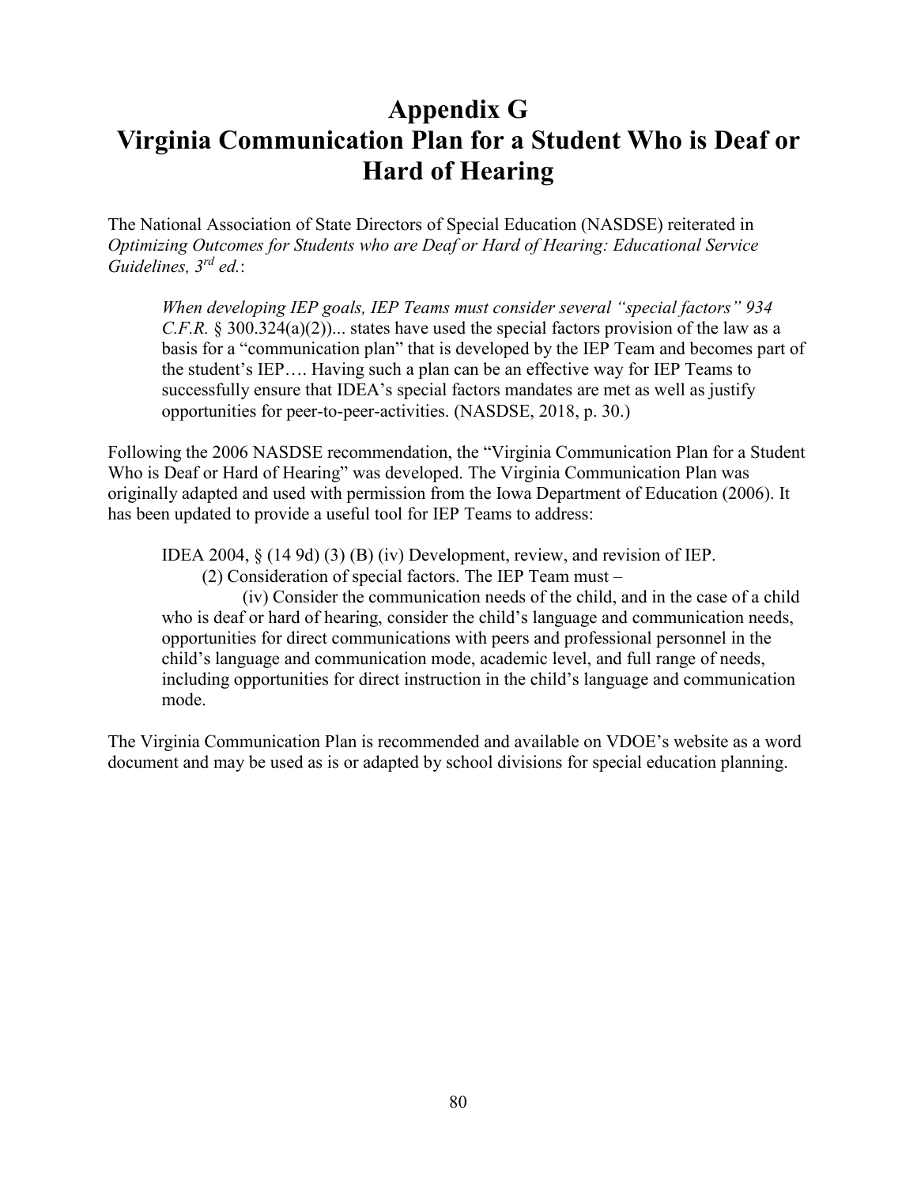# Appendix G
# Virginia Communication Plan for a Student Who is Deaf or Hard of Hearing

The National Association of State Directors of Special Education (NASDSE) reiterated in *Optimizing Outcomes for Students who are Deaf or Hard of Hearing: Educational Service Guidelines, 3rd ed.*:

> *When developing IEP goals, IEP Teams must consider several "special factors" 934 C.F.R.* § 300.324(a)(2))... states have used the special factors provision of the law as a basis for a "communication plan" that is developed by the IEP Team and becomes part of the student's IEP…. Having such a plan can be an effective way for IEP Teams to successfully ensure that IDEA's special factors mandates are met as well as justify opportunities for peer-to-peer-activities. (NASDSE, 2018, p. 30.)

Following the 2006 NASDSE recommendation, the "Virginia Communication Plan for a Student Who is Deaf or Hard of Hearing" was developed. The Virginia Communication Plan was originally adapted and used with permission from the Iowa Department of Education (2006). It has been updated to provide a useful tool for IEP Teams to address:

> IDEA 2004, § (14 9d) (3) (B) (iv) Development, review, and revision of IEP.
>
> (2) Consideration of special factors. The IEP Team must –
>
> (iv) Consider the communication needs of the child, and in the case of a child who is deaf or hard of hearing, consider the child's language and communication needs, opportunities for direct communications with peers and professional personnel in the child's language and communication mode, academic level, and full range of needs, including opportunities for direct instruction in the child's language and communication mode.

The Virginia Communication Plan is recommended and available on VDOE's website as a word document and may be used as is or adapted by school divisions for special education planning.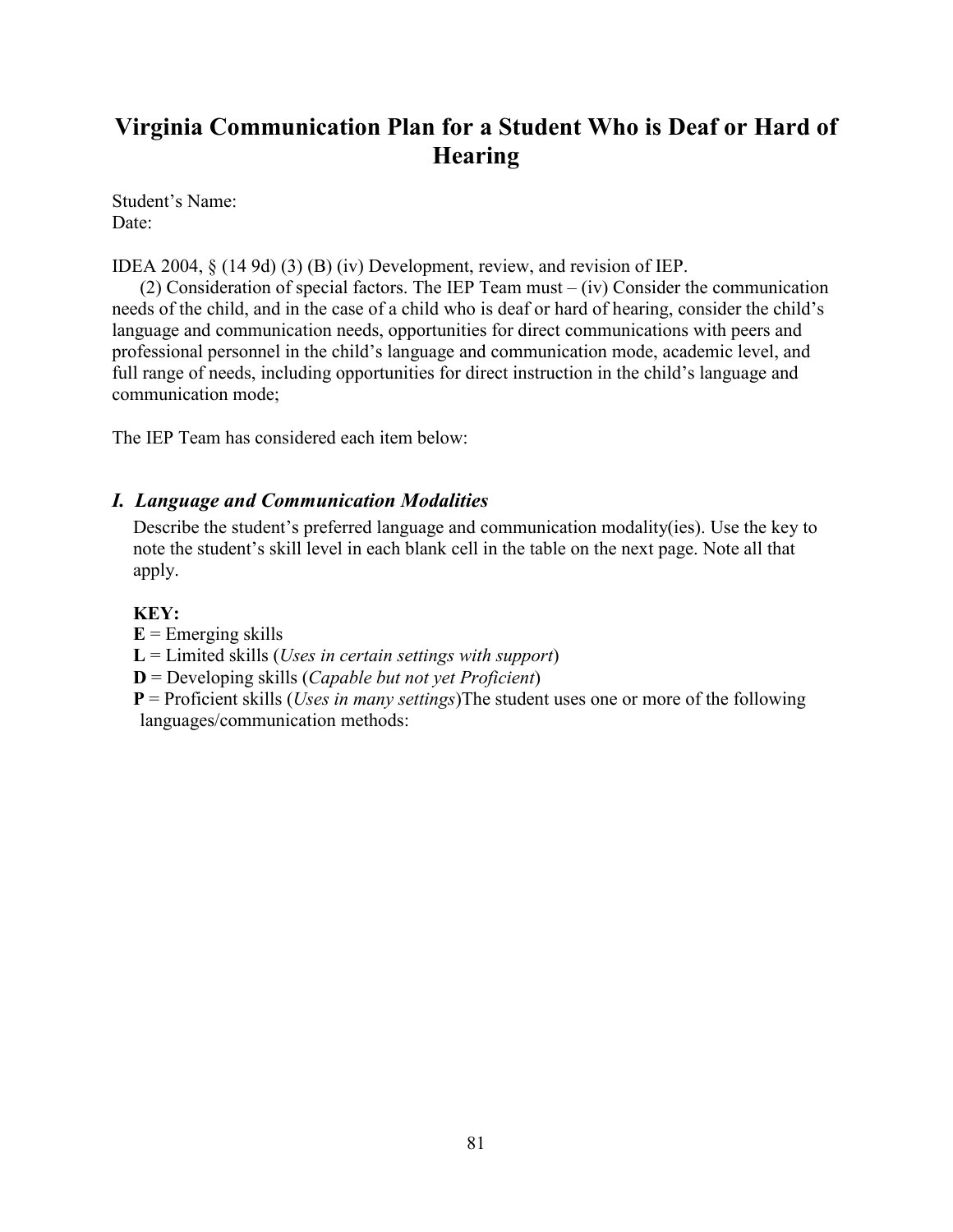# Virginia Communication Plan for a Student Who is Deaf or Hard of Hearing

Student's Name:
Date:

IDEA 2004, § (14 9d) (3) (B) (iv) Development, review, and revision of IEP.

(2) Consideration of special factors. The IEP Team must – (iv) Consider the communication needs of the child, and in the case of a child who is deaf or hard of hearing, consider the child's language and communication needs, opportunities for direct communications with peers and professional personnel in the child's language and communication mode, academic level, and full range of needs, including opportunities for direct instruction in the child's language and communication mode;

The IEP Team has considered each item below:

### *I. Language and Communication Modalities*

Describe the student's preferred language and communication modality(ies). Use the key to note the student's skill level in each blank cell in the table on the next page. Note all that apply.

**KEY:**

**E** = Emerging skills
**L** = Limited skills (*Uses in certain settings with support*)
**D** = Developing skills (*Capable but not yet Proficient*)
**P** = Proficient skills (*Uses in many settings*)The student uses one or more of the following languages/communication methods: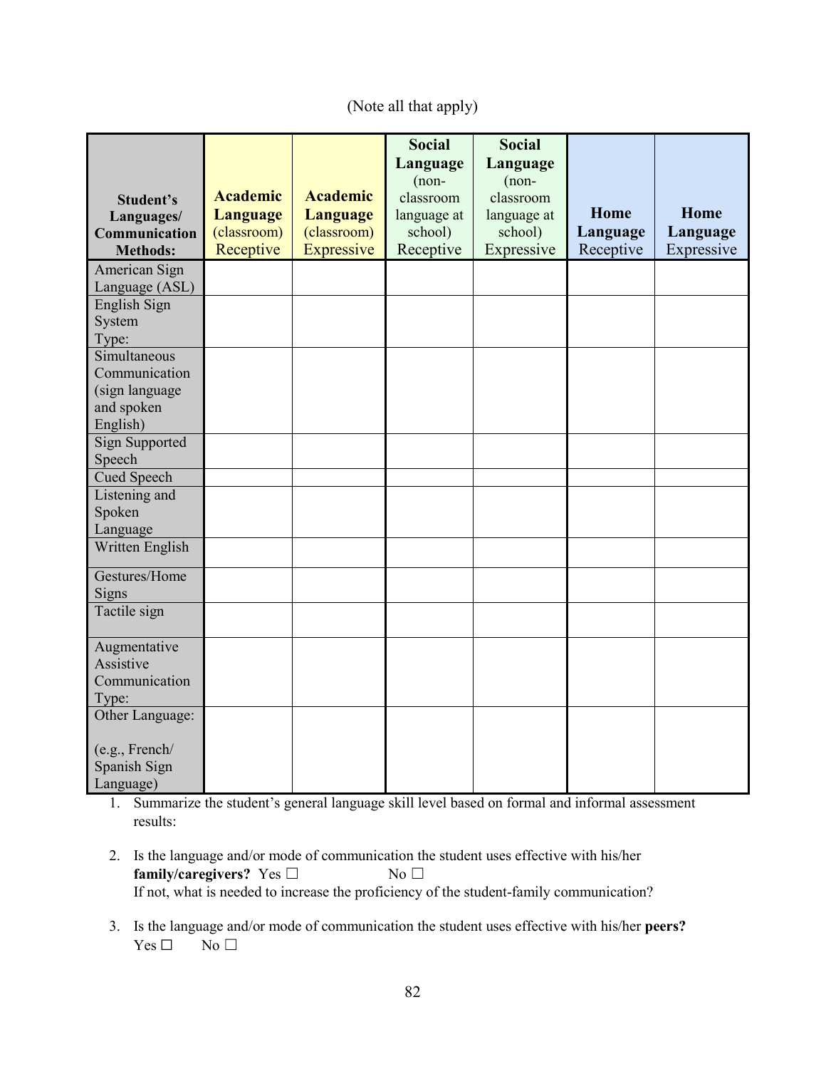(Note all that apply)

| Student's Languages/ Communication Methods: | Academic Language (classroom) Receptive | Academic Language (classroom) Expressive | Social Language (non-classroom language at school) Receptive | Social Language (non-classroom language at school) Expressive | Home Language Receptive | Home Language Expressive |
|---|---|---|---|---|---|---|
| American Sign Language (ASL) | | | | | | |
| English Sign System Type: | | | | | | |
| Simultaneous Communication (sign language and spoken English) | | | | | | |
| Sign Supported Speech | | | | | | |
| Cued Speech | | | | | | |
| Listening and Spoken Language | | | | | | |
| Written English | | | | | | |
| Gestures/Home Signs | | | | | | |
| Tactile sign | | | | | | |
| Augmentative Assistive Communication Type: | | | | | | |
| Other Language: (e.g., French/ Spanish Sign Language) | | | | | | |

1. Summarize the student's general language skill level based on formal and informal assessment results:

2. Is the language and/or mode of communication the student uses effective with his/her **family/caregivers?** Yes ☐ No ☐
   If not, what is needed to increase the proficiency of the student-family communication?

3. Is the language and/or mode of communication the student uses effective with his/her **peers?**
   Yes ☐ No ☐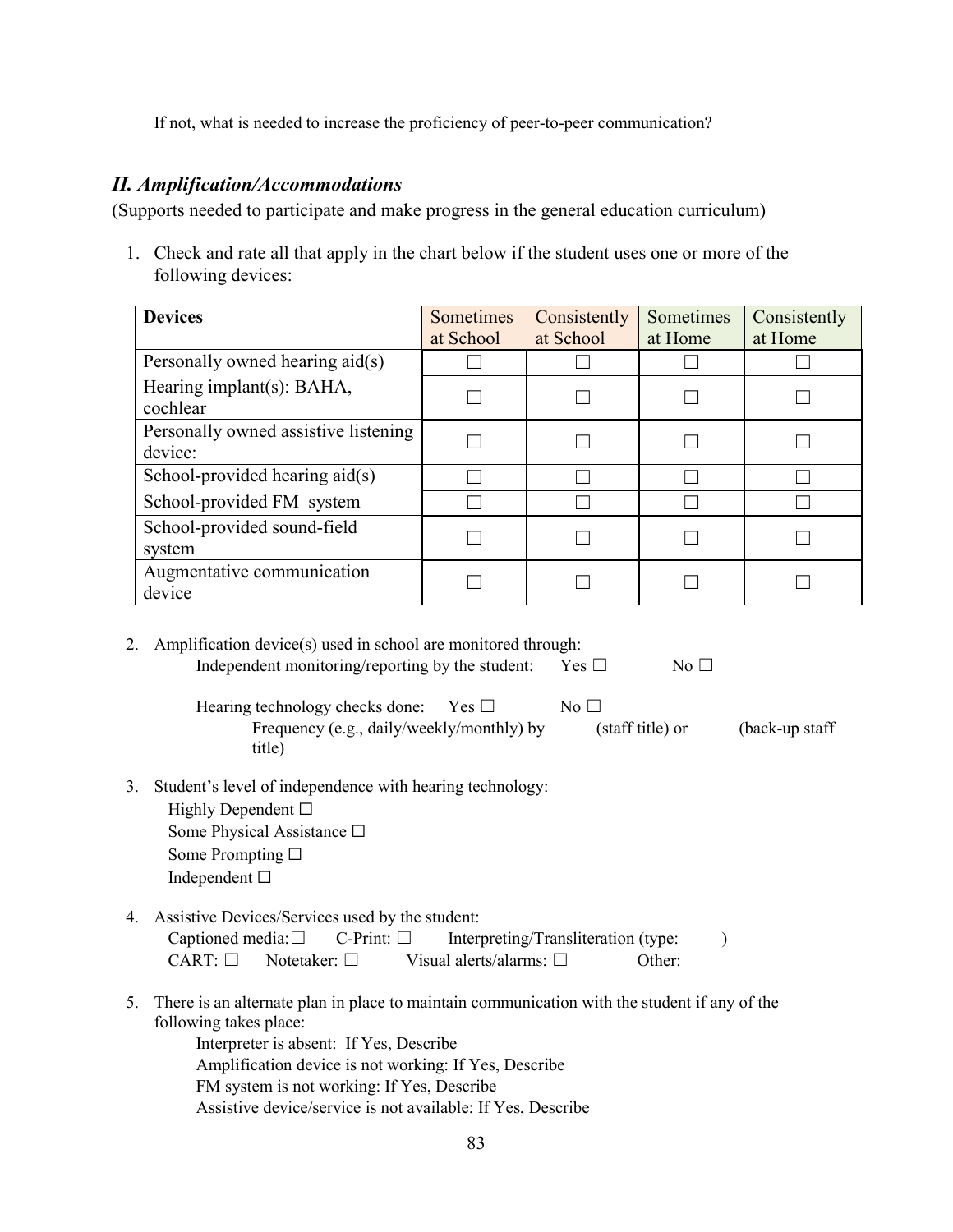If not, what is needed to increase the proficiency of peer-to-peer communication?

## *II. Amplification/Accommodations*

(Supports needed to participate and make progress in the general education curriculum)

1. Check and rate all that apply in the chart below if the student uses one or more of the following devices:

| **Devices** | Sometimes at School | Consistently at School | Sometimes at Home | Consistently at Home |
|---|---|---|---|---|
| Personally owned hearing aid(s) | ☐ | ☐ | ☐ | ☐ |
| Hearing implant(s): BAHA, cochlear | ☐ | ☐ | ☐ | ☐ |
| Personally owned assistive listening device: | ☐ | ☐ | ☐ | ☐ |
| School-provided hearing aid(s) | ☐ | ☐ | ☐ | ☐ |
| School-provided FM system | ☐ | ☐ | ☐ | ☐ |
| School-provided sound-field system | ☐ | ☐ | ☐ | ☐ |
| Augmentative communication device | ☐ | ☐ | ☐ | ☐ |

2. Amplification device(s) used in school are monitored through:

   Independent monitoring/reporting by the student: Yes ☐ No ☐

   Hearing technology checks done: Yes ☐ No ☐

   Frequency (e.g., daily/weekly/monthly) by (staff title) or (back-up staff title)

3. Student's level of independence with hearing technology:

   Highly Dependent ☐
   Some Physical Assistance ☐
   Some Prompting ☐
   Independent ☐

4. Assistive Devices/Services used by the student:

   Captioned media: ☐ C-Print: ☐ Interpreting/Transliteration (type: )
   CART: ☐ Notetaker: ☐ Visual alerts/alarms: ☐ Other:

5. There is an alternate plan in place to maintain communication with the student if any of the following takes place:

   Interpreter is absent: If Yes, Describe
   Amplification device is not working: If Yes, Describe
   FM system is not working: If Yes, Describe
   Assistive device/service is not available: If Yes, Describe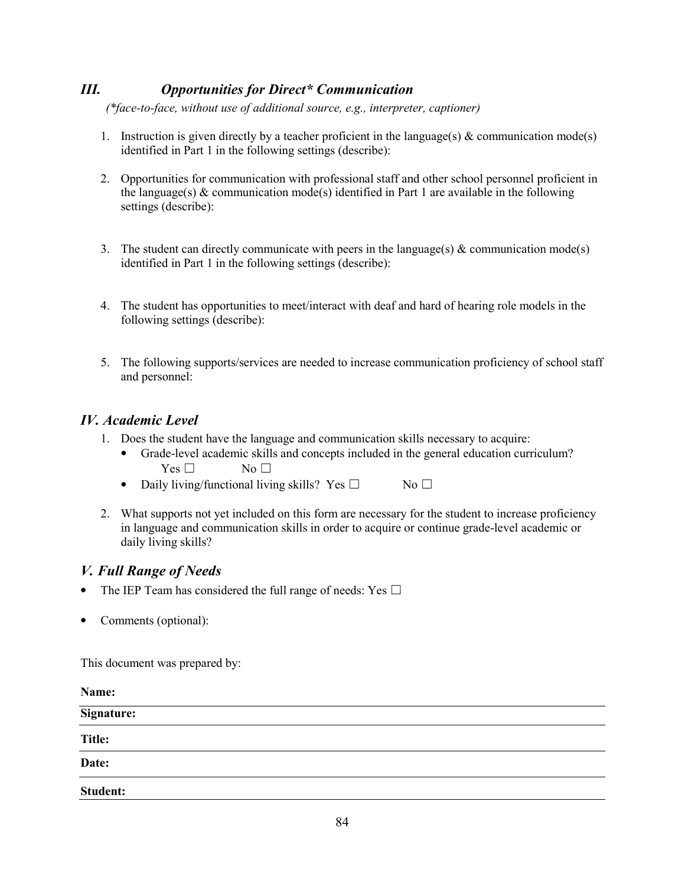## *III. Opportunities for Direct* Communication*

*(*face-to-face, without use of additional source, e.g., interpreter, captioner)*

1. Instruction is given directly by a teacher proficient in the language(s) & communication mode(s) identified in Part 1 in the following settings (describe):

2. Opportunities for communication with professional staff and other school personnel proficient in the language(s) & communication mode(s) identified in Part 1 are available in the following settings (describe):

3. The student can directly communicate with peers in the language(s) & communication mode(s) identified in Part 1 in the following settings (describe):

4. The student has opportunities to meet/interact with deaf and hard of hearing role models in the following settings (describe):

5. The following supports/services are needed to increase communication proficiency of school staff and personnel:

## *IV. Academic Level*

1. Does the student have the language and communication skills necessary to acquire:
   - Grade-level academic skills and concepts included in the general education curriculum? Yes ☐ No ☐
   - Daily living/functional living skills? Yes ☐ No ☐

2. What supports not yet included on this form are necessary for the student to increase proficiency in language and communication skills in order to acquire or continue grade-level academic or daily living skills?

## *V. Full Range of Needs*

- The IEP Team has considered the full range of needs: Yes ☐
- Comments (optional):

This document was prepared by:

**Name:**

**Signature:**

**Title:**

**Date:**

**Student:**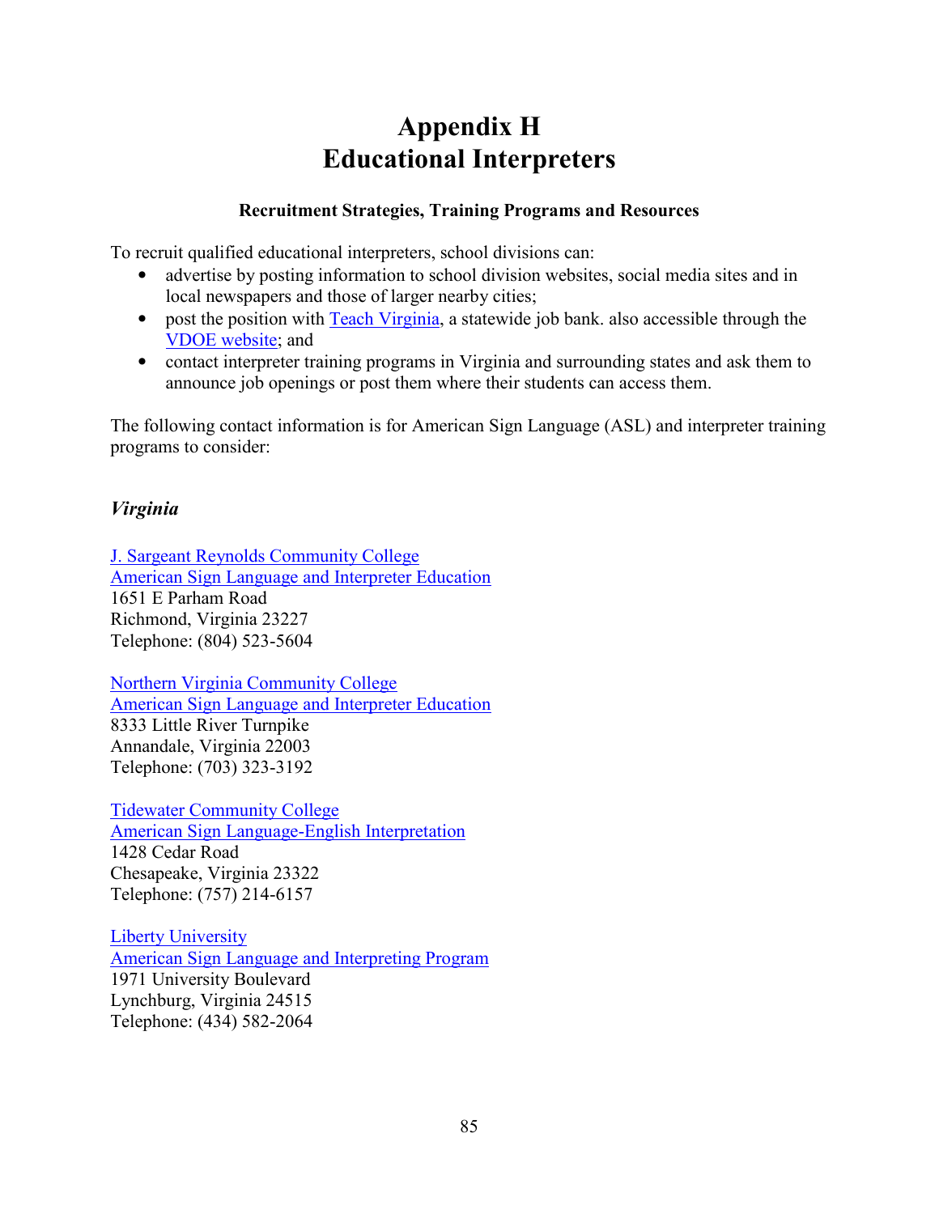# Appendix H
# Educational Interpreters

**Recruitment Strategies, Training Programs and Resources**

To recruit qualified educational interpreters, school divisions can:

- advertise by posting information to school division websites, social media sites and in local newspapers and those of larger nearby cities;
- post the position with Teach Virginia, a statewide job bank. also accessible through the VDOE website; and
- contact interpreter training programs in Virginia and surrounding states and ask them to announce job openings or post them where their students can access them.

The following contact information is for American Sign Language (ASL) and interpreter training programs to consider:

### *Virginia*

J. Sargeant Reynolds Community College
American Sign Language and Interpreter Education
1651 E Parham Road
Richmond, Virginia 23227
Telephone: (804) 523-5604

Northern Virginia Community College
American Sign Language and Interpreter Education
8333 Little River Turnpike
Annandale, Virginia 22003
Telephone: (703) 323-3192

Tidewater Community College
American Sign Language-English Interpretation
1428 Cedar Road
Chesapeake, Virginia 23322
Telephone: (757) 214-6157

Liberty University
American Sign Language and Interpreting Program
1971 University Boulevard
Lynchburg, Virginia 24515
Telephone: (434) 582-2064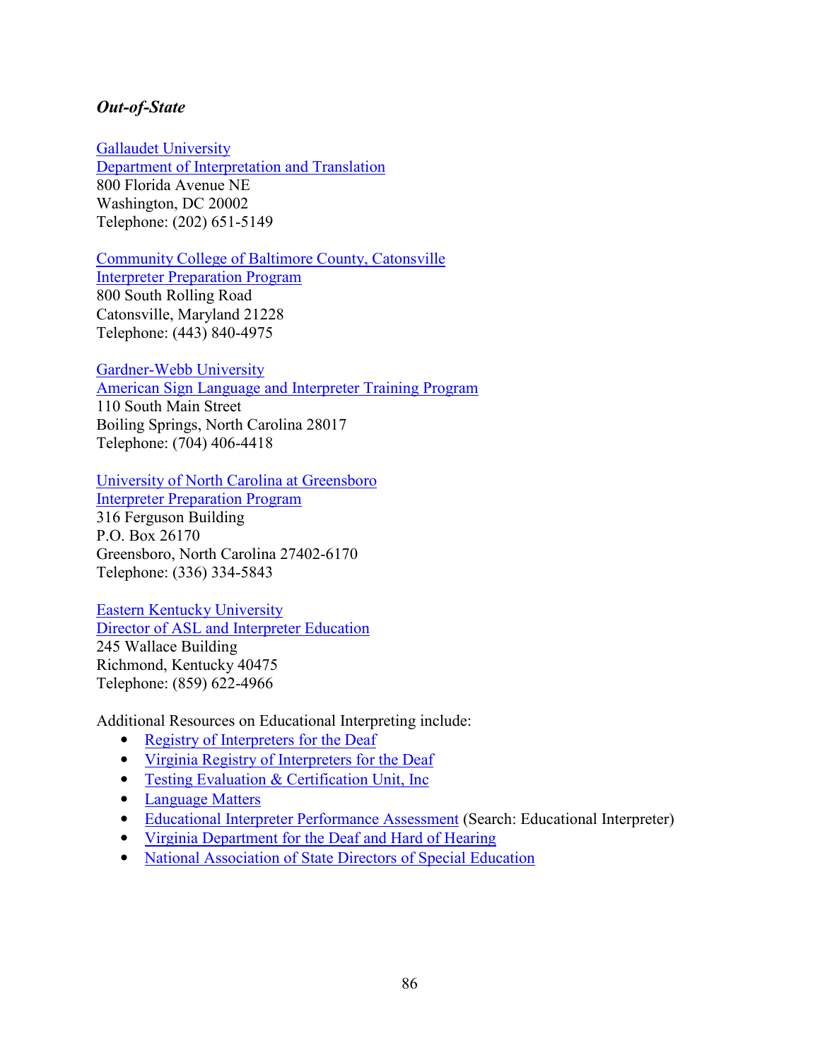### *Out-of-State*

Gallaudet University
Department of Interpretation and Translation
800 Florida Avenue NE
Washington, DC 20002
Telephone: (202) 651-5149

Community College of Baltimore County, Catonsville
Interpreter Preparation Program
800 South Rolling Road
Catonsville, Maryland 21228
Telephone: (443) 840-4975

Gardner-Webb University
American Sign Language and Interpreter Training Program
110 South Main Street
Boiling Springs, North Carolina 28017
Telephone: (704) 406-4418

University of North Carolina at Greensboro
Interpreter Preparation Program
316 Ferguson Building
P.O. Box 26170
Greensboro, North Carolina 27402-6170
Telephone: (336) 334-5843

Eastern Kentucky University
Director of ASL and Interpreter Education
245 Wallace Building
Richmond, Kentucky 40475
Telephone: (859) 622-4966

Additional Resources on Educational Interpreting include:

- Registry of Interpreters for the Deaf
- Virginia Registry of Interpreters for the Deaf
- Testing Evaluation & Certification Unit, Inc
- Language Matters
- Educational Interpreter Performance Assessment (Search: Educational Interpreter)
- Virginia Department for the Deaf and Hard of Hearing
- National Association of State Directors of Special Education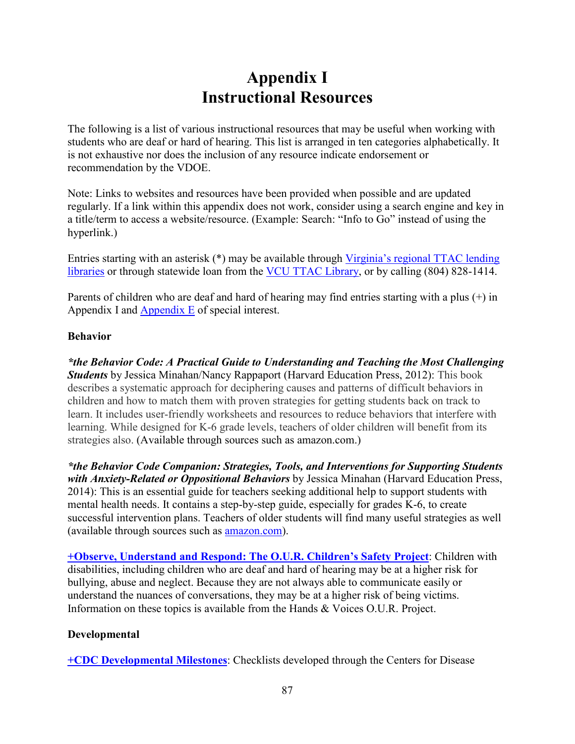# Appendix I
# Instructional Resources

The following is a list of various instructional resources that may be useful when working with students who are deaf or hard of hearing. This list is arranged in ten categories alphabetically. It is not exhaustive nor does the inclusion of any resource indicate endorsement or recommendation by the VDOE.

Note: Links to websites and resources have been provided when possible and are updated regularly. If a link within this appendix does not work, consider using a search engine and key in a title/term to access a website/resource. (Example: Search: "Info to Go" instead of using the hyperlink.)

Entries starting with an asterisk (*) may be available through Virginia's regional TTAC lending libraries or through statewide loan from the VCU TTAC Library, or by calling (804) 828-1414.

Parents of children who are deaf and hard of hearing may find entries starting with a plus (+) in Appendix I and Appendix E of special interest.

**Behavior**

***the Behavior Code: A Practical Guide to Understanding and Teaching the Most Challenging Students*** by Jessica Minahan/Nancy Rappaport (Harvard Education Press, 2012): This book describes a systematic approach for deciphering causes and patterns of difficult behaviors in children and how to match them with proven strategies for getting students back on track to learn. It includes user-friendly worksheets and resources to reduce behaviors that interfere with learning. While designed for K-6 grade levels, teachers of older children will benefit from its strategies also. (Available through sources such as amazon.com.)

***the Behavior Code Companion: Strategies, Tools, and Interventions for Supporting Students with Anxiety-Related or Oppositional Behaviors*** by Jessica Minahan (Harvard Education Press, 2014): This is an essential guide for teachers seeking additional help to support students with mental health needs. It contains a step-by-step guide, especially for grades K-6, to create successful intervention plans. Teachers of older students will find many useful strategies as well (available through sources such as amazon.com).

**+Observe, Understand and Respond: The O.U.R. Children's Safety Project**: Children with disabilities, including children who are deaf and hard of hearing may be at a higher risk for bullying, abuse and neglect. Because they are not always able to communicate easily or understand the nuances of conversations, they may be at a higher risk of being victims. Information on these topics is available from the Hands & Voices O.U.R. Project.

**Developmental**

**+CDC Developmental Milestones**: Checklists developed through the Centers for Disease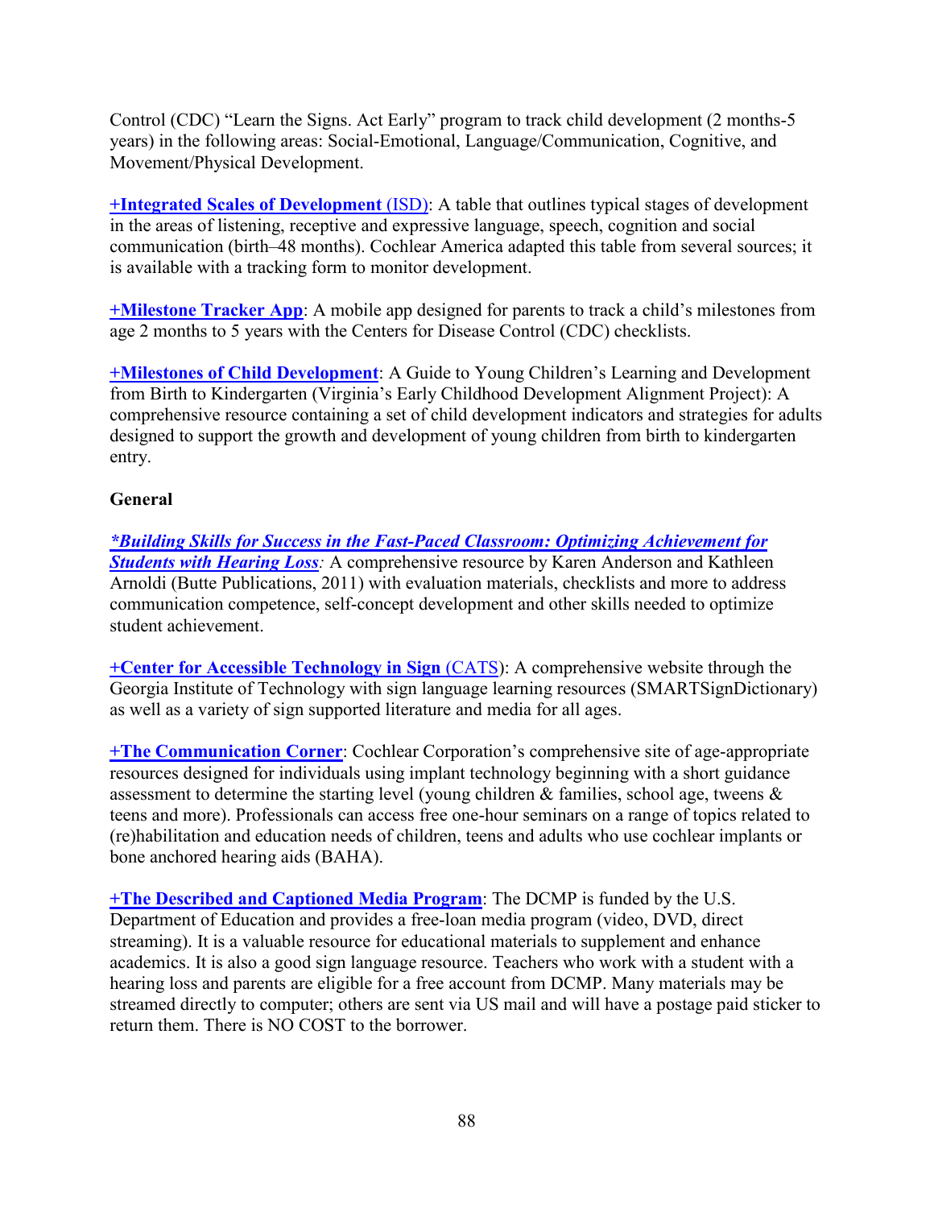Control (CDC) "Learn the Signs. Act Early" program to track child development (2 months-5 years) in the following areas: Social-Emotional, Language/Communication, Cognitive, and Movement/Physical Development.

**+Integrated Scales of Development** (ISD): A table that outlines typical stages of development in the areas of listening, receptive and expressive language, speech, cognition and social communication (birth–48 months). Cochlear America adapted this table from several sources; it is available with a tracking form to monitor development.

**+Milestone Tracker App**: A mobile app designed for parents to track a child's milestones from age 2 months to 5 years with the Centers for Disease Control (CDC) checklists.

**+Milestones of Child Development**: A Guide to Young Children's Learning and Development from Birth to Kindergarten (Virginia's Early Childhood Development Alignment Project): A comprehensive resource containing a set of child development indicators and strategies for adults designed to support the growth and development of young children from birth to kindergarten entry.

**General**

***\*Building Skills for Success in the Fast-Paced Classroom: Optimizing Achievement for Students with Hearing Loss***: A comprehensive resource by Karen Anderson and Kathleen Arnoldi (Butte Publications, 2011) with evaluation materials, checklists and more to address communication competence, self-concept development and other skills needed to optimize student achievement.

**+Center for Accessible Technology in Sign** (CATS): A comprehensive website through the Georgia Institute of Technology with sign language learning resources (SMARTSignDictionary) as well as a variety of sign supported literature and media for all ages.

**+The Communication Corner**: Cochlear Corporation's comprehensive site of age-appropriate resources designed for individuals using implant technology beginning with a short guidance assessment to determine the starting level (young children & families, school age, tweens & teens and more). Professionals can access free one-hour seminars on a range of topics related to (re)habilitation and education needs of children, teens and adults who use cochlear implants or bone anchored hearing aids (BAHA).

**+The Described and Captioned Media Program**: The DCMP is funded by the U.S. Department of Education and provides a free-loan media program (video, DVD, direct streaming). It is a valuable resource for educational materials to supplement and enhance academics. It is also a good sign language resource. Teachers who work with a student with a hearing loss and parents are eligible for a free account from DCMP. Many materials may be streamed directly to computer; others are sent via US mail and will have a postage paid sticker to return them. There is NO COST to the borrower.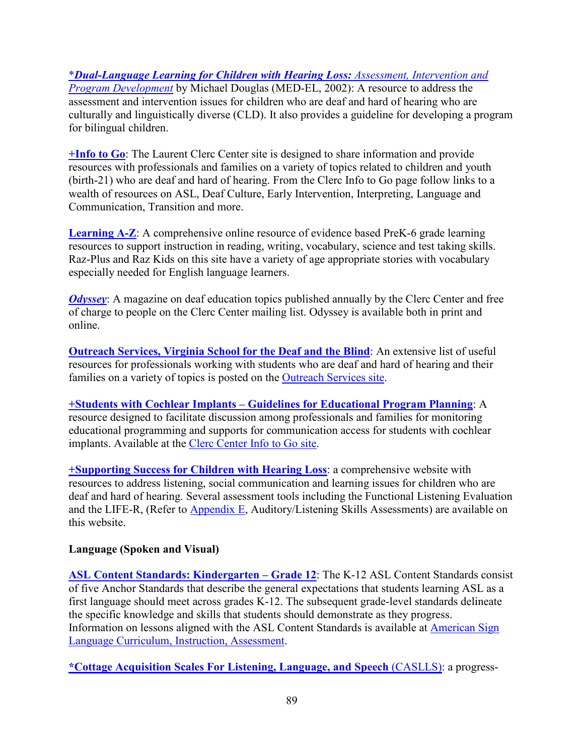***Dual-Language Learning for Children with Hearing Loss:*** *Assessment, Intervention and Program Development* by Michael Douglas (MED-EL, 2002): A resource to address the assessment and intervention issues for children who are deaf and hard of hearing who are culturally and linguistically diverse (CLD). It also provides a guideline for developing a program for bilingual children.

**+Info to Go**: The Laurent Clerc Center site is designed to share information and provide resources with professionals and families on a variety of topics related to children and youth (birth-21) who are deaf and hard of hearing. From the Clerc Info to Go page follow links to a wealth of resources on ASL, Deaf Culture, Early Intervention, Interpreting, Language and Communication, Transition and more.

**Learning A-Z**: A comprehensive online resource of evidence based PreK-6 grade learning resources to support instruction in reading, writing, vocabulary, science and test taking skills. Raz-Plus and Raz Kids on this site have a variety of age appropriate stories with vocabulary especially needed for English language learners.

***Odyssey***: A magazine on deaf education topics published annually by the Clerc Center and free of charge to people on the Clerc Center mailing list. Odyssey is available both in print and online.

**Outreach Services, Virginia School for the Deaf and the Blind**: An extensive list of useful resources for professionals working with students who are deaf and hard of hearing and their families on a variety of topics is posted on the Outreach Services site.

**+Students with Cochlear Implants – Guidelines for Educational Program Planning**: A resource designed to facilitate discussion among professionals and families for monitoring educational programming and supports for communication access for students with cochlear implants. Available at the Clerc Center Info to Go site.

**+Supporting Success for Children with Hearing Loss**: a comprehensive website with resources to address listening, social communication and learning issues for children who are deaf and hard of hearing. Several assessment tools including the Functional Listening Evaluation and the LIFE-R, (Refer to Appendix E, Auditory/Listening Skills Assessments) are available on this website.

**Language (Spoken and Visual)**

**ASL Content Standards: Kindergarten – Grade 12**: The K-12 ASL Content Standards consist of five Anchor Standards that describe the general expectations that students learning ASL as a first language should meet across grades K-12. The subsequent grade-level standards delineate the specific knowledge and skills that students should demonstrate as they progress. Information on lessons aligned with the ASL Content Standards is available at American Sign Language Curriculum, Instruction, Assessment.

**\*Cottage Acquisition Scales For Listening, Language, and Speech** (CASLLS): a progress-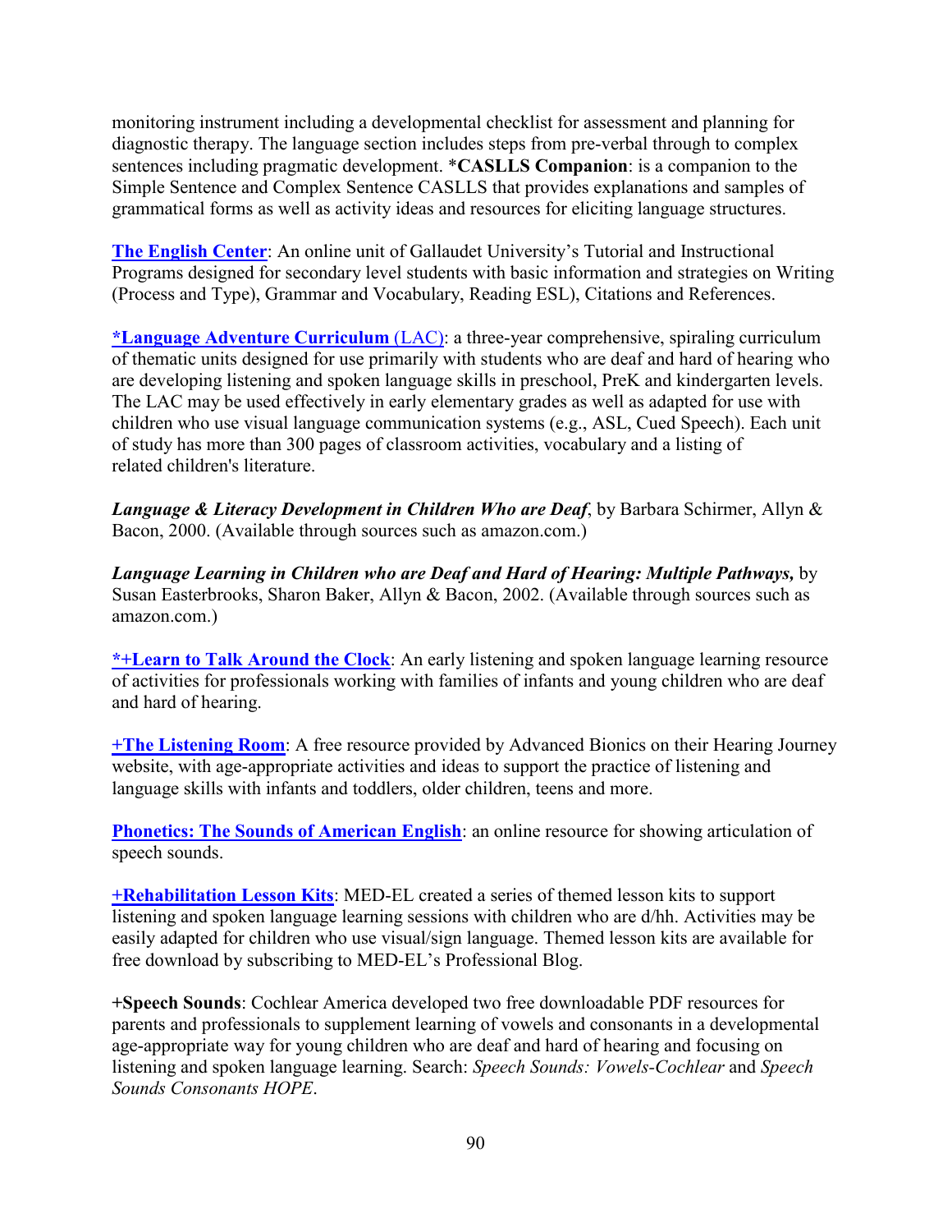monitoring instrument including a developmental checklist for assessment and planning for diagnostic therapy. The language section includes steps from pre-verbal through to complex sentences including pragmatic development. ***CASLLS Companion**: is a companion to the Simple Sentence and Complex Sentence CASLLS that provides explanations and samples of grammatical forms as well as activity ideas and resources for eliciting language structures.

**The English Center**: An online unit of Gallaudet University's Tutorial and Instructional Programs designed for secondary level students with basic information and strategies on Writing (Process and Type), Grammar and Vocabulary, Reading ESL), Citations and References.

***Language Adventure Curriculum** (LAC): a three-year comprehensive, spiraling curriculum of thematic units designed for use primarily with students who are deaf and hard of hearing who are developing listening and spoken language skills in preschool, PreK and kindergarten levels. The LAC may be used effectively in early elementary grades as well as adapted for use with children who use visual language communication systems (e.g., ASL, Cued Speech). Each unit of study has more than 300 pages of classroom activities, vocabulary and a listing of related children's literature.

***Language & Literacy Development in Children Who are Deaf***, by Barbara Schirmer, Allyn & Bacon, 2000. (Available through sources such as amazon.com.)

***Language Learning in Children who are Deaf and Hard of Hearing: Multiple Pathways,*** by Susan Easterbrooks, Sharon Baker, Allyn & Bacon, 2002. (Available through sources such as amazon.com.)

***+Learn to Talk Around the Clock**: An early listening and spoken language learning resource of activities for professionals working with families of infants and young children who are deaf and hard of hearing.

**+The Listening Room**: A free resource provided by Advanced Bionics on their Hearing Journey website, with age-appropriate activities and ideas to support the practice of listening and language skills with infants and toddlers, older children, teens and more.

**Phonetics: The Sounds of American English**: an online resource for showing articulation of speech sounds.

**+Rehabilitation Lesson Kits**: MED-EL created a series of themed lesson kits to support listening and spoken language learning sessions with children who are d/hh. Activities may be easily adapted for children who use visual/sign language. Themed lesson kits are available for free download by subscribing to MED-EL's Professional Blog.

**+Speech Sounds**: Cochlear America developed two free downloadable PDF resources for parents and professionals to supplement learning of vowels and consonants in a developmental age-appropriate way for young children who are deaf and hard of hearing and focusing on listening and spoken language learning. Search: *Speech Sounds: Vowels-Cochlear* and *Speech Sounds Consonants HOPE*.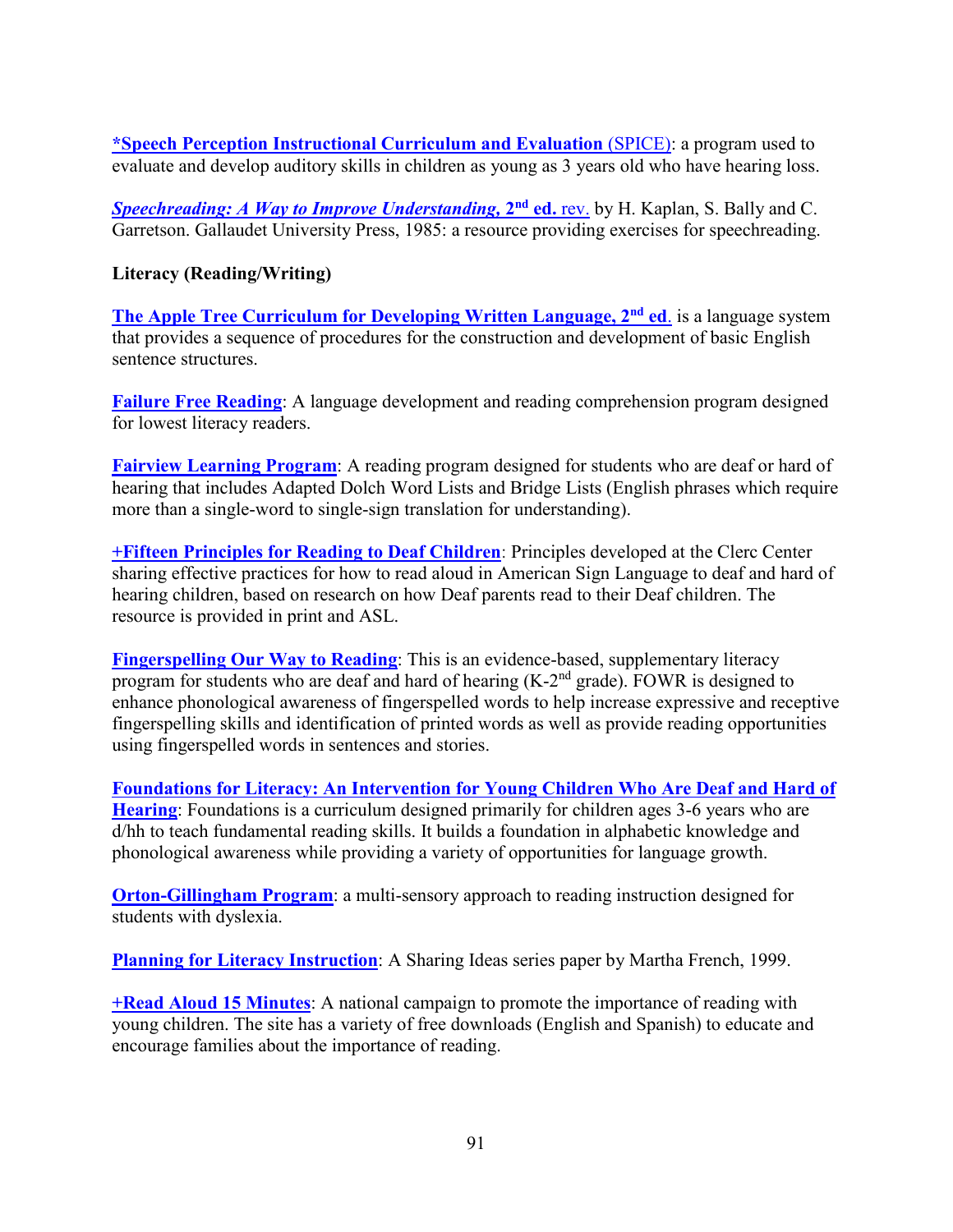**\*Speech Perception Instructional Curriculum and Evaluation** (SPICE): a program used to evaluate and develop auditory skills in children as young as 3 years old who have hearing loss.

***Speechreading: A Way to Improve Understanding,* 2nd ed.** rev. by H. Kaplan, S. Bally and C. Garretson. Gallaudet University Press, 1985: a resource providing exercises for speechreading.

**Literacy (Reading/Writing)**

**The Apple Tree Curriculum for Developing Written Language, 2nd ed**. is a language system that provides a sequence of procedures for the construction and development of basic English sentence structures.

**Failure Free Reading**: A language development and reading comprehension program designed for lowest literacy readers.

**Fairview Learning Program**: A reading program designed for students who are deaf or hard of hearing that includes Adapted Dolch Word Lists and Bridge Lists (English phrases which require more than a single-word to single-sign translation for understanding).

**+Fifteen Principles for Reading to Deaf Children**: Principles developed at the Clerc Center sharing effective practices for how to read aloud in American Sign Language to deaf and hard of hearing children, based on research on how Deaf parents read to their Deaf children. The resource is provided in print and ASL.

**Fingerspelling Our Way to Reading**: This is an evidence-based, supplementary literacy program for students who are deaf and hard of hearing (K-2nd grade). FOWR is designed to enhance phonological awareness of fingerspelled words to help increase expressive and receptive fingerspelling skills and identification of printed words as well as provide reading opportunities using fingerspelled words in sentences and stories.

**Foundations for Literacy: An Intervention for Young Children Who Are Deaf and Hard of Hearing**: Foundations is a curriculum designed primarily for children ages 3-6 years who are d/hh to teach fundamental reading skills. It builds a foundation in alphabetic knowledge and phonological awareness while providing a variety of opportunities for language growth.

**Orton-Gillingham Program**: a multi-sensory approach to reading instruction designed for students with dyslexia.

**Planning for Literacy Instruction**: A Sharing Ideas series paper by Martha French, 1999.

**+Read Aloud 15 Minutes**: A national campaign to promote the importance of reading with young children. The site has a variety of free downloads (English and Spanish) to educate and encourage families about the importance of reading.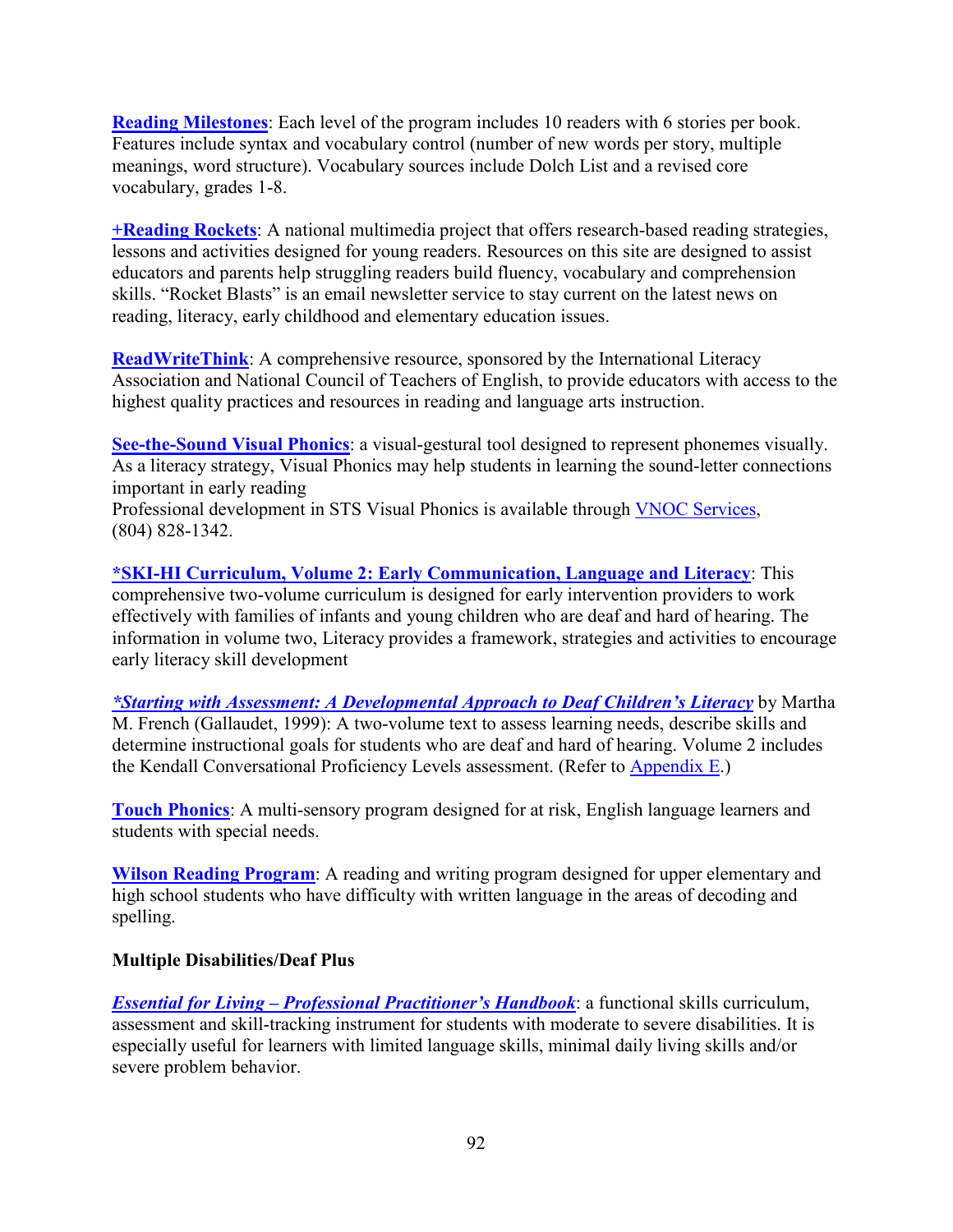**Reading Milestones**: Each level of the program includes 10 readers with 6 stories per book. Features include syntax and vocabulary control (number of new words per story, multiple meanings, word structure). Vocabulary sources include Dolch List and a revised core vocabulary, grades 1-8.

**+Reading Rockets**: A national multimedia project that offers research-based reading strategies, lessons and activities designed for young readers. Resources on this site are designed to assist educators and parents help struggling readers build fluency, vocabulary and comprehension skills. "Rocket Blasts" is an email newsletter service to stay current on the latest news on reading, literacy, early childhood and elementary education issues.

**ReadWriteThink**: A comprehensive resource, sponsored by the International Literacy Association and National Council of Teachers of English, to provide educators with access to the highest quality practices and resources in reading and language arts instruction.

**See-the-Sound Visual Phonics**: a visual-gestural tool designed to represent phonemes visually. As a literacy strategy, Visual Phonics may help students in learning the sound-letter connections important in early reading
Professional development in STS Visual Phonics is available through VNOC Services, (804) 828-1342.

**\*SKI-HI Curriculum, Volume 2: Early Communication, Language and Literacy**: This comprehensive two-volume curriculum is designed for early intervention providers to work effectively with families of infants and young children who are deaf and hard of hearing. The information in volume two, Literacy provides a framework, strategies and activities to encourage early literacy skill development

***\*Starting with Assessment: A Developmental Approach to Deaf Children's Literacy*** by Martha M. French (Gallaudet, 1999): A two-volume text to assess learning needs, describe skills and determine instructional goals for students who are deaf and hard of hearing. Volume 2 includes the Kendall Conversational Proficiency Levels assessment. (Refer to Appendix E.)

**Touch Phonics**: A multi-sensory program designed for at risk, English language learners and students with special needs.

**Wilson Reading Program**: A reading and writing program designed for upper elementary and high school students who have difficulty with written language in the areas of decoding and spelling.

**Multiple Disabilities/Deaf Plus**

***Essential for Living – Professional Practitioner's Handbook***: a functional skills curriculum, assessment and skill-tracking instrument for students with moderate to severe disabilities. It is especially useful for learners with limited language skills, minimal daily living skills and/or severe problem behavior.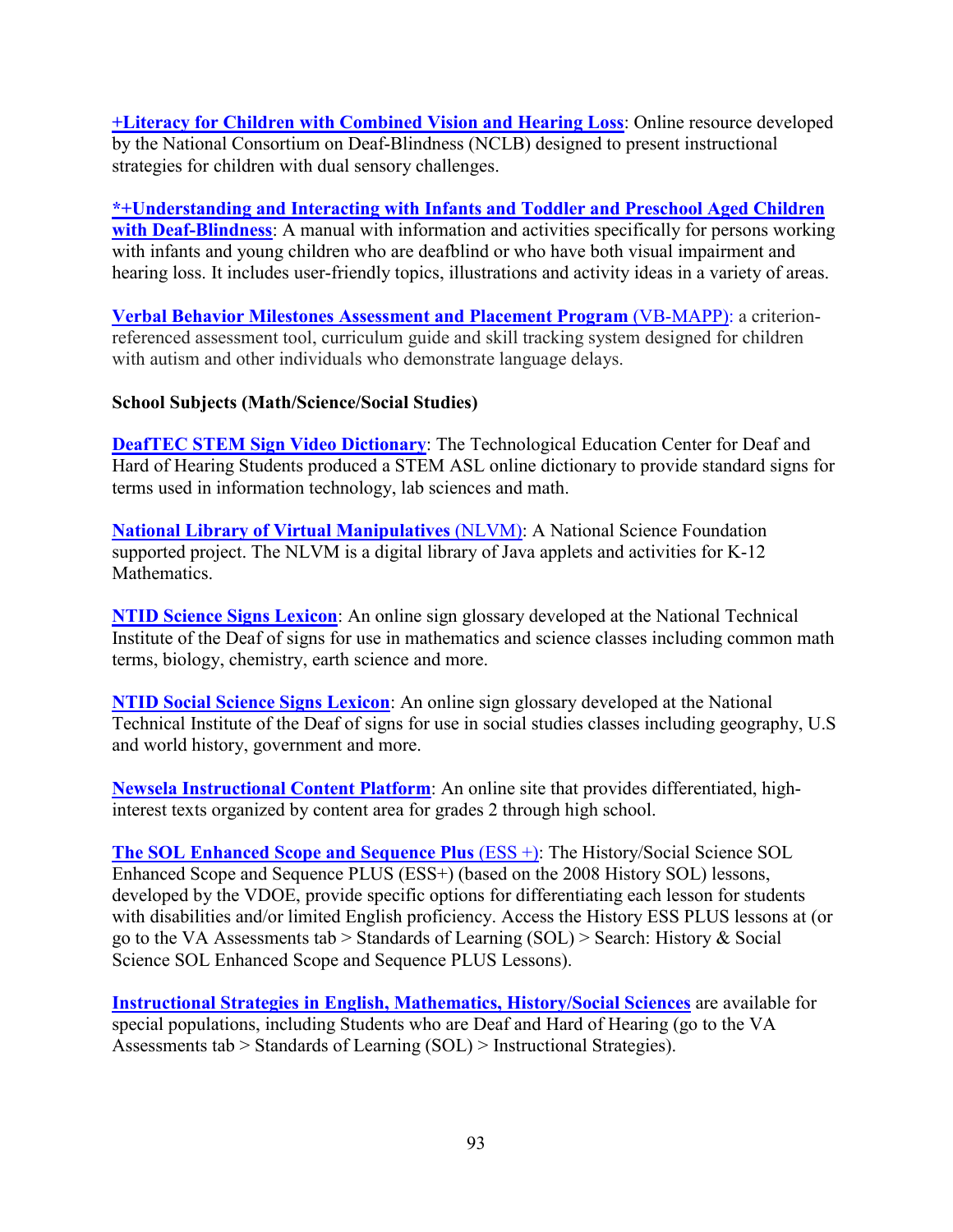**+Literacy for Children with Combined Vision and Hearing Loss**: Online resource developed by the National Consortium on Deaf-Blindness (NCLB) designed to present instructional strategies for children with dual sensory challenges.

**\*+Understanding and Interacting with Infants and Toddler and Preschool Aged Children with Deaf-Blindness**: A manual with information and activities specifically for persons working with infants and young children who are deafblind or who have both visual impairment and hearing loss. It includes user-friendly topics, illustrations and activity ideas in a variety of areas.

**Verbal Behavior Milestones Assessment and Placement Program** (VB-MAPP): a criterion-referenced assessment tool, curriculum guide and skill tracking system designed for children with autism and other individuals who demonstrate language delays.

**School Subjects (Math/Science/Social Studies)**

**DeafTEC STEM Sign Video Dictionary**: The Technological Education Center for Deaf and Hard of Hearing Students produced a STEM ASL online dictionary to provide standard signs for terms used in information technology, lab sciences and math.

**National Library of Virtual Manipulatives** (NLVM): A National Science Foundation supported project. The NLVM is a digital library of Java applets and activities for K-12 Mathematics.

**NTID Science Signs Lexicon**: An online sign glossary developed at the National Technical Institute of the Deaf of signs for use in mathematics and science classes including common math terms, biology, chemistry, earth science and more.

**NTID Social Science Signs Lexicon**: An online sign glossary developed at the National Technical Institute of the Deaf of signs for use in social studies classes including geography, U.S and world history, government and more.

**Newsela Instructional Content Platform**: An online site that provides differentiated, high-interest texts organized by content area for grades 2 through high school.

**The SOL Enhanced Scope and Sequence Plus** (ESS +): The History/Social Science SOL Enhanced Scope and Sequence PLUS (ESS+) (based on the 2008 History SOL) lessons, developed by the VDOE, provide specific options for differentiating each lesson for students with disabilities and/or limited English proficiency. Access the History ESS PLUS lessons at (or go to the VA Assessments tab > Standards of Learning (SOL) > Search: History & Social Science SOL Enhanced Scope and Sequence PLUS Lessons).

**Instructional Strategies in English, Mathematics, History/Social Sciences** are available for special populations, including Students who are Deaf and Hard of Hearing (go to the VA Assessments tab > Standards of Learning (SOL) > Instructional Strategies).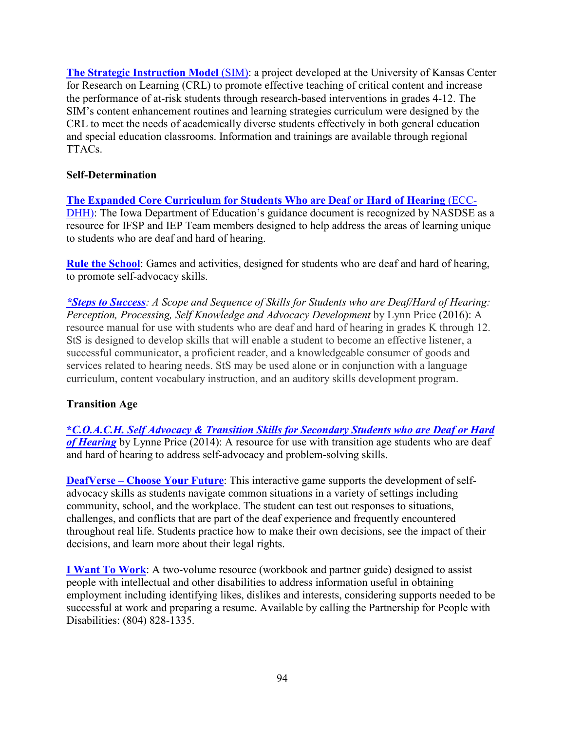**The Strategic Instruction Model (SIM)**: a project developed at the University of Kansas Center for Research on Learning (CRL) to promote effective teaching of critical content and increase the performance of at-risk students through research-based interventions in grades 4-12. The SIM's content enhancement routines and learning strategies curriculum were designed by the CRL to meet the needs of academically diverse students effectively in both general education and special education classrooms. Information and trainings are available through regional TTACs.

**Self-Determination**

**The Expanded Core Curriculum for Students Who are Deaf or Hard of Hearing (ECC-DHH)**: The Iowa Department of Education's guidance document is recognized by NASDSE as a resource for IFSP and IEP Team members designed to help address the areas of learning unique to students who are deaf and hard of hearing.

**Rule the School**: Games and activities, designed for students who are deaf and hard of hearing, to promote self-advocacy skills.

***Steps to Success**: *A Scope and Sequence of Skills for Students who are Deaf/Hard of Hearing: Perception, Processing, Self Knowledge and Advocacy Development* by Lynn Price (2016): A resource manual for use with students who are deaf and hard of hearing in grades K through 12. StS is designed to develop skills that will enable a student to become an effective listener, a successful communicator, a proficient reader, and a knowledgeable consumer of goods and services related to hearing needs. StS may be used alone or in conjunction with a language curriculum, content vocabulary instruction, and an auditory skills development program.

**Transition Age**

***C.O.A.C.H. Self Advocacy & Transition Skills for Secondary Students who are Deaf or Hard of Hearing*** by Lynne Price (2014): A resource for use with transition age students who are deaf and hard of hearing to address self-advocacy and problem-solving skills.

**DeafVerse – Choose Your Future**: This interactive game supports the development of self-advocacy skills as students navigate common situations in a variety of settings including community, school, and the workplace. The student can test out responses to situations, challenges, and conflicts that are part of the deaf experience and frequently encountered throughout real life. Students practice how to make their own decisions, see the impact of their decisions, and learn more about their legal rights.

**I Want To Work**: A two-volume resource (workbook and partner guide) designed to assist people with intellectual and other disabilities to address information useful in obtaining employment including identifying likes, dislikes and interests, considering supports needed to be successful at work and preparing a resume. Available by calling the Partnership for People with Disabilities: (804) 828-1335.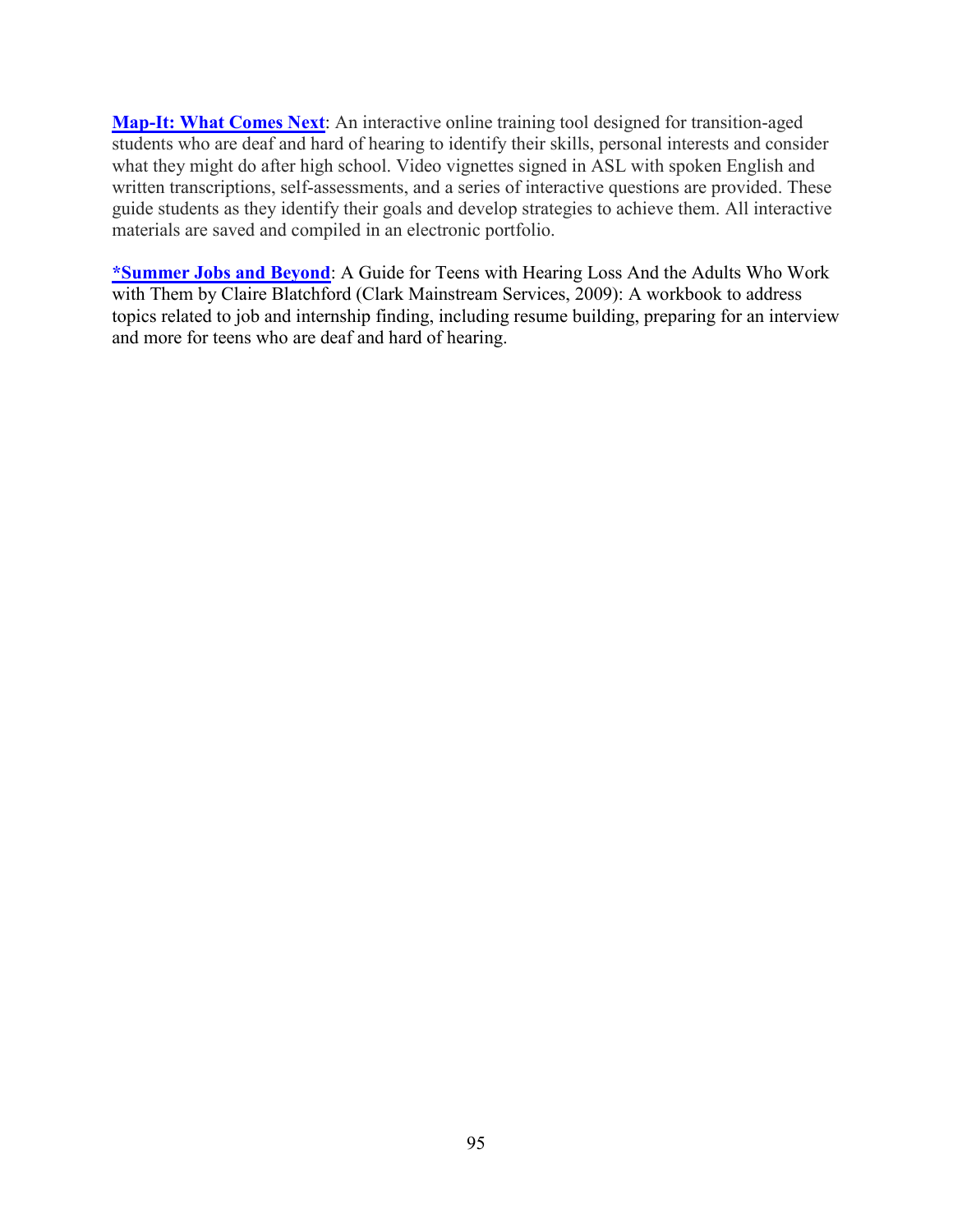**Map-It: What Comes Next**: An interactive online training tool designed for transition-aged students who are deaf and hard of hearing to identify their skills, personal interests and consider what they might do after high school. Video vignettes signed in ASL with spoken English and written transcriptions, self-assessments, and a series of interactive questions are provided. These guide students as they identify their goals and develop strategies to achieve them. All interactive materials are saved and compiled in an electronic portfolio.

**\*Summer Jobs and Beyond**: A Guide for Teens with Hearing Loss And the Adults Who Work with Them by Claire Blatchford (Clark Mainstream Services, 2009): A workbook to address topics related to job and internship finding, including resume building, preparing for an interview and more for teens who are deaf and hard of hearing.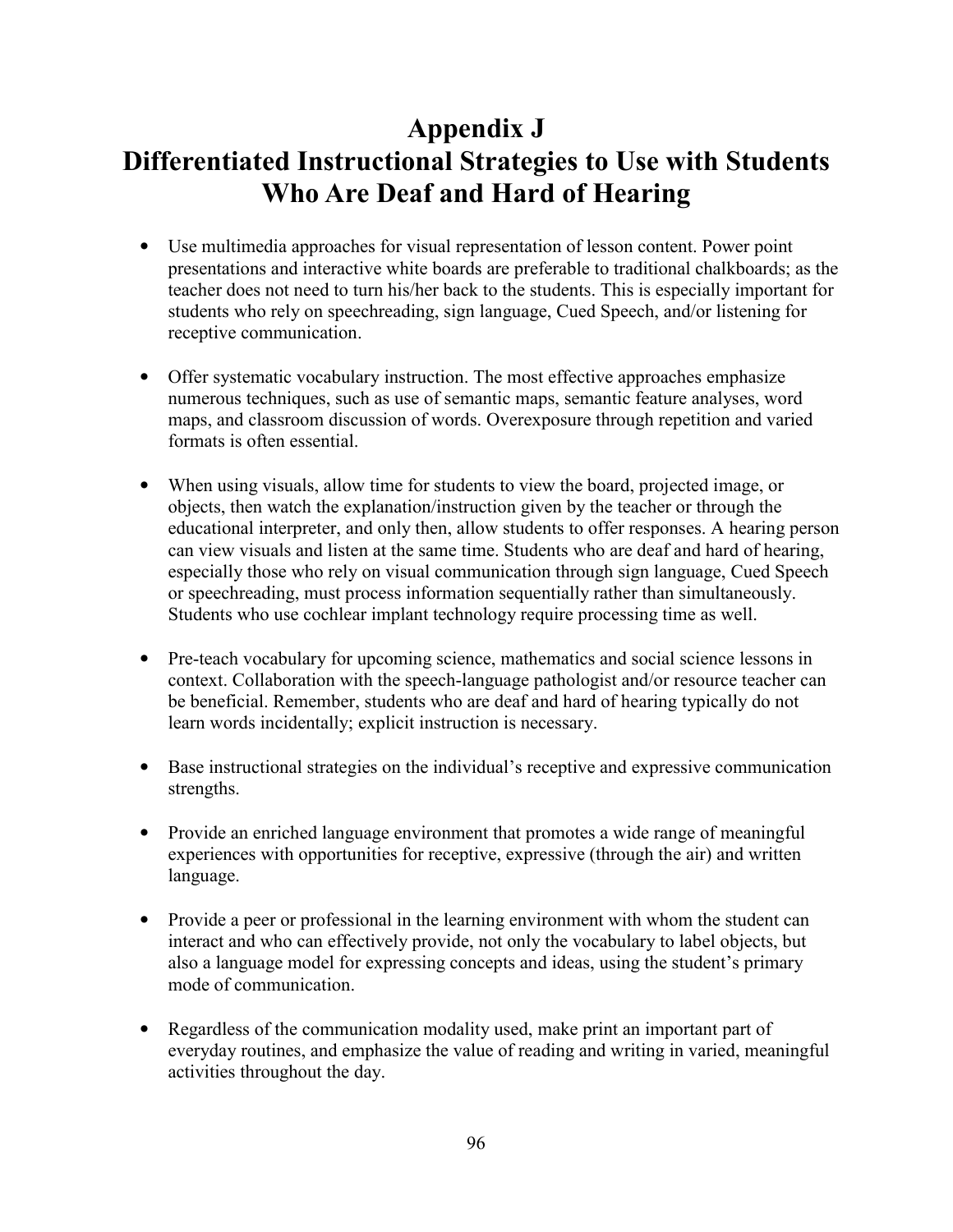# Appendix J
# Differentiated Instructional Strategies to Use with Students Who Are Deaf and Hard of Hearing

- Use multimedia approaches for visual representation of lesson content. Power point presentations and interactive white boards are preferable to traditional chalkboards; as the teacher does not need to turn his/her back to the students. This is especially important for students who rely on speechreading, sign language, Cued Speech, and/or listening for receptive communication.

- Offer systematic vocabulary instruction. The most effective approaches emphasize numerous techniques, such as use of semantic maps, semantic feature analyses, word maps, and classroom discussion of words. Overexposure through repetition and varied formats is often essential.

- When using visuals, allow time for students to view the board, projected image, or objects, then watch the explanation/instruction given by the teacher or through the educational interpreter, and only then, allow students to offer responses. A hearing person can view visuals and listen at the same time. Students who are deaf and hard of hearing, especially those who rely on visual communication through sign language, Cued Speech or speechreading, must process information sequentially rather than simultaneously. Students who use cochlear implant technology require processing time as well.

- Pre-teach vocabulary for upcoming science, mathematics and social science lessons in context. Collaboration with the speech-language pathologist and/or resource teacher can be beneficial. Remember, students who are deaf and hard of hearing typically do not learn words incidentally; explicit instruction is necessary.

- Base instructional strategies on the individual's receptive and expressive communication strengths.

- Provide an enriched language environment that promotes a wide range of meaningful experiences with opportunities for receptive, expressive (through the air) and written language.

- Provide a peer or professional in the learning environment with whom the student can interact and who can effectively provide, not only the vocabulary to label objects, but also a language model for expressing concepts and ideas, using the student's primary mode of communication.

- Regardless of the communication modality used, make print an important part of everyday routines, and emphasize the value of reading and writing in varied, meaningful activities throughout the day.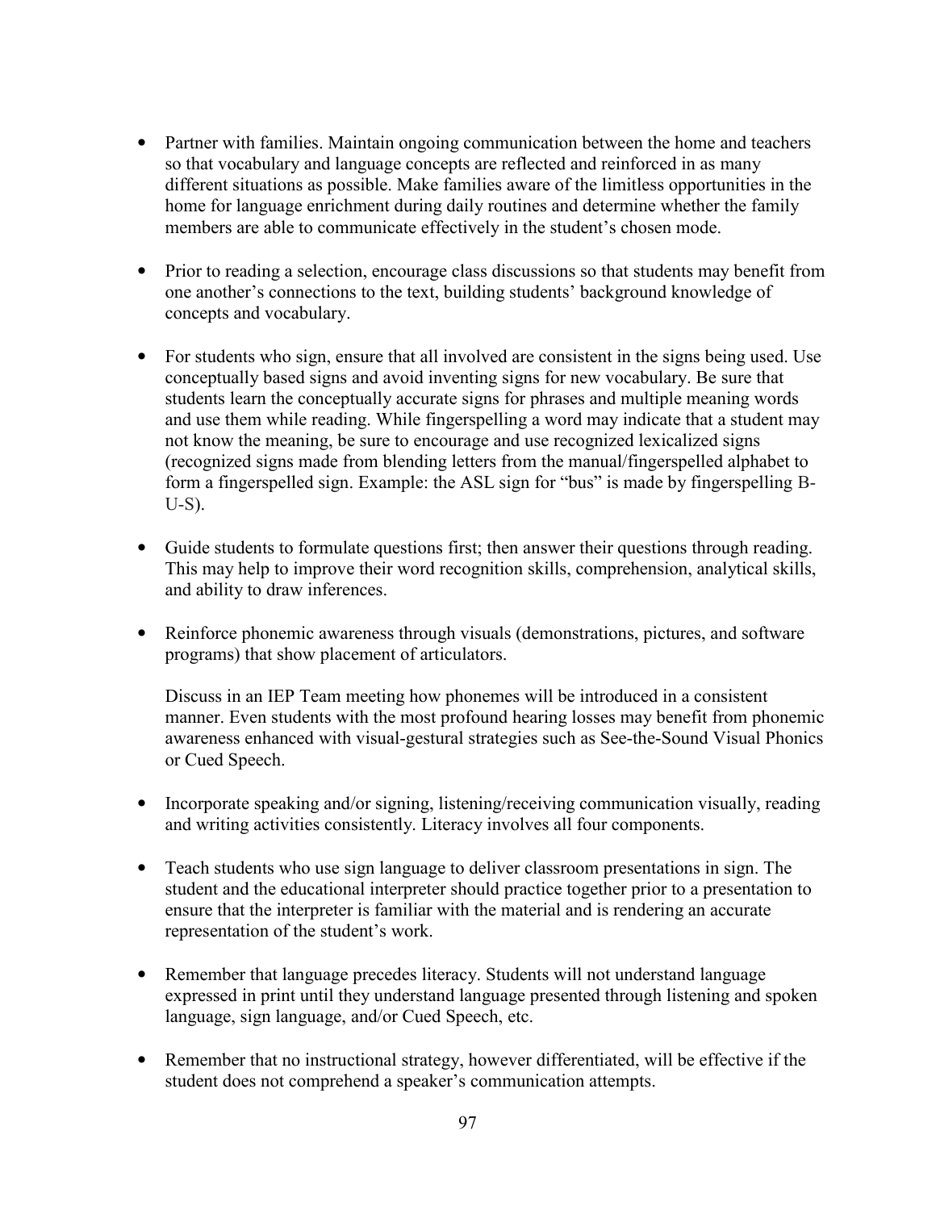- Partner with families. Maintain ongoing communication between the home and teachers so that vocabulary and language concepts are reflected and reinforced in as many different situations as possible. Make families aware of the limitless opportunities in the home for language enrichment during daily routines and determine whether the family members are able to communicate effectively in the student's chosen mode.

- Prior to reading a selection, encourage class discussions so that students may benefit from one another's connections to the text, building students' background knowledge of concepts and vocabulary.

- For students who sign, ensure that all involved are consistent in the signs being used. Use conceptually based signs and avoid inventing signs for new vocabulary. Be sure that students learn the conceptually accurate signs for phrases and multiple meaning words and use them while reading. While fingerspelling a word may indicate that a student may not know the meaning, be sure to encourage and use recognized lexicalized signs (recognized signs made from blending letters from the manual/fingerspelled alphabet to form a fingerspelled sign. Example: the ASL sign for "bus" is made by fingerspelling B-U-S).

- Guide students to formulate questions first; then answer their questions through reading. This may help to improve their word recognition skills, comprehension, analytical skills, and ability to draw inferences.

- Reinforce phonemic awareness through visuals (demonstrations, pictures, and software programs) that show placement of articulators.

  Discuss in an IEP Team meeting how phonemes will be introduced in a consistent manner. Even students with the most profound hearing losses may benefit from phonemic awareness enhanced with visual-gestural strategies such as See-the-Sound Visual Phonics or Cued Speech.

- Incorporate speaking and/or signing, listening/receiving communication visually, reading and writing activities consistently. Literacy involves all four components.

- Teach students who use sign language to deliver classroom presentations in sign. The student and the educational interpreter should practice together prior to a presentation to ensure that the interpreter is familiar with the material and is rendering an accurate representation of the student's work.

- Remember that language precedes literacy. Students will not understand language expressed in print until they understand language presented through listening and spoken language, sign language, and/or Cued Speech, etc.

- Remember that no instructional strategy, however differentiated, will be effective if the student does not comprehend a speaker's communication attempts.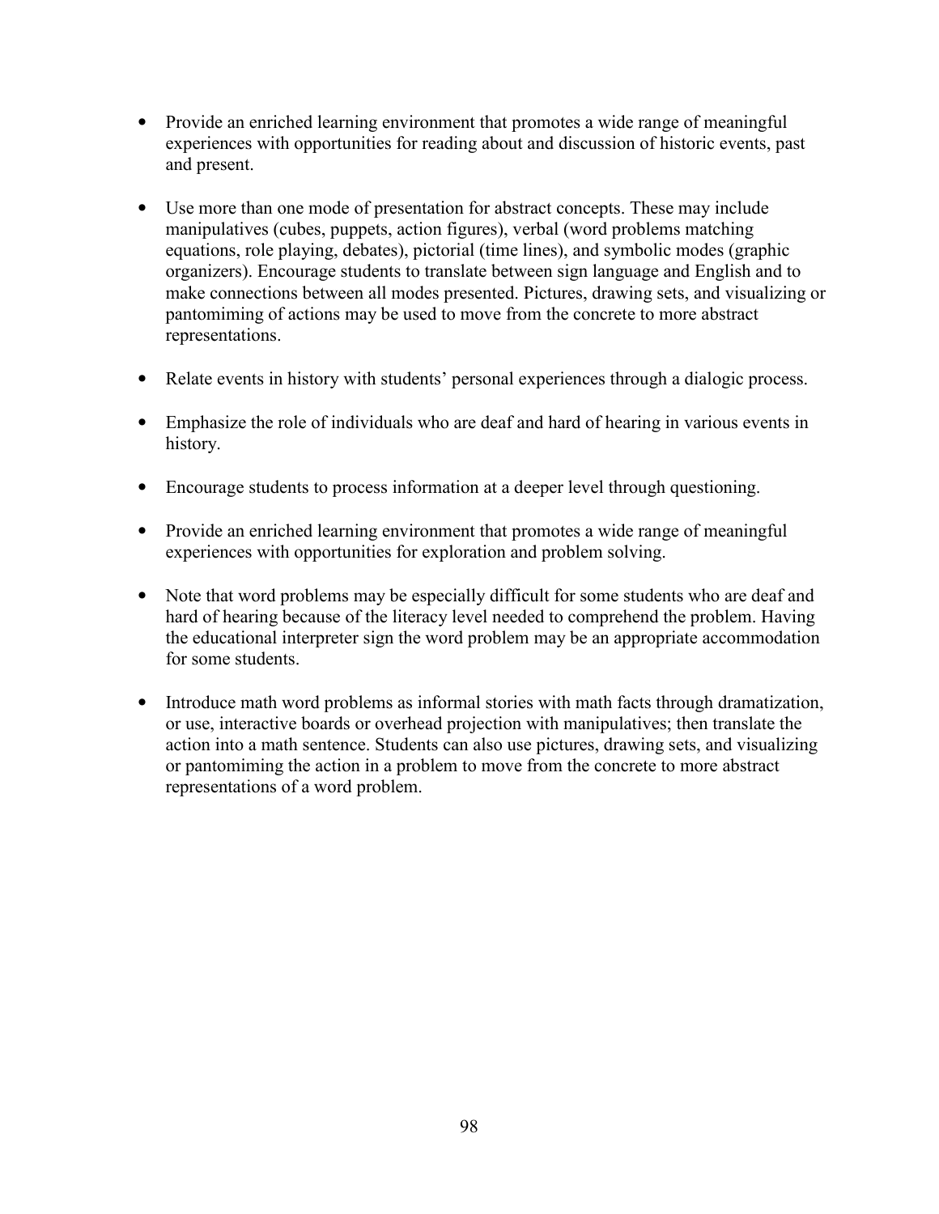- Provide an enriched learning environment that promotes a wide range of meaningful experiences with opportunities for reading about and discussion of historic events, past and present.

- Use more than one mode of presentation for abstract concepts. These may include manipulatives (cubes, puppets, action figures), verbal (word problems matching equations, role playing, debates), pictorial (time lines), and symbolic modes (graphic organizers). Encourage students to translate between sign language and English and to make connections between all modes presented. Pictures, drawing sets, and visualizing or pantomiming of actions may be used to move from the concrete to more abstract representations.

- Relate events in history with students' personal experiences through a dialogic process.

- Emphasize the role of individuals who are deaf and hard of hearing in various events in history.

- Encourage students to process information at a deeper level through questioning.

- Provide an enriched learning environment that promotes a wide range of meaningful experiences with opportunities for exploration and problem solving.

- Note that word problems may be especially difficult for some students who are deaf and hard of hearing because of the literacy level needed to comprehend the problem. Having the educational interpreter sign the word problem may be an appropriate accommodation for some students.

- Introduce math word problems as informal stories with math facts through dramatization, or use, interactive boards or overhead projection with manipulatives; then translate the action into a math sentence. Students can also use pictures, drawing sets, and visualizing or pantomiming the action in a problem to move from the concrete to more abstract representations of a word problem.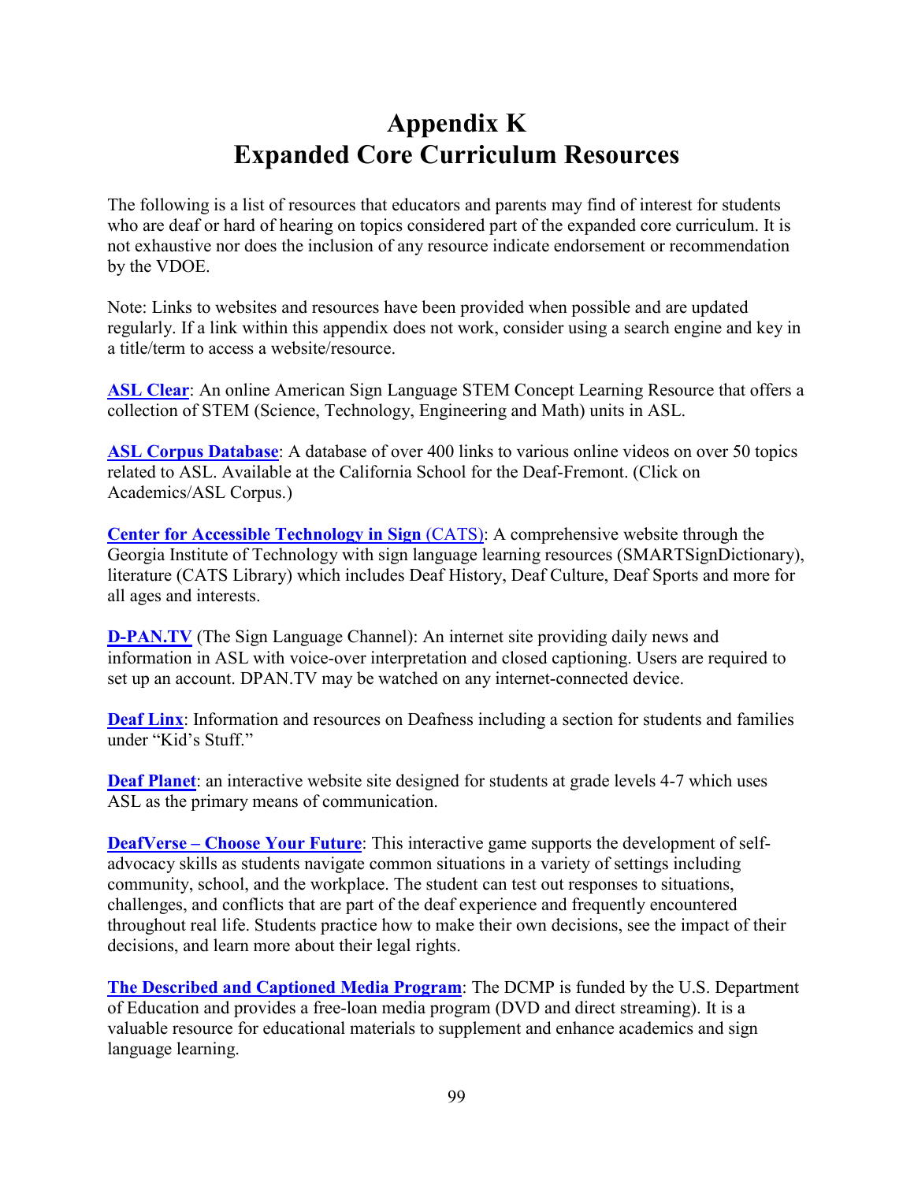# Appendix K
# Expanded Core Curriculum Resources

The following is a list of resources that educators and parents may find of interest for students who are deaf or hard of hearing on topics considered part of the expanded core curriculum. It is not exhaustive nor does the inclusion of any resource indicate endorsement or recommendation by the VDOE.

Note: Links to websites and resources have been provided when possible and are updated regularly. If a link within this appendix does not work, consider using a search engine and key in a title/term to access a website/resource.

**ASL Clear**: An online American Sign Language STEM Concept Learning Resource that offers a collection of STEM (Science, Technology, Engineering and Math) units in ASL.

**ASL Corpus Database**: A database of over 400 links to various online videos on over 50 topics related to ASL. Available at the California School for the Deaf-Fremont. (Click on Academics/ASL Corpus.)

**Center for Accessible Technology in Sign** (CATS): A comprehensive website through the Georgia Institute of Technology with sign language learning resources (SMARTSignDictionary), literature (CATS Library) which includes Deaf History, Deaf Culture, Deaf Sports and more for all ages and interests.

**D-PAN.TV** (The Sign Language Channel): An internet site providing daily news and information in ASL with voice-over interpretation and closed captioning. Users are required to set up an account. DPAN.TV may be watched on any internet-connected device.

**Deaf Linx**: Information and resources on Deafness including a section for students and families under "Kid's Stuff."

**Deaf Planet**: an interactive website site designed for students at grade levels 4-7 which uses ASL as the primary means of communication.

**DeafVerse – Choose Your Future**: This interactive game supports the development of self-advocacy skills as students navigate common situations in a variety of settings including community, school, and the workplace. The student can test out responses to situations, challenges, and conflicts that are part of the deaf experience and frequently encountered throughout real life. Students practice how to make their own decisions, see the impact of their decisions, and learn more about their legal rights.

**The Described and Captioned Media Program**: The DCMP is funded by the U.S. Department of Education and provides a free-loan media program (DVD and direct streaming). It is a valuable resource for educational materials to supplement and enhance academics and sign language learning.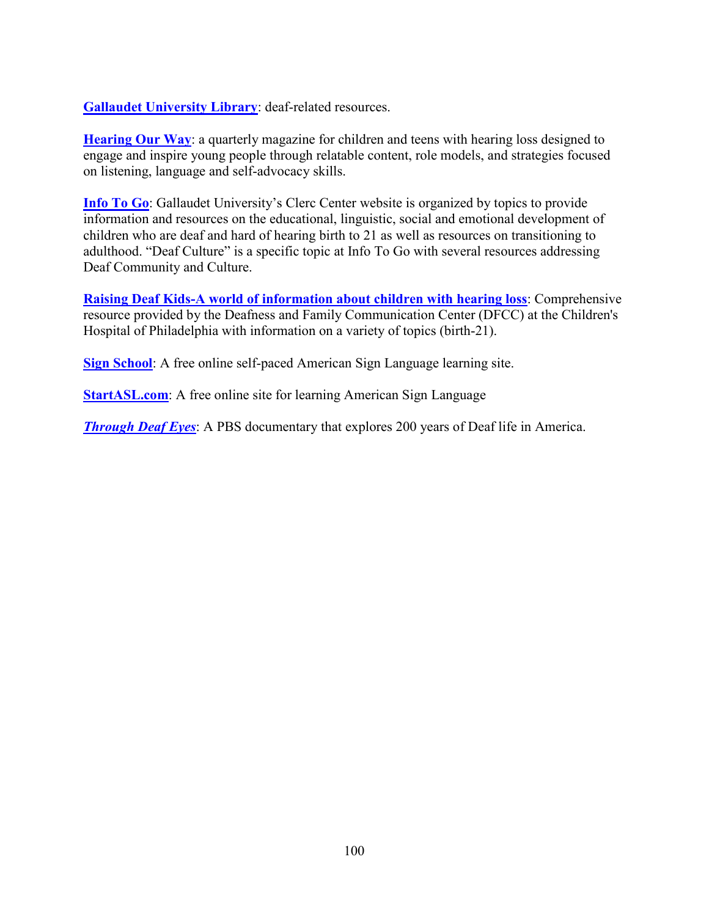**Gallaudet University Library**: deaf-related resources.

**Hearing Our Way**: a quarterly magazine for children and teens with hearing loss designed to engage and inspire young people through relatable content, role models, and strategies focused on listening, language and self-advocacy skills.

**Info To Go**: Gallaudet University's Clerc Center website is organized by topics to provide information and resources on the educational, linguistic, social and emotional development of children who are deaf and hard of hearing birth to 21 as well as resources on transitioning to adulthood. "Deaf Culture" is a specific topic at Info To Go with several resources addressing Deaf Community and Culture.

**Raising Deaf Kids-A world of information about children with hearing loss**: Comprehensive resource provided by the Deafness and Family Communication Center (DFCC) at the Children's Hospital of Philadelphia with information on a variety of topics (birth-21).

**Sign School**: A free online self-paced American Sign Language learning site.

**StartASL.com**: A free online site for learning American Sign Language

***Through Deaf Eyes***: A PBS documentary that explores 200 years of Deaf life in America.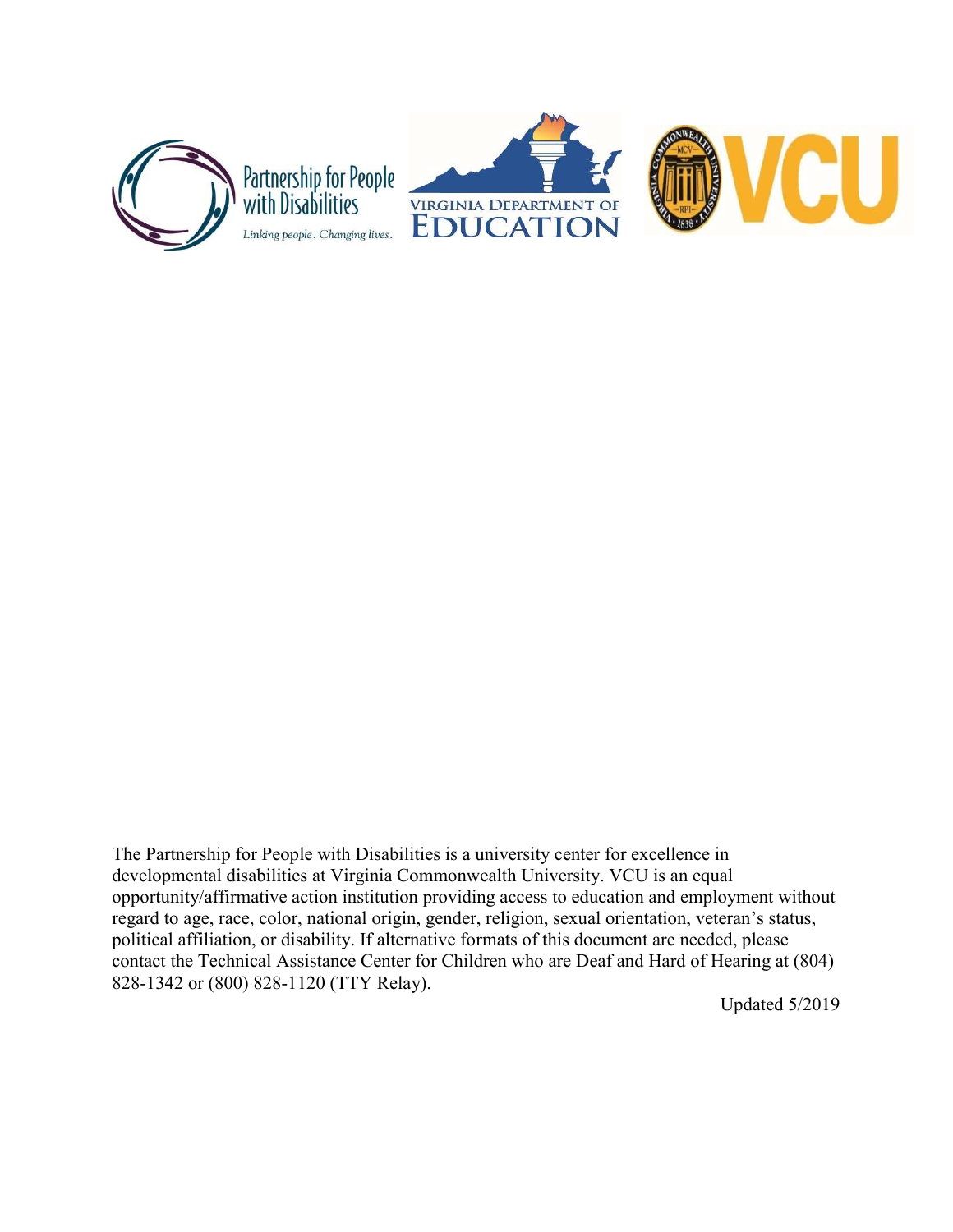Partnership for People with Disabilities

Linking people. Changing lives.

Virginia Department of Education

VCU

The Partnership for People with Disabilities is a university center for excellence in developmental disabilities at Virginia Commonwealth University. VCU is an equal opportunity/affirmative action institution providing access to education and employment without regard to age, race, color, national origin, gender, religion, sexual orientation, veteran's status, political affiliation, or disability. If alternative formats of this document are needed, please contact the Technical Assistance Center for Children who are Deaf and Hard of Hearing at (804) 828-1342 or (800) 828-1120 (TTY Relay).

Updated 5/2019